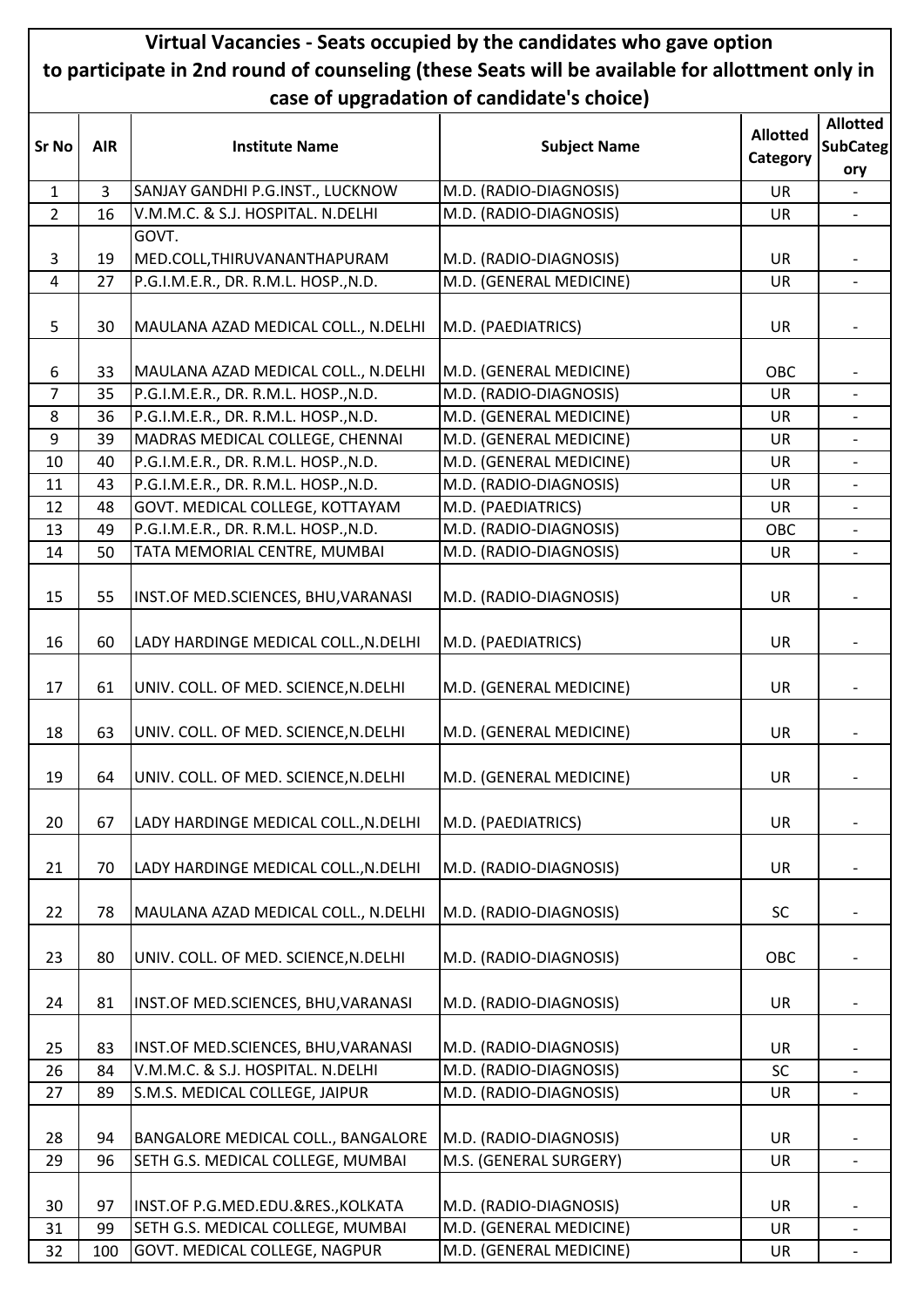# Virtual Vacancies - Seats occupied by the candidates who gave option to participate in 2nd round of counseling (these Seats will be available for allottment only in case of upgradation of candidate's choice)

| Sr No | AIR | Institute Name | Subject Name | Allotted Category | Allotted SubCategory |
|---|---|---|---|---|---|
| 1 | 3 | SANJAY GANDHI P.G.INST., LUCKNOW | M.D. (RADIO-DIAGNOSIS) | UR | - |
| 2 | 16 | V.M.M.C. & S.J. HOSPITAL. N.DELHI | M.D. (RADIO-DIAGNOSIS) | UR | - |
| 3 | 19 | GOVT. MED.COLL,THIRUVANANTHAPURAM | M.D. (RADIO-DIAGNOSIS) | UR | - |
| 4 | 27 | P.G.I.M.E.R., DR. R.M.L. HOSP.,N.D. | M.D. (GENERAL MEDICINE) | UR | - |
| 5 | 30 | MAULANA AZAD MEDICAL COLL., N.DELHI | M.D. (PAEDIATRICS) | UR | - |
| 6 | 33 | MAULANA AZAD MEDICAL COLL., N.DELHI | M.D. (GENERAL MEDICINE) | OBC | - |
| 7 | 35 | P.G.I.M.E.R., DR. R.M.L. HOSP.,N.D. | M.D. (RADIO-DIAGNOSIS) | UR | - |
| 8 | 36 | P.G.I.M.E.R., DR. R.M.L. HOSP.,N.D. | M.D. (GENERAL MEDICINE) | UR | - |
| 9 | 39 | MADRAS MEDICAL COLLEGE, CHENNAI | M.D. (GENERAL MEDICINE) | UR | - |
| 10 | 40 | P.G.I.M.E.R., DR. R.M.L. HOSP.,N.D. | M.D. (GENERAL MEDICINE) | UR | - |
| 11 | 43 | P.G.I.M.E.R., DR. R.M.L. HOSP.,N.D. | M.D. (RADIO-DIAGNOSIS) | UR | - |
| 12 | 48 | GOVT. MEDICAL COLLEGE, KOTTAYAM | M.D. (PAEDIATRICS) | UR | - |
| 13 | 49 | P.G.I.M.E.R., DR. R.M.L. HOSP.,N.D. | M.D. (RADIO-DIAGNOSIS) | OBC | - |
| 14 | 50 | TATA MEMORIAL CENTRE, MUMBAI | M.D. (RADIO-DIAGNOSIS) | UR | - |
| 15 | 55 | INST.OF MED.SCIENCES, BHU,VARANASI | M.D. (RADIO-DIAGNOSIS) | UR | - |
| 16 | 60 | LADY HARDINGE MEDICAL COLL.,N.DELHI | M.D. (PAEDIATRICS) | UR | - |
| 17 | 61 | UNIV. COLL. OF MED. SCIENCE,N.DELHI | M.D. (GENERAL MEDICINE) | UR | - |
| 18 | 63 | UNIV. COLL. OF MED. SCIENCE,N.DELHI | M.D. (GENERAL MEDICINE) | UR | - |
| 19 | 64 | UNIV. COLL. OF MED. SCIENCE,N.DELHI | M.D. (GENERAL MEDICINE) | UR | - |
| 20 | 67 | LADY HARDINGE MEDICAL COLL.,N.DELHI | M.D. (PAEDIATRICS) | UR | - |
| 21 | 70 | LADY HARDINGE MEDICAL COLL.,N.DELHI | M.D. (RADIO-DIAGNOSIS) | UR | - |
| 22 | 78 | MAULANA AZAD MEDICAL COLL., N.DELHI | M.D. (RADIO-DIAGNOSIS) | SC | - |
| 23 | 80 | UNIV. COLL. OF MED. SCIENCE,N.DELHI | M.D. (RADIO-DIAGNOSIS) | OBC | - |
| 24 | 81 | INST.OF MED.SCIENCES, BHU,VARANASI | M.D. (RADIO-DIAGNOSIS) | UR | - |
| 25 | 83 | INST.OF MED.SCIENCES, BHU,VARANASI | M.D. (RADIO-DIAGNOSIS) | UR | - |
| 26 | 84 | V.M.M.C. & S.J. HOSPITAL. N.DELHI | M.D. (RADIO-DIAGNOSIS) | SC | - |
| 27 | 89 | S.M.S. MEDICAL COLLEGE, JAIPUR | M.D. (RADIO-DIAGNOSIS) | UR | - |
| 28 | 94 | BANGALORE MEDICAL COLL., BANGALORE | M.D. (RADIO-DIAGNOSIS) | UR | - |
| 29 | 96 | SETH G.S. MEDICAL COLLEGE, MUMBAI | M.S. (GENERAL SURGERY) | UR | - |
| 30 | 97 | INST.OF P.G.MED.EDU.&RES.,KOLKATA | M.D. (RADIO-DIAGNOSIS) | UR | - |
| 31 | 99 | SETH G.S. MEDICAL COLLEGE, MUMBAI | M.D. (GENERAL MEDICINE) | UR | - |
| 32 | 100 | GOVT. MEDICAL COLLEGE, NAGPUR | M.D. (GENERAL MEDICINE) | UR | - |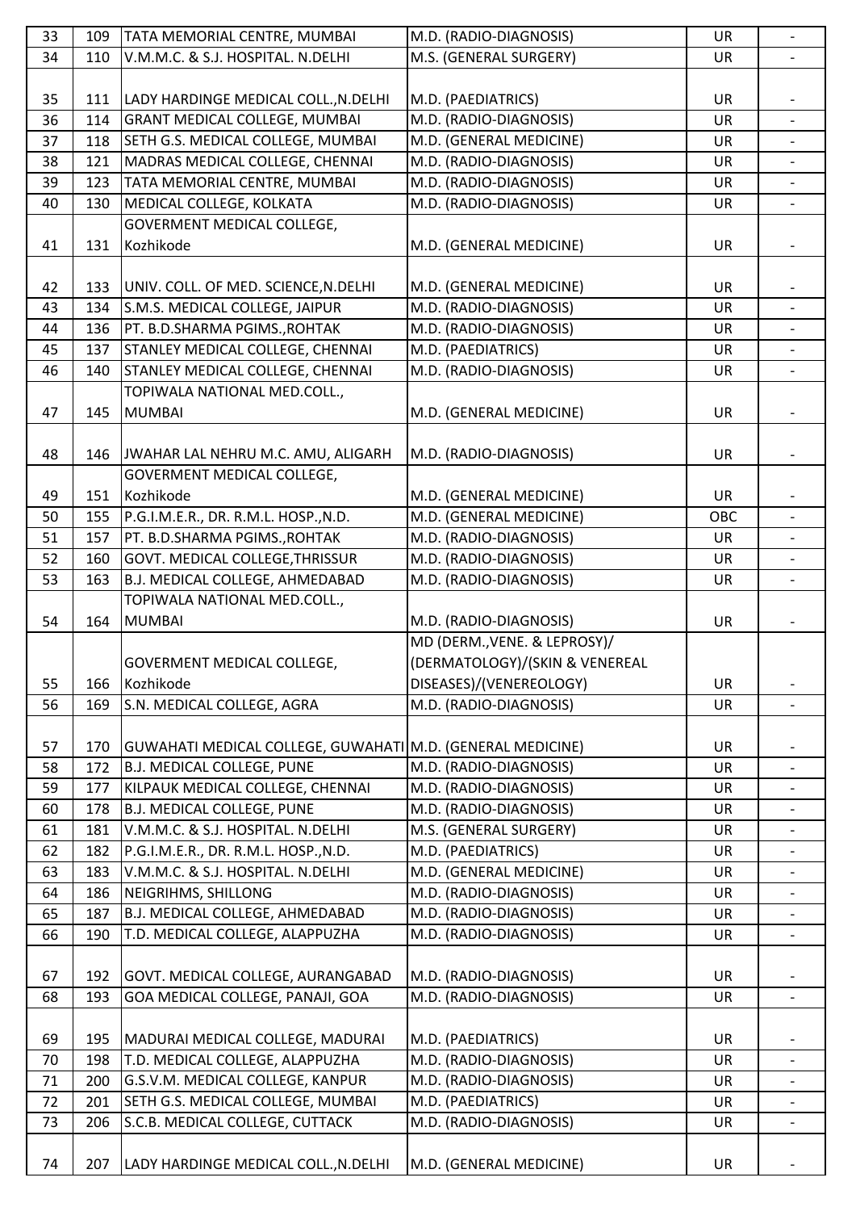| | | | | | |
|---|---|---|---|---|---|
| 33 | 109 | TATA MEMORIAL CENTRE, MUMBAI | M.D. (RADIO-DIAGNOSIS) | UR | - |
| 34 | 110 | V.M.M.C. & S.J. HOSPITAL. N.DELHI | M.S. (GENERAL SURGERY) | UR | - |
| 35 | 111 | LADY HARDINGE MEDICAL COLL.,N.DELHI | M.D. (PAEDIATRICS) | UR | - |
| 36 | 114 | GRANT MEDICAL COLLEGE, MUMBAI | M.D. (RADIO-DIAGNOSIS) | UR | - |
| 37 | 118 | SETH G.S. MEDICAL COLLEGE, MUMBAI | M.D. (GENERAL MEDICINE) | UR | - |
| 38 | 121 | MADRAS MEDICAL COLLEGE, CHENNAI | M.D. (RADIO-DIAGNOSIS) | UR | - |
| 39 | 123 | TATA MEMORIAL CENTRE, MUMBAI | M.D. (RADIO-DIAGNOSIS) | UR | - |
| 40 | 130 | MEDICAL COLLEGE, KOLKATA | M.D. (RADIO-DIAGNOSIS) | UR | - |
| 41 | 131 | GOVERMENT MEDICAL COLLEGE, Kozhikode | M.D. (GENERAL MEDICINE) | UR | - |
| 42 | 133 | UNIV. COLL. OF MED. SCIENCE,N.DELHI | M.D. (GENERAL MEDICINE) | UR | - |
| 43 | 134 | S.M.S. MEDICAL COLLEGE, JAIPUR | M.D. (RADIO-DIAGNOSIS) | UR | - |
| 44 | 136 | PT. B.D.SHARMA PGIMS.,ROHTAK | M.D. (RADIO-DIAGNOSIS) | UR | - |
| 45 | 137 | STANLEY MEDICAL COLLEGE, CHENNAI | M.D. (PAEDIATRICS) | UR | - |
| 46 | 140 | STANLEY MEDICAL COLLEGE, CHENNAI | M.D. (RADIO-DIAGNOSIS) | UR | - |
| 47 | 145 | TOPIWALA NATIONAL MED.COLL., MUMBAI | M.D. (GENERAL MEDICINE) | UR | - |
| 48 | 146 | JWAHAR LAL NEHRU M.C. AMU, ALIGARH | M.D. (RADIO-DIAGNOSIS) | UR | - |
| 49 | 151 | GOVERMENT MEDICAL COLLEGE, Kozhikode | M.D. (GENERAL MEDICINE) | UR | - |
| 50 | 155 | P.G.I.M.E.R., DR. R.M.L. HOSP.,N.D. | M.D. (GENERAL MEDICINE) | OBC | - |
| 51 | 157 | PT. B.D.SHARMA PGIMS.,ROHTAK | M.D. (RADIO-DIAGNOSIS) | UR | - |
| 52 | 160 | GOVT. MEDICAL COLLEGE,THRISSUR | M.D. (RADIO-DIAGNOSIS) | UR | - |
| 53 | 163 | B.J. MEDICAL COLLEGE, AHMEDABAD | M.D. (RADIO-DIAGNOSIS) | UR | - |
| 54 | 164 | TOPIWALA NATIONAL MED.COLL., MUMBAI | M.D. (RADIO-DIAGNOSIS) | UR | - |
| 55 | 166 | GOVERMENT MEDICAL COLLEGE, Kozhikode | MD (DERM.,VENE. & LEPROSY)/ (DERMATOLOGY)/(SKIN & VENEREAL DISEASES)/(VENEREOLOGY) | UR | - |
| 56 | 169 | S.N. MEDICAL COLLEGE, AGRA | M.D. (RADIO-DIAGNOSIS) | UR | - |
| 57 | 170 | GUWAHATI MEDICAL COLLEGE, GUWAHATI | M.D. (GENERAL MEDICINE) | UR | - |
| 58 | 172 | B.J. MEDICAL COLLEGE, PUNE | M.D. (RADIO-DIAGNOSIS) | UR | - |
| 59 | 177 | KILPAUK MEDICAL COLLEGE, CHENNAI | M.D. (RADIO-DIAGNOSIS) | UR | - |
| 60 | 178 | B.J. MEDICAL COLLEGE, PUNE | M.D. (RADIO-DIAGNOSIS) | UR | - |
| 61 | 181 | V.M.M.C. & S.J. HOSPITAL. N.DELHI | M.S. (GENERAL SURGERY) | UR | - |
| 62 | 182 | P.G.I.M.E.R., DR. R.M.L. HOSP.,N.D. | M.D. (PAEDIATRICS) | UR | - |
| 63 | 183 | V.M.M.C. & S.J. HOSPITAL. N.DELHI | M.D. (GENERAL MEDICINE) | UR | - |
| 64 | 186 | NEIGRIHMS, SHILLONG | M.D. (RADIO-DIAGNOSIS) | UR | - |
| 65 | 187 | B.J. MEDICAL COLLEGE, AHMEDABAD | M.D. (RADIO-DIAGNOSIS) | UR | - |
| 66 | 190 | T.D. MEDICAL COLLEGE, ALAPPUZHA | M.D. (RADIO-DIAGNOSIS) | UR | - |
| 67 | 192 | GOVT. MEDICAL COLLEGE, AURANGABAD | M.D. (RADIO-DIAGNOSIS) | UR | - |
| 68 | 193 | GOA MEDICAL COLLEGE, PANAJI, GOA | M.D. (RADIO-DIAGNOSIS) | UR | - |
| 69 | 195 | MADURAI MEDICAL COLLEGE, MADURAI | M.D. (PAEDIATRICS) | UR | - |
| 70 | 198 | T.D. MEDICAL COLLEGE, ALAPPUZHA | M.D. (RADIO-DIAGNOSIS) | UR | - |
| 71 | 200 | G.S.V.M. MEDICAL COLLEGE, KANPUR | M.D. (RADIO-DIAGNOSIS) | UR | - |
| 72 | 201 | SETH G.S. MEDICAL COLLEGE, MUMBAI | M.D. (PAEDIATRICS) | UR | - |
| 73 | 206 | S.C.B. MEDICAL COLLEGE, CUTTACK | M.D. (RADIO-DIAGNOSIS) | UR | - |
| 74 | 207 | LADY HARDINGE MEDICAL COLL.,N.DELHI | M.D. (GENERAL MEDICINE) | UR | - |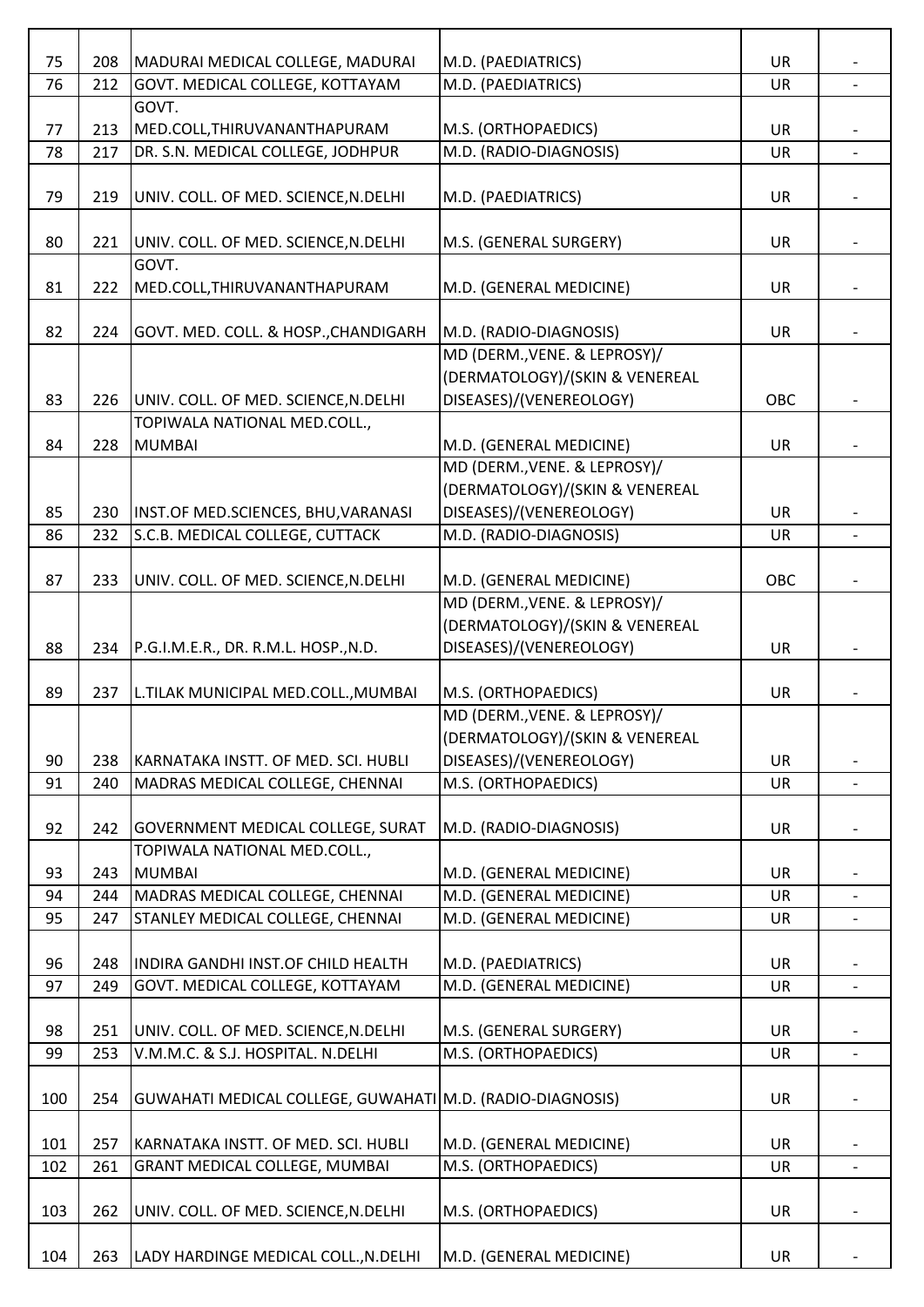| | | | | | |
|---|---|---|---|---|---|
| 75 | 208 | MADURAI MEDICAL COLLEGE, MADURAI | M.D. (PAEDIATRICS) | UR | - |
| 76 | 212 | GOVT. MEDICAL COLLEGE, KOTTAYAM | M.D. (PAEDIATRICS) | UR | - |
| 77 | 213 | GOVT. MED.COLL,THIRUVANANTHAPURAM | M.S. (ORTHOPAEDICS) | UR | - |
| 78 | 217 | DR. S.N. MEDICAL COLLEGE, JODHPUR | M.D. (RADIO-DIAGNOSIS) | UR | - |
| 79 | 219 | UNIV. COLL. OF MED. SCIENCE,N.DELHI | M.D. (PAEDIATRICS) | UR | - |
| 80 | 221 | UNIV. COLL. OF MED. SCIENCE,N.DELHI | M.S. (GENERAL SURGERY) | UR | - |
| 81 | 222 | GOVT. MED.COLL,THIRUVANANTHAPURAM | M.D. (GENERAL MEDICINE) | UR | - |
| 82 | 224 | GOVT. MED. COLL. & HOSP.,CHANDIGARH | M.D. (RADIO-DIAGNOSIS) | UR | - |
| 83 | 226 | UNIV. COLL. OF MED. SCIENCE,N.DELHI | MD (DERM.,VENE. & LEPROSY)/(DERMATOLOGY)/(SKIN & VENEREAL DISEASES)/(VENEREOLOGY) | OBC | - |
| 84 | 228 | TOPIWALA NATIONAL MED.COLL., MUMBAI | M.D. (GENERAL MEDICINE) | UR | - |
| 85 | 230 | INST.OF MED.SCIENCES, BHU,VARANASI | MD (DERM.,VENE. & LEPROSY)/(DERMATOLOGY)/(SKIN & VENEREAL DISEASES)/(VENEREOLOGY) | UR | - |
| 86 | 232 | S.C.B. MEDICAL COLLEGE, CUTTACK | M.D. (RADIO-DIAGNOSIS) | UR | - |
| 87 | 233 | UNIV. COLL. OF MED. SCIENCE,N.DELHI | M.D. (GENERAL MEDICINE) | OBC | - |
| 88 | 234 | P.G.I.M.E.R., DR. R.M.L. HOSP.,N.D. | MD (DERM.,VENE. & LEPROSY)/(DERMATOLOGY)/(SKIN & VENEREAL DISEASES)/(VENEREOLOGY) | UR | - |
| 89 | 237 | L.TILAK MUNICIPAL MED.COLL.,MUMBAI | M.S. (ORTHOPAEDICS) | UR | - |
| 90 | 238 | KARNATAKA INSTT. OF MED. SCI. HUBLI | MD (DERM.,VENE. & LEPROSY)/(DERMATOLOGY)/(SKIN & VENEREAL DISEASES)/(VENEREOLOGY) | UR | - |
| 91 | 240 | MADRAS MEDICAL COLLEGE, CHENNAI | M.S. (ORTHOPAEDICS) | UR | - |
| 92 | 242 | GOVERNMENT MEDICAL COLLEGE, SURAT | M.D. (RADIO-DIAGNOSIS) | UR | - |
| 93 | 243 | TOPIWALA NATIONAL MED.COLL., MUMBAI | M.D. (GENERAL MEDICINE) | UR | - |
| 94 | 244 | MADRAS MEDICAL COLLEGE, CHENNAI | M.D. (GENERAL MEDICINE) | UR | - |
| 95 | 247 | STANLEY MEDICAL COLLEGE, CHENNAI | M.D. (GENERAL MEDICINE) | UR | - |
| 96 | 248 | INDIRA GANDHI INST.OF CHILD HEALTH | M.D. (PAEDIATRICS) | UR | - |
| 97 | 249 | GOVT. MEDICAL COLLEGE, KOTTAYAM | M.D. (GENERAL MEDICINE) | UR | - |
| 98 | 251 | UNIV. COLL. OF MED. SCIENCE,N.DELHI | M.S. (GENERAL SURGERY) | UR | - |
| 99 | 253 | V.M.M.C. & S.J. HOSPITAL. N.DELHI | M.S. (ORTHOPAEDICS) | UR | - |
| 100 | 254 | GUWAHATI MEDICAL COLLEGE, GUWAHATI | M.D. (RADIO-DIAGNOSIS) | UR | - |
| 101 | 257 | KARNATAKA INSTT. OF MED. SCI. HUBLI | M.D. (GENERAL MEDICINE) | UR | - |
| 102 | 261 | GRANT MEDICAL COLLEGE, MUMBAI | M.S. (ORTHOPAEDICS) | UR | - |
| 103 | 262 | UNIV. COLL. OF MED. SCIENCE,N.DELHI | M.S. (ORTHOPAEDICS) | UR | - |
| 104 | 263 | LADY HARDINGE MEDICAL COLL.,N.DELHI | M.D. (GENERAL MEDICINE) | UR | - |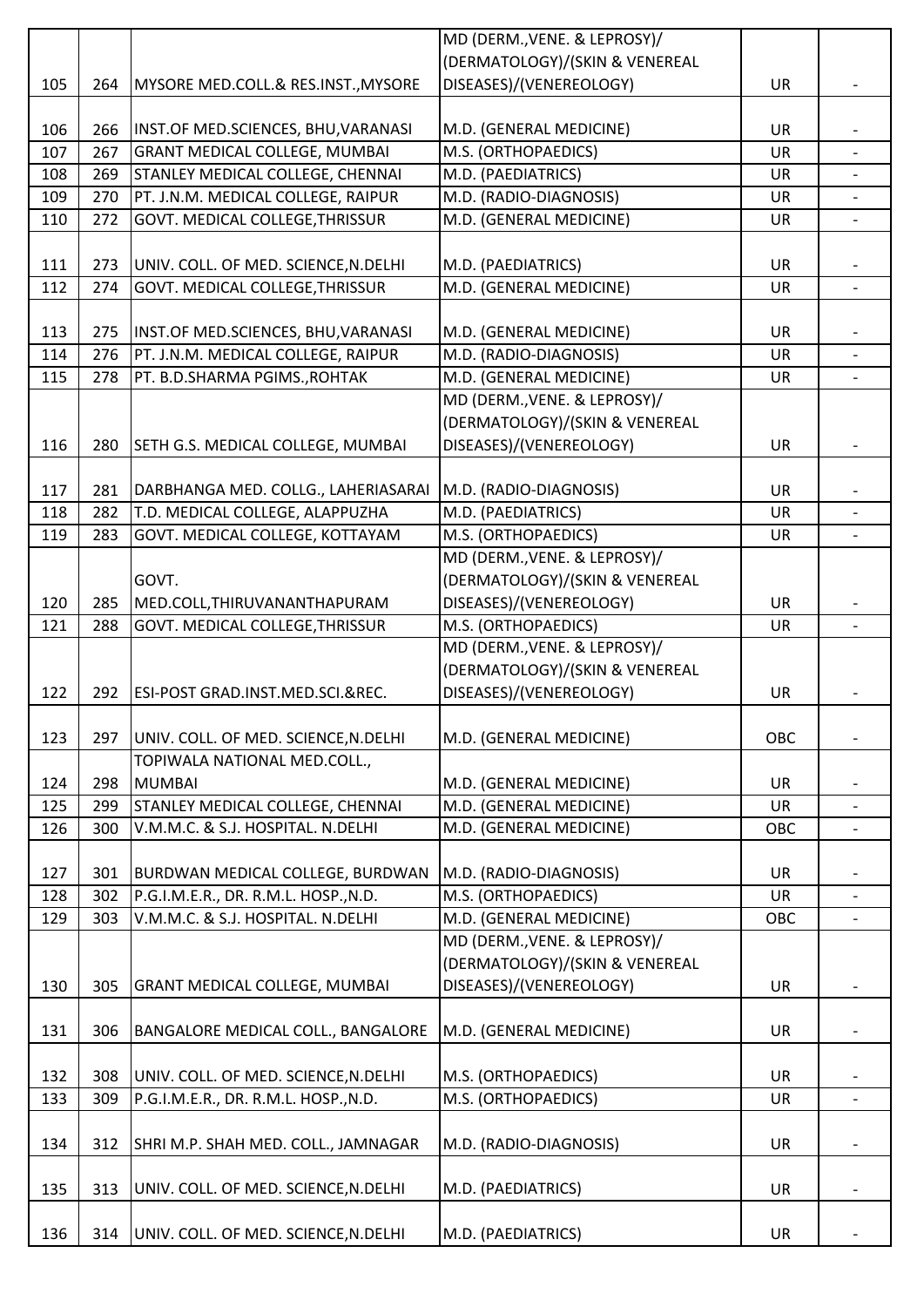| | | | | | |
|---|---|---|---|---|---|
| 105 | 264 | MYSORE MED.COLL.& RES.INST.,MYSORE | MD (DERM.,VENE. & LEPROSY)/ (DERMATOLOGY)/(SKIN & VENEREAL DISEASES)/(VENEREOLOGY) | UR | - |
| 106 | 266 | INST.OF MED.SCIENCES, BHU,VARANASI | M.D. (GENERAL MEDICINE) | UR | - |
| 107 | 267 | GRANT MEDICAL COLLEGE, MUMBAI | M.S. (ORTHOPAEDICS) | UR | - |
| 108 | 269 | STANLEY MEDICAL COLLEGE, CHENNAI | M.D. (PAEDIATRICS) | UR | - |
| 109 | 270 | PT. J.N.M. MEDICAL COLLEGE, RAIPUR | M.D. (RADIO-DIAGNOSIS) | UR | - |
| 110 | 272 | GOVT. MEDICAL COLLEGE,THRISSUR | M.D. (GENERAL MEDICINE) | UR | - |
| 111 | 273 | UNIV. COLL. OF MED. SCIENCE,N.DELHI | M.D. (PAEDIATRICS) | UR | - |
| 112 | 274 | GOVT. MEDICAL COLLEGE,THRISSUR | M.D. (GENERAL MEDICINE) | UR | - |
| 113 | 275 | INST.OF MED.SCIENCES, BHU,VARANASI | M.D. (GENERAL MEDICINE) | UR | - |
| 114 | 276 | PT. J.N.M. MEDICAL COLLEGE, RAIPUR | M.D. (RADIO-DIAGNOSIS) | UR | - |
| 115 | 278 | PT. B.D.SHARMA PGIMS.,ROHTAK | M.D. (GENERAL MEDICINE) | UR | - |
| 116 | 280 | SETH G.S. MEDICAL COLLEGE, MUMBAI | MD (DERM.,VENE. & LEPROSY)/ (DERMATOLOGY)/(SKIN & VENEREAL DISEASES)/(VENEREOLOGY) | UR | - |
| 117 | 281 | DARBHANGA MED. COLLG., LAHERIASARAI | M.D. (RADIO-DIAGNOSIS) | UR | - |
| 118 | 282 | T.D. MEDICAL COLLEGE, ALAPPUZHA | M.D. (PAEDIATRICS) | UR | - |
| 119 | 283 | GOVT. MEDICAL COLLEGE, KOTTAYAM | M.S. (ORTHOPAEDICS) | UR | - |
| 120 | 285 | GOVT. MED.COLL,THIRUVANANTHAPURAM | MD (DERM.,VENE. & LEPROSY)/ (DERMATOLOGY)/(SKIN & VENEREAL DISEASES)/(VENEREOLOGY) | UR | - |
| 121 | 288 | GOVT. MEDICAL COLLEGE,THRISSUR | M.S. (ORTHOPAEDICS) | UR | - |
| 122 | 292 | ESI-POST GRAD.INST.MED.SCI.&REC. | MD (DERM.,VENE. & LEPROSY)/ (DERMATOLOGY)/(SKIN & VENEREAL DISEASES)/(VENEREOLOGY) | UR | - |
| 123 | 297 | UNIV. COLL. OF MED. SCIENCE,N.DELHI | M.D. (GENERAL MEDICINE) | OBC | - |
| 124 | 298 | TOPIWALA NATIONAL MED.COLL., MUMBAI | M.D. (GENERAL MEDICINE) | UR | - |
| 125 | 299 | STANLEY MEDICAL COLLEGE, CHENNAI | M.D. (GENERAL MEDICINE) | UR | - |
| 126 | 300 | V.M.M.C. & S.J. HOSPITAL. N.DELHI | M.D. (GENERAL MEDICINE) | OBC | - |
| 127 | 301 | BURDWAN MEDICAL COLLEGE, BURDWAN | M.D. (RADIO-DIAGNOSIS) | UR | - |
| 128 | 302 | P.G.I.M.E.R., DR. R.M.L. HOSP.,N.D. | M.S. (ORTHOPAEDICS) | UR | - |
| 129 | 303 | V.M.M.C. & S.J. HOSPITAL. N.DELHI | M.D. (GENERAL MEDICINE) | OBC | - |
| 130 | 305 | GRANT MEDICAL COLLEGE, MUMBAI | MD (DERM.,VENE. & LEPROSY)/ (DERMATOLOGY)/(SKIN & VENEREAL DISEASES)/(VENEREOLOGY) | UR | - |
| 131 | 306 | BANGALORE MEDICAL COLL., BANGALORE | M.D. (GENERAL MEDICINE) | UR | - |
| 132 | 308 | UNIV. COLL. OF MED. SCIENCE,N.DELHI | M.S. (ORTHOPAEDICS) | UR | - |
| 133 | 309 | P.G.I.M.E.R., DR. R.M.L. HOSP.,N.D. | M.S. (ORTHOPAEDICS) | UR | - |
| 134 | 312 | SHRI M.P. SHAH MED. COLL., JAMNAGAR | M.D. (RADIO-DIAGNOSIS) | UR | - |
| 135 | 313 | UNIV. COLL. OF MED. SCIENCE,N.DELHI | M.D. (PAEDIATRICS) | UR | - |
| 136 | 314 | UNIV. COLL. OF MED. SCIENCE,N.DELHI | M.D. (PAEDIATRICS) | UR | - |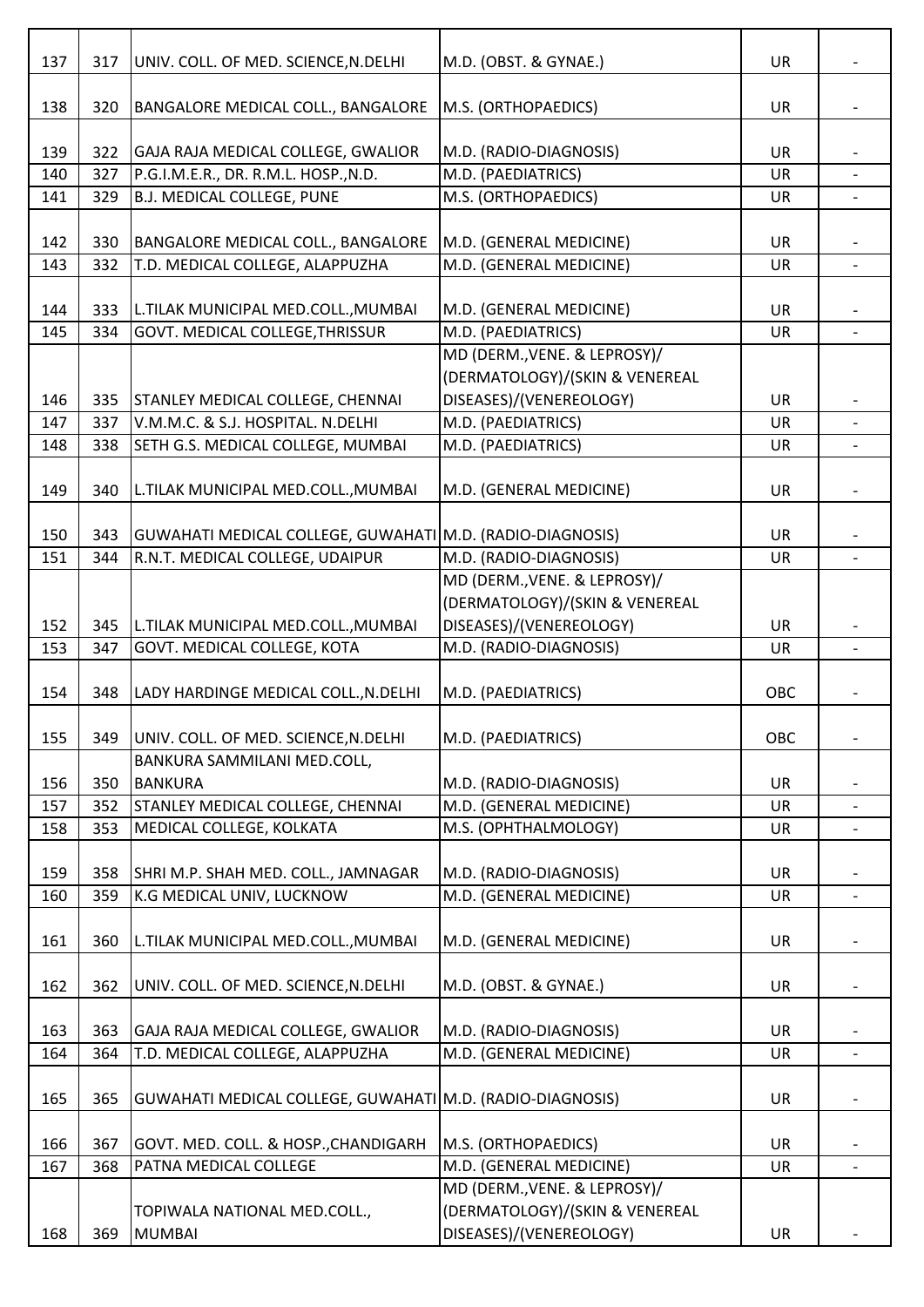| | | | | | |
|---|---|---|---|---|---|
| 137 | 317 | UNIV. COLL. OF MED. SCIENCE,N.DELHI | M.D. (OBST. & GYNAE.) | UR | - |
| 138 | 320 | BANGALORE MEDICAL COLL., BANGALORE | M.S. (ORTHOPAEDICS) | UR | - |
| 139 | 322 | GAJA RAJA MEDICAL COLLEGE, GWALIOR | M.D. (RADIO-DIAGNOSIS) | UR | - |
| 140 | 327 | P.G.I.M.E.R., DR. R.M.L. HOSP.,N.D. | M.D. (PAEDIATRICS) | UR | - |
| 141 | 329 | B.J. MEDICAL COLLEGE, PUNE | M.S. (ORTHOPAEDICS) | UR | - |
| 142 | 330 | BANGALORE MEDICAL COLL., BANGALORE | M.D. (GENERAL MEDICINE) | UR | - |
| 143 | 332 | T.D. MEDICAL COLLEGE, ALAPPUZHA | M.D. (GENERAL MEDICINE) | UR | - |
| 144 | 333 | L.TILAK MUNICIPAL MED.COLL.,MUMBAI | M.D. (GENERAL MEDICINE) | UR | - |
| 145 | 334 | GOVT. MEDICAL COLLEGE,THRISSUR | M.D. (PAEDIATRICS) | UR | - |
| 146 | 335 | STANLEY MEDICAL COLLEGE, CHENNAI | MD (DERM.,VENE. & LEPROSY)/ (DERMATOLOGY)/(SKIN & VENEREAL DISEASES)/(VENEREOLOGY) | UR | - |
| 147 | 337 | V.M.M.C. & S.J. HOSPITAL. N.DELHI | M.D. (PAEDIATRICS) | UR | - |
| 148 | 338 | SETH G.S. MEDICAL COLLEGE, MUMBAI | M.D. (PAEDIATRICS) | UR | - |
| 149 | 340 | L.TILAK MUNICIPAL MED.COLL.,MUMBAI | M.D. (GENERAL MEDICINE) | UR | - |
| 150 | 343 | GUWAHATI MEDICAL COLLEGE, GUWAHATI | M.D. (RADIO-DIAGNOSIS) | UR | - |
| 151 | 344 | R.N.T. MEDICAL COLLEGE, UDAIPUR | M.D. (RADIO-DIAGNOSIS) | UR | - |
| 152 | 345 | L.TILAK MUNICIPAL MED.COLL.,MUMBAI | MD (DERM.,VENE. & LEPROSY)/ (DERMATOLOGY)/(SKIN & VENEREAL DISEASES)/(VENEREOLOGY) | UR | - |
| 153 | 347 | GOVT. MEDICAL COLLEGE, KOTA | M.D. (RADIO-DIAGNOSIS) | UR | - |
| 154 | 348 | LADY HARDINGE MEDICAL COLL.,N.DELHI | M.D. (PAEDIATRICS) | OBC | - |
| 155 | 349 | UNIV. COLL. OF MED. SCIENCE,N.DELHI | M.D. (PAEDIATRICS) | OBC | - |
| 156 | 350 | BANKURA SAMMILANI MED.COLL, BANKURA | M.D. (RADIO-DIAGNOSIS) | UR | - |
| 157 | 352 | STANLEY MEDICAL COLLEGE, CHENNAI | M.D. (GENERAL MEDICINE) | UR | - |
| 158 | 353 | MEDICAL COLLEGE, KOLKATA | M.S. (OPHTHALMOLOGY) | UR | - |
| 159 | 358 | SHRI M.P. SHAH MED. COLL., JAMNAGAR | M.D. (RADIO-DIAGNOSIS) | UR | - |
| 160 | 359 | K.G MEDICAL UNIV, LUCKNOW | M.D. (GENERAL MEDICINE) | UR | - |
| 161 | 360 | L.TILAK MUNICIPAL MED.COLL.,MUMBAI | M.D. (GENERAL MEDICINE) | UR | - |
| 162 | 362 | UNIV. COLL. OF MED. SCIENCE,N.DELHI | M.D. (OBST. & GYNAE.) | UR | - |
| 163 | 363 | GAJA RAJA MEDICAL COLLEGE, GWALIOR | M.D. (RADIO-DIAGNOSIS) | UR | - |
| 164 | 364 | T.D. MEDICAL COLLEGE, ALAPPUZHA | M.D. (GENERAL MEDICINE) | UR | - |
| 165 | 365 | GUWAHATI MEDICAL COLLEGE, GUWAHATI | M.D. (RADIO-DIAGNOSIS) | UR | - |
| 166 | 367 | GOVT. MED. COLL. & HOSP.,CHANDIGARH | M.S. (ORTHOPAEDICS) | UR | - |
| 167 | 368 | PATNA MEDICAL COLLEGE | M.D. (GENERAL MEDICINE) | UR | - |
| 168 | 369 | TOPIWALA NATIONAL MED.COLL., MUMBAI | MD (DERM.,VENE. & LEPROSY)/ (DERMATOLOGY)/(SKIN & VENEREAL DISEASES)/(VENEREOLOGY) | UR | - |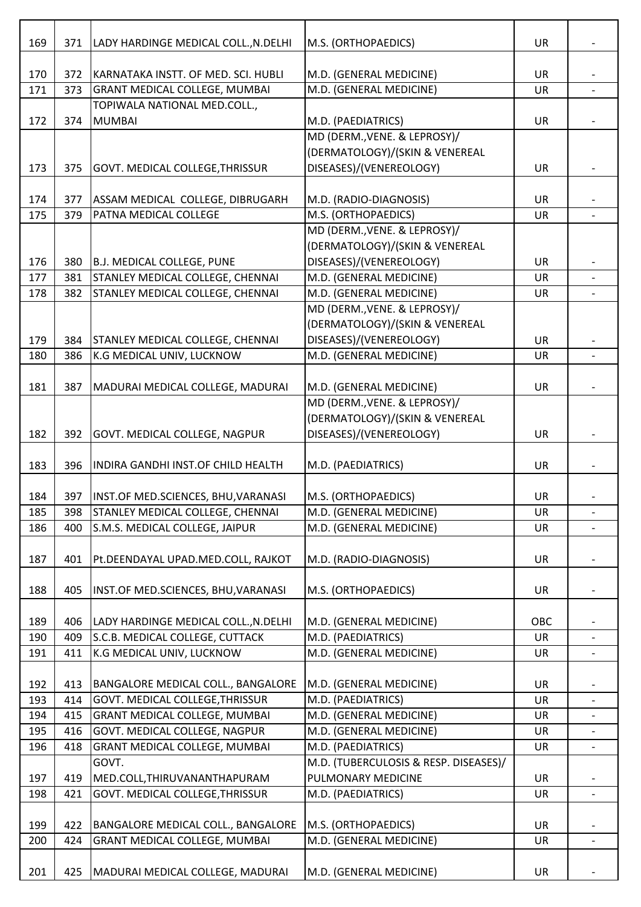| | | | | | |
|---|---|---|---|---|---|
| 169 | 371 | LADY HARDINGE MEDICAL COLL.,N.DELHI | M.S. (ORTHOPAEDICS) | UR | - |
| 170 | 372 | KARNATAKA INSTT. OF MED. SCI. HUBLI | M.D. (GENERAL MEDICINE) | UR | - |
| 171 | 373 | GRANT MEDICAL COLLEGE, MUMBAI | M.D. (GENERAL MEDICINE) | UR | - |
| 172 | 374 | TOPIWALA NATIONAL MED.COLL., MUMBAI | M.D. (PAEDIATRICS) | UR | - |
| 173 | 375 | GOVT. MEDICAL COLLEGE,THRISSUR | MD (DERM.,VENE. & LEPROSY)/ (DERMATOLOGY)/(SKIN & VENEREAL DISEASES)/(VENEREOLOGY) | UR | - |
| 174 | 377 | ASSAM MEDICAL COLLEGE, DIBRUGARH | M.D. (RADIO-DIAGNOSIS) | UR | - |
| 175 | 379 | PATNA MEDICAL COLLEGE | M.S. (ORTHOPAEDICS) | UR | - |
| 176 | 380 | B.J. MEDICAL COLLEGE, PUNE | MD (DERM.,VENE. & LEPROSY)/ (DERMATOLOGY)/(SKIN & VENEREAL DISEASES)/(VENEREOLOGY) | UR | - |
| 177 | 381 | STANLEY MEDICAL COLLEGE, CHENNAI | M.D. (GENERAL MEDICINE) | UR | - |
| 178 | 382 | STANLEY MEDICAL COLLEGE, CHENNAI | M.D. (GENERAL MEDICINE) | UR | - |
| 179 | 384 | STANLEY MEDICAL COLLEGE, CHENNAI | MD (DERM.,VENE. & LEPROSY)/ (DERMATOLOGY)/(SKIN & VENEREAL DISEASES)/(VENEREOLOGY) | UR | - |
| 180 | 386 | K.G MEDICAL UNIV, LUCKNOW | M.D. (GENERAL MEDICINE) | UR | - |
| 181 | 387 | MADURAI MEDICAL COLLEGE, MADURAI | M.D. (GENERAL MEDICINE) | UR | - |
| 182 | 392 | GOVT. MEDICAL COLLEGE, NAGPUR | MD (DERM.,VENE. & LEPROSY)/ (DERMATOLOGY)/(SKIN & VENEREAL DISEASES)/(VENEREOLOGY) | UR | - |
| 183 | 396 | INDIRA GANDHI INST.OF CHILD HEALTH | M.D. (PAEDIATRICS) | UR | - |
| 184 | 397 | INST.OF MED.SCIENCES, BHU,VARANASI | M.S. (ORTHOPAEDICS) | UR | - |
| 185 | 398 | STANLEY MEDICAL COLLEGE, CHENNAI | M.D. (GENERAL MEDICINE) | UR | - |
| 186 | 400 | S.M.S. MEDICAL COLLEGE, JAIPUR | M.D. (GENERAL MEDICINE) | UR | - |
| 187 | 401 | Pt.DEENDAYAL UPAD.MED.COLL, RAJKOT | M.D. (RADIO-DIAGNOSIS) | UR | - |
| 188 | 405 | INST.OF MED.SCIENCES, BHU,VARANASI | M.S. (ORTHOPAEDICS) | UR | - |
| 189 | 406 | LADY HARDINGE MEDICAL COLL.,N.DELHI | M.D. (GENERAL MEDICINE) | OBC | - |
| 190 | 409 | S.C.B. MEDICAL COLLEGE, CUTTACK | M.D. (PAEDIATRICS) | UR | - |
| 191 | 411 | K.G MEDICAL UNIV, LUCKNOW | M.D. (GENERAL MEDICINE) | UR | - |
| 192 | 413 | BANGALORE MEDICAL COLL., BANGALORE | M.D. (GENERAL MEDICINE) | UR | - |
| 193 | 414 | GOVT. MEDICAL COLLEGE,THRISSUR | M.D. (PAEDIATRICS) | UR | - |
| 194 | 415 | GRANT MEDICAL COLLEGE, MUMBAI | M.D. (GENERAL MEDICINE) | UR | - |
| 195 | 416 | GOVT. MEDICAL COLLEGE, NAGPUR | M.D. (GENERAL MEDICINE) | UR | - |
| 196 | 418 | GRANT MEDICAL COLLEGE, MUMBAI | M.D. (PAEDIATRICS) | UR | - |
| 197 | 419 | GOVT. MED.COLL,THIRUVANANTHAPURAM | M.D. (TUBERCULOSIS & RESP. DISEASES)/ PULMONARY MEDICINE | UR | - |
| 198 | 421 | GOVT. MEDICAL COLLEGE,THRISSUR | M.D. (PAEDIATRICS) | UR | - |
| 199 | 422 | BANGALORE MEDICAL COLL., BANGALORE | M.S. (ORTHOPAEDICS) | UR | - |
| 200 | 424 | GRANT MEDICAL COLLEGE, MUMBAI | M.D. (GENERAL MEDICINE) | UR | - |
| 201 | 425 | MADURAI MEDICAL COLLEGE, MADURAI | M.D. (GENERAL MEDICINE) | UR | - |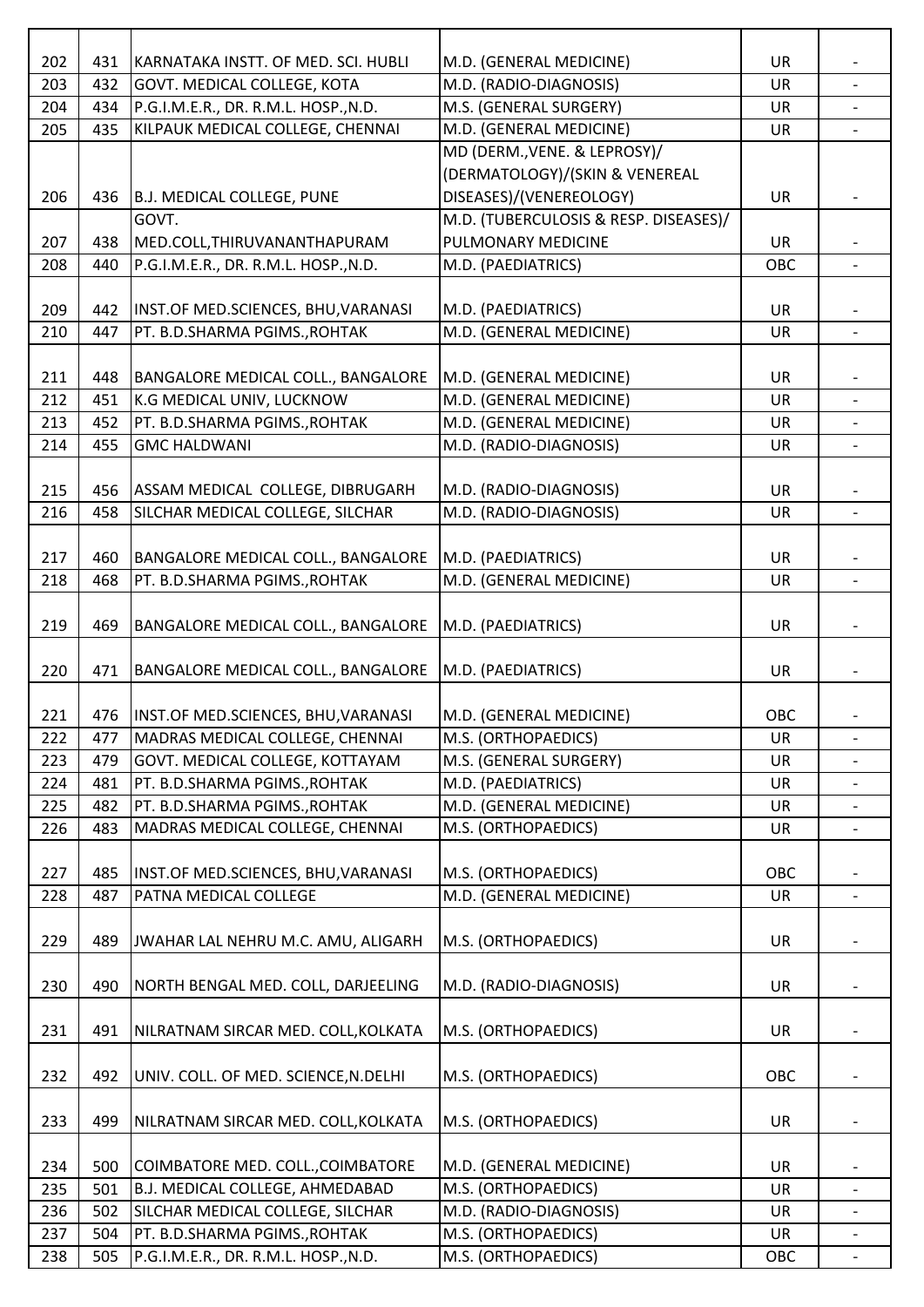| | | | | | |
|---|---|---|---|---|---|
| 202 | 431 | KARNATAKA INSTT. OF MED. SCI. HUBLI | M.D. (GENERAL MEDICINE) | UR | - |
| 203 | 432 | GOVT. MEDICAL COLLEGE, KOTA | M.D. (RADIO-DIAGNOSIS) | UR | - |
| 204 | 434 | P.G.I.M.E.R., DR. R.M.L. HOSP.,N.D. | M.S. (GENERAL SURGERY) | UR | - |
| 205 | 435 | KILPAUK MEDICAL COLLEGE, CHENNAI | M.D. (GENERAL MEDICINE) | UR | - |
| 206 | 436 | B.J. MEDICAL COLLEGE, PUNE | MD (DERM.,VENE. & LEPROSY)/ (DERMATOLOGY)/(SKIN & VENEREAL DISEASES)/(VENEREOLOGY) | UR | - |
| 207 | 438 | GOVT. MED.COLL,THIRUVANANTHAPURAM | M.D. (TUBERCULOSIS & RESP. DISEASES)/ PULMONARY MEDICINE | UR | - |
| 208 | 440 | P.G.I.M.E.R., DR. R.M.L. HOSP.,N.D. | M.D. (PAEDIATRICS) | OBC | - |
| 209 | 442 | INST.OF MED.SCIENCES, BHU,VARANASI | M.D. (PAEDIATRICS) | UR | - |
| 210 | 447 | PT. B.D.SHARMA PGIMS.,ROHTAK | M.D. (GENERAL MEDICINE) | UR | - |
| 211 | 448 | BANGALORE MEDICAL COLL., BANGALORE | M.D. (GENERAL MEDICINE) | UR | - |
| 212 | 451 | K.G MEDICAL UNIV, LUCKNOW | M.D. (GENERAL MEDICINE) | UR | - |
| 213 | 452 | PT. B.D.SHARMA PGIMS.,ROHTAK | M.D. (GENERAL MEDICINE) | UR | - |
| 214 | 455 | GMC HALDWANI | M.D. (RADIO-DIAGNOSIS) | UR | - |
| 215 | 456 | ASSAM MEDICAL COLLEGE, DIBRUGARH | M.D. (RADIO-DIAGNOSIS) | UR | - |
| 216 | 458 | SILCHAR MEDICAL COLLEGE, SILCHAR | M.D. (RADIO-DIAGNOSIS) | UR | - |
| 217 | 460 | BANGALORE MEDICAL COLL., BANGALORE | M.D. (PAEDIATRICS) | UR | - |
| 218 | 468 | PT. B.D.SHARMA PGIMS.,ROHTAK | M.D. (GENERAL MEDICINE) | UR | - |
| 219 | 469 | BANGALORE MEDICAL COLL., BANGALORE | M.D. (PAEDIATRICS) | UR | - |
| 220 | 471 | BANGALORE MEDICAL COLL., BANGALORE | M.D. (PAEDIATRICS) | UR | - |
| 221 | 476 | INST.OF MED.SCIENCES, BHU,VARANASI | M.D. (GENERAL MEDICINE) | OBC | - |
| 222 | 477 | MADRAS MEDICAL COLLEGE, CHENNAI | M.S. (ORTHOPAEDICS) | UR | - |
| 223 | 479 | GOVT. MEDICAL COLLEGE, KOTTAYAM | M.S. (GENERAL SURGERY) | UR | - |
| 224 | 481 | PT. B.D.SHARMA PGIMS.,ROHTAK | M.D. (PAEDIATRICS) | UR | - |
| 225 | 482 | PT. B.D.SHARMA PGIMS.,ROHTAK | M.D. (GENERAL MEDICINE) | UR | - |
| 226 | 483 | MADRAS MEDICAL COLLEGE, CHENNAI | M.S. (ORTHOPAEDICS) | UR | - |
| 227 | 485 | INST.OF MED.SCIENCES, BHU,VARANASI | M.S. (ORTHOPAEDICS) | OBC | - |
| 228 | 487 | PATNA MEDICAL COLLEGE | M.D. (GENERAL MEDICINE) | UR | - |
| 229 | 489 | JWAHAR LAL NEHRU M.C. AMU, ALIGARH | M.S. (ORTHOPAEDICS) | UR | - |
| 230 | 490 | NORTH BENGAL MED. COLL, DARJEELING | M.D. (RADIO-DIAGNOSIS) | UR | - |
| 231 | 491 | NILRATNAM SIRCAR MED. COLL,KOLKATA | M.S. (ORTHOPAEDICS) | UR | - |
| 232 | 492 | UNIV. COLL. OF MED. SCIENCE,N.DELHI | M.S. (ORTHOPAEDICS) | OBC | - |
| 233 | 499 | NILRATNAM SIRCAR MED. COLL,KOLKATA | M.S. (ORTHOPAEDICS) | UR | - |
| 234 | 500 | COIMBATORE MED. COLL.,COIMBATORE | M.D. (GENERAL MEDICINE) | UR | - |
| 235 | 501 | B.J. MEDICAL COLLEGE, AHMEDABAD | M.S. (ORTHOPAEDICS) | UR | - |
| 236 | 502 | SILCHAR MEDICAL COLLEGE, SILCHAR | M.D. (RADIO-DIAGNOSIS) | UR | - |
| 237 | 504 | PT. B.D.SHARMA PGIMS.,ROHTAK | M.S. (ORTHOPAEDICS) | UR | - |
| 238 | 505 | P.G.I.M.E.R., DR. R.M.L. HOSP.,N.D. | M.S. (ORTHOPAEDICS) | OBC | - |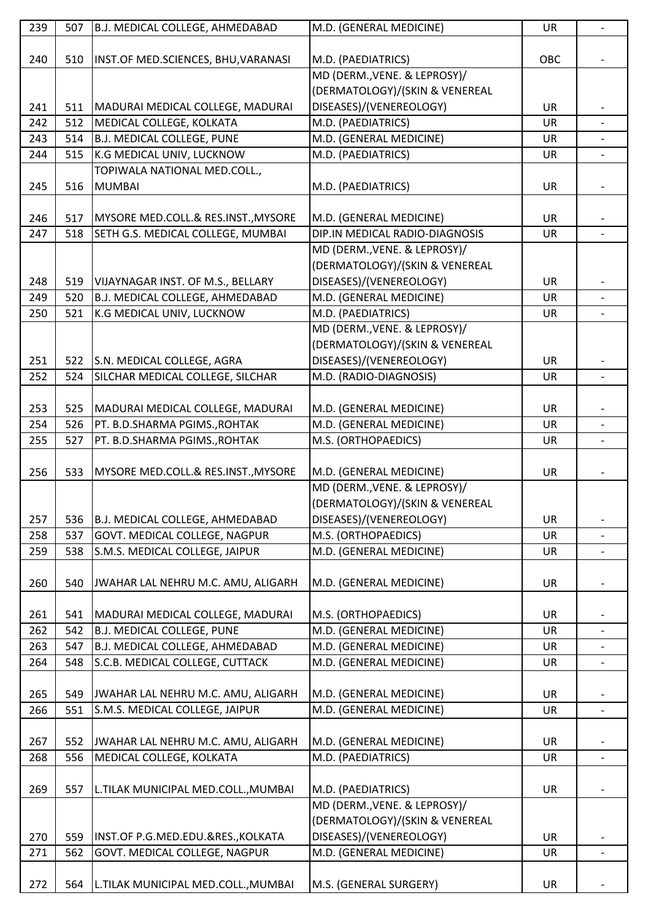| 239 | 507 | B.J. MEDICAL COLLEGE, AHMEDABAD | M.D. (GENERAL MEDICINE) | UR | - |
|---|---|---|---|---|---|
| 240 | 510 | INST.OF MED.SCIENCES, BHU,VARANASI | M.D. (PAEDIATRICS) | OBC | - |
| 241 | 511 | MADURAI MEDICAL COLLEGE, MADURAI | MD (DERM.,VENE. & LEPROSY)/ (DERMATOLOGY)/(SKIN & VENEREAL DISEASES)/(VENEREOLOGY) | UR | - |
| 242 | 512 | MEDICAL COLLEGE, KOLKATA | M.D. (PAEDIATRICS) | UR | - |
| 243 | 514 | B.J. MEDICAL COLLEGE, PUNE | M.D. (GENERAL MEDICINE) | UR | - |
| 244 | 515 | K.G MEDICAL UNIV, LUCKNOW | M.D. (PAEDIATRICS) | UR | - |
| 245 | 516 | TOPIWALA NATIONAL MED.COLL., MUMBAI | M.D. (PAEDIATRICS) | UR | - |
| 246 | 517 | MYSORE MED.COLL.& RES.INST.,MYSORE | M.D. (GENERAL MEDICINE) | UR | - |
| 247 | 518 | SETH G.S. MEDICAL COLLEGE, MUMBAI | DIP.IN MEDICAL RADIO-DIAGNOSIS | UR | - |
| 248 | 519 | VIJAYNAGAR INST. OF M.S., BELLARY | MD (DERM.,VENE. & LEPROSY)/ (DERMATOLOGY)/(SKIN & VENEREAL DISEASES)/(VENEREOLOGY) | UR | - |
| 249 | 520 | B.J. MEDICAL COLLEGE, AHMEDABAD | M.D. (GENERAL MEDICINE) | UR | - |
| 250 | 521 | K.G MEDICAL UNIV, LUCKNOW | M.D. (PAEDIATRICS) | UR | - |
| 251 | 522 | S.N. MEDICAL COLLEGE, AGRA | MD (DERM.,VENE. & LEPROSY)/ (DERMATOLOGY)/(SKIN & VENEREAL DISEASES)/(VENEREOLOGY) | UR | - |
| 252 | 524 | SILCHAR MEDICAL COLLEGE, SILCHAR | M.D. (RADIO-DIAGNOSIS) | UR | - |
| 253 | 525 | MADURAI MEDICAL COLLEGE, MADURAI | M.D. (GENERAL MEDICINE) | UR | - |
| 254 | 526 | PT. B.D.SHARMA PGIMS.,ROHTAK | M.D. (GENERAL MEDICINE) | UR | - |
| 255 | 527 | PT. B.D.SHARMA PGIMS.,ROHTAK | M.S. (ORTHOPAEDICS) | UR | - |
| 256 | 533 | MYSORE MED.COLL.& RES.INST.,MYSORE | M.D. (GENERAL MEDICINE) | UR | - |
| 257 | 536 | B.J. MEDICAL COLLEGE, AHMEDABAD | MD (DERM.,VENE. & LEPROSY)/ (DERMATOLOGY)/(SKIN & VENEREAL DISEASES)/(VENEREOLOGY) | UR | - |
| 258 | 537 | GOVT. MEDICAL COLLEGE, NAGPUR | M.S. (ORTHOPAEDICS) | UR | - |
| 259 | 538 | S.M.S. MEDICAL COLLEGE, JAIPUR | M.D. (GENERAL MEDICINE) | UR | - |
| 260 | 540 | JWAHAR LAL NEHRU M.C. AMU, ALIGARH | M.D. (GENERAL MEDICINE) | UR | - |
| 261 | 541 | MADURAI MEDICAL COLLEGE, MADURAI | M.S. (ORTHOPAEDICS) | UR | - |
| 262 | 542 | B.J. MEDICAL COLLEGE, PUNE | M.D. (GENERAL MEDICINE) | UR | - |
| 263 | 547 | B.J. MEDICAL COLLEGE, AHMEDABAD | M.D. (GENERAL MEDICINE) | UR | - |
| 264 | 548 | S.C.B. MEDICAL COLLEGE, CUTTACK | M.D. (GENERAL MEDICINE) | UR | - |
| 265 | 549 | JWAHAR LAL NEHRU M.C. AMU, ALIGARH | M.D. (GENERAL MEDICINE) | UR | - |
| 266 | 551 | S.M.S. MEDICAL COLLEGE, JAIPUR | M.D. (GENERAL MEDICINE) | UR | - |
| 267 | 552 | JWAHAR LAL NEHRU M.C. AMU, ALIGARH | M.D. (GENERAL MEDICINE) | UR | - |
| 268 | 556 | MEDICAL COLLEGE, KOLKATA | M.D. (PAEDIATRICS) | UR | - |
| 269 | 557 | L.TILAK MUNICIPAL MED.COLL.,MUMBAI | M.D. (PAEDIATRICS) | UR | - |
| 270 | 559 | INST.OF P.G.MED.EDU.&RES.,KOLKATA | MD (DERM.,VENE. & LEPROSY)/ (DERMATOLOGY)/(SKIN & VENEREAL DISEASES)/(VENEREOLOGY) | UR | - |
| 271 | 562 | GOVT. MEDICAL COLLEGE, NAGPUR | M.D. (GENERAL MEDICINE) | UR | - |
| 272 | 564 | L.TILAK MUNICIPAL MED.COLL.,MUMBAI | M.S. (GENERAL SURGERY) | UR | - |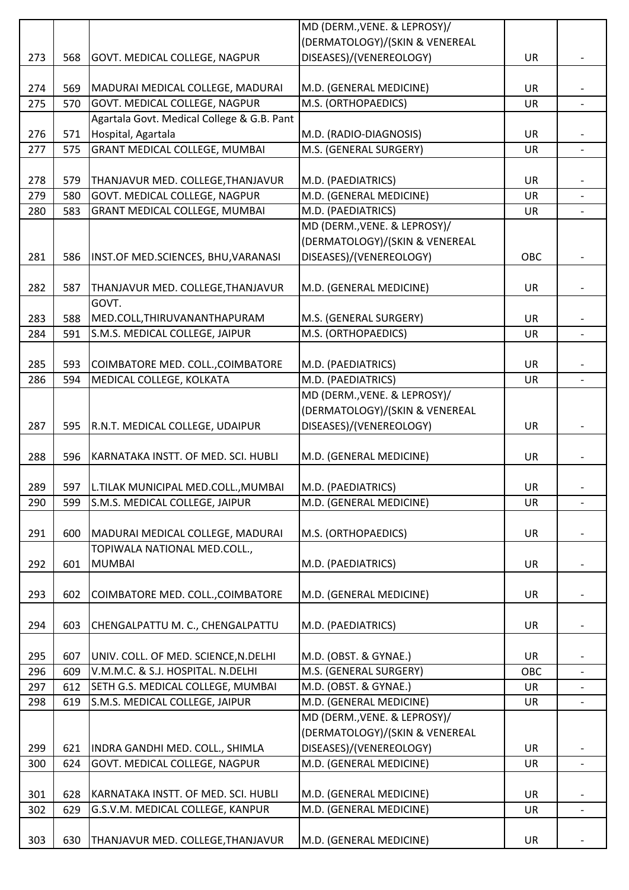| | | | | | |
|---|---|---|---|---|---|
| 273 | 568 | GOVT. MEDICAL COLLEGE, NAGPUR | MD (DERM.,VENE. & LEPROSY)/ (DERMATOLOGY)/(SKIN & VENEREAL DISEASES)/(VENEREOLOGY) | UR | - |
| 274 | 569 | MADURAI MEDICAL COLLEGE, MADURAI | M.D. (GENERAL MEDICINE) | UR | - |
| 275 | 570 | GOVT. MEDICAL COLLEGE, NAGPUR | M.S. (ORTHOPAEDICS) | UR | - |
| 276 | 571 | Agartala Govt. Medical College & G.B. Pant Hospital, Agartala | M.D. (RADIO-DIAGNOSIS) | UR | - |
| 277 | 575 | GRANT MEDICAL COLLEGE, MUMBAI | M.S. (GENERAL SURGERY) | UR | - |
| 278 | 579 | THANJAVUR MED. COLLEGE,THANJAVUR | M.D. (PAEDIATRICS) | UR | - |
| 279 | 580 | GOVT. MEDICAL COLLEGE, NAGPUR | M.D. (GENERAL MEDICINE) | UR | - |
| 280 | 583 | GRANT MEDICAL COLLEGE, MUMBAI | M.D. (PAEDIATRICS) | UR | - |
| 281 | 586 | INST.OF MED.SCIENCES, BHU,VARANASI | MD (DERM.,VENE. & LEPROSY)/ (DERMATOLOGY)/(SKIN & VENEREAL DISEASES)/(VENEREOLOGY) | OBC | - |
| 282 | 587 | THANJAVUR MED. COLLEGE,THANJAVUR | M.D. (GENERAL MEDICINE) | UR | - |
| 283 | 588 | GOVT. MED.COLL,THIRUVANANTHAPURAM | M.S. (GENERAL SURGERY) | UR | - |
| 284 | 591 | S.M.S. MEDICAL COLLEGE, JAIPUR | M.S. (ORTHOPAEDICS) | UR | - |
| 285 | 593 | COIMBATORE MED. COLL.,COIMBATORE | M.D. (PAEDIATRICS) | UR | - |
| 286 | 594 | MEDICAL COLLEGE, KOLKATA | M.D. (PAEDIATRICS) | UR | - |
| 287 | 595 | R.N.T. MEDICAL COLLEGE, UDAIPUR | MD (DERM.,VENE. & LEPROSY)/ (DERMATOLOGY)/(SKIN & VENEREAL DISEASES)/(VENEREOLOGY) | UR | - |
| 288 | 596 | KARNATAKA INSTT. OF MED. SCI. HUBLI | M.D. (GENERAL MEDICINE) | UR | - |
| 289 | 597 | L.TILAK MUNICIPAL MED.COLL.,MUMBAI | M.D. (PAEDIATRICS) | UR | - |
| 290 | 599 | S.M.S. MEDICAL COLLEGE, JAIPUR | M.D. (GENERAL MEDICINE) | UR | - |
| 291 | 600 | MADURAI MEDICAL COLLEGE, MADURAI | M.S. (ORTHOPAEDICS) | UR | - |
| 292 | 601 | TOPIWALA NATIONAL MED.COLL., MUMBAI | M.D. (PAEDIATRICS) | UR | - |
| 293 | 602 | COIMBATORE MED. COLL.,COIMBATORE | M.D. (GENERAL MEDICINE) | UR | - |
| 294 | 603 | CHENGALPATTU M. C., CHENGALPATTU | M.D. (PAEDIATRICS) | UR | - |
| 295 | 607 | UNIV. COLL. OF MED. SCIENCE,N.DELHI | M.D. (OBST. & GYNAE.) | UR | - |
| 296 | 609 | V.M.M.C. & S.J. HOSPITAL. N.DELHI | M.S. (GENERAL SURGERY) | OBC | - |
| 297 | 612 | SETH G.S. MEDICAL COLLEGE, MUMBAI | M.D. (OBST. & GYNAE.) | UR | - |
| 298 | 619 | S.M.S. MEDICAL COLLEGE, JAIPUR | M.D. (GENERAL MEDICINE) | UR | - |
| 299 | 621 | INDRA GANDHI MED. COLL., SHIMLA | MD (DERM.,VENE. & LEPROSY)/ (DERMATOLOGY)/(SKIN & VENEREAL DISEASES)/(VENEREOLOGY) | UR | - |
| 300 | 624 | GOVT. MEDICAL COLLEGE, NAGPUR | M.D. (GENERAL MEDICINE) | UR | - |
| 301 | 628 | KARNATAKA INSTT. OF MED. SCI. HUBLI | M.D. (GENERAL MEDICINE) | UR | - |
| 302 | 629 | G.S.V.M. MEDICAL COLLEGE, KANPUR | M.D. (GENERAL MEDICINE) | UR | - |
| 303 | 630 | THANJAVUR MED. COLLEGE,THANJAVUR | M.D. (GENERAL MEDICINE) | UR | - |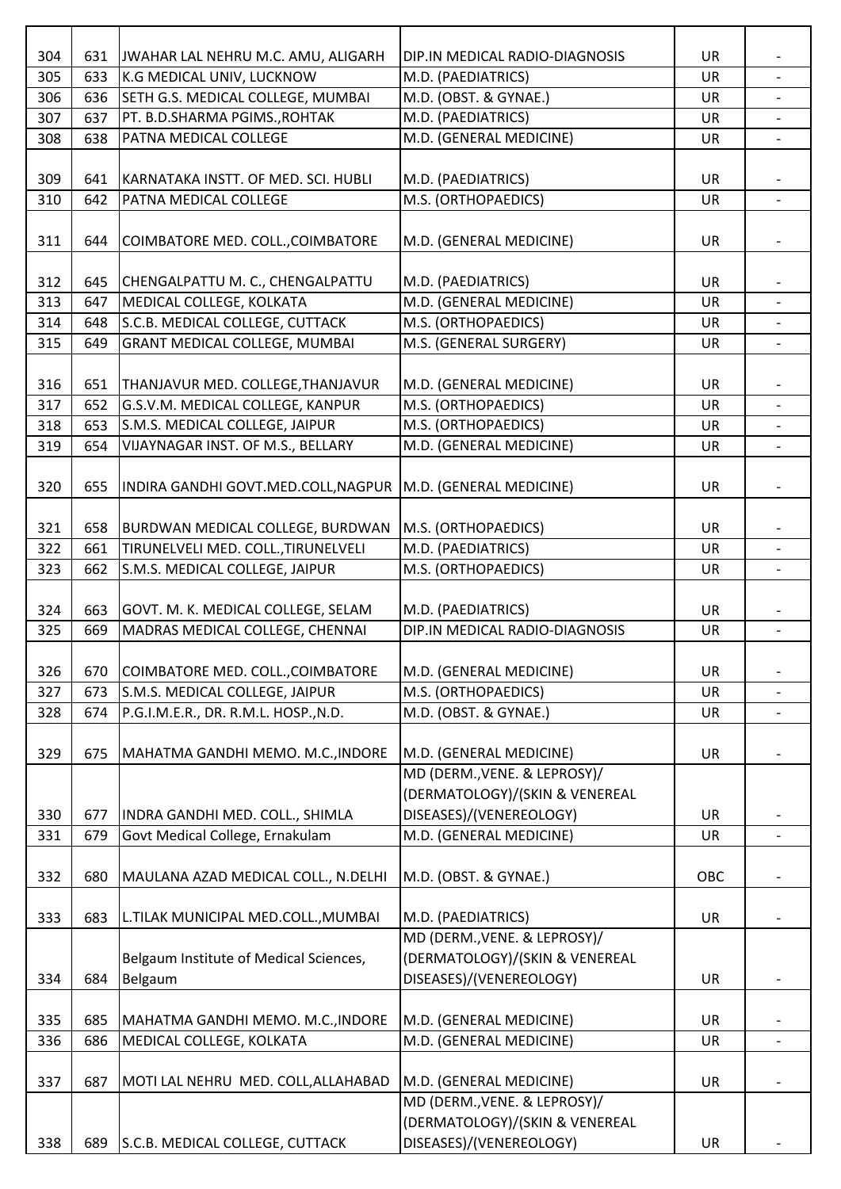| 304 | 631 | JWAHAR LAL NEHRU M.C. AMU, ALIGARH | DIP.IN MEDICAL RADIO-DIAGNOSIS | UR | - |
|---|---|---|---|---|---|
| 305 | 633 | K.G MEDICAL UNIV, LUCKNOW | M.D. (PAEDIATRICS) | UR | - |
| 306 | 636 | SETH G.S. MEDICAL COLLEGE, MUMBAI | M.D. (OBST. & GYNAE.) | UR | - |
| 307 | 637 | PT. B.D.SHARMA PGIMS.,ROHTAK | M.D. (PAEDIATRICS) | UR | - |
| 308 | 638 | PATNA MEDICAL COLLEGE | M.D. (GENERAL MEDICINE) | UR | - |
| 309 | 641 | KARNATAKA INSTT. OF MED. SCI. HUBLI | M.D. (PAEDIATRICS) | UR | - |
| 310 | 642 | PATNA MEDICAL COLLEGE | M.S. (ORTHOPAEDICS) | UR | - |
| 311 | 644 | COIMBATORE MED. COLL.,COIMBATORE | M.D. (GENERAL MEDICINE) | UR | - |
| 312 | 645 | CHENGALPATTU M. C., CHENGALPATTU | M.D. (PAEDIATRICS) | UR | - |
| 313 | 647 | MEDICAL COLLEGE, KOLKATA | M.D. (GENERAL MEDICINE) | UR | - |
| 314 | 648 | S.C.B. MEDICAL COLLEGE, CUTTACK | M.S. (ORTHOPAEDICS) | UR | - |
| 315 | 649 | GRANT MEDICAL COLLEGE, MUMBAI | M.S. (GENERAL SURGERY) | UR | - |
| 316 | 651 | THANJAVUR MED. COLLEGE,THANJAVUR | M.D. (GENERAL MEDICINE) | UR | - |
| 317 | 652 | G.S.V.M. MEDICAL COLLEGE, KANPUR | M.S. (ORTHOPAEDICS) | UR | - |
| 318 | 653 | S.M.S. MEDICAL COLLEGE, JAIPUR | M.S. (ORTHOPAEDICS) | UR | - |
| 319 | 654 | VIJAYNAGAR INST. OF M.S., BELLARY | M.D. (GENERAL MEDICINE) | UR | - |
| 320 | 655 | INDIRA GANDHI GOVT.MED.COLL,NAGPUR | M.D. (GENERAL MEDICINE) | UR | - |
| 321 | 658 | BURDWAN MEDICAL COLLEGE, BURDWAN | M.S. (ORTHOPAEDICS) | UR | - |
| 322 | 661 | TIRUNELVELI MED. COLL.,TIRUNELVELI | M.D. (PAEDIATRICS) | UR | - |
| 323 | 662 | S.M.S. MEDICAL COLLEGE, JAIPUR | M.S. (ORTHOPAEDICS) | UR | - |
| 324 | 663 | GOVT. M. K. MEDICAL COLLEGE, SELAM | M.D. (PAEDIATRICS) | UR | - |
| 325 | 669 | MADRAS MEDICAL COLLEGE, CHENNAI | DIP.IN MEDICAL RADIO-DIAGNOSIS | UR | - |
| 326 | 670 | COIMBATORE MED. COLL.,COIMBATORE | M.D. (GENERAL MEDICINE) | UR | - |
| 327 | 673 | S.M.S. MEDICAL COLLEGE, JAIPUR | M.S. (ORTHOPAEDICS) | UR | - |
| 328 | 674 | P.G.I.M.E.R., DR. R.M.L. HOSP.,N.D. | M.D. (OBST. & GYNAE.) | UR | - |
| 329 | 675 | MAHATMA GANDHI MEMO. M.C.,INDORE | M.D. (GENERAL MEDICINE) | UR | - |
| 330 | 677 | INDRA GANDHI MED. COLL., SHIMLA | MD (DERM.,VENE. & LEPROSY)/ (DERMATOLOGY)/(SKIN & VENEREAL DISEASES)/(VENEREOLOGY) | UR | - |
| 331 | 679 | Govt Medical College, Ernakulam | M.D. (GENERAL MEDICINE) | UR | - |
| 332 | 680 | MAULANA AZAD MEDICAL COLL., N.DELHI | M.D. (OBST. & GYNAE.) | OBC | - |
| 333 | 683 | L.TILAK MUNICIPAL MED.COLL.,MUMBAI | M.D. (PAEDIATRICS) | UR | - |
| 334 | 684 | Belgaum Institute of Medical Sciences, Belgaum | MD (DERM.,VENE. & LEPROSY)/ (DERMATOLOGY)/(SKIN & VENEREAL DISEASES)/(VENEREOLOGY) | UR | - |
| 335 | 685 | MAHATMA GANDHI MEMO. M.C.,INDORE | M.D. (GENERAL MEDICINE) | UR | - |
| 336 | 686 | MEDICAL COLLEGE, KOLKATA | M.D. (GENERAL MEDICINE) | UR | - |
| 337 | 687 | MOTI LAL NEHRU MED. COLL,ALLAHABAD | M.D. (GENERAL MEDICINE) | UR | - |
| 338 | 689 | S.C.B. MEDICAL COLLEGE, CUTTACK | MD (DERM.,VENE. & LEPROSY)/ (DERMATOLOGY)/(SKIN & VENEREAL DISEASES)/(VENEREOLOGY) | UR | - |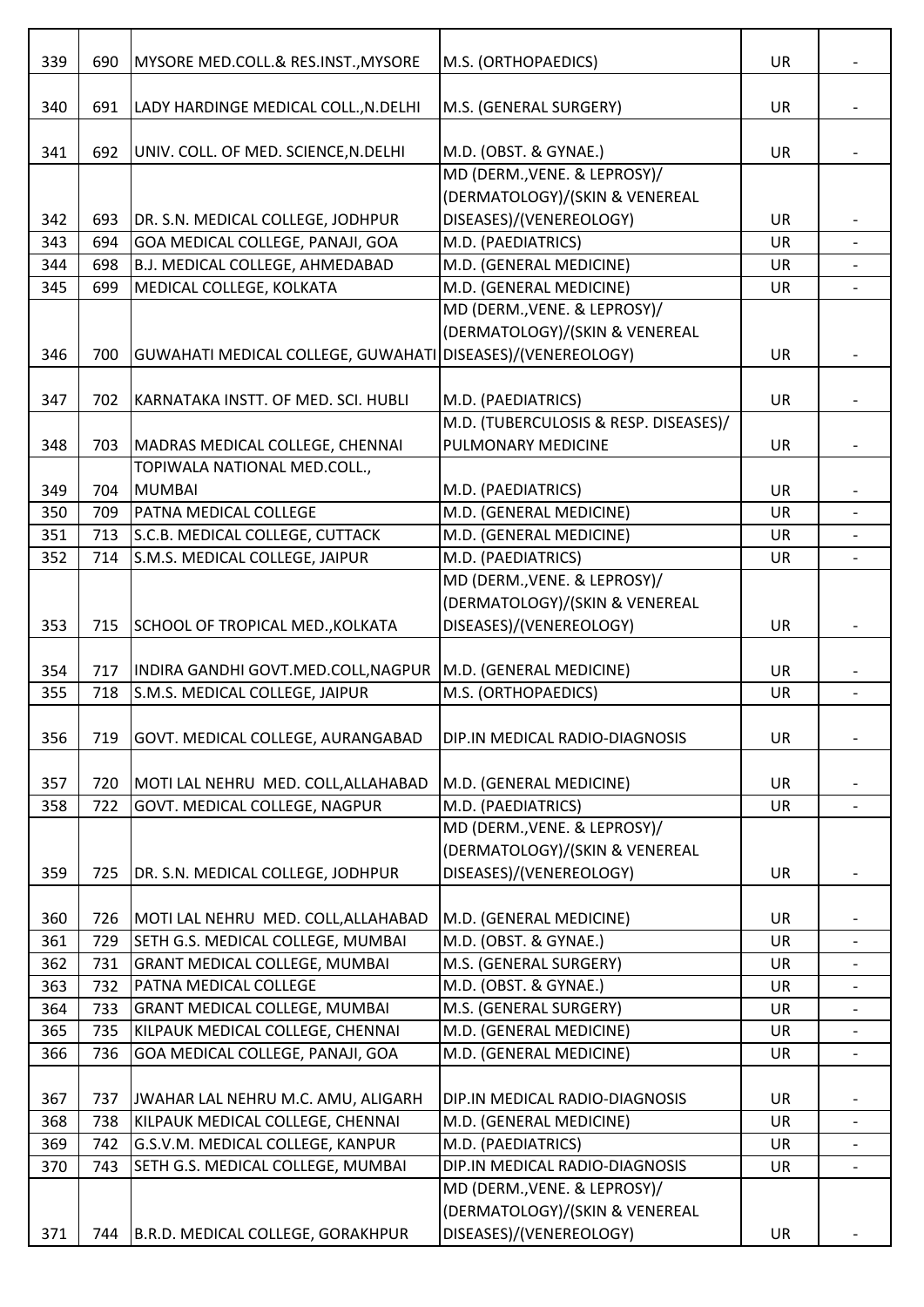| | | | | | |
|---|---|---|---|---|---|
| 339 | 690 | MYSORE MED.COLL.& RES.INST.,MYSORE | M.S. (ORTHOPAEDICS) | UR | - |
| 340 | 691 | LADY HARDINGE MEDICAL COLL.,N.DELHI | M.S. (GENERAL SURGERY) | UR | - |
| 341 | 692 | UNIV. COLL. OF MED. SCIENCE,N.DELHI | M.D. (OBST. & GYNAE.) | UR | - |
| 342 | 693 | DR. S.N. MEDICAL COLLEGE, JODHPUR | MD (DERM.,VENE. & LEPROSY)/ (DERMATOLOGY)/(SKIN & VENEREAL DISEASES)/(VENEREOLOGY) | UR | - |
| 343 | 694 | GOA MEDICAL COLLEGE, PANAJI, GOA | M.D. (PAEDIATRICS) | UR | - |
| 344 | 698 | B.J. MEDICAL COLLEGE, AHMEDABAD | M.D. (GENERAL MEDICINE) | UR | - |
| 345 | 699 | MEDICAL COLLEGE, KOLKATA | M.D. (GENERAL MEDICINE) | UR | - |
| 346 | 700 | GUWAHATI MEDICAL COLLEGE, GUWAHATI | MD (DERM.,VENE. & LEPROSY)/ (DERMATOLOGY)/(SKIN & VENEREAL DISEASES)/(VENEREOLOGY) | UR | - |
| 347 | 702 | KARNATAKA INSTT. OF MED. SCI. HUBLI | M.D. (PAEDIATRICS) | UR | - |
| 348 | 703 | MADRAS MEDICAL COLLEGE, CHENNAI | M.D. (TUBERCULOSIS & RESP. DISEASES)/ PULMONARY MEDICINE | UR | - |
| 349 | 704 | TOPIWALA NATIONAL MED.COLL., MUMBAI | M.D. (PAEDIATRICS) | UR | - |
| 350 | 709 | PATNA MEDICAL COLLEGE | M.D. (GENERAL MEDICINE) | UR | - |
| 351 | 713 | S.C.B. MEDICAL COLLEGE, CUTTACK | M.D. (GENERAL MEDICINE) | UR | - |
| 352 | 714 | S.M.S. MEDICAL COLLEGE, JAIPUR | M.D. (PAEDIATRICS) | UR | - |
| 353 | 715 | SCHOOL OF TROPICAL MED.,KOLKATA | MD (DERM.,VENE. & LEPROSY)/ (DERMATOLOGY)/(SKIN & VENEREAL DISEASES)/(VENEREOLOGY) | UR | - |
| 354 | 717 | INDIRA GANDHI GOVT.MED.COLL,NAGPUR | M.D. (GENERAL MEDICINE) | UR | - |
| 355 | 718 | S.M.S. MEDICAL COLLEGE, JAIPUR | M.S. (ORTHOPAEDICS) | UR | - |
| 356 | 719 | GOVT. MEDICAL COLLEGE, AURANGABAD | DIP.IN MEDICAL RADIO-DIAGNOSIS | UR | - |
| 357 | 720 | MOTI LAL NEHRU MED. COLL,ALLAHABAD | M.D. (GENERAL MEDICINE) | UR | - |
| 358 | 722 | GOVT. MEDICAL COLLEGE, NAGPUR | M.D. (PAEDIATRICS) | UR | - |
| 359 | 725 | DR. S.N. MEDICAL COLLEGE, JODHPUR | MD (DERM.,VENE. & LEPROSY)/ (DERMATOLOGY)/(SKIN & VENEREAL DISEASES)/(VENEREOLOGY) | UR | - |
| 360 | 726 | MOTI LAL NEHRU MED. COLL,ALLAHABAD | M.D. (GENERAL MEDICINE) | UR | - |
| 361 | 729 | SETH G.S. MEDICAL COLLEGE, MUMBAI | M.D. (OBST. & GYNAE.) | UR | - |
| 362 | 731 | GRANT MEDICAL COLLEGE, MUMBAI | M.S. (GENERAL SURGERY) | UR | - |
| 363 | 732 | PATNA MEDICAL COLLEGE | M.D. (OBST. & GYNAE.) | UR | - |
| 364 | 733 | GRANT MEDICAL COLLEGE, MUMBAI | M.S. (GENERAL SURGERY) | UR | - |
| 365 | 735 | KILPAUK MEDICAL COLLEGE, CHENNAI | M.D. (GENERAL MEDICINE) | UR | - |
| 366 | 736 | GOA MEDICAL COLLEGE, PANAJI, GOA | M.D. (GENERAL MEDICINE) | UR | - |
| 367 | 737 | JWAHAR LAL NEHRU M.C. AMU, ALIGARH | DIP.IN MEDICAL RADIO-DIAGNOSIS | UR | - |
| 368 | 738 | KILPAUK MEDICAL COLLEGE, CHENNAI | M.D. (GENERAL MEDICINE) | UR | - |
| 369 | 742 | G.S.V.M. MEDICAL COLLEGE, KANPUR | M.D. (PAEDIATRICS) | UR | - |
| 370 | 743 | SETH G.S. MEDICAL COLLEGE, MUMBAI | DIP.IN MEDICAL RADIO-DIAGNOSIS | UR | - |
| 371 | 744 | B.R.D. MEDICAL COLLEGE, GORAKHPUR | MD (DERM.,VENE. & LEPROSY)/ (DERMATOLOGY)/(SKIN & VENEREAL DISEASES)/(VENEREOLOGY) | UR | - |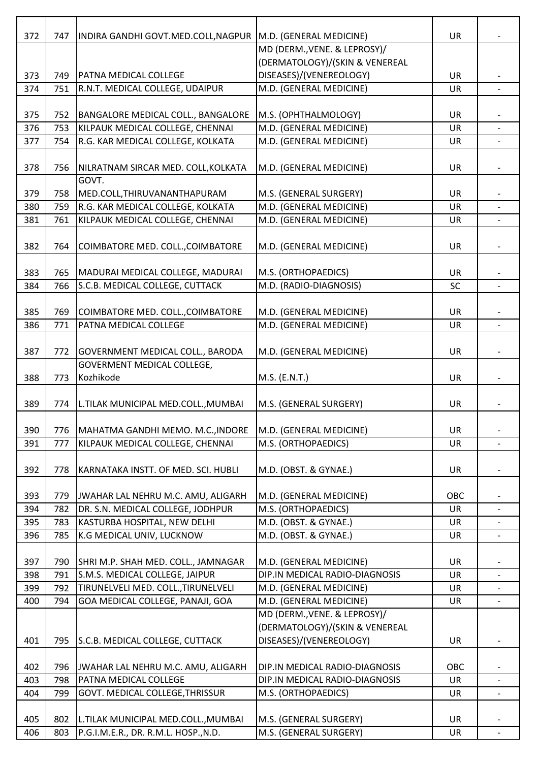| 372 | 747 | INDIRA GANDHI GOVT.MED.COLL,NAGPUR | M.D. (GENERAL MEDICINE) | UR | - |
|---|---|---|---|---|---|
| 373 | 749 | PATNA MEDICAL COLLEGE | MD (DERM.,VENE. & LEPROSY)/ (DERMATOLOGY)/(SKIN & VENEREAL DISEASES)/(VENEREOLOGY) | UR | - |
| 374 | 751 | R.N.T. MEDICAL COLLEGE, UDAIPUR | M.D. (GENERAL MEDICINE) | UR | - |
| 375 | 752 | BANGALORE MEDICAL COLL., BANGALORE | M.S. (OPHTHALMOLOGY) | UR | - |
| 376 | 753 | KILPAUK MEDICAL COLLEGE, CHENNAI | M.D. (GENERAL MEDICINE) | UR | - |
| 377 | 754 | R.G. KAR MEDICAL COLLEGE, KOLKATA | M.D. (GENERAL MEDICINE) | UR | - |
| 378 | 756 | NILRATNAM SIRCAR MED. COLL,KOLKATA | M.D. (GENERAL MEDICINE) | UR | - |
| 379 | 758 | GOVT. MED.COLL,THIRUVANANTHAPURAM | M.S. (GENERAL SURGERY) | UR | - |
| 380 | 759 | R.G. KAR MEDICAL COLLEGE, KOLKATA | M.D. (GENERAL MEDICINE) | UR | - |
| 381 | 761 | KILPAUK MEDICAL COLLEGE, CHENNAI | M.D. (GENERAL MEDICINE) | UR | - |
| 382 | 764 | COIMBATORE MED. COLL.,COIMBATORE | M.D. (GENERAL MEDICINE) | UR | - |
| 383 | 765 | MADURAI MEDICAL COLLEGE, MADURAI | M.S. (ORTHOPAEDICS) | UR | - |
| 384 | 766 | S.C.B. MEDICAL COLLEGE, CUTTACK | M.D. (RADIO-DIAGNOSIS) | SC | - |
| 385 | 769 | COIMBATORE MED. COLL.,COIMBATORE | M.D. (GENERAL MEDICINE) | UR | - |
| 386 | 771 | PATNA MEDICAL COLLEGE | M.D. (GENERAL MEDICINE) | UR | - |
| 387 | 772 | GOVERNMENT MEDICAL COLL., BARODA | M.D. (GENERAL MEDICINE) | UR | - |
| 388 | 773 | GOVERMENT MEDICAL COLLEGE, Kozhikode | M.S. (E.N.T.) | UR | - |
| 389 | 774 | L.TILAK MUNICIPAL MED.COLL.,MUMBAI | M.S. (GENERAL SURGERY) | UR | - |
| 390 | 776 | MAHATMA GANDHI MEMO. M.C.,INDORE | M.D. (GENERAL MEDICINE) | UR | - |
| 391 | 777 | KILPAUK MEDICAL COLLEGE, CHENNAI | M.S. (ORTHOPAEDICS) | UR | - |
| 392 | 778 | KARNATAKA INSTT. OF MED. SCI. HUBLI | M.D. (OBST. & GYNAE.) | UR | - |
| 393 | 779 | JWAHAR LAL NEHRU M.C. AMU, ALIGARH | M.D. (GENERAL MEDICINE) | OBC | - |
| 394 | 782 | DR. S.N. MEDICAL COLLEGE, JODHPUR | M.S. (ORTHOPAEDICS) | UR | - |
| 395 | 783 | KASTURBA HOSPITAL, NEW DELHI | M.D. (OBST. & GYNAE.) | UR | - |
| 396 | 785 | K.G MEDICAL UNIV, LUCKNOW | M.D. (OBST. & GYNAE.) | UR | - |
| 397 | 790 | SHRI M.P. SHAH MED. COLL., JAMNAGAR | M.D. (GENERAL MEDICINE) | UR | - |
| 398 | 791 | S.M.S. MEDICAL COLLEGE, JAIPUR | DIP.IN MEDICAL RADIO-DIAGNOSIS | UR | - |
| 399 | 792 | TIRUNELVELI MED. COLL.,TIRUNELVELI | M.D. (GENERAL MEDICINE) | UR | - |
| 400 | 794 | GOA MEDICAL COLLEGE, PANAJI, GOA | M.D. (GENERAL MEDICINE) | UR | - |
| 401 | 795 | S.C.B. MEDICAL COLLEGE, CUTTACK | MD (DERM.,VENE. & LEPROSY)/ (DERMATOLOGY)/(SKIN & VENEREAL DISEASES)/(VENEREOLOGY) | UR | - |
| 402 | 796 | JWAHAR LAL NEHRU M.C. AMU, ALIGARH | DIP.IN MEDICAL RADIO-DIAGNOSIS | OBC | - |
| 403 | 798 | PATNA MEDICAL COLLEGE | DIP.IN MEDICAL RADIO-DIAGNOSIS | UR | - |
| 404 | 799 | GOVT. MEDICAL COLLEGE,THRISSUR | M.S. (ORTHOPAEDICS) | UR | - |
| 405 | 802 | L.TILAK MUNICIPAL MED.COLL.,MUMBAI | M.S. (GENERAL SURGERY) | UR | - |
| 406 | 803 | P.G.I.M.E.R., DR. R.M.L. HOSP.,N.D. | M.S. (GENERAL SURGERY) | UR | - |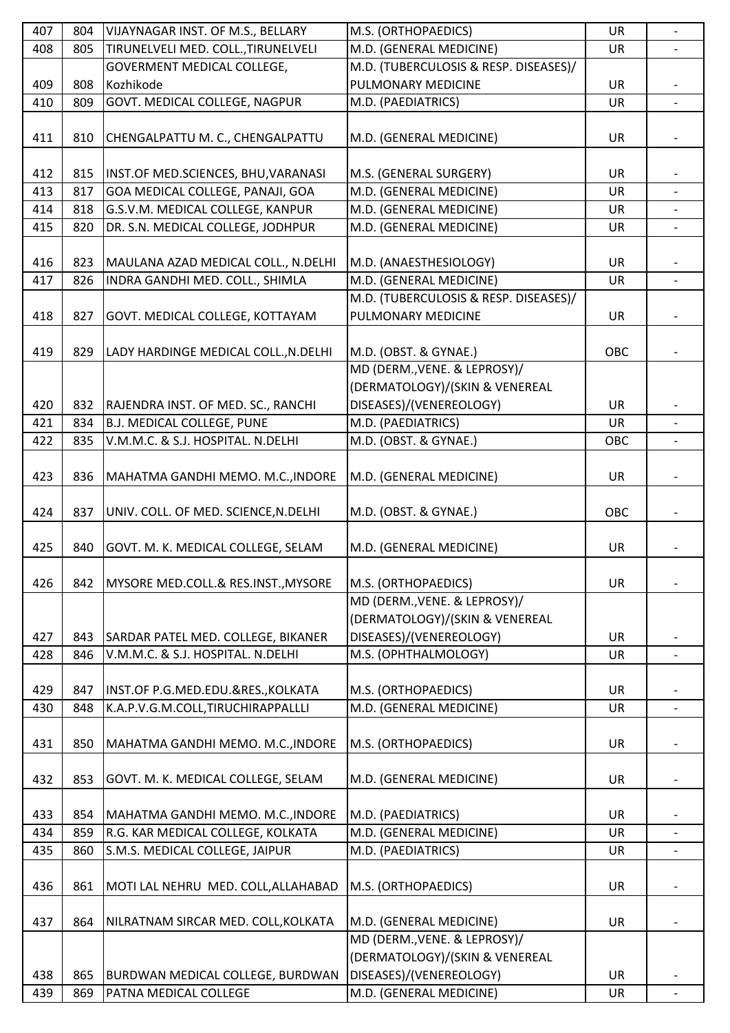| | | | | | |
|---|---|---|---|---|---|
| 407 | 804 | VIJAYNAGAR INST. OF M.S., BELLARY | M.S. (ORTHOPAEDICS) | UR | - |
| 408 | 805 | TIRUNELVELI MED. COLL.,TIRUNELVELI | M.D. (GENERAL MEDICINE) | UR | - |
| 409 | 808 | GOVERMENT MEDICAL COLLEGE, Kozhikode | M.D. (TUBERCULOSIS & RESP. DISEASES)/ PULMONARY MEDICINE | UR | - |
| 410 | 809 | GOVT. MEDICAL COLLEGE, NAGPUR | M.D. (PAEDIATRICS) | UR | - |
| 411 | 810 | CHENGALPATTU M. C., CHENGALPATTU | M.D. (GENERAL MEDICINE) | UR | - |
| 412 | 815 | INST.OF MED.SCIENCES, BHU,VARANASI | M.S. (GENERAL SURGERY) | UR | - |
| 413 | 817 | GOA MEDICAL COLLEGE, PANAJI, GOA | M.D. (GENERAL MEDICINE) | UR | - |
| 414 | 818 | G.S.V.M. MEDICAL COLLEGE, KANPUR | M.D. (GENERAL MEDICINE) | UR | - |
| 415 | 820 | DR. S.N. MEDICAL COLLEGE, JODHPUR | M.D. (GENERAL MEDICINE) | UR | - |
| 416 | 823 | MAULANA AZAD MEDICAL COLL., N.DELHI | M.D. (ANAESTHESIOLOGY) | UR | - |
| 417 | 826 | INDRA GANDHI MED. COLL., SHIMLA | M.D. (GENERAL MEDICINE) | UR | - |
| 418 | 827 | GOVT. MEDICAL COLLEGE, KOTTAYAM | M.D. (TUBERCULOSIS & RESP. DISEASES)/ PULMONARY MEDICINE | UR | - |
| 419 | 829 | LADY HARDINGE MEDICAL COLL.,N.DELHI | M.D. (OBST. & GYNAE.) | OBC | - |
| 420 | 832 | RAJENDRA INST. OF MED. SC., RANCHI | MD (DERM.,VENE. & LEPROSY)/ (DERMATOLOGY)/(SKIN & VENEREAL DISEASES)/(VENEREOLOGY) | UR | - |
| 421 | 834 | B.J. MEDICAL COLLEGE, PUNE | M.D. (PAEDIATRICS) | UR | - |
| 422 | 835 | V.M.M.C. & S.J. HOSPITAL. N.DELHI | M.D. (OBST. & GYNAE.) | OBC | - |
| 423 | 836 | MAHATMA GANDHI MEMO. M.C.,INDORE | M.D. (GENERAL MEDICINE) | UR | - |
| 424 | 837 | UNIV. COLL. OF MED. SCIENCE,N.DELHI | M.D. (OBST. & GYNAE.) | OBC | - |
| 425 | 840 | GOVT. M. K. MEDICAL COLLEGE, SELAM | M.D. (GENERAL MEDICINE) | UR | - |
| 426 | 842 | MYSORE MED.COLL.& RES.INST.,MYSORE | M.S. (ORTHOPAEDICS) | UR | - |
| 427 | 843 | SARDAR PATEL MED. COLLEGE, BIKANER | MD (DERM.,VENE. & LEPROSY)/ (DERMATOLOGY)/(SKIN & VENEREAL DISEASES)/(VENEREOLOGY) | UR | - |
| 428 | 846 | V.M.M.C. & S.J. HOSPITAL. N.DELHI | M.S. (OPHTHALMOLOGY) | UR | - |
| 429 | 847 | INST.OF P.G.MED.EDU.&RES.,KOLKATA | M.S. (ORTHOPAEDICS) | UR | - |
| 430 | 848 | K.A.P.V.G.M.COLL,TIRUCHIRAPPALLLI | M.D. (GENERAL MEDICINE) | UR | - |
| 431 | 850 | MAHATMA GANDHI MEMO. M.C.,INDORE | M.S. (ORTHOPAEDICS) | UR | - |
| 432 | 853 | GOVT. M. K. MEDICAL COLLEGE, SELAM | M.D. (GENERAL MEDICINE) | UR | - |
| 433 | 854 | MAHATMA GANDHI MEMO. M.C.,INDORE | M.D. (PAEDIATRICS) | UR | - |
| 434 | 859 | R.G. KAR MEDICAL COLLEGE, KOLKATA | M.D. (GENERAL MEDICINE) | UR | - |
| 435 | 860 | S.M.S. MEDICAL COLLEGE, JAIPUR | M.D. (PAEDIATRICS) | UR | - |
| 436 | 861 | MOTI LAL NEHRU MED. COLL,ALLAHABAD | M.S. (ORTHOPAEDICS) | UR | - |
| 437 | 864 | NILRATNAM SIRCAR MED. COLL,KOLKATA | M.D. (GENERAL MEDICINE) | UR | - |
| 438 | 865 | BURDWAN MEDICAL COLLEGE, BURDWAN | MD (DERM.,VENE. & LEPROSY)/ (DERMATOLOGY)/(SKIN & VENEREAL DISEASES)/(VENEREOLOGY) | UR | - |
| 439 | 869 | PATNA MEDICAL COLLEGE | M.D. (GENERAL MEDICINE) | UR | - |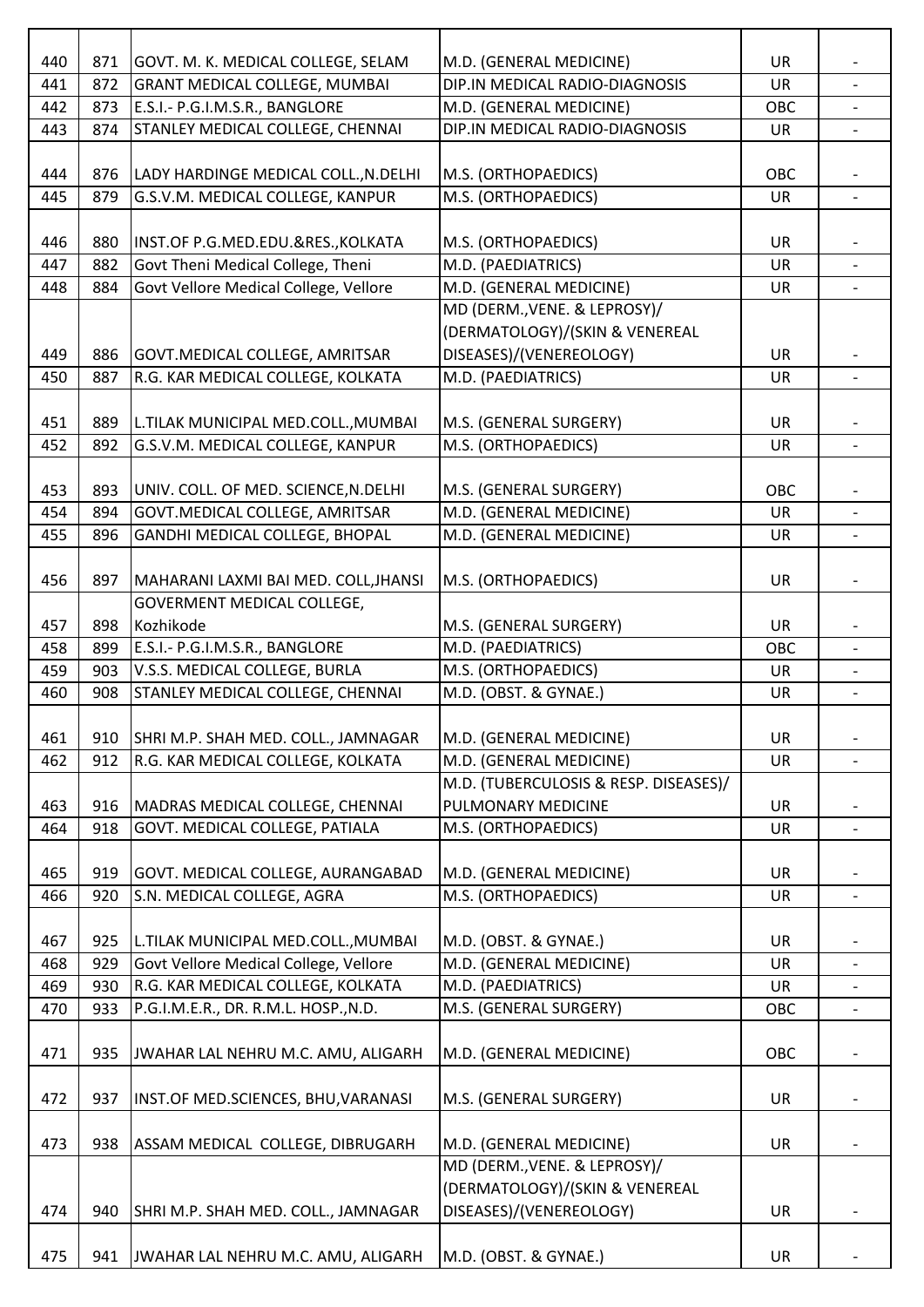| | | | | | |
|---|---|---|---|---|---|
| 440 | 871 | GOVT. M. K. MEDICAL COLLEGE, SELAM | M.D. (GENERAL MEDICINE) | UR | - |
| 441 | 872 | GRANT MEDICAL COLLEGE, MUMBAI | DIP.IN MEDICAL RADIO-DIAGNOSIS | UR | - |
| 442 | 873 | E.S.I.- P.G.I.M.S.R., BANGLORE | M.D. (GENERAL MEDICINE) | OBC | - |
| 443 | 874 | STANLEY MEDICAL COLLEGE, CHENNAI | DIP.IN MEDICAL RADIO-DIAGNOSIS | UR | - |
| 444 | 876 | LADY HARDINGE MEDICAL COLL.,N.DELHI | M.S. (ORTHOPAEDICS) | OBC | - |
| 445 | 879 | G.S.V.M. MEDICAL COLLEGE, KANPUR | M.S. (ORTHOPAEDICS) | UR | - |
| 446 | 880 | INST.OF P.G.MED.EDU.&RES.,KOLKATA | M.S. (ORTHOPAEDICS) | UR | - |
| 447 | 882 | Govt Theni Medical College, Theni | M.D. (PAEDIATRICS) | UR | - |
| 448 | 884 | Govt Vellore Medical College, Vellore | M.D. (GENERAL MEDICINE) | UR | - |
| 449 | 886 | GOVT.MEDICAL COLLEGE, AMRITSAR | MD (DERM.,VENE. & LEPROSY)/ (DERMATOLOGY)/(SKIN & VENEREAL DISEASES)/(VENEREOLOGY) | UR | - |
| 450 | 887 | R.G. KAR MEDICAL COLLEGE, KOLKATA | M.D. (PAEDIATRICS) | UR | - |
| 451 | 889 | L.TILAK MUNICIPAL MED.COLL.,MUMBAI | M.S. (GENERAL SURGERY) | UR | - |
| 452 | 892 | G.S.V.M. MEDICAL COLLEGE, KANPUR | M.S. (ORTHOPAEDICS) | UR | - |
| 453 | 893 | UNIV. COLL. OF MED. SCIENCE,N.DELHI | M.S. (GENERAL SURGERY) | OBC | - |
| 454 | 894 | GOVT.MEDICAL COLLEGE, AMRITSAR | M.D. (GENERAL MEDICINE) | UR | - |
| 455 | 896 | GANDHI MEDICAL COLLEGE, BHOPAL | M.D. (GENERAL MEDICINE) | UR | - |
| 456 | 897 | MAHARANI LAXMI BAI MED. COLL,JHANSI | M.S. (ORTHOPAEDICS) | UR | - |
| 457 | 898 | GOVERMENT MEDICAL COLLEGE, Kozhikode | M.S. (GENERAL SURGERY) | UR | - |
| 458 | 899 | E.S.I.- P.G.I.M.S.R., BANGLORE | M.D. (PAEDIATRICS) | OBC | - |
| 459 | 903 | V.S.S. MEDICAL COLLEGE, BURLA | M.S. (ORTHOPAEDICS) | UR | - |
| 460 | 908 | STANLEY MEDICAL COLLEGE, CHENNAI | M.D. (OBST. & GYNAE.) | UR | - |
| 461 | 910 | SHRI M.P. SHAH MED. COLL., JAMNAGAR | M.D. (GENERAL MEDICINE) | UR | - |
| 462 | 912 | R.G. KAR MEDICAL COLLEGE, KOLKATA | M.D. (GENERAL MEDICINE) | UR | - |
| 463 | 916 | MADRAS MEDICAL COLLEGE, CHENNAI | M.D. (TUBERCULOSIS & RESP. DISEASES)/ PULMONARY MEDICINE | UR | - |
| 464 | 918 | GOVT. MEDICAL COLLEGE, PATIALA | M.S. (ORTHOPAEDICS) | UR | - |
| 465 | 919 | GOVT. MEDICAL COLLEGE, AURANGABAD | M.D. (GENERAL MEDICINE) | UR | - |
| 466 | 920 | S.N. MEDICAL COLLEGE, AGRA | M.S. (ORTHOPAEDICS) | UR | - |
| 467 | 925 | L.TILAK MUNICIPAL MED.COLL.,MUMBAI | M.D. (OBST. & GYNAE.) | UR | - |
| 468 | 929 | Govt Vellore Medical College, Vellore | M.D. (GENERAL MEDICINE) | UR | - |
| 469 | 930 | R.G. KAR MEDICAL COLLEGE, KOLKATA | M.D. (PAEDIATRICS) | UR | - |
| 470 | 933 | P.G.I.M.E.R., DR. R.M.L. HOSP.,N.D. | M.S. (GENERAL SURGERY) | OBC | - |
| 471 | 935 | JWAHAR LAL NEHRU M.C. AMU, ALIGARH | M.D. (GENERAL MEDICINE) | OBC | - |
| 472 | 937 | INST.OF MED.SCIENCES, BHU,VARANASI | M.S. (GENERAL SURGERY) | UR | - |
| 473 | 938 | ASSAM MEDICAL COLLEGE, DIBRUGARH | M.D. (GENERAL MEDICINE) | UR | - |
| 474 | 940 | SHRI M.P. SHAH MED. COLL., JAMNAGAR | MD (DERM.,VENE. & LEPROSY)/ (DERMATOLOGY)/(SKIN & VENEREAL DISEASES)/(VENEREOLOGY) | UR | - |
| 475 | 941 | JWAHAR LAL NEHRU M.C. AMU, ALIGARH | M.D. (OBST. & GYNAE.) | UR | - |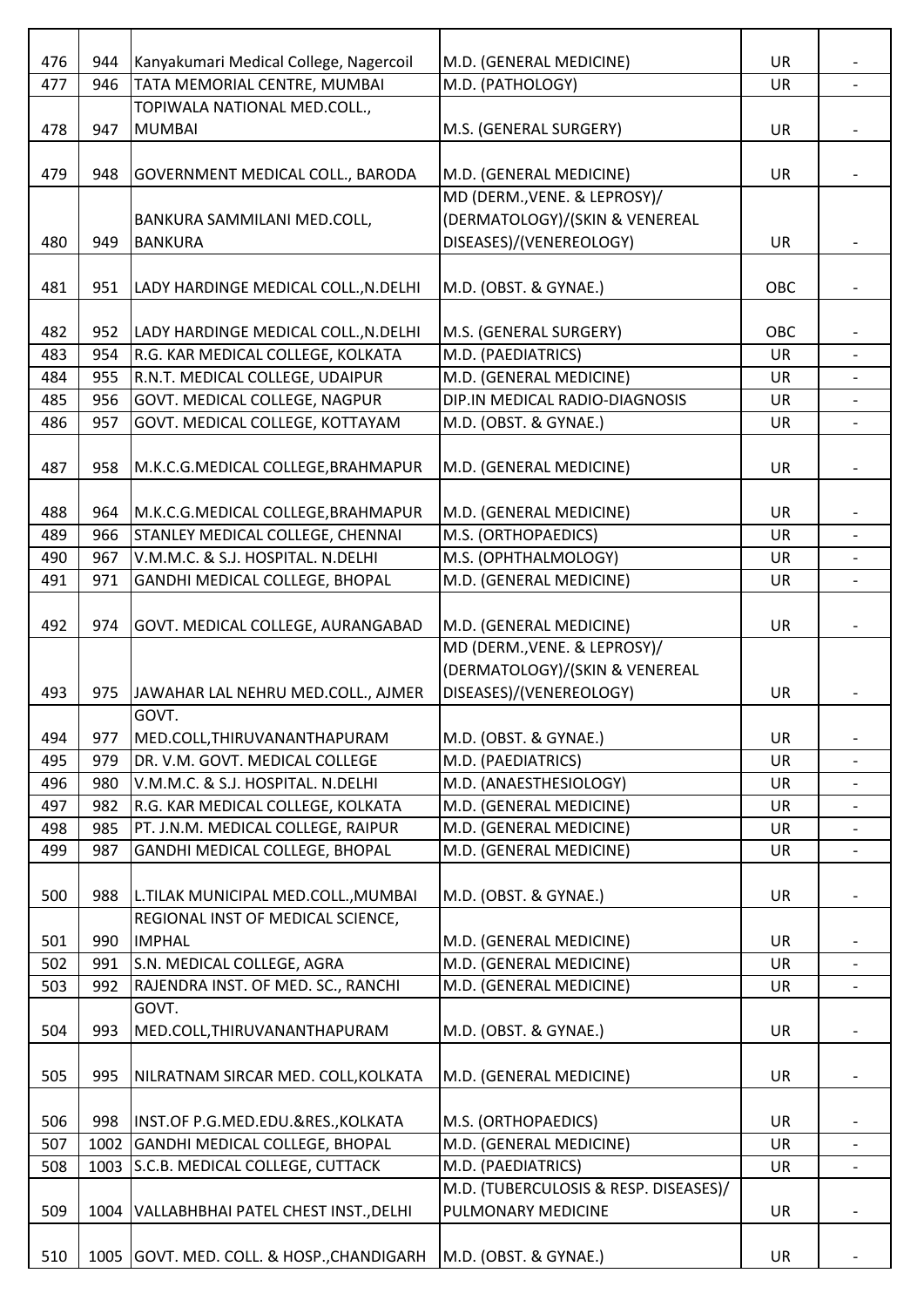| | | | | | |
|---|---|---|---|---|---|
| 476 | 944 | Kanyakumari Medical College, Nagercoil | M.D. (GENERAL MEDICINE) | UR | - |
| 477 | 946 | TATA MEMORIAL CENTRE, MUMBAI | M.D. (PATHOLOGY) | UR | - |
| 478 | 947 | TOPIWALA NATIONAL MED.COLL., MUMBAI | M.S. (GENERAL SURGERY) | UR | - |
| 479 | 948 | GOVERNMENT MEDICAL COLL., BARODA | M.D. (GENERAL MEDICINE) | UR | - |
| 480 | 949 | BANKURA SAMMILANI MED.COLL, BANKURA | MD (DERM.,VENE. & LEPROSY)/ (DERMATOLOGY)/(SKIN & VENEREAL DISEASES)/(VENEREOLOGY) | UR | - |
| 481 | 951 | LADY HARDINGE MEDICAL COLL.,N.DELHI | M.D. (OBST. & GYNAE.) | OBC | - |
| 482 | 952 | LADY HARDINGE MEDICAL COLL.,N.DELHI | M.S. (GENERAL SURGERY) | OBC | - |
| 483 | 954 | R.G. KAR MEDICAL COLLEGE, KOLKATA | M.D. (PAEDIATRICS) | UR | - |
| 484 | 955 | R.N.T. MEDICAL COLLEGE, UDAIPUR | M.D. (GENERAL MEDICINE) | UR | - |
| 485 | 956 | GOVT. MEDICAL COLLEGE, NAGPUR | DIP.IN MEDICAL RADIO-DIAGNOSIS | UR | - |
| 486 | 957 | GOVT. MEDICAL COLLEGE, KOTTAYAM | M.D. (OBST. & GYNAE.) | UR | - |
| 487 | 958 | M.K.C.G.MEDICAL COLLEGE,BRAHMAPUR | M.D. (GENERAL MEDICINE) | UR | - |
| 488 | 964 | M.K.C.G.MEDICAL COLLEGE,BRAHMAPUR | M.D. (GENERAL MEDICINE) | UR | - |
| 489 | 966 | STANLEY MEDICAL COLLEGE, CHENNAI | M.S. (ORTHOPAEDICS) | UR | - |
| 490 | 967 | V.M.M.C. & S.J. HOSPITAL. N.DELHI | M.S. (OPHTHALMOLOGY) | UR | - |
| 491 | 971 | GANDHI MEDICAL COLLEGE, BHOPAL | M.D. (GENERAL MEDICINE) | UR | - |
| 492 | 974 | GOVT. MEDICAL COLLEGE, AURANGABAD | M.D. (GENERAL MEDICINE) | UR | - |
| 493 | 975 | JAWAHAR LAL NEHRU MED.COLL., AJMER | MD (DERM.,VENE. & LEPROSY)/ (DERMATOLOGY)/(SKIN & VENEREAL DISEASES)/(VENEREOLOGY) | UR | - |
| 494 | 977 | GOVT. MED.COLL,THIRUVANANTHAPURAM | M.D. (OBST. & GYNAE.) | UR | - |
| 495 | 979 | DR. V.M. GOVT. MEDICAL COLLEGE | M.D. (PAEDIATRICS) | UR | - |
| 496 | 980 | V.M.M.C. & S.J. HOSPITAL. N.DELHI | M.D. (ANAESTHESIOLOGY) | UR | - |
| 497 | 982 | R.G. KAR MEDICAL COLLEGE, KOLKATA | M.D. (GENERAL MEDICINE) | UR | - |
| 498 | 985 | PT. J.N.M. MEDICAL COLLEGE, RAIPUR | M.D. (GENERAL MEDICINE) | UR | - |
| 499 | 987 | GANDHI MEDICAL COLLEGE, BHOPAL | M.D. (GENERAL MEDICINE) | UR | - |
| 500 | 988 | L.TILAK MUNICIPAL MED.COLL.,MUMBAI | M.D. (OBST. & GYNAE.) | UR | - |
| 501 | 990 | REGIONAL INST OF MEDICAL SCIENCE, IMPHAL | M.D. (GENERAL MEDICINE) | UR | - |
| 502 | 991 | S.N. MEDICAL COLLEGE, AGRA | M.D. (GENERAL MEDICINE) | UR | - |
| 503 | 992 | RAJENDRA INST. OF MED. SC., RANCHI | M.D. (GENERAL MEDICINE) | UR | - |
| 504 | 993 | GOVT. MED.COLL,THIRUVANANTHAPURAM | M.D. (OBST. & GYNAE.) | UR | - |
| 505 | 995 | NILRATNAM SIRCAR MED. COLL,KOLKATA | M.D. (GENERAL MEDICINE) | UR | - |
| 506 | 998 | INST.OF P.G.MED.EDU.&RES.,KOLKATA | M.S. (ORTHOPAEDICS) | UR | - |
| 507 | 1002 | GANDHI MEDICAL COLLEGE, BHOPAL | M.D. (GENERAL MEDICINE) | UR | - |
| 508 | 1003 | S.C.B. MEDICAL COLLEGE, CUTTACK | M.D. (PAEDIATRICS) | UR | - |
| 509 | 1004 | VALLABHBHAI PATEL CHEST INST.,DELHI | M.D. (TUBERCULOSIS & RESP. DISEASES)/ PULMONARY MEDICINE | UR | - |
| 510 | 1005 | GOVT. MED. COLL. & HOSP.,CHANDIGARH | M.D. (OBST. & GYNAE.) | UR | - |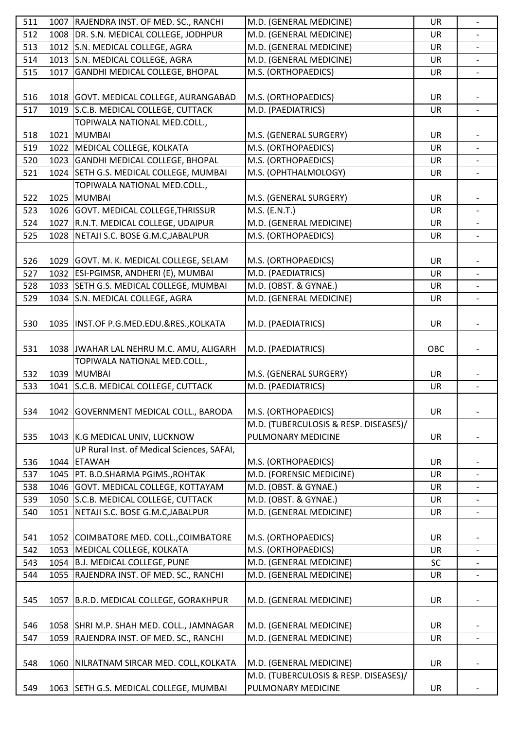| | | | | | |
|---|---|---|---|---|---|
| 511 | 1007 | RAJENDRA INST. OF MED. SC., RANCHI | M.D. (GENERAL MEDICINE) | UR | - |
| 512 | 1008 | DR. S.N. MEDICAL COLLEGE, JODHPUR | M.D. (GENERAL MEDICINE) | UR | - |
| 513 | 1012 | S.N. MEDICAL COLLEGE, AGRA | M.D. (GENERAL MEDICINE) | UR | - |
| 514 | 1013 | S.N. MEDICAL COLLEGE, AGRA | M.D. (GENERAL MEDICINE) | UR | - |
| 515 | 1017 | GANDHI MEDICAL COLLEGE, BHOPAL | M.S. (ORTHOPAEDICS) | UR | - |
| 516 | 1018 | GOVT. MEDICAL COLLEGE, AURANGABAD | M.S. (ORTHOPAEDICS) | UR | - |
| 517 | 1019 | S.C.B. MEDICAL COLLEGE, CUTTACK | M.D. (PAEDIATRICS) | UR | - |
| 518 | 1021 | TOPIWALA NATIONAL MED.COLL., MUMBAI | M.S. (GENERAL SURGERY) | UR | - |
| 519 | 1022 | MEDICAL COLLEGE, KOLKATA | M.S. (ORTHOPAEDICS) | UR | - |
| 520 | 1023 | GANDHI MEDICAL COLLEGE, BHOPAL | M.S. (ORTHOPAEDICS) | UR | - |
| 521 | 1024 | SETH G.S. MEDICAL COLLEGE, MUMBAI | M.S. (OPHTHALMOLOGY) | UR | - |
| 522 | 1025 | TOPIWALA NATIONAL MED.COLL., MUMBAI | M.S. (GENERAL SURGERY) | UR | - |
| 523 | 1026 | GOVT. MEDICAL COLLEGE,THRISSUR | M.S. (E.N.T.) | UR | - |
| 524 | 1027 | R.N.T. MEDICAL COLLEGE, UDAIPUR | M.D. (GENERAL MEDICINE) | UR | - |
| 525 | 1028 | NETAJI S.C. BOSE G.M.C,JABALPUR | M.S. (ORTHOPAEDICS) | UR | - |
| 526 | 1029 | GOVT. M. K. MEDICAL COLLEGE, SELAM | M.S. (ORTHOPAEDICS) | UR | - |
| 527 | 1032 | ESI-PGIMSR, ANDHERI (E), MUMBAI | M.D. (PAEDIATRICS) | UR | - |
| 528 | 1033 | SETH G.S. MEDICAL COLLEGE, MUMBAI | M.D. (OBST. & GYNAE.) | UR | - |
| 529 | 1034 | S.N. MEDICAL COLLEGE, AGRA | M.D. (GENERAL MEDICINE) | UR | - |
| 530 | 1035 | INST.OF P.G.MED.EDU.&RES.,KOLKATA | M.D. (PAEDIATRICS) | UR | - |
| 531 | 1038 | JWAHAR LAL NEHRU M.C. AMU, ALIGARH | M.D. (PAEDIATRICS) | OBC | - |
| 532 | 1039 | TOPIWALA NATIONAL MED.COLL., MUMBAI | M.S. (GENERAL SURGERY) | UR | - |
| 533 | 1041 | S.C.B. MEDICAL COLLEGE, CUTTACK | M.D. (PAEDIATRICS) | UR | - |
| 534 | 1042 | GOVERNMENT MEDICAL COLL., BARODA | M.S. (ORTHOPAEDICS) | UR | - |
| 535 | 1043 | K.G MEDICAL UNIV, LUCKNOW | M.D. (TUBERCULOSIS & RESP. DISEASES)/ PULMONARY MEDICINE | UR | - |
| 536 | 1044 | UP Rural Inst. of Medical Sciences, SAFAI, ETAWAH | M.S. (ORTHOPAEDICS) | UR | - |
| 537 | 1045 | PT. B.D.SHARMA PGIMS.,ROHTAK | M.D. (FORENSIC MEDICINE) | UR | - |
| 538 | 1046 | GOVT. MEDICAL COLLEGE, KOTTAYAM | M.D. (OBST. & GYNAE.) | UR | - |
| 539 | 1050 | S.C.B. MEDICAL COLLEGE, CUTTACK | M.D. (OBST. & GYNAE.) | UR | - |
| 540 | 1051 | NETAJI S.C. BOSE G.M.C,JABALPUR | M.D. (GENERAL MEDICINE) | UR | - |
| 541 | 1052 | COIMBATORE MED. COLL.,COIMBATORE | M.S. (ORTHOPAEDICS) | UR | - |
| 542 | 1053 | MEDICAL COLLEGE, KOLKATA | M.S. (ORTHOPAEDICS) | UR | - |
| 543 | 1054 | B.J. MEDICAL COLLEGE, PUNE | M.D. (GENERAL MEDICINE) | SC | - |
| 544 | 1055 | RAJENDRA INST. OF MED. SC., RANCHI | M.D. (GENERAL MEDICINE) | UR | - |
| 545 | 1057 | B.R.D. MEDICAL COLLEGE, GORAKHPUR | M.D. (GENERAL MEDICINE) | UR | - |
| 546 | 1058 | SHRI M.P. SHAH MED. COLL., JAMNAGAR | M.D. (GENERAL MEDICINE) | UR | - |
| 547 | 1059 | RAJENDRA INST. OF MED. SC., RANCHI | M.D. (GENERAL MEDICINE) | UR | - |
| 548 | 1060 | NILRATNAM SIRCAR MED. COLL,KOLKATA | M.D. (GENERAL MEDICINE) | UR | - |
| 549 | 1063 | SETH G.S. MEDICAL COLLEGE, MUMBAI | M.D. (TUBERCULOSIS & RESP. DISEASES)/ PULMONARY MEDICINE | UR | - |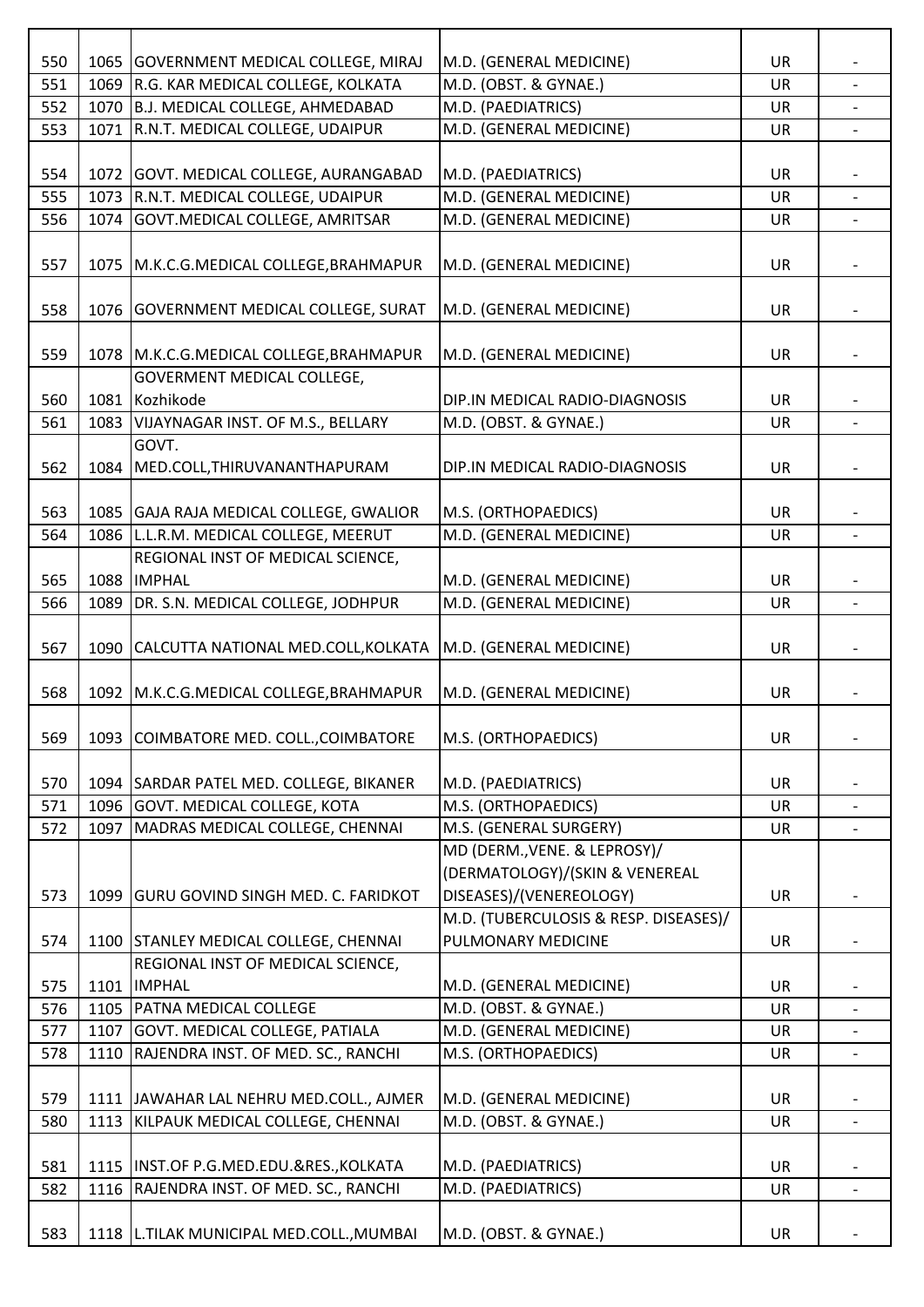| | | | | | |
|---|---|---|---|---|---|
| 550 | 1065 | GOVERNMENT MEDICAL COLLEGE, MIRAJ | M.D. (GENERAL MEDICINE) | UR | - |
| 551 | 1069 | R.G. KAR MEDICAL COLLEGE, KOLKATA | M.D. (OBST. & GYNAE.) | UR | - |
| 552 | 1070 | B.J. MEDICAL COLLEGE, AHMEDABAD | M.D. (PAEDIATRICS) | UR | - |
| 553 | 1071 | R.N.T. MEDICAL COLLEGE, UDAIPUR | M.D. (GENERAL MEDICINE) | UR | - |
| 554 | 1072 | GOVT. MEDICAL COLLEGE, AURANGABAD | M.D. (PAEDIATRICS) | UR | - |
| 555 | 1073 | R.N.T. MEDICAL COLLEGE, UDAIPUR | M.D. (GENERAL MEDICINE) | UR | - |
| 556 | 1074 | GOVT.MEDICAL COLLEGE, AMRITSAR | M.D. (GENERAL MEDICINE) | UR | - |
| 557 | 1075 | M.K.C.G.MEDICAL COLLEGE,BRAHMAPUR | M.D. (GENERAL MEDICINE) | UR | - |
| 558 | 1076 | GOVERNMENT MEDICAL COLLEGE, SURAT | M.D. (GENERAL MEDICINE) | UR | - |
| 559 | 1078 | M.K.C.G.MEDICAL COLLEGE,BRAHMAPUR | M.D. (GENERAL MEDICINE) | UR | - |
| 560 | 1081 | GOVERMENT MEDICAL COLLEGE, Kozhikode | DIP.IN MEDICAL RADIO-DIAGNOSIS | UR | - |
| 561 | 1083 | VIJAYNAGAR INST. OF M.S., BELLARY | M.D. (OBST. & GYNAE.) | UR | - |
| 562 | 1084 | GOVT. MED.COLL,THIRUVANANTHAPURAM | DIP.IN MEDICAL RADIO-DIAGNOSIS | UR | - |
| 563 | 1085 | GAJA RAJA MEDICAL COLLEGE, GWALIOR | M.S. (ORTHOPAEDICS) | UR | - |
| 564 | 1086 | L.L.R.M. MEDICAL COLLEGE, MEERUT | M.D. (GENERAL MEDICINE) | UR | - |
| 565 | 1088 | REGIONAL INST OF MEDICAL SCIENCE, IMPHAL | M.D. (GENERAL MEDICINE) | UR | - |
| 566 | 1089 | DR. S.N. MEDICAL COLLEGE, JODHPUR | M.D. (GENERAL MEDICINE) | UR | - |
| 567 | 1090 | CALCUTTA NATIONAL MED.COLL,KOLKATA | M.D. (GENERAL MEDICINE) | UR | - |
| 568 | 1092 | M.K.C.G.MEDICAL COLLEGE,BRAHMAPUR | M.D. (GENERAL MEDICINE) | UR | - |
| 569 | 1093 | COIMBATORE MED. COLL.,COIMBATORE | M.S. (ORTHOPAEDICS) | UR | - |
| 570 | 1094 | SARDAR PATEL MED. COLLEGE, BIKANER | M.D. (PAEDIATRICS) | UR | - |
| 571 | 1096 | GOVT. MEDICAL COLLEGE, KOTA | M.S. (ORTHOPAEDICS) | UR | - |
| 572 | 1097 | MADRAS MEDICAL COLLEGE, CHENNAI | M.S. (GENERAL SURGERY) | UR | - |
| 573 | 1099 | GURU GOVIND SINGH MED. C. FARIDKOT | MD (DERM.,VENE. & LEPROSY)/(DERMATOLOGY)/(SKIN & VENEREAL DISEASES)/(VENEREOLOGY) | UR | - |
| 574 | 1100 | STANLEY MEDICAL COLLEGE, CHENNAI | M.D. (TUBERCULOSIS & RESP. DISEASES)/ PULMONARY MEDICINE | UR | - |
| 575 | 1101 | REGIONAL INST OF MEDICAL SCIENCE, IMPHAL | M.D. (GENERAL MEDICINE) | UR | - |
| 576 | 1105 | PATNA MEDICAL COLLEGE | M.D. (OBST. & GYNAE.) | UR | - |
| 577 | 1107 | GOVT. MEDICAL COLLEGE, PATIALA | M.D. (GENERAL MEDICINE) | UR | - |
| 578 | 1110 | RAJENDRA INST. OF MED. SC., RANCHI | M.S. (ORTHOPAEDICS) | UR | - |
| 579 | 1111 | JAWAHAR LAL NEHRU MED.COLL., AJMER | M.D. (GENERAL MEDICINE) | UR | - |
| 580 | 1113 | KILPAUK MEDICAL COLLEGE, CHENNAI | M.D. (OBST. & GYNAE.) | UR | - |
| 581 | 1115 | INST.OF P.G.MED.EDU.&RES.,KOLKATA | M.D. (PAEDIATRICS) | UR | - |
| 582 | 1116 | RAJENDRA INST. OF MED. SC., RANCHI | M.D. (PAEDIATRICS) | UR | - |
| 583 | 1118 | L.TILAK MUNICIPAL MED.COLL.,MUMBAI | M.D. (OBST. & GYNAE.) | UR | - |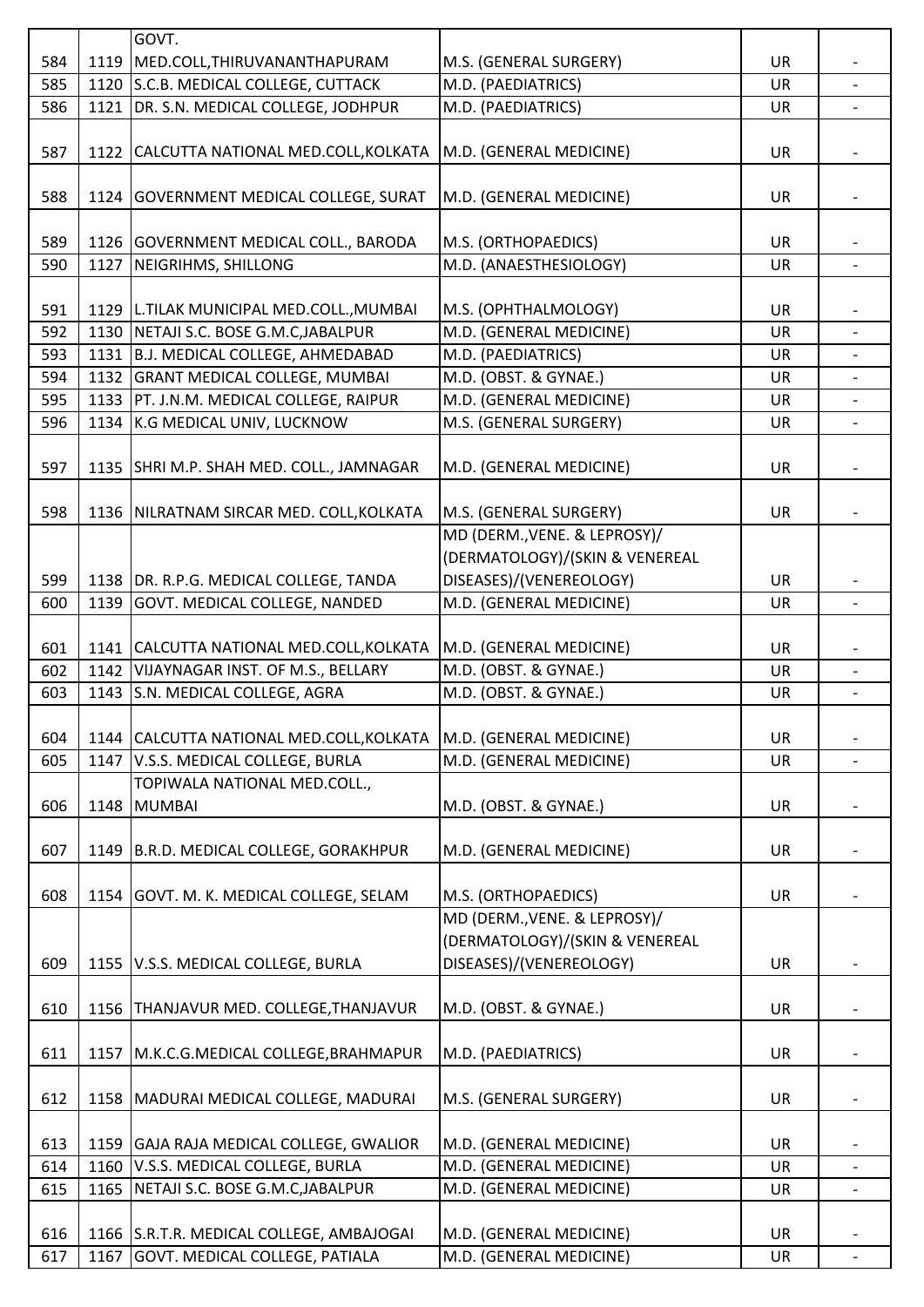| | | | | | |
|---|---|---|---|---|---|
| 584 | 1119 | GOVT. MED.COLL,THIRUVANANTHAPURAM | M.S. (GENERAL SURGERY) | UR | - |
| 585 | 1120 | S.C.B. MEDICAL COLLEGE, CUTTACK | M.D. (PAEDIATRICS) | UR | - |
| 586 | 1121 | DR. S.N. MEDICAL COLLEGE, JODHPUR | M.D. (PAEDIATRICS) | UR | - |
| 587 | 1122 | CALCUTTA NATIONAL MED.COLL,KOLKATA | M.D. (GENERAL MEDICINE) | UR | - |
| 588 | 1124 | GOVERNMENT MEDICAL COLLEGE, SURAT | M.D. (GENERAL MEDICINE) | UR | - |
| 589 | 1126 | GOVERNMENT MEDICAL COLL., BARODA | M.S. (ORTHOPAEDICS) | UR | - |
| 590 | 1127 | NEIGRIHMS, SHILLONG | M.D. (ANAESTHESIOLOGY) | UR | - |
| 591 | 1129 | L.TILAK MUNICIPAL MED.COLL.,MUMBAI | M.S. (OPHTHALMOLOGY) | UR | - |
| 592 | 1130 | NETAJI S.C. BOSE G.M.C,JABALPUR | M.D. (GENERAL MEDICINE) | UR | - |
| 593 | 1131 | B.J. MEDICAL COLLEGE, AHMEDABAD | M.D. (PAEDIATRICS) | UR | - |
| 594 | 1132 | GRANT MEDICAL COLLEGE, MUMBAI | M.D. (OBST. & GYNAE.) | UR | - |
| 595 | 1133 | PT. J.N.M. MEDICAL COLLEGE, RAIPUR | M.D. (GENERAL MEDICINE) | UR | - |
| 596 | 1134 | K.G MEDICAL UNIV, LUCKNOW | M.S. (GENERAL SURGERY) | UR | - |
| 597 | 1135 | SHRI M.P. SHAH MED. COLL., JAMNAGAR | M.D. (GENERAL MEDICINE) | UR | - |
| 598 | 1136 | NILRATNAM SIRCAR MED. COLL,KOLKATA | M.S. (GENERAL SURGERY) | UR | - |
| 599 | 1138 | DR. R.P.G. MEDICAL COLLEGE, TANDA | MD (DERM.,VENE. & LEPROSY)/(DERMATOLOGY)/(SKIN & VENEREAL DISEASES)/(VENEREOLOGY) | UR | - |
| 600 | 1139 | GOVT. MEDICAL COLLEGE, NANDED | M.D. (GENERAL MEDICINE) | UR | - |
| 601 | 1141 | CALCUTTA NATIONAL MED.COLL,KOLKATA | M.D. (GENERAL MEDICINE) | UR | - |
| 602 | 1142 | VIJAYNAGAR INST. OF M.S., BELLARY | M.D. (OBST. & GYNAE.) | UR | - |
| 603 | 1143 | S.N. MEDICAL COLLEGE, AGRA | M.D. (OBST. & GYNAE.) | UR | - |
| 604 | 1144 | CALCUTTA NATIONAL MED.COLL,KOLKATA | M.D. (GENERAL MEDICINE) | UR | - |
| 605 | 1147 | V.S.S. MEDICAL COLLEGE, BURLA | M.D. (GENERAL MEDICINE) | UR | - |
| 606 | 1148 | TOPIWALA NATIONAL MED.COLL., MUMBAI | M.D. (OBST. & GYNAE.) | UR | - |
| 607 | 1149 | B.R.D. MEDICAL COLLEGE, GORAKHPUR | M.D. (GENERAL MEDICINE) | UR | - |
| 608 | 1154 | GOVT. M. K. MEDICAL COLLEGE, SELAM | M.S. (ORTHOPAEDICS) | UR | - |
| 609 | 1155 | V.S.S. MEDICAL COLLEGE, BURLA | MD (DERM.,VENE. & LEPROSY)/(DERMATOLOGY)/(SKIN & VENEREAL DISEASES)/(VENEREOLOGY) | UR | - |
| 610 | 1156 | THANJAVUR MED. COLLEGE,THANJAVUR | M.D. (OBST. & GYNAE.) | UR | - |
| 611 | 1157 | M.K.C.G.MEDICAL COLLEGE,BRAHMAPUR | M.D. (PAEDIATRICS) | UR | - |
| 612 | 1158 | MADURAI MEDICAL COLLEGE, MADURAI | M.S. (GENERAL SURGERY) | UR | - |
| 613 | 1159 | GAJA RAJA MEDICAL COLLEGE, GWALIOR | M.D. (GENERAL MEDICINE) | UR | - |
| 614 | 1160 | V.S.S. MEDICAL COLLEGE, BURLA | M.D. (GENERAL MEDICINE) | UR | - |
| 615 | 1165 | NETAJI S.C. BOSE G.M.C,JABALPUR | M.D. (GENERAL MEDICINE) | UR | - |
| 616 | 1166 | S.R.T.R. MEDICAL COLLEGE, AMBAJOGAI | M.D. (GENERAL MEDICINE) | UR | - |
| 617 | 1167 | GOVT. MEDICAL COLLEGE, PATIALA | M.D. (GENERAL MEDICINE) | UR | - |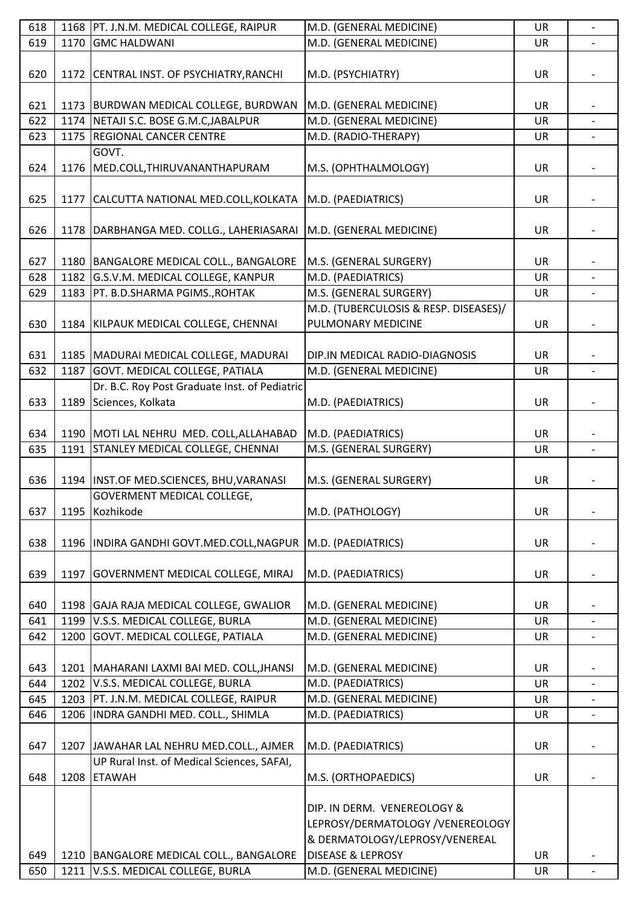| 618 | 1168 | PT. J.N.M. MEDICAL COLLEGE, RAIPUR | M.D. (GENERAL MEDICINE) | UR | - |
|---|---|---|---|---|---|
| 619 | 1170 | GMC HALDWANI | M.D. (GENERAL MEDICINE) | UR | - |
| 620 | 1172 | CENTRAL INST. OF PSYCHIATRY,RANCHI | M.D. (PSYCHIATRY) | UR | - |
| 621 | 1173 | BURDWAN MEDICAL COLLEGE, BURDWAN | M.D. (GENERAL MEDICINE) | UR | - |
| 622 | 1174 | NETAJI S.C. BOSE G.M.C,JABALPUR | M.D. (GENERAL MEDICINE) | UR | - |
| 623 | 1175 | REGIONAL CANCER CENTRE | M.D. (RADIO-THERAPY) | UR | - |
| 624 | 1176 | GOVT. MED.COLL,THIRUVANANTHAPURAM | M.S. (OPHTHALMOLOGY) | UR | - |
| 625 | 1177 | CALCUTTA NATIONAL MED.COLL,KOLKATA | M.D. (PAEDIATRICS) | UR | - |
| 626 | 1178 | DARBHANGA MED. COLLG., LAHERIASARAI | M.D. (GENERAL MEDICINE) | UR | - |
| 627 | 1180 | BANGALORE MEDICAL COLL., BANGALORE | M.S. (GENERAL SURGERY) | UR | - |
| 628 | 1182 | G.S.V.M. MEDICAL COLLEGE, KANPUR | M.D. (PAEDIATRICS) | UR | - |
| 629 | 1183 | PT. B.D.SHARMA PGIMS.,ROHTAK | M.S. (GENERAL SURGERY) | UR | - |
| 630 | 1184 | KILPAUK MEDICAL COLLEGE, CHENNAI | M.D. (TUBERCULOSIS & RESP. DISEASES)/ PULMONARY MEDICINE | UR | - |
| 631 | 1185 | MADURAI MEDICAL COLLEGE, MADURAI | DIP.IN MEDICAL RADIO-DIAGNOSIS | UR | - |
| 632 | 1187 | GOVT. MEDICAL COLLEGE, PATIALA | M.D. (GENERAL MEDICINE) | UR | - |
| 633 | 1189 | Dr. B.C. Roy Post Graduate Inst. of Pediatric Sciences, Kolkata | M.D. (PAEDIATRICS) | UR | - |
| 634 | 1190 | MOTI LAL NEHRU MED. COLL,ALLAHABAD | M.D. (PAEDIATRICS) | UR | - |
| 635 | 1191 | STANLEY MEDICAL COLLEGE, CHENNAI | M.S. (GENERAL SURGERY) | UR | - |
| 636 | 1194 | INST.OF MED.SCIENCES, BHU,VARANASI | M.S. (GENERAL SURGERY) | UR | - |
| 637 | 1195 | GOVERMENT MEDICAL COLLEGE, Kozhikode | M.D. (PATHOLOGY) | UR | - |
| 638 | 1196 | INDIRA GANDHI GOVT.MED.COLL,NAGPUR | M.D. (PAEDIATRICS) | UR | - |
| 639 | 1197 | GOVERNMENT MEDICAL COLLEGE, MIRAJ | M.D. (PAEDIATRICS) | UR | - |
| 640 | 1198 | GAJA RAJA MEDICAL COLLEGE, GWALIOR | M.D. (GENERAL MEDICINE) | UR | - |
| 641 | 1199 | V.S.S. MEDICAL COLLEGE, BURLA | M.D. (GENERAL MEDICINE) | UR | - |
| 642 | 1200 | GOVT. MEDICAL COLLEGE, PATIALA | M.D. (GENERAL MEDICINE) | UR | - |
| 643 | 1201 | MAHARANI LAXMI BAI MED. COLL,JHANSI | M.D. (GENERAL MEDICINE) | UR | - |
| 644 | 1202 | V.S.S. MEDICAL COLLEGE, BURLA | M.D. (PAEDIATRICS) | UR | - |
| 645 | 1203 | PT. J.N.M. MEDICAL COLLEGE, RAIPUR | M.D. (GENERAL MEDICINE) | UR | - |
| 646 | 1206 | INDRA GANDHI MED. COLL., SHIMLA | M.D. (PAEDIATRICS) | UR | - |
| 647 | 1207 | JAWAHAR LAL NEHRU MED.COLL., AJMER | M.D. (PAEDIATRICS) | UR | - |
| 648 | 1208 | UP Rural Inst. of Medical Sciences, SAFAI, ETAWAH | M.S. (ORTHOPAEDICS) | UR | - |
| 649 | 1210 | BANGALORE MEDICAL COLL., BANGALORE | DIP. IN DERM. VENEREOLOGY & LEPROSY/DERMATOLOGY /VENEREOLOGY & DERMATOLOGY/LEPROSY/VENEREAL DISEASE & LEPROSY | UR | - |
| 650 | 1211 | V.S.S. MEDICAL COLLEGE, BURLA | M.D. (GENERAL MEDICINE) | UR | - |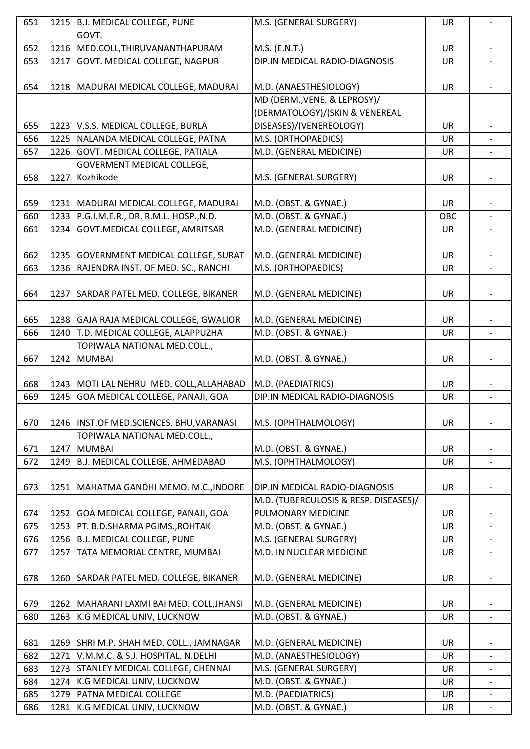| 651 | 1215 | B.J. MEDICAL COLLEGE, PUNE | M.S. (GENERAL SURGERY) | UR | - |
|---|---|---|---|---|---|
| 652 | 1216 | GOVT. MED.COLL,THIRUVANANTHAPURAM | M.S. (E.N.T.) | UR | - |
| 653 | 1217 | GOVT. MEDICAL COLLEGE, NAGPUR | DIP.IN MEDICAL RADIO-DIAGNOSIS | UR | - |
| 654 | 1218 | MADURAI MEDICAL COLLEGE, MADURAI | M.D. (ANAESTHESIOLOGY) | UR | - |
| 655 | 1223 | V.S.S. MEDICAL COLLEGE, BURLA | MD (DERM.,VENE. & LEPROSY)/ (DERMATOLOGY)/(SKIN & VENEREAL DISEASES)/(VENEREOLOGY) | UR | - |
| 656 | 1225 | NALANDA MEDICAL COLLEGE, PATNA | M.S. (ORTHOPAEDICS) | UR | - |
| 657 | 1226 | GOVT. MEDICAL COLLEGE, PATIALA | M.D. (GENERAL MEDICINE) | UR | - |
| 658 | 1227 | GOVERMENT MEDICAL COLLEGE, Kozhikode | M.S. (GENERAL SURGERY) | UR | - |
| 659 | 1231 | MADURAI MEDICAL COLLEGE, MADURAI | M.D. (OBST. & GYNAE.) | UR | - |
| 660 | 1233 | P.G.I.M.E.R., DR. R.M.L. HOSP.,N.D. | M.D. (OBST. & GYNAE.) | OBC | - |
| 661 | 1234 | GOVT.MEDICAL COLLEGE, AMRITSAR | M.D. (GENERAL MEDICINE) | UR | - |
| 662 | 1235 | GOVERNMENT MEDICAL COLLEGE, SURAT | M.D. (GENERAL MEDICINE) | UR | - |
| 663 | 1236 | RAJENDRA INST. OF MED. SC., RANCHI | M.S. (ORTHOPAEDICS) | UR | - |
| 664 | 1237 | SARDAR PATEL MED. COLLEGE, BIKANER | M.D. (GENERAL MEDICINE) | UR | - |
| 665 | 1238 | GAJA RAJA MEDICAL COLLEGE, GWALIOR | M.D. (GENERAL MEDICINE) | UR | - |
| 666 | 1240 | T.D. MEDICAL COLLEGE, ALAPPUZHA | M.D. (OBST. & GYNAE.) | UR | - |
| 667 | 1242 | TOPIWALA NATIONAL MED.COLL., MUMBAI | M.D. (OBST. & GYNAE.) | UR | - |
| 668 | 1243 | MOTI LAL NEHRU MED. COLL,ALLAHABAD | M.D. (PAEDIATRICS) | UR | - |
| 669 | 1245 | GOA MEDICAL COLLEGE, PANAJI, GOA | DIP.IN MEDICAL RADIO-DIAGNOSIS | UR | - |
| 670 | 1246 | INST.OF MED.SCIENCES, BHU,VARANASI | M.S. (OPHTHALMOLOGY) | UR | - |
| 671 | 1247 | TOPIWALA NATIONAL MED.COLL., MUMBAI | M.D. (OBST. & GYNAE.) | UR | - |
| 672 | 1249 | B.J. MEDICAL COLLEGE, AHMEDABAD | M.S. (OPHTHALMOLOGY) | UR | - |
| 673 | 1251 | MAHATMA GANDHI MEMO. M.C.,INDORE | DIP.IN MEDICAL RADIO-DIAGNOSIS | UR | - |
| 674 | 1252 | GOA MEDICAL COLLEGE, PANAJI, GOA | M.D. (TUBERCULOSIS & RESP. DISEASES)/ PULMONARY MEDICINE | UR | - |
| 675 | 1253 | PT. B.D.SHARMA PGIMS.,ROHTAK | M.D. (OBST. & GYNAE.) | UR | - |
| 676 | 1256 | B.J. MEDICAL COLLEGE, PUNE | M.S. (GENERAL SURGERY) | UR | - |
| 677 | 1257 | TATA MEMORIAL CENTRE, MUMBAI | M.D. IN NUCLEAR MEDICINE | UR | - |
| 678 | 1260 | SARDAR PATEL MED. COLLEGE, BIKANER | M.D. (GENERAL MEDICINE) | UR | - |
| 679 | 1262 | MAHARANI LAXMI BAI MED. COLL,JHANSI | M.D. (GENERAL MEDICINE) | UR | - |
| 680 | 1263 | K.G MEDICAL UNIV, LUCKNOW | M.D. (OBST. & GYNAE.) | UR | - |
| 681 | 1269 | SHRI M.P. SHAH MED. COLL., JAMNAGAR | M.D. (GENERAL MEDICINE) | UR | - |
| 682 | 1271 | V.M.M.C. & S.J. HOSPITAL. N.DELHI | M.D. (ANAESTHESIOLOGY) | UR | - |
| 683 | 1273 | STANLEY MEDICAL COLLEGE, CHENNAI | M.S. (GENERAL SURGERY) | UR | - |
| 684 | 1274 | K.G MEDICAL UNIV, LUCKNOW | M.D. (OBST. & GYNAE.) | UR | - |
| 685 | 1279 | PATNA MEDICAL COLLEGE | M.D. (PAEDIATRICS) | UR | - |
| 686 | 1281 | K.G MEDICAL UNIV, LUCKNOW | M.D. (OBST. & GYNAE.) | UR | - |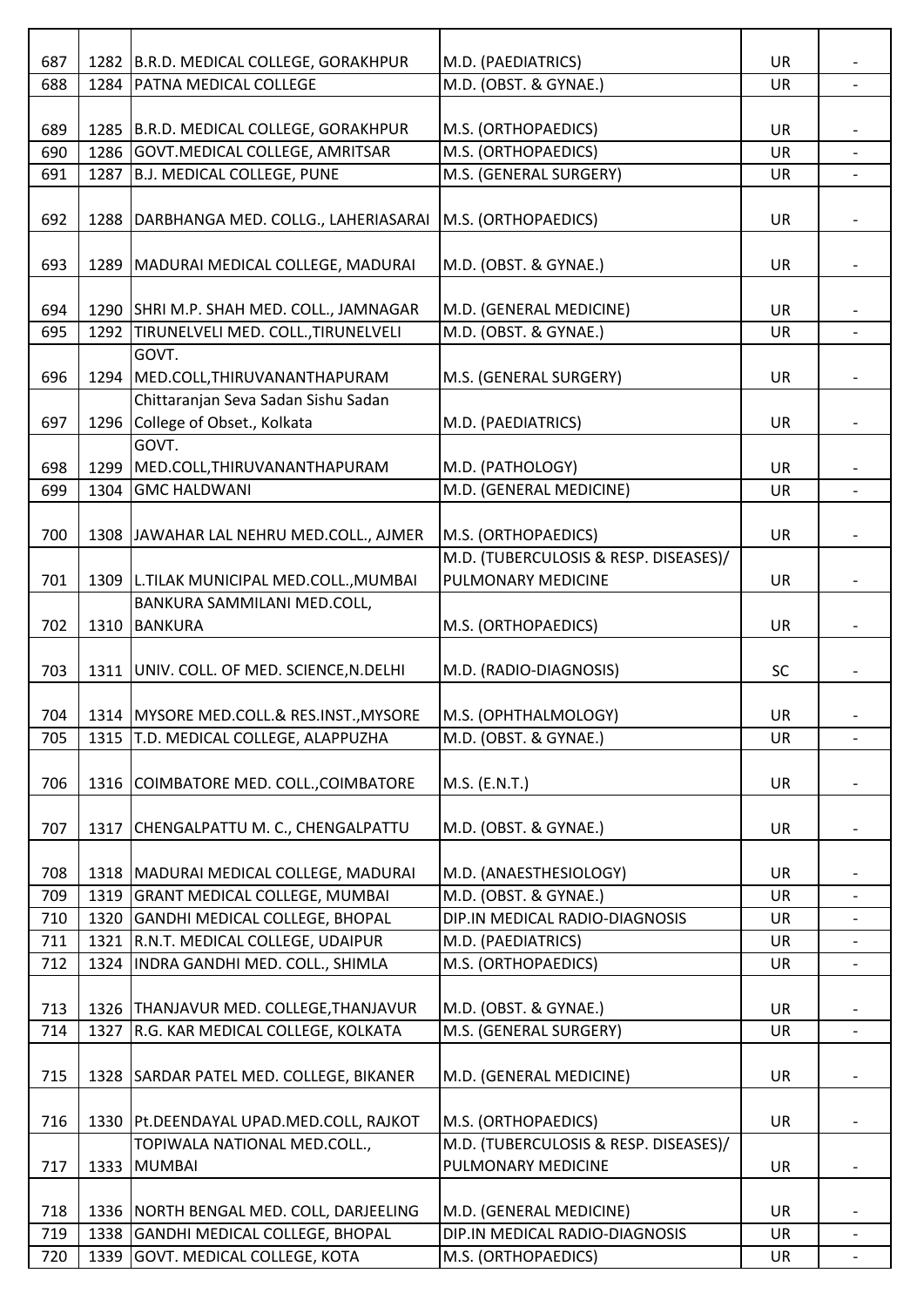| | | | | | |
|---|---|---|---|---|---|
| 687 | 1282 | B.R.D. MEDICAL COLLEGE, GORAKHPUR | M.D. (PAEDIATRICS) | UR | - |
| 688 | 1284 | PATNA MEDICAL COLLEGE | M.D. (OBST. & GYNAE.) | UR | - |
| 689 | 1285 | B.R.D. MEDICAL COLLEGE, GORAKHPUR | M.S. (ORTHOPAEDICS) | UR | - |
| 690 | 1286 | GOVT.MEDICAL COLLEGE, AMRITSAR | M.S. (ORTHOPAEDICS) | UR | - |
| 691 | 1287 | B.J. MEDICAL COLLEGE, PUNE | M.S. (GENERAL SURGERY) | UR | - |
| 692 | 1288 | DARBHANGA MED. COLLG., LAHERIASARAI | M.S. (ORTHOPAEDICS) | UR | - |
| 693 | 1289 | MADURAI MEDICAL COLLEGE, MADURAI | M.D. (OBST. & GYNAE.) | UR | - |
| 694 | 1290 | SHRI M.P. SHAH MED. COLL., JAMNAGAR | M.D. (GENERAL MEDICINE) | UR | - |
| 695 | 1292 | TIRUNELVELI MED. COLL.,TIRUNELVELI | M.D. (OBST. & GYNAE.) | UR | - |
| 696 | 1294 | GOVT. MED.COLL,THIRUVANANTHAPURAM | M.S. (GENERAL SURGERY) | UR | - |
| 697 | 1296 | Chittaranjan Seva Sadan Sishu Sadan College of Obset., Kolkata | M.D. (PAEDIATRICS) | UR | - |
| 698 | 1299 | GOVT. MED.COLL,THIRUVANANTHAPURAM | M.D. (PATHOLOGY) | UR | - |
| 699 | 1304 | GMC HALDWANI | M.D. (GENERAL MEDICINE) | UR | - |
| 700 | 1308 | JAWAHAR LAL NEHRU MED.COLL., AJMER | M.S. (ORTHOPAEDICS) | UR | - |
| 701 | 1309 | L.TILAK MUNICIPAL MED.COLL.,MUMBAI | M.D. (TUBERCULOSIS & RESP. DISEASES)/ PULMONARY MEDICINE | UR | - |
| 702 | 1310 | BANKURA SAMMILANI MED.COLL, BANKURA | M.S. (ORTHOPAEDICS) | UR | - |
| 703 | 1311 | UNIV. COLL. OF MED. SCIENCE,N.DELHI | M.D. (RADIO-DIAGNOSIS) | SC | - |
| 704 | 1314 | MYSORE MED.COLL.& RES.INST.,MYSORE | M.S. (OPHTHALMOLOGY) | UR | - |
| 705 | 1315 | T.D. MEDICAL COLLEGE, ALAPPUZHA | M.D. (OBST. & GYNAE.) | UR | - |
| 706 | 1316 | COIMBATORE MED. COLL.,COIMBATORE | M.S. (E.N.T.) | UR | - |
| 707 | 1317 | CHENGALPATTU M. C., CHENGALPATTU | M.D. (OBST. & GYNAE.) | UR | - |
| 708 | 1318 | MADURAI MEDICAL COLLEGE, MADURAI | M.D. (ANAESTHESIOLOGY) | UR | - |
| 709 | 1319 | GRANT MEDICAL COLLEGE, MUMBAI | M.D. (OBST. & GYNAE.) | UR | - |
| 710 | 1320 | GANDHI MEDICAL COLLEGE, BHOPAL | DIP.IN MEDICAL RADIO-DIAGNOSIS | UR | - |
| 711 | 1321 | R.N.T. MEDICAL COLLEGE, UDAIPUR | M.D. (PAEDIATRICS) | UR | - |
| 712 | 1324 | INDRA GANDHI MED. COLL., SHIMLA | M.S. (ORTHOPAEDICS) | UR | - |
| 713 | 1326 | THANJAVUR MED. COLLEGE,THANJAVUR | M.D. (OBST. & GYNAE.) | UR | - |
| 714 | 1327 | R.G. KAR MEDICAL COLLEGE, KOLKATA | M.S. (GENERAL SURGERY) | UR | - |
| 715 | 1328 | SARDAR PATEL MED. COLLEGE, BIKANER | M.D. (GENERAL MEDICINE) | UR | - |
| 716 | 1330 | Pt.DEENDAYAL UPAD.MED.COLL, RAJKOT | M.S. (ORTHOPAEDICS) | UR | - |
| 717 | 1333 | TOPIWALA NATIONAL MED.COLL., MUMBAI | M.D. (TUBERCULOSIS & RESP. DISEASES)/ PULMONARY MEDICINE | UR | - |
| 718 | 1336 | NORTH BENGAL MED. COLL, DARJEELING | M.D. (GENERAL MEDICINE) | UR | - |
| 719 | 1338 | GANDHI MEDICAL COLLEGE, BHOPAL | DIP.IN MEDICAL RADIO-DIAGNOSIS | UR | - |
| 720 | 1339 | GOVT. MEDICAL COLLEGE, KOTA | M.S. (ORTHOPAEDICS) | UR | - |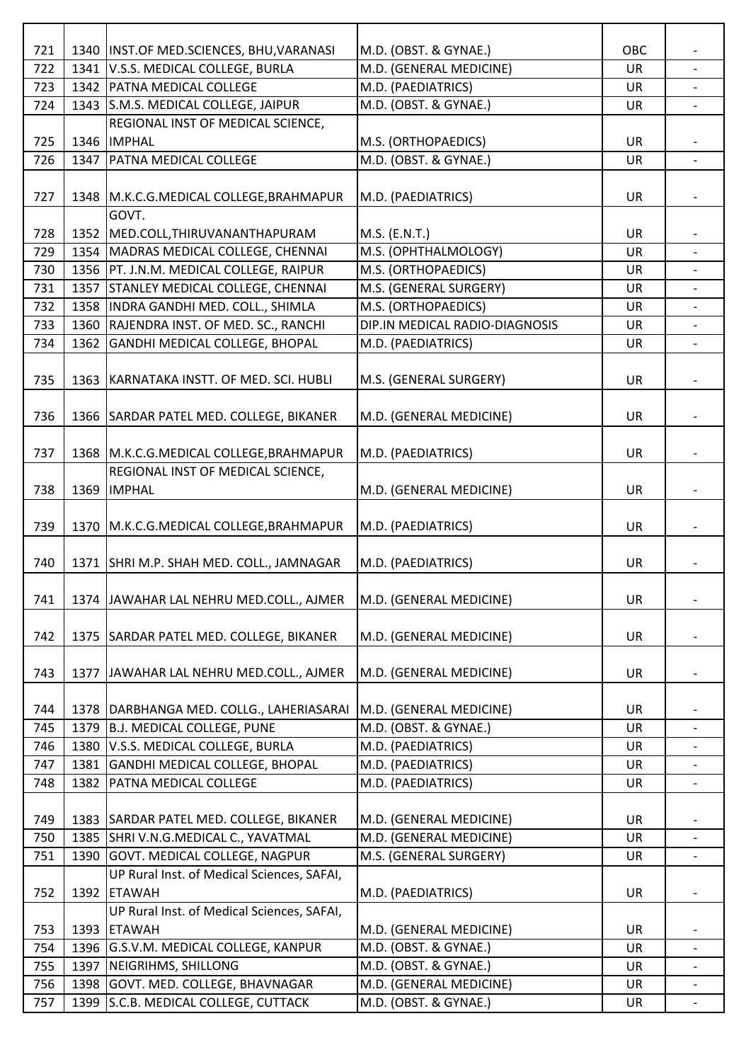| | | | | | |
|---|---|---|---|---|---|
| 721 | 1340 | INST.OF MED.SCIENCES, BHU,VARANASI | M.D. (OBST. & GYNAE.) | OBC | - |
| 722 | 1341 | V.S.S. MEDICAL COLLEGE, BURLA | M.D. (GENERAL MEDICINE) | UR | - |
| 723 | 1342 | PATNA MEDICAL COLLEGE | M.D. (PAEDIATRICS) | UR | - |
| 724 | 1343 | S.M.S. MEDICAL COLLEGE, JAIPUR | M.D. (OBST. & GYNAE.) | UR | - |
| 725 | 1346 | REGIONAL INST OF MEDICAL SCIENCE, IMPHAL | M.S. (ORTHOPAEDICS) | UR | - |
| 726 | 1347 | PATNA MEDICAL COLLEGE | M.D. (OBST. & GYNAE.) | UR | - |
| 727 | 1348 | M.K.C.G.MEDICAL COLLEGE,BRAHMAPUR | M.D. (PAEDIATRICS) | UR | - |
| 728 | 1352 | GOVT. MED.COLL,THIRUVANANTHAPURAM | M.S. (E.N.T.) | UR | - |
| 729 | 1354 | MADRAS MEDICAL COLLEGE, CHENNAI | M.S. (OPHTHALMOLOGY) | UR | - |
| 730 | 1356 | PT. J.N.M. MEDICAL COLLEGE, RAIPUR | M.S. (ORTHOPAEDICS) | UR | - |
| 731 | 1357 | STANLEY MEDICAL COLLEGE, CHENNAI | M.S. (GENERAL SURGERY) | UR | - |
| 732 | 1358 | INDRA GANDHI MED. COLL., SHIMLA | M.S. (ORTHOPAEDICS) | UR | - |
| 733 | 1360 | RAJENDRA INST. OF MED. SC., RANCHI | DIP.IN MEDICAL RADIO-DIAGNOSIS | UR | - |
| 734 | 1362 | GANDHI MEDICAL COLLEGE, BHOPAL | M.D. (PAEDIATRICS) | UR | - |
| 735 | 1363 | KARNATAKA INSTT. OF MED. SCI. HUBLI | M.S. (GENERAL SURGERY) | UR | - |
| 736 | 1366 | SARDAR PATEL MED. COLLEGE, BIKANER | M.D. (GENERAL MEDICINE) | UR | - |
| 737 | 1368 | M.K.C.G.MEDICAL COLLEGE,BRAHMAPUR | M.D. (PAEDIATRICS) | UR | - |
| 738 | 1369 | REGIONAL INST OF MEDICAL SCIENCE, IMPHAL | M.D. (GENERAL MEDICINE) | UR | - |
| 739 | 1370 | M.K.C.G.MEDICAL COLLEGE,BRAHMAPUR | M.D. (PAEDIATRICS) | UR | - |
| 740 | 1371 | SHRI M.P. SHAH MED. COLL., JAMNAGAR | M.D. (PAEDIATRICS) | UR | - |
| 741 | 1374 | JAWAHAR LAL NEHRU MED.COLL., AJMER | M.D. (GENERAL MEDICINE) | UR | - |
| 742 | 1375 | SARDAR PATEL MED. COLLEGE, BIKANER | M.D. (GENERAL MEDICINE) | UR | - |
| 743 | 1377 | JAWAHAR LAL NEHRU MED.COLL., AJMER | M.D. (GENERAL MEDICINE) | UR | - |
| 744 | 1378 | DARBHANGA MED. COLLG., LAHERIASARAI | M.D. (GENERAL MEDICINE) | UR | - |
| 745 | 1379 | B.J. MEDICAL COLLEGE, PUNE | M.D. (OBST. & GYNAE.) | UR | - |
| 746 | 1380 | V.S.S. MEDICAL COLLEGE, BURLA | M.D. (PAEDIATRICS) | UR | - |
| 747 | 1381 | GANDHI MEDICAL COLLEGE, BHOPAL | M.D. (PAEDIATRICS) | UR | - |
| 748 | 1382 | PATNA MEDICAL COLLEGE | M.D. (PAEDIATRICS) | UR | - |
| 749 | 1383 | SARDAR PATEL MED. COLLEGE, BIKANER | M.D. (GENERAL MEDICINE) | UR | - |
| 750 | 1385 | SHRI V.N.G.MEDICAL C., YAVATMAL | M.D. (GENERAL MEDICINE) | UR | - |
| 751 | 1390 | GOVT. MEDICAL COLLEGE, NAGPUR | M.S. (GENERAL SURGERY) | UR | - |
| 752 | 1392 | UP Rural Inst. of Medical Sciences, SAFAI, ETAWAH | M.D. (PAEDIATRICS) | UR | - |
| 753 | 1393 | UP Rural Inst. of Medical Sciences, SAFAI, ETAWAH | M.D. (GENERAL MEDICINE) | UR | - |
| 754 | 1396 | G.S.V.M. MEDICAL COLLEGE, KANPUR | M.D. (OBST. & GYNAE.) | UR | - |
| 755 | 1397 | NEIGRIHMS, SHILLONG | M.D. (OBST. & GYNAE.) | UR | - |
| 756 | 1398 | GOVT. MED. COLLEGE, BHAVNAGAR | M.D. (GENERAL MEDICINE) | UR | - |
| 757 | 1399 | S.C.B. MEDICAL COLLEGE, CUTTACK | M.D. (OBST. & GYNAE.) | UR | - |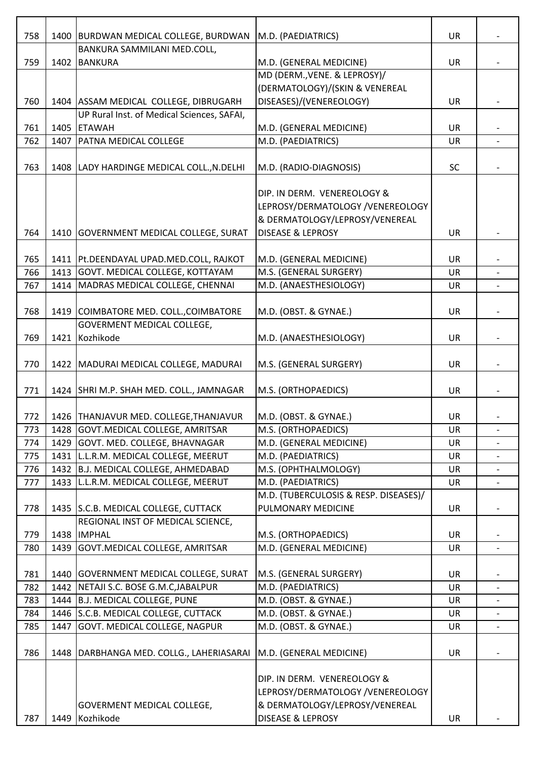| | | | | | |
|---|---|---|---|---|---|
| 758 | 1400 | BURDWAN MEDICAL COLLEGE, BURDWAN | M.D. (PAEDIATRICS) | UR | - |
| 759 | 1402 | BANKURA SAMMILANI MED.COLL, BANKURA | M.D. (GENERAL MEDICINE) | UR | - |
| 760 | 1404 | ASSAM MEDICAL COLLEGE, DIBRUGARH | MD (DERM.,VENE. & LEPROSY)/ (DERMATOLOGY)/(SKIN & VENEREAL DISEASES)/(VENEREOLOGY) | UR | - |
| 761 | 1405 | UP Rural Inst. of Medical Sciences, SAFAI, ETAWAH | M.D. (GENERAL MEDICINE) | UR | - |
| 762 | 1407 | PATNA MEDICAL COLLEGE | M.D. (PAEDIATRICS) | UR | - |
| 763 | 1408 | LADY HARDINGE MEDICAL COLL.,N.DELHI | M.D. (RADIO-DIAGNOSIS) | SC | - |
| 764 | 1410 | GOVERNMENT MEDICAL COLLEGE, SURAT | DIP. IN DERM. VENEREOLOGY & LEPROSY/DERMATOLOGY /VENEREOLOGY & DERMATOLOGY/LEPROSY/VENEREAL DISEASE & LEPROSY | UR | - |
| 765 | 1411 | Pt.DEENDAYAL UPAD.MED.COLL, RAJKOT | M.D. (GENERAL MEDICINE) | UR | - |
| 766 | 1413 | GOVT. MEDICAL COLLEGE, KOTTAYAM | M.S. (GENERAL SURGERY) | UR | - |
| 767 | 1414 | MADRAS MEDICAL COLLEGE, CHENNAI | M.D. (ANAESTHESIOLOGY) | UR | - |
| 768 | 1419 | COIMBATORE MED. COLL.,COIMBATORE | M.D. (OBST. & GYNAE.) | UR | - |
| 769 | 1421 | GOVERMENT MEDICAL COLLEGE, Kozhikode | M.D. (ANAESTHESIOLOGY) | UR | - |
| 770 | 1422 | MADURAI MEDICAL COLLEGE, MADURAI | M.S. (GENERAL SURGERY) | UR | - |
| 771 | 1424 | SHRI M.P. SHAH MED. COLL., JAMNAGAR | M.S. (ORTHOPAEDICS) | UR | - |
| 772 | 1426 | THANJAVUR MED. COLLEGE,THANJAVUR | M.D. (OBST. & GYNAE.) | UR | - |
| 773 | 1428 | GOVT.MEDICAL COLLEGE, AMRITSAR | M.S. (ORTHOPAEDICS) | UR | - |
| 774 | 1429 | GOVT. MED. COLLEGE, BHAVNAGAR | M.D. (GENERAL MEDICINE) | UR | - |
| 775 | 1431 | L.L.R.M. MEDICAL COLLEGE, MEERUT | M.D. (PAEDIATRICS) | UR | - |
| 776 | 1432 | B.J. MEDICAL COLLEGE, AHMEDABAD | M.S. (OPHTHALMOLOGY) | UR | - |
| 777 | 1433 | L.L.R.M. MEDICAL COLLEGE, MEERUT | M.D. (PAEDIATRICS) | UR | - |
| 778 | 1435 | S.C.B. MEDICAL COLLEGE, CUTTACK | M.D. (TUBERCULOSIS & RESP. DISEASES)/ PULMONARY MEDICINE | UR | - |
| 779 | 1438 | REGIONAL INST OF MEDICAL SCIENCE, IMPHAL | M.S. (ORTHOPAEDICS) | UR | - |
| 780 | 1439 | GOVT.MEDICAL COLLEGE, AMRITSAR | M.D. (GENERAL MEDICINE) | UR | - |
| 781 | 1440 | GOVERNMENT MEDICAL COLLEGE, SURAT | M.S. (GENERAL SURGERY) | UR | - |
| 782 | 1442 | NETAJI S.C. BOSE G.M.C,JABALPUR | M.D. (PAEDIATRICS) | UR | - |
| 783 | 1444 | B.J. MEDICAL COLLEGE, PUNE | M.D. (OBST. & GYNAE.) | UR | - |
| 784 | 1446 | S.C.B. MEDICAL COLLEGE, CUTTACK | M.D. (OBST. & GYNAE.) | UR | - |
| 785 | 1447 | GOVT. MEDICAL COLLEGE, NAGPUR | M.D. (OBST. & GYNAE.) | UR | - |
| 786 | 1448 | DARBHANGA MED. COLLG., LAHERIASARAI | M.D. (GENERAL MEDICINE) | UR | - |
| 787 | 1449 | GOVERMENT MEDICAL COLLEGE, Kozhikode | DIP. IN DERM. VENEREOLOGY & LEPROSY/DERMATOLOGY /VENEREOLOGY & DERMATOLOGY/LEPROSY/VENEREAL DISEASE & LEPROSY | UR | - |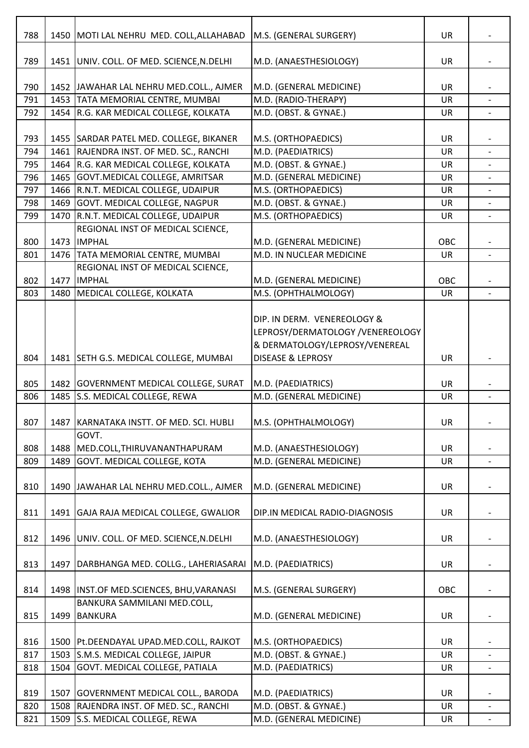| | | | | | |
|---|---|---|---|---|---|
| 788 | 1450 | MOTI LAL NEHRU MED. COLL,ALLAHABAD | M.S. (GENERAL SURGERY) | UR | - |
| 789 | 1451 | UNIV. COLL. OF MED. SCIENCE,N.DELHI | M.D. (ANAESTHESIOLOGY) | UR | - |
| 790 | 1452 | JAWAHAR LAL NEHRU MED.COLL., AJMER | M.D. (GENERAL MEDICINE) | UR | - |
| 791 | 1453 | TATA MEMORIAL CENTRE, MUMBAI | M.D. (RADIO-THERAPY) | UR | - |
| 792 | 1454 | R.G. KAR MEDICAL COLLEGE, KOLKATA | M.D. (OBST. & GYNAE.) | UR | - |
| 793 | 1455 | SARDAR PATEL MED. COLLEGE, BIKANER | M.S. (ORTHOPAEDICS) | UR | - |
| 794 | 1461 | RAJENDRA INST. OF MED. SC., RANCHI | M.D. (PAEDIATRICS) | UR | - |
| 795 | 1464 | R.G. KAR MEDICAL COLLEGE, KOLKATA | M.D. (OBST. & GYNAE.) | UR | - |
| 796 | 1465 | GOVT.MEDICAL COLLEGE, AMRITSAR | M.D. (GENERAL MEDICINE) | UR | - |
| 797 | 1466 | R.N.T. MEDICAL COLLEGE, UDAIPUR | M.S. (ORTHOPAEDICS) | UR | - |
| 798 | 1469 | GOVT. MEDICAL COLLEGE, NAGPUR | M.D. (OBST. & GYNAE.) | UR | - |
| 799 | 1470 | R.N.T. MEDICAL COLLEGE, UDAIPUR | M.S. (ORTHOPAEDICS) | UR | - |
| 800 | 1473 | REGIONAL INST OF MEDICAL SCIENCE, IMPHAL | M.D. (GENERAL MEDICINE) | OBC | - |
| 801 | 1476 | TATA MEMORIAL CENTRE, MUMBAI | M.D. IN NUCLEAR MEDICINE | UR | - |
| 802 | 1477 | REGIONAL INST OF MEDICAL SCIENCE, IMPHAL | M.D. (GENERAL MEDICINE) | OBC | - |
| 803 | 1480 | MEDICAL COLLEGE, KOLKATA | M.S. (OPHTHALMOLOGY) | UR | - |
| 804 | 1481 | SETH G.S. MEDICAL COLLEGE, MUMBAI | DIP. IN DERM. VENEREOLOGY & LEPROSY/DERMATOLOGY /VENEREOLOGY & DERMATOLOGY/LEPROSY/VENEREAL DISEASE & LEPROSY | UR | - |
| 805 | 1482 | GOVERNMENT MEDICAL COLLEGE, SURAT | M.D. (PAEDIATRICS) | UR | - |
| 806 | 1485 | S.S. MEDICAL COLLEGE, REWA | M.D. (GENERAL MEDICINE) | UR | - |
| 807 | 1487 | KARNATAKA INSTT. OF MED. SCI. HUBLI | M.S. (OPHTHALMOLOGY) | UR | - |
| 808 | 1488 | GOVT. MED.COLL,THIRUVANANTHAPURAM | M.D. (ANAESTHESIOLOGY) | UR | - |
| 809 | 1489 | GOVT. MEDICAL COLLEGE, KOTA | M.D. (GENERAL MEDICINE) | UR | - |
| 810 | 1490 | JAWAHAR LAL NEHRU MED.COLL., AJMER | M.D. (GENERAL MEDICINE) | UR | - |
| 811 | 1491 | GAJA RAJA MEDICAL COLLEGE, GWALIOR | DIP.IN MEDICAL RADIO-DIAGNOSIS | UR | - |
| 812 | 1496 | UNIV. COLL. OF MED. SCIENCE,N.DELHI | M.D. (ANAESTHESIOLOGY) | UR | - |
| 813 | 1497 | DARBHANGA MED. COLLG., LAHERIASARAI | M.D. (PAEDIATRICS) | UR | - |
| 814 | 1498 | INST.OF MED.SCIENCES, BHU,VARANASI | M.S. (GENERAL SURGERY) | OBC | - |
| 815 | 1499 | BANKURA SAMMILANI MED.COLL, BANKURA | M.D. (GENERAL MEDICINE) | UR | - |
| 816 | 1500 | Pt.DEENDAYAL UPAD.MED.COLL, RAJKOT | M.S. (ORTHOPAEDICS) | UR | - |
| 817 | 1503 | S.M.S. MEDICAL COLLEGE, JAIPUR | M.D. (OBST. & GYNAE.) | UR | - |
| 818 | 1504 | GOVT. MEDICAL COLLEGE, PATIALA | M.D. (PAEDIATRICS) | UR | - |
| 819 | 1507 | GOVERNMENT MEDICAL COLL., BARODA | M.D. (PAEDIATRICS) | UR | - |
| 820 | 1508 | RAJENDRA INST. OF MED. SC., RANCHI | M.D. (OBST. & GYNAE.) | UR | - |
| 821 | 1509 | S.S. MEDICAL COLLEGE, REWA | M.D. (GENERAL MEDICINE) | UR | - |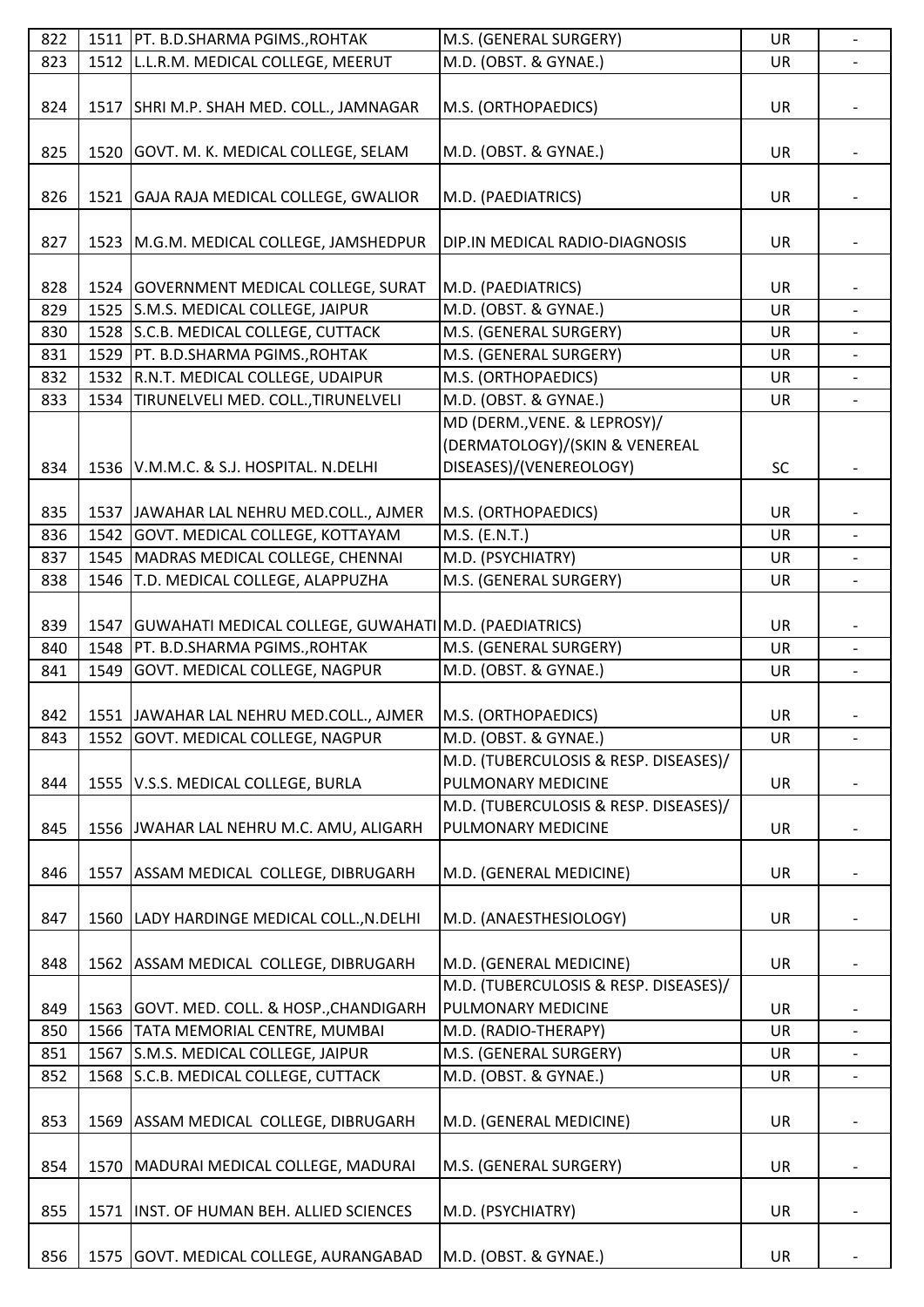| | | | | | |
|---|---|---|---|---|---|
| 822 | 1511 | PT. B.D.SHARMA PGIMS.,ROHTAK | M.S. (GENERAL SURGERY) | UR | - |
| 823 | 1512 | L.L.R.M. MEDICAL COLLEGE, MEERUT | M.D. (OBST. & GYNAE.) | UR | - |
| 824 | 1517 | SHRI M.P. SHAH MED. COLL., JAMNAGAR | M.S. (ORTHOPAEDICS) | UR | - |
| 825 | 1520 | GOVT. M. K. MEDICAL COLLEGE, SELAM | M.D. (OBST. & GYNAE.) | UR | - |
| 826 | 1521 | GAJA RAJA MEDICAL COLLEGE, GWALIOR | M.D. (PAEDIATRICS) | UR | - |
| 827 | 1523 | M.G.M. MEDICAL COLLEGE, JAMSHEDPUR | DIP.IN MEDICAL RADIO-DIAGNOSIS | UR | - |
| 828 | 1524 | GOVERNMENT MEDICAL COLLEGE, SURAT | M.D. (PAEDIATRICS) | UR | - |
| 829 | 1525 | S.M.S. MEDICAL COLLEGE, JAIPUR | M.D. (OBST. & GYNAE.) | UR | - |
| 830 | 1528 | S.C.B. MEDICAL COLLEGE, CUTTACK | M.S. (GENERAL SURGERY) | UR | - |
| 831 | 1529 | PT. B.D.SHARMA PGIMS.,ROHTAK | M.S. (GENERAL SURGERY) | UR | - |
| 832 | 1532 | R.N.T. MEDICAL COLLEGE, UDAIPUR | M.S. (ORTHOPAEDICS) | UR | - |
| 833 | 1534 | TIRUNELVELI MED. COLL.,TIRUNELVELI | M.D. (OBST. & GYNAE.) | UR | - |
| 834 | 1536 | V.M.M.C. & S.J. HOSPITAL. N.DELHI | MD (DERM.,VENE. & LEPROSY)/ (DERMATOLOGY)/(SKIN & VENEREAL DISEASES)/(VENEREOLOGY) | SC | - |
| 835 | 1537 | JAWAHAR LAL NEHRU MED.COLL., AJMER | M.S. (ORTHOPAEDICS) | UR | - |
| 836 | 1542 | GOVT. MEDICAL COLLEGE, KOTTAYAM | M.S. (E.N.T.) | UR | - |
| 837 | 1545 | MADRAS MEDICAL COLLEGE, CHENNAI | M.D. (PSYCHIATRY) | UR | - |
| 838 | 1546 | T.D. MEDICAL COLLEGE, ALAPPUZHA | M.S. (GENERAL SURGERY) | UR | - |
| 839 | 1547 | GUWAHATI MEDICAL COLLEGE, GUWAHATI | M.D. (PAEDIATRICS) | UR | - |
| 840 | 1548 | PT. B.D.SHARMA PGIMS.,ROHTAK | M.S. (GENERAL SURGERY) | UR | - |
| 841 | 1549 | GOVT. MEDICAL COLLEGE, NAGPUR | M.D. (OBST. & GYNAE.) | UR | - |
| 842 | 1551 | JAWAHAR LAL NEHRU MED.COLL., AJMER | M.S. (ORTHOPAEDICS) | UR | - |
| 843 | 1552 | GOVT. MEDICAL COLLEGE, NAGPUR | M.D. (OBST. & GYNAE.) | UR | - |
| 844 | 1555 | V.S.S. MEDICAL COLLEGE, BURLA | M.D. (TUBERCULOSIS & RESP. DISEASES)/ PULMONARY MEDICINE | UR | - |
| 845 | 1556 | JWAHAR LAL NEHRU M.C. AMU, ALIGARH | M.D. (TUBERCULOSIS & RESP. DISEASES)/ PULMONARY MEDICINE | UR | - |
| 846 | 1557 | ASSAM MEDICAL COLLEGE, DIBRUGARH | M.D. (GENERAL MEDICINE) | UR | - |
| 847 | 1560 | LADY HARDINGE MEDICAL COLL.,N.DELHI | M.D. (ANAESTHESIOLOGY) | UR | - |
| 848 | 1562 | ASSAM MEDICAL COLLEGE, DIBRUGARH | M.D. (GENERAL MEDICINE) | UR | - |
| 849 | 1563 | GOVT. MED. COLL. & HOSP.,CHANDIGARH | M.D. (TUBERCULOSIS & RESP. DISEASES)/ PULMONARY MEDICINE | UR | - |
| 850 | 1566 | TATA MEMORIAL CENTRE, MUMBAI | M.D. (RADIO-THERAPY) | UR | - |
| 851 | 1567 | S.M.S. MEDICAL COLLEGE, JAIPUR | M.S. (GENERAL SURGERY) | UR | - |
| 852 | 1568 | S.C.B. MEDICAL COLLEGE, CUTTACK | M.D. (OBST. & GYNAE.) | UR | - |
| 853 | 1569 | ASSAM MEDICAL COLLEGE, DIBRUGARH | M.D. (GENERAL MEDICINE) | UR | - |
| 854 | 1570 | MADURAI MEDICAL COLLEGE, MADURAI | M.S. (GENERAL SURGERY) | UR | - |
| 855 | 1571 | INST. OF HUMAN BEH. ALLIED SCIENCES | M.D. (PSYCHIATRY) | UR | - |
| 856 | 1575 | GOVT. MEDICAL COLLEGE, AURANGABAD | M.D. (OBST. & GYNAE.) | UR | - |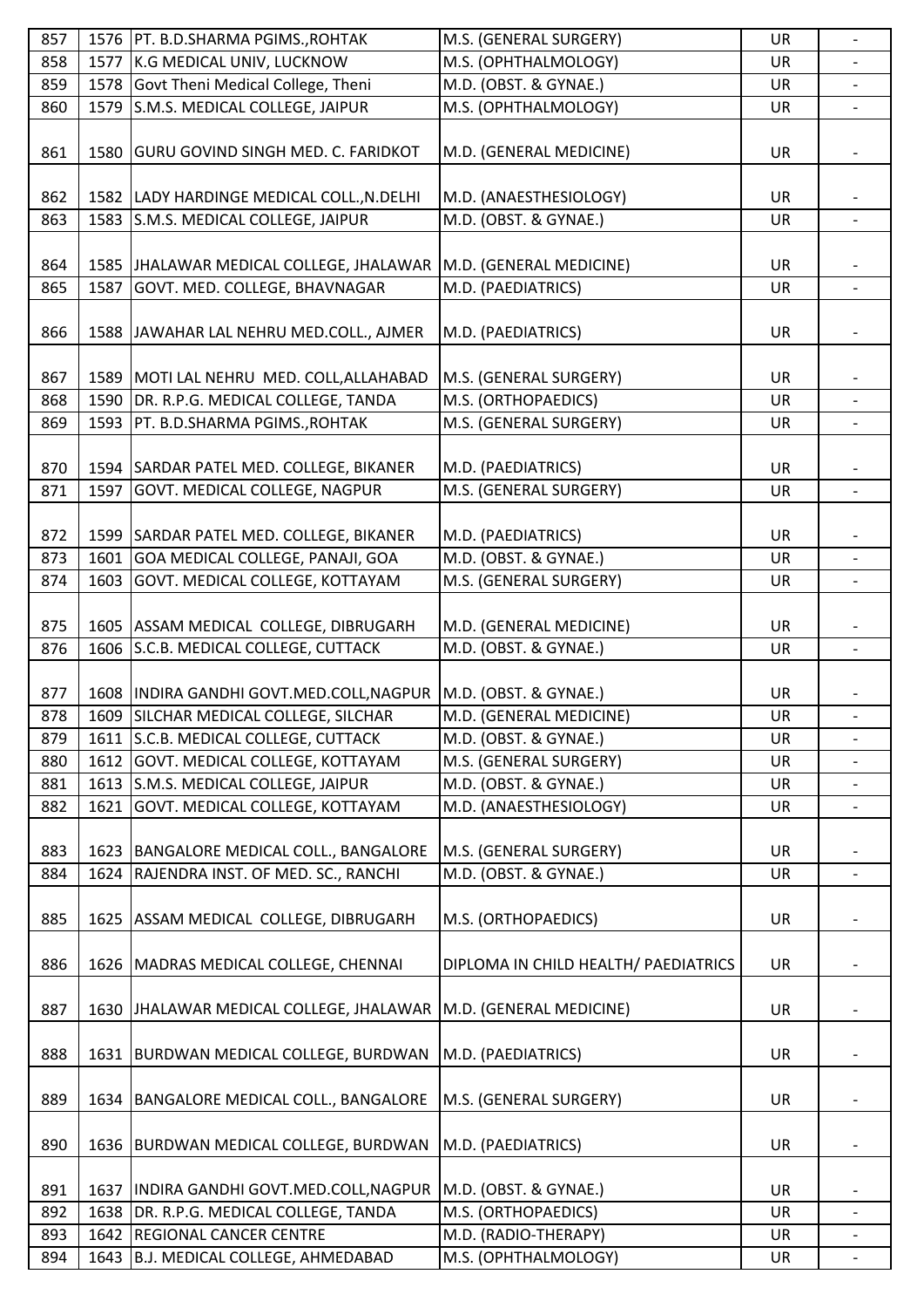| | | | | | |
|---|---|---|---|---|---|
| 857 | 1576 | PT. B.D.SHARMA PGIMS.,ROHTAK | M.S. (GENERAL SURGERY) | UR | - |
| 858 | 1577 | K.G MEDICAL UNIV, LUCKNOW | M.S. (OPHTHALMOLOGY) | UR | - |
| 859 | 1578 | Govt Theni Medical College, Theni | M.D. (OBST. & GYNAE.) | UR | - |
| 860 | 1579 | S.M.S. MEDICAL COLLEGE, JAIPUR | M.S. (OPHTHALMOLOGY) | UR | - |
| 861 | 1580 | GURU GOVIND SINGH MED. C. FARIDKOT | M.D. (GENERAL MEDICINE) | UR | - |
| 862 | 1582 | LADY HARDINGE MEDICAL COLL.,N.DELHI | M.D. (ANAESTHESIOLOGY) | UR | - |
| 863 | 1583 | S.M.S. MEDICAL COLLEGE, JAIPUR | M.D. (OBST. & GYNAE.) | UR | - |
| 864 | 1585 | JHALAWAR MEDICAL COLLEGE, JHALAWAR | M.D. (GENERAL MEDICINE) | UR | - |
| 865 | 1587 | GOVT. MED. COLLEGE, BHAVNAGAR | M.D. (PAEDIATRICS) | UR | - |
| 866 | 1588 | JAWAHAR LAL NEHRU MED.COLL., AJMER | M.D. (PAEDIATRICS) | UR | - |
| 867 | 1589 | MOTI LAL NEHRU MED. COLL,ALLAHABAD | M.S. (GENERAL SURGERY) | UR | - |
| 868 | 1590 | DR. R.P.G. MEDICAL COLLEGE, TANDA | M.S. (ORTHOPAEDICS) | UR | - |
| 869 | 1593 | PT. B.D.SHARMA PGIMS.,ROHTAK | M.S. (GENERAL SURGERY) | UR | - |
| 870 | 1594 | SARDAR PATEL MED. COLLEGE, BIKANER | M.D. (PAEDIATRICS) | UR | - |
| 871 | 1597 | GOVT. MEDICAL COLLEGE, NAGPUR | M.S. (GENERAL SURGERY) | UR | - |
| 872 | 1599 | SARDAR PATEL MED. COLLEGE, BIKANER | M.D. (PAEDIATRICS) | UR | - |
| 873 | 1601 | GOA MEDICAL COLLEGE, PANAJI, GOA | M.D. (OBST. & GYNAE.) | UR | - |
| 874 | 1603 | GOVT. MEDICAL COLLEGE, KOTTAYAM | M.S. (GENERAL SURGERY) | UR | - |
| 875 | 1605 | ASSAM MEDICAL COLLEGE, DIBRUGARH | M.D. (GENERAL MEDICINE) | UR | - |
| 876 | 1606 | S.C.B. MEDICAL COLLEGE, CUTTACK | M.D. (OBST. & GYNAE.) | UR | - |
| 877 | 1608 | INDIRA GANDHI GOVT.MED.COLL,NAGPUR | M.D. (OBST. & GYNAE.) | UR | - |
| 878 | 1609 | SILCHAR MEDICAL COLLEGE, SILCHAR | M.D. (GENERAL MEDICINE) | UR | - |
| 879 | 1611 | S.C.B. MEDICAL COLLEGE, CUTTACK | M.D. (OBST. & GYNAE.) | UR | - |
| 880 | 1612 | GOVT. MEDICAL COLLEGE, KOTTAYAM | M.S. (GENERAL SURGERY) | UR | - |
| 881 | 1613 | S.M.S. MEDICAL COLLEGE, JAIPUR | M.D. (OBST. & GYNAE.) | UR | - |
| 882 | 1621 | GOVT. MEDICAL COLLEGE, KOTTAYAM | M.D. (ANAESTHESIOLOGY) | UR | - |
| 883 | 1623 | BANGALORE MEDICAL COLL., BANGALORE | M.S. (GENERAL SURGERY) | UR | - |
| 884 | 1624 | RAJENDRA INST. OF MED. SC., RANCHI | M.D. (OBST. & GYNAE.) | UR | - |
| 885 | 1625 | ASSAM MEDICAL COLLEGE, DIBRUGARH | M.S. (ORTHOPAEDICS) | UR | - |
| 886 | 1626 | MADRAS MEDICAL COLLEGE, CHENNAI | DIPLOMA IN CHILD HEALTH/ PAEDIATRICS | UR | - |
| 887 | 1630 | JHALAWAR MEDICAL COLLEGE, JHALAWAR | M.D. (GENERAL MEDICINE) | UR | - |
| 888 | 1631 | BURDWAN MEDICAL COLLEGE, BURDWAN | M.D. (PAEDIATRICS) | UR | - |
| 889 | 1634 | BANGALORE MEDICAL COLL., BANGALORE | M.S. (GENERAL SURGERY) | UR | - |
| 890 | 1636 | BURDWAN MEDICAL COLLEGE, BURDWAN | M.D. (PAEDIATRICS) | UR | - |
| 891 | 1637 | INDIRA GANDHI GOVT.MED.COLL,NAGPUR | M.D. (OBST. & GYNAE.) | UR | - |
| 892 | 1638 | DR. R.P.G. MEDICAL COLLEGE, TANDA | M.S. (ORTHOPAEDICS) | UR | - |
| 893 | 1642 | REGIONAL CANCER CENTRE | M.D. (RADIO-THERAPY) | UR | - |
| 894 | 1643 | B.J. MEDICAL COLLEGE, AHMEDABAD | M.S. (OPHTHALMOLOGY) | UR | - |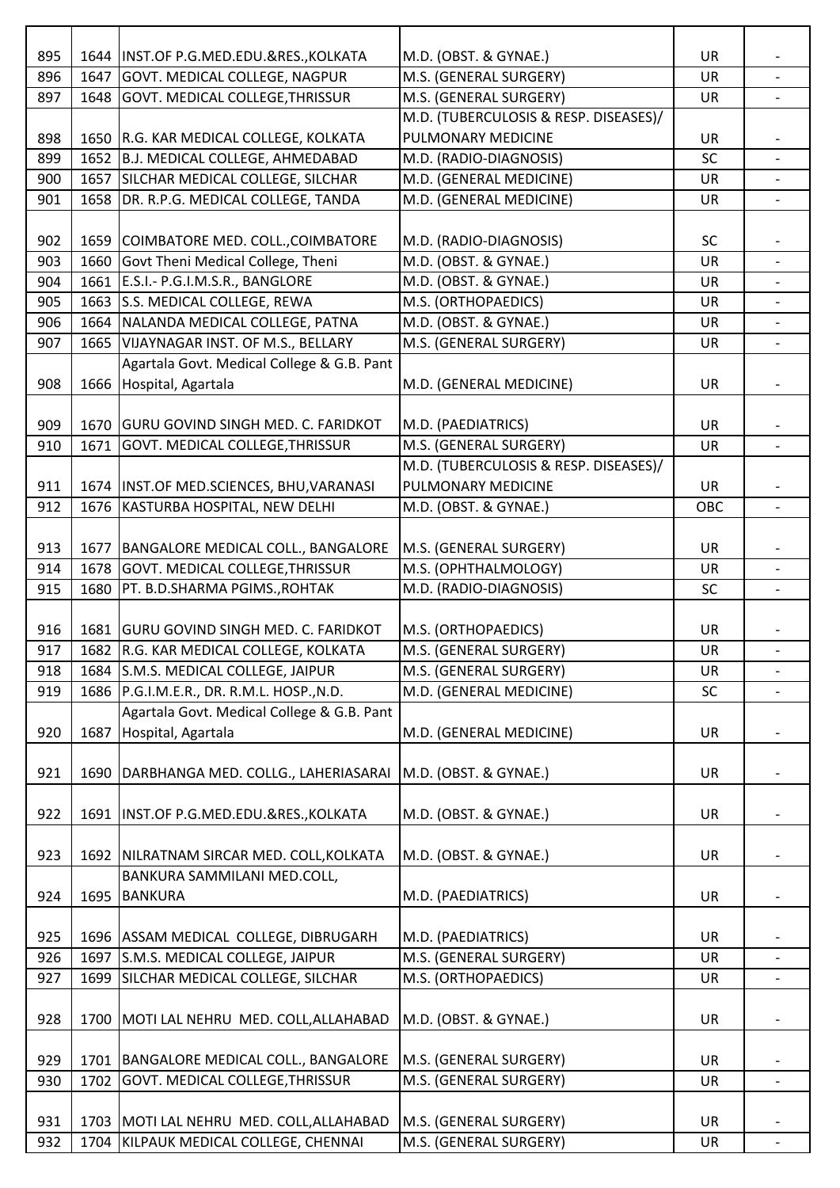| | | | | | |
|---|---|---|---|---|---|
| 895 | 1644 | INST.OF P.G.MED.EDU.&RES.,KOLKATA | M.D. (OBST. & GYNAE.) | UR | - |
| 896 | 1647 | GOVT. MEDICAL COLLEGE, NAGPUR | M.S. (GENERAL SURGERY) | UR | - |
| 897 | 1648 | GOVT. MEDICAL COLLEGE,THRISSUR | M.S. (GENERAL SURGERY) | UR | - |
| 898 | 1650 | R.G. KAR MEDICAL COLLEGE, KOLKATA | M.D. (TUBERCULOSIS & RESP. DISEASES)/ PULMONARY MEDICINE | UR | - |
| 899 | 1652 | B.J. MEDICAL COLLEGE, AHMEDABAD | M.D. (RADIO-DIAGNOSIS) | SC | - |
| 900 | 1657 | SILCHAR MEDICAL COLLEGE, SILCHAR | M.D. (GENERAL MEDICINE) | UR | - |
| 901 | 1658 | DR. R.P.G. MEDICAL COLLEGE, TANDA | M.D. (GENERAL MEDICINE) | UR | - |
| 902 | 1659 | COIMBATORE MED. COLL.,COIMBATORE | M.D. (RADIO-DIAGNOSIS) | SC | - |
| 903 | 1660 | Govt Theni Medical College, Theni | M.D. (OBST. & GYNAE.) | UR | - |
| 904 | 1661 | E.S.I.- P.G.I.M.S.R., BANGLORE | M.D. (OBST. & GYNAE.) | UR | - |
| 905 | 1663 | S.S. MEDICAL COLLEGE, REWA | M.S. (ORTHOPAEDICS) | UR | - |
| 906 | 1664 | NALANDA MEDICAL COLLEGE, PATNA | M.D. (OBST. & GYNAE.) | UR | - |
| 907 | 1665 | VIJAYNAGAR INST. OF M.S., BELLARY | M.S. (GENERAL SURGERY) | UR | - |
| 908 | 1666 | Agartala Govt. Medical College & G.B. Pant Hospital, Agartala | M.D. (GENERAL MEDICINE) | UR | - |
| 909 | 1670 | GURU GOVIND SINGH MED. C. FARIDKOT | M.D. (PAEDIATRICS) | UR | - |
| 910 | 1671 | GOVT. MEDICAL COLLEGE,THRISSUR | M.S. (GENERAL SURGERY) | UR | - |
| 911 | 1674 | INST.OF MED.SCIENCES, BHU,VARANASI | M.D. (TUBERCULOSIS & RESP. DISEASES)/ PULMONARY MEDICINE | UR | - |
| 912 | 1676 | KASTURBA HOSPITAL, NEW DELHI | M.D. (OBST. & GYNAE.) | OBC | - |
| 913 | 1677 | BANGALORE MEDICAL COLL., BANGALORE | M.S. (GENERAL SURGERY) | UR | - |
| 914 | 1678 | GOVT. MEDICAL COLLEGE,THRISSUR | M.S. (OPHTHALMOLOGY) | UR | - |
| 915 | 1680 | PT. B.D.SHARMA PGIMS.,ROHTAK | M.D. (RADIO-DIAGNOSIS) | SC | - |
| 916 | 1681 | GURU GOVIND SINGH MED. C. FARIDKOT | M.S. (ORTHOPAEDICS) | UR | - |
| 917 | 1682 | R.G. KAR MEDICAL COLLEGE, KOLKATA | M.S. (GENERAL SURGERY) | UR | - |
| 918 | 1684 | S.M.S. MEDICAL COLLEGE, JAIPUR | M.S. (GENERAL SURGERY) | UR | - |
| 919 | 1686 | P.G.I.M.E.R., DR. R.M.L. HOSP.,N.D. | M.D. (GENERAL MEDICINE) | SC | - |
| 920 | 1687 | Agartala Govt. Medical College & G.B. Pant Hospital, Agartala | M.D. (GENERAL MEDICINE) | UR | - |
| 921 | 1690 | DARBHANGA MED. COLLG., LAHERIASARAI | M.D. (OBST. & GYNAE.) | UR | - |
| 922 | 1691 | INST.OF P.G.MED.EDU.&RES.,KOLKATA | M.D. (OBST. & GYNAE.) | UR | - |
| 923 | 1692 | NILRATNAM SIRCAR MED. COLL,KOLKATA | M.D. (OBST. & GYNAE.) | UR | - |
| 924 | 1695 | BANKURA SAMMILANI MED.COLL, BANKURA | M.D. (PAEDIATRICS) | UR | - |
| 925 | 1696 | ASSAM MEDICAL COLLEGE, DIBRUGARH | M.D. (PAEDIATRICS) | UR | - |
| 926 | 1697 | S.M.S. MEDICAL COLLEGE, JAIPUR | M.S. (GENERAL SURGERY) | UR | - |
| 927 | 1699 | SILCHAR MEDICAL COLLEGE, SILCHAR | M.S. (ORTHOPAEDICS) | UR | - |
| 928 | 1700 | MOTI LAL NEHRU MED. COLL,ALLAHABAD | M.D. (OBST. & GYNAE.) | UR | - |
| 929 | 1701 | BANGALORE MEDICAL COLL., BANGALORE | M.S. (GENERAL SURGERY) | UR | - |
| 930 | 1702 | GOVT. MEDICAL COLLEGE,THRISSUR | M.S. (GENERAL SURGERY) | UR | - |
| 931 | 1703 | MOTI LAL NEHRU MED. COLL,ALLAHABAD | M.S. (GENERAL SURGERY) | UR | - |
| 932 | 1704 | KILPAUK MEDICAL COLLEGE, CHENNAI | M.S. (GENERAL SURGERY) | UR | - |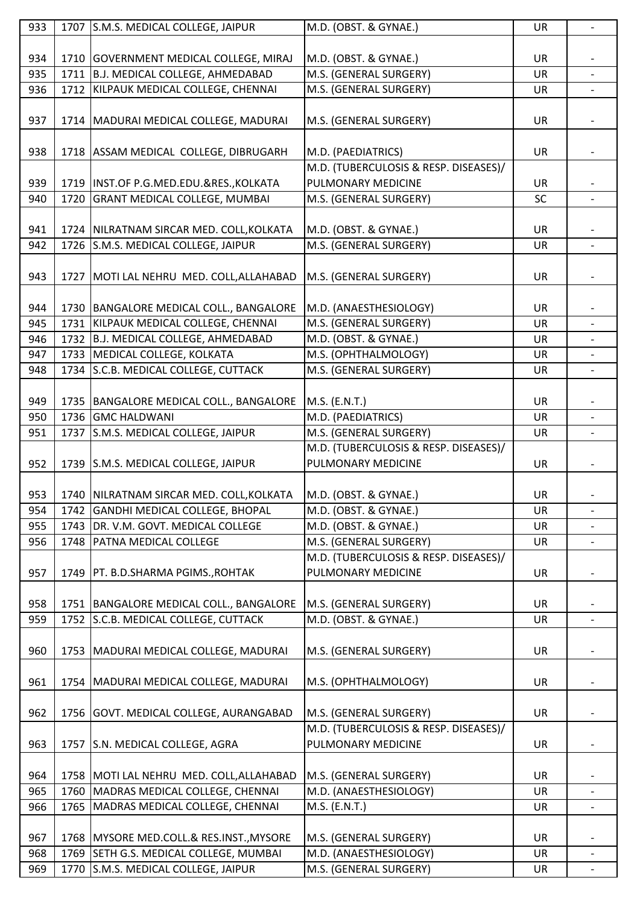| | | | | | |
|---|---|---|---|---|---|
| 933 | 1707 | S.M.S. MEDICAL COLLEGE, JAIPUR | M.D. (OBST. & GYNAE.) | UR | - |
| 934 | 1710 | GOVERNMENT MEDICAL COLLEGE, MIRAJ | M.D. (OBST. & GYNAE.) | UR | - |
| 935 | 1711 | B.J. MEDICAL COLLEGE, AHMEDABAD | M.S. (GENERAL SURGERY) | UR | - |
| 936 | 1712 | KILPAUK MEDICAL COLLEGE, CHENNAI | M.S. (GENERAL SURGERY) | UR | - |
| 937 | 1714 | MADURAI MEDICAL COLLEGE, MADURAI | M.S. (GENERAL SURGERY) | UR | - |
| 938 | 1718 | ASSAM MEDICAL COLLEGE, DIBRUGARH | M.D. (PAEDIATRICS) | UR | - |
| 939 | 1719 | INST.OF P.G.MED.EDU.&RES.,KOLKATA | M.D. (TUBERCULOSIS & RESP. DISEASES)/ PULMONARY MEDICINE | UR | - |
| 940 | 1720 | GRANT MEDICAL COLLEGE, MUMBAI | M.S. (GENERAL SURGERY) | SC | - |
| 941 | 1724 | NILRATNAM SIRCAR MED. COLL,KOLKATA | M.D. (OBST. & GYNAE.) | UR | - |
| 942 | 1726 | S.M.S. MEDICAL COLLEGE, JAIPUR | M.S. (GENERAL SURGERY) | UR | - |
| 943 | 1727 | MOTI LAL NEHRU MED. COLL,ALLAHABAD | M.S. (GENERAL SURGERY) | UR | - |
| 944 | 1730 | BANGALORE MEDICAL COLL., BANGALORE | M.D. (ANAESTHESIOLOGY) | UR | - |
| 945 | 1731 | KILPAUK MEDICAL COLLEGE, CHENNAI | M.S. (GENERAL SURGERY) | UR | - |
| 946 | 1732 | B.J. MEDICAL COLLEGE, AHMEDABAD | M.D. (OBST. & GYNAE.) | UR | - |
| 947 | 1733 | MEDICAL COLLEGE, KOLKATA | M.S. (OPHTHALMOLOGY) | UR | - |
| 948 | 1734 | S.C.B. MEDICAL COLLEGE, CUTTACK | M.S. (GENERAL SURGERY) | UR | - |
| 949 | 1735 | BANGALORE MEDICAL COLL., BANGALORE | M.S. (E.N.T.) | UR | - |
| 950 | 1736 | GMC HALDWANI | M.D. (PAEDIATRICS) | UR | - |
| 951 | 1737 | S.M.S. MEDICAL COLLEGE, JAIPUR | M.S. (GENERAL SURGERY) | UR | - |
| 952 | 1739 | S.M.S. MEDICAL COLLEGE, JAIPUR | M.D. (TUBERCULOSIS & RESP. DISEASES)/ PULMONARY MEDICINE | UR | - |
| 953 | 1740 | NILRATNAM SIRCAR MED. COLL,KOLKATA | M.D. (OBST. & GYNAE.) | UR | - |
| 954 | 1742 | GANDHI MEDICAL COLLEGE, BHOPAL | M.D. (OBST. & GYNAE.) | UR | - |
| 955 | 1743 | DR. V.M. GOVT. MEDICAL COLLEGE | M.D. (OBST. & GYNAE.) | UR | - |
| 956 | 1748 | PATNA MEDICAL COLLEGE | M.S. (GENERAL SURGERY) | UR | - |
| 957 | 1749 | PT. B.D.SHARMA PGIMS.,ROHTAK | M.D. (TUBERCULOSIS & RESP. DISEASES)/ PULMONARY MEDICINE | UR | - |
| 958 | 1751 | BANGALORE MEDICAL COLL., BANGALORE | M.S. (GENERAL SURGERY) | UR | - |
| 959 | 1752 | S.C.B. MEDICAL COLLEGE, CUTTACK | M.D. (OBST. & GYNAE.) | UR | - |
| 960 | 1753 | MADURAI MEDICAL COLLEGE, MADURAI | M.S. (GENERAL SURGERY) | UR | - |
| 961 | 1754 | MADURAI MEDICAL COLLEGE, MADURAI | M.S. (OPHTHALMOLOGY) | UR | - |
| 962 | 1756 | GOVT. MEDICAL COLLEGE, AURANGABAD | M.S. (GENERAL SURGERY) | UR | - |
| 963 | 1757 | S.N. MEDICAL COLLEGE, AGRA | M.D. (TUBERCULOSIS & RESP. DISEASES)/ PULMONARY MEDICINE | UR | - |
| 964 | 1758 | MOTI LAL NEHRU MED. COLL,ALLAHABAD | M.S. (GENERAL SURGERY) | UR | - |
| 965 | 1760 | MADRAS MEDICAL COLLEGE, CHENNAI | M.D. (ANAESTHESIOLOGY) | UR | - |
| 966 | 1765 | MADRAS MEDICAL COLLEGE, CHENNAI | M.S. (E.N.T.) | UR | - |
| 967 | 1768 | MYSORE MED.COLL.& RES.INST.,MYSORE | M.S. (GENERAL SURGERY) | UR | - |
| 968 | 1769 | SETH G.S. MEDICAL COLLEGE, MUMBAI | M.D. (ANAESTHESIOLOGY) | UR | - |
| 969 | 1770 | S.M.S. MEDICAL COLLEGE, JAIPUR | M.S. (GENERAL SURGERY) | UR | - |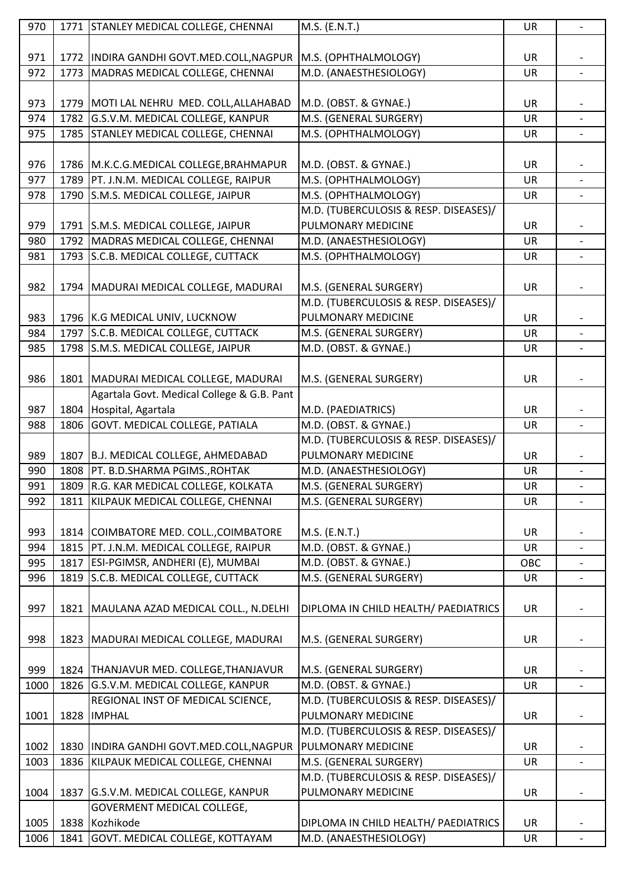| | | | | | |
|---|---|---|---|---|---|
| 970 | 1771 | STANLEY MEDICAL COLLEGE, CHENNAI | M.S. (E.N.T.) | UR | - |
| 971 | 1772 | INDIRA GANDHI GOVT.MED.COLL,NAGPUR | M.S. (OPHTHALMOLOGY) | UR | - |
| 972 | 1773 | MADRAS MEDICAL COLLEGE, CHENNAI | M.D. (ANAESTHESIOLOGY) | UR | - |
| 973 | 1779 | MOTI LAL NEHRU MED. COLL,ALLAHABAD | M.D. (OBST. & GYNAE.) | UR | - |
| 974 | 1782 | G.S.V.M. MEDICAL COLLEGE, KANPUR | M.S. (GENERAL SURGERY) | UR | - |
| 975 | 1785 | STANLEY MEDICAL COLLEGE, CHENNAI | M.S. (OPHTHALMOLOGY) | UR | - |
| 976 | 1786 | M.K.C.G.MEDICAL COLLEGE,BRAHMAPUR | M.D. (OBST. & GYNAE.) | UR | - |
| 977 | 1789 | PT. J.N.M. MEDICAL COLLEGE, RAIPUR | M.S. (OPHTHALMOLOGY) | UR | - |
| 978 | 1790 | S.M.S. MEDICAL COLLEGE, JAIPUR | M.S. (OPHTHALMOLOGY) | UR | - |
| 979 | 1791 | S.M.S. MEDICAL COLLEGE, JAIPUR | M.D. (TUBERCULOSIS & RESP. DISEASES)/ PULMONARY MEDICINE | UR | - |
| 980 | 1792 | MADRAS MEDICAL COLLEGE, CHENNAI | M.D. (ANAESTHESIOLOGY) | UR | - |
| 981 | 1793 | S.C.B. MEDICAL COLLEGE, CUTTACK | M.S. (OPHTHALMOLOGY) | UR | - |
| 982 | 1794 | MADURAI MEDICAL COLLEGE, MADURAI | M.S. (GENERAL SURGERY) | UR | - |
| 983 | 1796 | K.G MEDICAL UNIV, LUCKNOW | M.D. (TUBERCULOSIS & RESP. DISEASES)/ PULMONARY MEDICINE | UR | - |
| 984 | 1797 | S.C.B. MEDICAL COLLEGE, CUTTACK | M.S. (GENERAL SURGERY) | UR | - |
| 985 | 1798 | S.M.S. MEDICAL COLLEGE, JAIPUR | M.D. (OBST. & GYNAE.) | UR | - |
| 986 | 1801 | MADURAI MEDICAL COLLEGE, MADURAI | M.S. (GENERAL SURGERY) | UR | - |
| 987 | 1804 | Agartala Govt. Medical College & G.B. Pant Hospital, Agartala | M.D. (PAEDIATRICS) | UR | - |
| 988 | 1806 | GOVT. MEDICAL COLLEGE, PATIALA | M.D. (OBST. & GYNAE.) | UR | - |
| 989 | 1807 | B.J. MEDICAL COLLEGE, AHMEDABAD | M.D. (TUBERCULOSIS & RESP. DISEASES)/ PULMONARY MEDICINE | UR | - |
| 990 | 1808 | PT. B.D.SHARMA PGIMS.,ROHTAK | M.D. (ANAESTHESIOLOGY) | UR | - |
| 991 | 1809 | R.G. KAR MEDICAL COLLEGE, KOLKATA | M.S. (GENERAL SURGERY) | UR | - |
| 992 | 1811 | KILPAUK MEDICAL COLLEGE, CHENNAI | M.S. (GENERAL SURGERY) | UR | - |
| 993 | 1814 | COIMBATORE MED. COLL.,COIMBATORE | M.S. (E.N.T.) | UR | - |
| 994 | 1815 | PT. J.N.M. MEDICAL COLLEGE, RAIPUR | M.D. (OBST. & GYNAE.) | UR | - |
| 995 | 1817 | ESI-PGIMSR, ANDHERI (E), MUMBAI | M.D. (OBST. & GYNAE.) | OBC | - |
| 996 | 1819 | S.C.B. MEDICAL COLLEGE, CUTTACK | M.S. (GENERAL SURGERY) | UR | - |
| 997 | 1821 | MAULANA AZAD MEDICAL COLL., N.DELHI | DIPLOMA IN CHILD HEALTH/ PAEDIATRICS | UR | - |
| 998 | 1823 | MADURAI MEDICAL COLLEGE, MADURAI | M.S. (GENERAL SURGERY) | UR | - |
| 999 | 1824 | THANJAVUR MED. COLLEGE,THANJAVUR | M.S. (GENERAL SURGERY) | UR | - |
| 1000 | 1826 | G.S.V.M. MEDICAL COLLEGE, KANPUR | M.D. (OBST. & GYNAE.) | UR | - |
| 1001 | 1828 | REGIONAL INST OF MEDICAL SCIENCE, IMPHAL | M.D. (TUBERCULOSIS & RESP. DISEASES)/ PULMONARY MEDICINE | UR | - |
| 1002 | 1830 | INDIRA GANDHI GOVT.MED.COLL,NAGPUR | M.D. (TUBERCULOSIS & RESP. DISEASES)/ PULMONARY MEDICINE | UR | - |
| 1003 | 1836 | KILPAUK MEDICAL COLLEGE, CHENNAI | M.S. (GENERAL SURGERY) | UR | - |
| 1004 | 1837 | G.S.V.M. MEDICAL COLLEGE, KANPUR | M.D. (TUBERCULOSIS & RESP. DISEASES)/ PULMONARY MEDICINE | UR | - |
| 1005 | 1838 | GOVERMENT MEDICAL COLLEGE, Kozhikode | DIPLOMA IN CHILD HEALTH/ PAEDIATRICS | UR | - |
| 1006 | 1841 | GOVT. MEDICAL COLLEGE, KOTTAYAM | M.D. (ANAESTHESIOLOGY) | UR | - |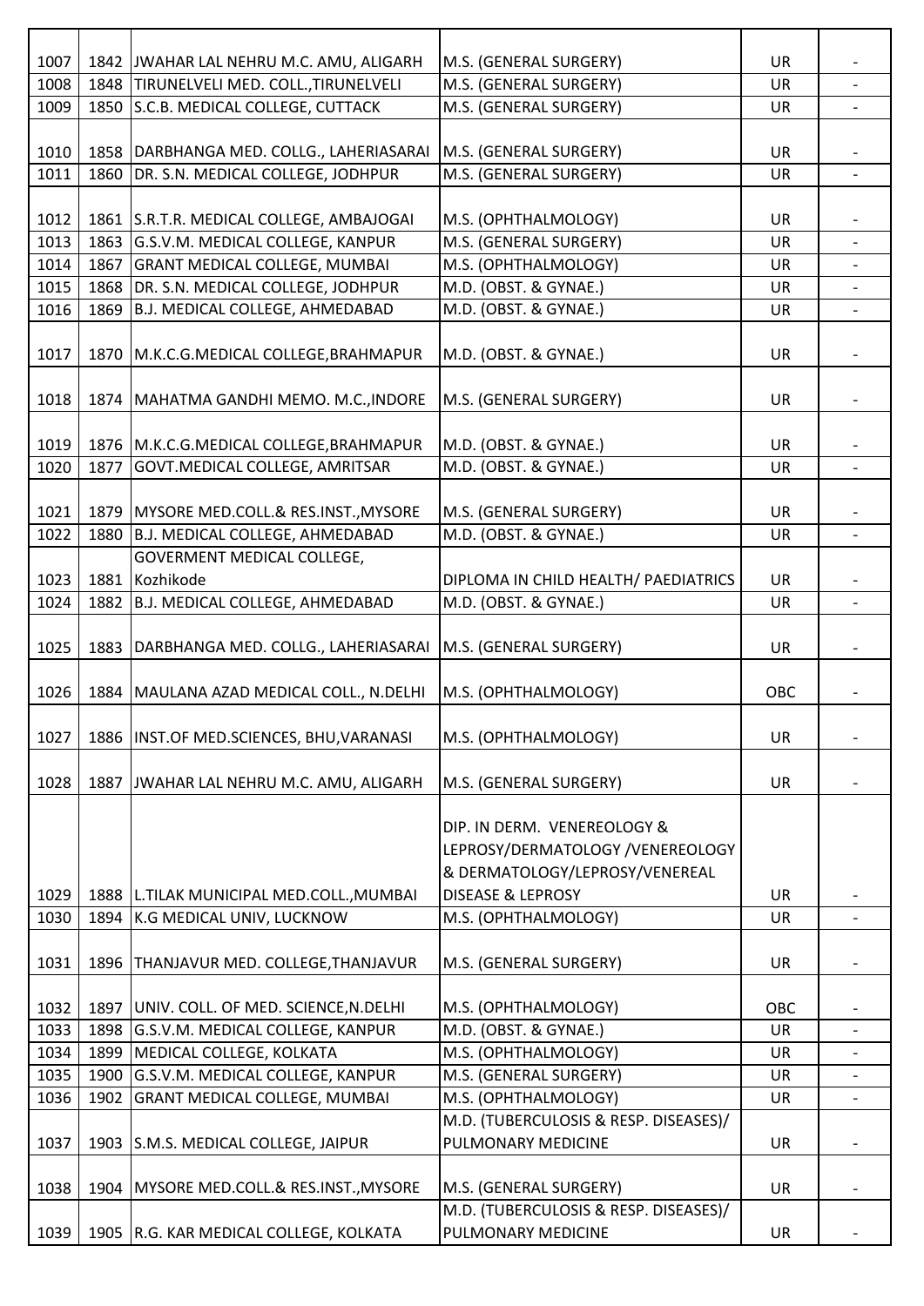| | | | | | |
|---|---|---|---|---|---|
| 1007 | 1842 | JWAHAR LAL NEHRU M.C. AMU, ALIGARH | M.S. (GENERAL SURGERY) | UR | - |
| 1008 | 1848 | TIRUNELVELI MED. COLL.,TIRUNELVELI | M.S. (GENERAL SURGERY) | UR | - |
| 1009 | 1850 | S.C.B. MEDICAL COLLEGE, CUTTACK | M.S. (GENERAL SURGERY) | UR | - |
| 1010 | 1858 | DARBHANGA MED. COLLG., LAHERIASARAI | M.S. (GENERAL SURGERY) | UR | - |
| 1011 | 1860 | DR. S.N. MEDICAL COLLEGE, JODHPUR | M.S. (GENERAL SURGERY) | UR | - |
| 1012 | 1861 | S.R.T.R. MEDICAL COLLEGE, AMBAJOGAI | M.S. (OPHTHALMOLOGY) | UR | - |
| 1013 | 1863 | G.S.V.M. MEDICAL COLLEGE, KANPUR | M.S. (GENERAL SURGERY) | UR | - |
| 1014 | 1867 | GRANT MEDICAL COLLEGE, MUMBAI | M.S. (OPHTHALMOLOGY) | UR | - |
| 1015 | 1868 | DR. S.N. MEDICAL COLLEGE, JODHPUR | M.D. (OBST. & GYNAE.) | UR | - |
| 1016 | 1869 | B.J. MEDICAL COLLEGE, AHMEDABAD | M.D. (OBST. & GYNAE.) | UR | - |
| 1017 | 1870 | M.K.C.G.MEDICAL COLLEGE,BRAHMAPUR | M.D. (OBST. & GYNAE.) | UR | - |
| 1018 | 1874 | MAHATMA GANDHI MEMO. M.C.,INDORE | M.S. (GENERAL SURGERY) | UR | - |
| 1019 | 1876 | M.K.C.G.MEDICAL COLLEGE,BRAHMAPUR | M.D. (OBST. & GYNAE.) | UR | - |
| 1020 | 1877 | GOVT.MEDICAL COLLEGE, AMRITSAR | M.D. (OBST. & GYNAE.) | UR | - |
| 1021 | 1879 | MYSORE MED.COLL.& RES.INST.,MYSORE | M.S. (GENERAL SURGERY) | UR | - |
| 1022 | 1880 | B.J. MEDICAL COLLEGE, AHMEDABAD | M.D. (OBST. & GYNAE.) | UR | - |
| 1023 | 1881 | GOVERMENT MEDICAL COLLEGE, Kozhikode | DIPLOMA IN CHILD HEALTH/ PAEDIATRICS | UR | - |
| 1024 | 1882 | B.J. MEDICAL COLLEGE, AHMEDABAD | M.D. (OBST. & GYNAE.) | UR | - |
| 1025 | 1883 | DARBHANGA MED. COLLG., LAHERIASARAI | M.S. (GENERAL SURGERY) | UR | - |
| 1026 | 1884 | MAULANA AZAD MEDICAL COLL., N.DELHI | M.S. (OPHTHALMOLOGY) | OBC | - |
| 1027 | 1886 | INST.OF MED.SCIENCES, BHU,VARANASI | M.S. (OPHTHALMOLOGY) | UR | - |
| 1028 | 1887 | JWAHAR LAL NEHRU M.C. AMU, ALIGARH | M.S. (GENERAL SURGERY) | UR | - |
| 1029 | 1888 | L.TILAK MUNICIPAL MED.COLL.,MUMBAI | DIP. IN DERM. VENEREOLOGY & LEPROSY/DERMATOLOGY /VENEREOLOGY & DERMATOLOGY/LEPROSY/VENEREAL DISEASE & LEPROSY | UR | - |
| 1030 | 1894 | K.G MEDICAL UNIV, LUCKNOW | M.S. (OPHTHALMOLOGY) | UR | - |
| 1031 | 1896 | THANJAVUR MED. COLLEGE,THANJAVUR | M.S. (GENERAL SURGERY) | UR | - |
| 1032 | 1897 | UNIV. COLL. OF MED. SCIENCE,N.DELHI | M.S. (OPHTHALMOLOGY) | OBC | - |
| 1033 | 1898 | G.S.V.M. MEDICAL COLLEGE, KANPUR | M.D. (OBST. & GYNAE.) | UR | - |
| 1034 | 1899 | MEDICAL COLLEGE, KOLKATA | M.S. (OPHTHALMOLOGY) | UR | - |
| 1035 | 1900 | G.S.V.M. MEDICAL COLLEGE, KANPUR | M.S. (GENERAL SURGERY) | UR | - |
| 1036 | 1902 | GRANT MEDICAL COLLEGE, MUMBAI | M.S. (OPHTHALMOLOGY) | UR | - |
| 1037 | 1903 | S.M.S. MEDICAL COLLEGE, JAIPUR | M.D. (TUBERCULOSIS & RESP. DISEASES)/ PULMONARY MEDICINE | UR | - |
| 1038 | 1904 | MYSORE MED.COLL.& RES.INST.,MYSORE | M.S. (GENERAL SURGERY) | UR | - |
| 1039 | 1905 | R.G. KAR MEDICAL COLLEGE, KOLKATA | M.D. (TUBERCULOSIS & RESP. DISEASES)/ PULMONARY MEDICINE | UR | - |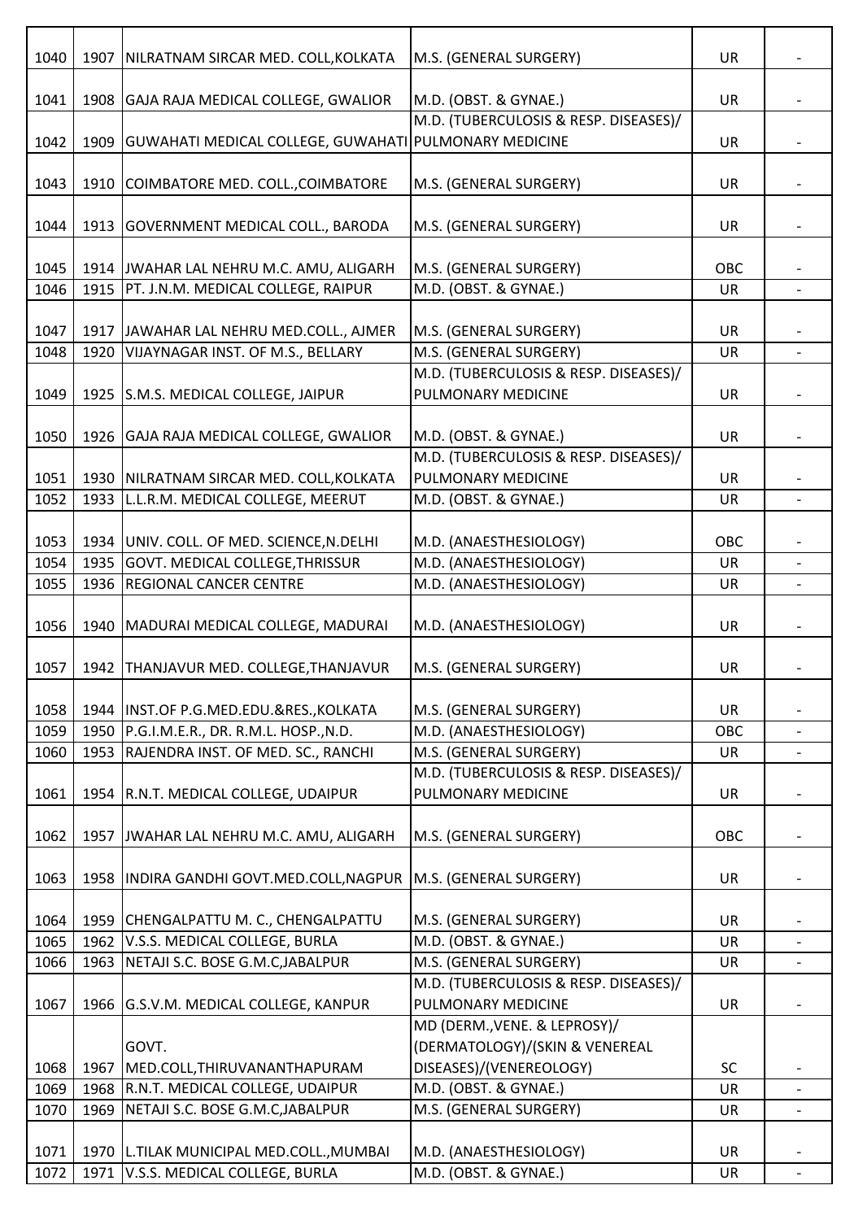| | | | | | |
|---|---|---|---|---|---|
| 1040 | 1907 | NILRATNAM SIRCAR MED. COLL,KOLKATA | M.S. (GENERAL SURGERY) | UR | - |
| 1041 | 1908 | GAJA RAJA MEDICAL COLLEGE, GWALIOR | M.D. (OBST. & GYNAE.) | UR | - |
| 1042 | 1909 | GUWAHATI MEDICAL COLLEGE, GUWAHATI | M.D. (TUBERCULOSIS & RESP. DISEASES)/ PULMONARY MEDICINE | UR | - |
| 1043 | 1910 | COIMBATORE MED. COLL.,COIMBATORE | M.S. (GENERAL SURGERY) | UR | - |
| 1044 | 1913 | GOVERNMENT MEDICAL COLL., BARODA | M.S. (GENERAL SURGERY) | UR | - |
| 1045 | 1914 | JWAHAR LAL NEHRU M.C. AMU, ALIGARH | M.S. (GENERAL SURGERY) | OBC | - |
| 1046 | 1915 | PT. J.N.M. MEDICAL COLLEGE, RAIPUR | M.D. (OBST. & GYNAE.) | UR | - |
| 1047 | 1917 | JAWAHAR LAL NEHRU MED.COLL., AJMER | M.S. (GENERAL SURGERY) | UR | - |
| 1048 | 1920 | VIJAYNAGAR INST. OF M.S., BELLARY | M.S. (GENERAL SURGERY) | UR | - |
| 1049 | 1925 | S.M.S. MEDICAL COLLEGE, JAIPUR | M.D. (TUBERCULOSIS & RESP. DISEASES)/ PULMONARY MEDICINE | UR | - |
| 1050 | 1926 | GAJA RAJA MEDICAL COLLEGE, GWALIOR | M.D. (OBST. & GYNAE.) | UR | - |
| 1051 | 1930 | NILRATNAM SIRCAR MED. COLL,KOLKATA | M.D. (TUBERCULOSIS & RESP. DISEASES)/ PULMONARY MEDICINE | UR | - |
| 1052 | 1933 | L.L.R.M. MEDICAL COLLEGE, MEERUT | M.D. (OBST. & GYNAE.) | UR | - |
| 1053 | 1934 | UNIV. COLL. OF MED. SCIENCE,N.DELHI | M.D. (ANAESTHESIOLOGY) | OBC | - |
| 1054 | 1935 | GOVT. MEDICAL COLLEGE,THRISSUR | M.D. (ANAESTHESIOLOGY) | UR | - |
| 1055 | 1936 | REGIONAL CANCER CENTRE | M.D. (ANAESTHESIOLOGY) | UR | - |
| 1056 | 1940 | MADURAI MEDICAL COLLEGE, MADURAI | M.D. (ANAESTHESIOLOGY) | UR | - |
| 1057 | 1942 | THANJAVUR MED. COLLEGE,THANJAVUR | M.S. (GENERAL SURGERY) | UR | - |
| 1058 | 1944 | INST.OF P.G.MED.EDU.&RES.,KOLKATA | M.S. (GENERAL SURGERY) | UR | - |
| 1059 | 1950 | P.G.I.M.E.R., DR. R.M.L. HOSP.,N.D. | M.D. (ANAESTHESIOLOGY) | OBC | - |
| 1060 | 1953 | RAJENDRA INST. OF MED. SC., RANCHI | M.S. (GENERAL SURGERY) | UR | - |
| 1061 | 1954 | R.N.T. MEDICAL COLLEGE, UDAIPUR | M.D. (TUBERCULOSIS & RESP. DISEASES)/ PULMONARY MEDICINE | UR | - |
| 1062 | 1957 | JWAHAR LAL NEHRU M.C. AMU, ALIGARH | M.S. (GENERAL SURGERY) | OBC | - |
| 1063 | 1958 | INDIRA GANDHI GOVT.MED.COLL,NAGPUR | M.S. (GENERAL SURGERY) | UR | - |
| 1064 | 1959 | CHENGALPATTU M. C., CHENGALPATTU | M.S. (GENERAL SURGERY) | UR | - |
| 1065 | 1962 | V.S.S. MEDICAL COLLEGE, BURLA | M.D. (OBST. & GYNAE.) | UR | - |
| 1066 | 1963 | NETAJI S.C. BOSE G.M.C,JABALPUR | M.S. (GENERAL SURGERY) | UR | - |
| 1067 | 1966 | G.S.V.M. MEDICAL COLLEGE, KANPUR | M.D. (TUBERCULOSIS & RESP. DISEASES)/ PULMONARY MEDICINE | UR | - |
| 1068 | 1967 | GOVT. MED.COLL,THIRUVANANTHAPURAM | MD (DERM.,VENE. & LEPROSY)/ (DERMATOLOGY)/(SKIN & VENEREAL DISEASES)/(VENEREOLOGY) | SC | - |
| 1069 | 1968 | R.N.T. MEDICAL COLLEGE, UDAIPUR | M.D. (OBST. & GYNAE.) | UR | - |
| 1070 | 1969 | NETAJI S.C. BOSE G.M.C,JABALPUR | M.S. (GENERAL SURGERY) | UR | - |
| 1071 | 1970 | L.TILAK MUNICIPAL MED.COLL.,MUMBAI | M.D. (ANAESTHESIOLOGY) | UR | - |
| 1072 | 1971 | V.S.S. MEDICAL COLLEGE, BURLA | M.D. (OBST. & GYNAE.) | UR | - |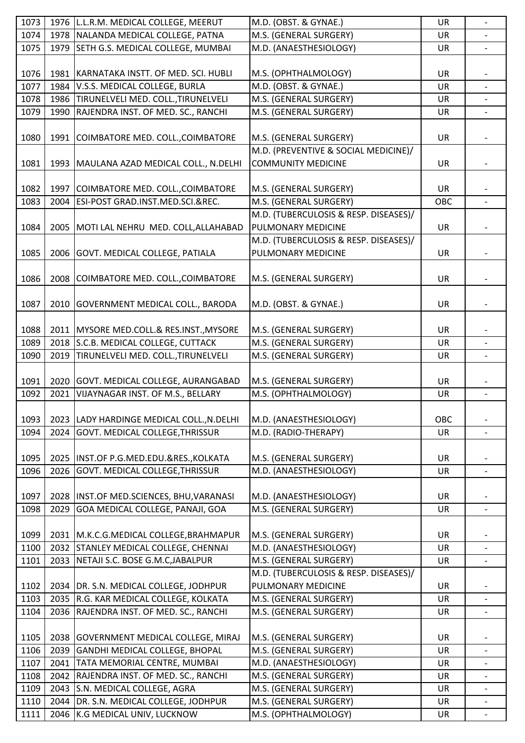| | | | | | |
|---|---|---|---|---|---|
| 1073 | 1976 | L.L.R.M. MEDICAL COLLEGE, MEERUT | M.D. (OBST. & GYNAE.) | UR | - |
| 1074 | 1978 | NALANDA MEDICAL COLLEGE, PATNA | M.S. (GENERAL SURGERY) | UR | - |
| 1075 | 1979 | SETH G.S. MEDICAL COLLEGE, MUMBAI | M.D. (ANAESTHESIOLOGY) | UR | - |
| 1076 | 1981 | KARNATAKA INSTT. OF MED. SCI. HUBLI | M.S. (OPHTHALMOLOGY) | UR | - |
| 1077 | 1984 | V.S.S. MEDICAL COLLEGE, BURLA | M.D. (OBST. & GYNAE.) | UR | - |
| 1078 | 1986 | TIRUNELVELI MED. COLL.,TIRUNELVELI | M.S. (GENERAL SURGERY) | UR | - |
| 1079 | 1990 | RAJENDRA INST. OF MED. SC., RANCHI | M.S. (GENERAL SURGERY) | UR | - |
| 1080 | 1991 | COIMBATORE MED. COLL.,COIMBATORE | M.S. (GENERAL SURGERY) | UR | - |
| 1081 | 1993 | MAULANA AZAD MEDICAL COLL., N.DELHI | M.D. (PREVENTIVE & SOCIAL MEDICINE)/ COMMUNITY MEDICINE | UR | - |
| 1082 | 1997 | COIMBATORE MED. COLL.,COIMBATORE | M.S. (GENERAL SURGERY) | UR | - |
| 1083 | 2004 | ESI-POST GRAD.INST.MED.SCI.&REC. | M.S. (GENERAL SURGERY) | OBC | - |
| 1084 | 2005 | MOTI LAL NEHRU MED. COLL,ALLAHABAD | M.D. (TUBERCULOSIS & RESP. DISEASES)/ PULMONARY MEDICINE | UR | - |
| 1085 | 2006 | GOVT. MEDICAL COLLEGE, PATIALA | M.D. (TUBERCULOSIS & RESP. DISEASES)/ PULMONARY MEDICINE | UR | - |
| 1086 | 2008 | COIMBATORE MED. COLL.,COIMBATORE | M.S. (GENERAL SURGERY) | UR | - |
| 1087 | 2010 | GOVERNMENT MEDICAL COLL., BARODA | M.D. (OBST. & GYNAE.) | UR | - |
| 1088 | 2011 | MYSORE MED.COLL.& RES.INST.,MYSORE | M.S. (GENERAL SURGERY) | UR | - |
| 1089 | 2018 | S.C.B. MEDICAL COLLEGE, CUTTACK | M.S. (GENERAL SURGERY) | UR | - |
| 1090 | 2019 | TIRUNELVELI MED. COLL.,TIRUNELVELI | M.S. (GENERAL SURGERY) | UR | - |
| 1091 | 2020 | GOVT. MEDICAL COLLEGE, AURANGABAD | M.S. (GENERAL SURGERY) | UR | - |
| 1092 | 2021 | VIJAYNAGAR INST. OF M.S., BELLARY | M.S. (OPHTHALMOLOGY) | UR | - |
| 1093 | 2023 | LADY HARDINGE MEDICAL COLL.,N.DELHI | M.D. (ANAESTHESIOLOGY) | OBC | - |
| 1094 | 2024 | GOVT. MEDICAL COLLEGE,THRISSUR | M.D. (RADIO-THERAPY) | UR | - |
| 1095 | 2025 | INST.OF P.G.MED.EDU.&RES.,KOLKATA | M.S. (GENERAL SURGERY) | UR | - |
| 1096 | 2026 | GOVT. MEDICAL COLLEGE,THRISSUR | M.D. (ANAESTHESIOLOGY) | UR | - |
| 1097 | 2028 | INST.OF MED.SCIENCES, BHU,VARANASI | M.D. (ANAESTHESIOLOGY) | UR | - |
| 1098 | 2029 | GOA MEDICAL COLLEGE, PANAJI, GOA | M.S. (GENERAL SURGERY) | UR | - |
| 1099 | 2031 | M.K.C.G.MEDICAL COLLEGE,BRAHMAPUR | M.S. (GENERAL SURGERY) | UR | - |
| 1100 | 2032 | STANLEY MEDICAL COLLEGE, CHENNAI | M.D. (ANAESTHESIOLOGY) | UR | - |
| 1101 | 2033 | NETAJI S.C. BOSE G.M.C,JABALPUR | M.S. (GENERAL SURGERY) | UR | - |
| 1102 | 2034 | DR. S.N. MEDICAL COLLEGE, JODHPUR | M.D. (TUBERCULOSIS & RESP. DISEASES)/ PULMONARY MEDICINE | UR | - |
| 1103 | 2035 | R.G. KAR MEDICAL COLLEGE, KOLKATA | M.S. (GENERAL SURGERY) | UR | - |
| 1104 | 2036 | RAJENDRA INST. OF MED. SC., RANCHI | M.S. (GENERAL SURGERY) | UR | - |
| 1105 | 2038 | GOVERNMENT MEDICAL COLLEGE, MIRAJ | M.S. (GENERAL SURGERY) | UR | - |
| 1106 | 2039 | GANDHI MEDICAL COLLEGE, BHOPAL | M.S. (GENERAL SURGERY) | UR | - |
| 1107 | 2041 | TATA MEMORIAL CENTRE, MUMBAI | M.D. (ANAESTHESIOLOGY) | UR | - |
| 1108 | 2042 | RAJENDRA INST. OF MED. SC., RANCHI | M.S. (GENERAL SURGERY) | UR | - |
| 1109 | 2043 | S.N. MEDICAL COLLEGE, AGRA | M.S. (GENERAL SURGERY) | UR | - |
| 1110 | 2044 | DR. S.N. MEDICAL COLLEGE, JODHPUR | M.S. (GENERAL SURGERY) | UR | - |
| 1111 | 2046 | K.G MEDICAL UNIV, LUCKNOW | M.S. (OPHTHALMOLOGY) | UR | - |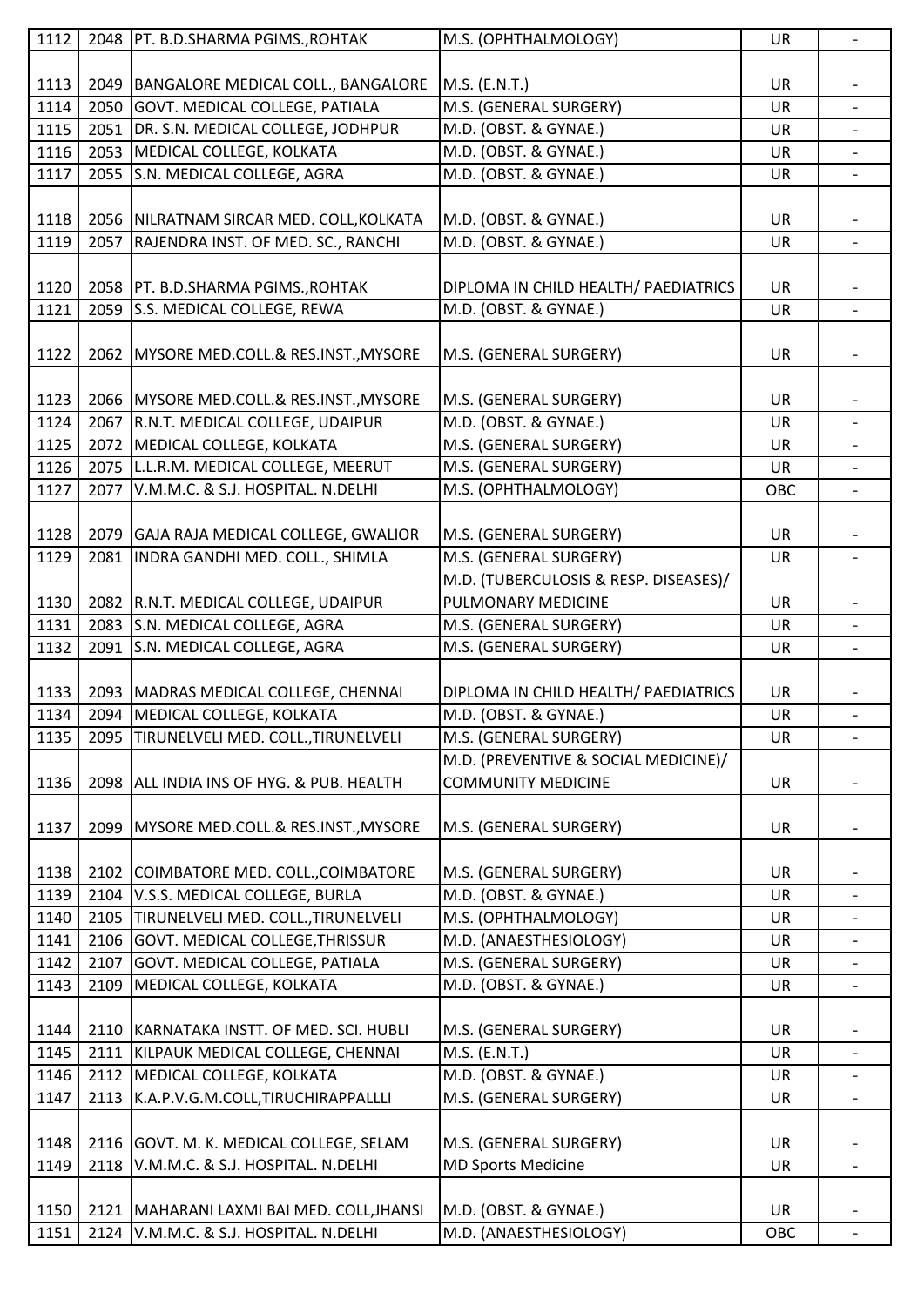| 1112 | 2048 | PT. B.D.SHARMA PGIMS.,ROHTAK | M.S. (OPHTHALMOLOGY) | UR | - |
|---|---|---|---|---|---|
| 1113 | 2049 | BANGALORE MEDICAL COLL., BANGALORE | M.S. (E.N.T.) | UR | - |
| 1114 | 2050 | GOVT. MEDICAL COLLEGE, PATIALA | M.S. (GENERAL SURGERY) | UR | - |
| 1115 | 2051 | DR. S.N. MEDICAL COLLEGE, JODHPUR | M.D. (OBST. & GYNAE.) | UR | - |
| 1116 | 2053 | MEDICAL COLLEGE, KOLKATA | M.D. (OBST. & GYNAE.) | UR | - |
| 1117 | 2055 | S.N. MEDICAL COLLEGE, AGRA | M.D. (OBST. & GYNAE.) | UR | - |
| 1118 | 2056 | NILRATNAM SIRCAR MED. COLL,KOLKATA | M.D. (OBST. & GYNAE.) | UR | - |
| 1119 | 2057 | RAJENDRA INST. OF MED. SC., RANCHI | M.D. (OBST. & GYNAE.) | UR | - |
| 1120 | 2058 | PT. B.D.SHARMA PGIMS.,ROHTAK | DIPLOMA IN CHILD HEALTH/ PAEDIATRICS | UR | - |
| 1121 | 2059 | S.S. MEDICAL COLLEGE, REWA | M.D. (OBST. & GYNAE.) | UR | - |
| 1122 | 2062 | MYSORE MED.COLL.& RES.INST.,MYSORE | M.S. (GENERAL SURGERY) | UR | - |
| 1123 | 2066 | MYSORE MED.COLL.& RES.INST.,MYSORE | M.S. (GENERAL SURGERY) | UR | - |
| 1124 | 2067 | R.N.T. MEDICAL COLLEGE, UDAIPUR | M.D. (OBST. & GYNAE.) | UR | - |
| 1125 | 2072 | MEDICAL COLLEGE, KOLKATA | M.S. (GENERAL SURGERY) | UR | - |
| 1126 | 2075 | L.L.R.M. MEDICAL COLLEGE, MEERUT | M.S. (GENERAL SURGERY) | UR | - |
| 1127 | 2077 | V.M.M.C. & S.J. HOSPITAL. N.DELHI | M.S. (OPHTHALMOLOGY) | OBC | - |
| 1128 | 2079 | GAJA RAJA MEDICAL COLLEGE, GWALIOR | M.S. (GENERAL SURGERY) | UR | - |
| 1129 | 2081 | INDRA GANDHI MED. COLL., SHIMLA | M.S. (GENERAL SURGERY) | UR | - |
| 1130 | 2082 | R.N.T. MEDICAL COLLEGE, UDAIPUR | M.D. (TUBERCULOSIS & RESP. DISEASES)/ PULMONARY MEDICINE | UR | - |
| 1131 | 2083 | S.N. MEDICAL COLLEGE, AGRA | M.S. (GENERAL SURGERY) | UR | - |
| 1132 | 2091 | S.N. MEDICAL COLLEGE, AGRA | M.S. (GENERAL SURGERY) | UR | - |
| 1133 | 2093 | MADRAS MEDICAL COLLEGE, CHENNAI | DIPLOMA IN CHILD HEALTH/ PAEDIATRICS | UR | - |
| 1134 | 2094 | MEDICAL COLLEGE, KOLKATA | M.D. (OBST. & GYNAE.) | UR | - |
| 1135 | 2095 | TIRUNELVELI MED. COLL.,TIRUNELVELI | M.S. (GENERAL SURGERY) | UR | - |
| 1136 | 2098 | ALL INDIA INS OF HYG. & PUB. HEALTH | M.D. (PREVENTIVE & SOCIAL MEDICINE)/ COMMUNITY MEDICINE | UR | - |
| 1137 | 2099 | MYSORE MED.COLL.& RES.INST.,MYSORE | M.S. (GENERAL SURGERY) | UR | - |
| 1138 | 2102 | COIMBATORE MED. COLL.,COIMBATORE | M.S. (GENERAL SURGERY) | UR | - |
| 1139 | 2104 | V.S.S. MEDICAL COLLEGE, BURLA | M.D. (OBST. & GYNAE.) | UR | - |
| 1140 | 2105 | TIRUNELVELI MED. COLL.,TIRUNELVELI | M.S. (OPHTHALMOLOGY) | UR | - |
| 1141 | 2106 | GOVT. MEDICAL COLLEGE,THRISSUR | M.D. (ANAESTHESIOLOGY) | UR | - |
| 1142 | 2107 | GOVT. MEDICAL COLLEGE, PATIALA | M.S. (GENERAL SURGERY) | UR | - |
| 1143 | 2109 | MEDICAL COLLEGE, KOLKATA | M.D. (OBST. & GYNAE.) | UR | - |
| 1144 | 2110 | KARNATAKA INSTT. OF MED. SCI. HUBLI | M.S. (GENERAL SURGERY) | UR | - |
| 1145 | 2111 | KILPAUK MEDICAL COLLEGE, CHENNAI | M.S. (E.N.T.) | UR | - |
| 1146 | 2112 | MEDICAL COLLEGE, KOLKATA | M.D. (OBST. & GYNAE.) | UR | - |
| 1147 | 2113 | K.A.P.V.G.M.COLL,TIRUCHIRAPPALLLI | M.S. (GENERAL SURGERY) | UR | - |
| 1148 | 2116 | GOVT. M. K. MEDICAL COLLEGE, SELAM | M.S. (GENERAL SURGERY) | UR | - |
| 1149 | 2118 | V.M.M.C. & S.J. HOSPITAL. N.DELHI | MD Sports Medicine | UR | - |
| 1150 | 2121 | MAHARANI LAXMI BAI MED. COLL,JHANSI | M.D. (OBST. & GYNAE.) | UR | - |
| 1151 | 2124 | V.M.M.C. & S.J. HOSPITAL. N.DELHI | M.D. (ANAESTHESIOLOGY) | OBC | - |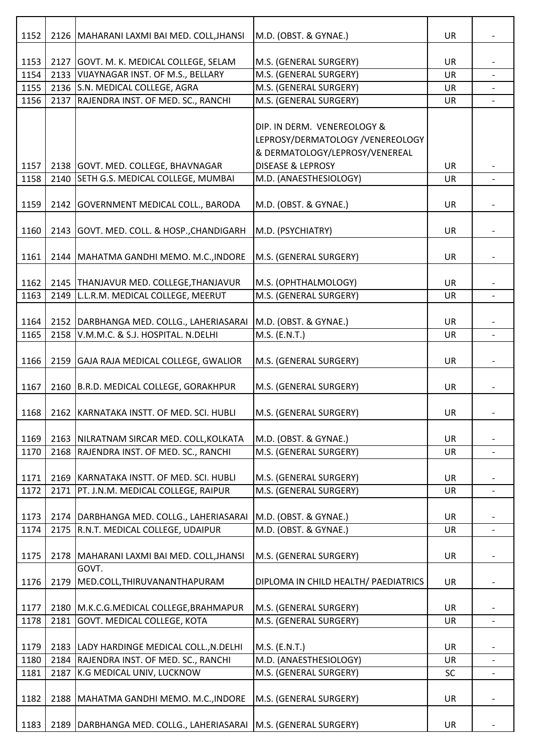| | | | | | |
|---|---|---|---|---|---|
| 1152 | 2126 | MAHARANI LAXMI BAI MED. COLL,JHANSI | M.D. (OBST. & GYNAE.) | UR | - |
| 1153 | 2127 | GOVT. M. K. MEDICAL COLLEGE, SELAM | M.S. (GENERAL SURGERY) | UR | - |
| 1154 | 2133 | VIJAYNAGAR INST. OF M.S., BELLARY | M.S. (GENERAL SURGERY) | UR | - |
| 1155 | 2136 | S.N. MEDICAL COLLEGE, AGRA | M.S. (GENERAL SURGERY) | UR | - |
| 1156 | 2137 | RAJENDRA INST. OF MED. SC., RANCHI | M.S. (GENERAL SURGERY) | UR | - |
| 1157 | 2138 | GOVT. MED. COLLEGE, BHAVNAGAR | DIP. IN DERM. VENEREOLOGY & LEPROSY/DERMATOLOGY /VENEREOLOGY & DERMATOLOGY/LEPROSY/VENEREAL DISEASE & LEPROSY | UR | - |
| 1158 | 2140 | SETH G.S. MEDICAL COLLEGE, MUMBAI | M.D. (ANAESTHESIOLOGY) | UR | - |
| 1159 | 2142 | GOVERNMENT MEDICAL COLL., BARODA | M.D. (OBST. & GYNAE.) | UR | - |
| 1160 | 2143 | GOVT. MED. COLL. & HOSP.,CHANDIGARH | M.D. (PSYCHIATRY) | UR | - |
| 1161 | 2144 | MAHATMA GANDHI MEMO. M.C.,INDORE | M.S. (GENERAL SURGERY) | UR | - |
| 1162 | 2145 | THANJAVUR MED. COLLEGE,THANJAVUR | M.S. (OPHTHALMOLOGY) | UR | - |
| 1163 | 2149 | L.L.R.M. MEDICAL COLLEGE, MEERUT | M.S. (GENERAL SURGERY) | UR | - |
| 1164 | 2152 | DARBHANGA MED. COLLG., LAHERIASARAI | M.D. (OBST. & GYNAE.) | UR | - |
| 1165 | 2158 | V.M.M.C. & S.J. HOSPITAL. N.DELHI | M.S. (E.N.T.) | UR | - |
| 1166 | 2159 | GAJA RAJA MEDICAL COLLEGE, GWALIOR | M.S. (GENERAL SURGERY) | UR | - |
| 1167 | 2160 | B.R.D. MEDICAL COLLEGE, GORAKHPUR | M.S. (GENERAL SURGERY) | UR | - |
| 1168 | 2162 | KARNATAKA INSTT. OF MED. SCI. HUBLI | M.S. (GENERAL SURGERY) | UR | - |
| 1169 | 2163 | NILRATNAM SIRCAR MED. COLL,KOLKATA | M.D. (OBST. & GYNAE.) | UR | - |
| 1170 | 2168 | RAJENDRA INST. OF MED. SC., RANCHI | M.S. (GENERAL SURGERY) | UR | - |
| 1171 | 2169 | KARNATAKA INSTT. OF MED. SCI. HUBLI | M.S. (GENERAL SURGERY) | UR | - |
| 1172 | 2171 | PT. J.N.M. MEDICAL COLLEGE, RAIPUR | M.S. (GENERAL SURGERY) | UR | - |
| 1173 | 2174 | DARBHANGA MED. COLLG., LAHERIASARAI | M.D. (OBST. & GYNAE.) | UR | - |
| 1174 | 2175 | R.N.T. MEDICAL COLLEGE, UDAIPUR | M.D. (OBST. & GYNAE.) | UR | - |
| 1175 | 2178 | MAHARANI LAXMI BAI MED. COLL,JHANSI | M.S. (GENERAL SURGERY) | UR | - |
| 1176 | 2179 | GOVT. MED.COLL,THIRUVANANTHAPURAM | DIPLOMA IN CHILD HEALTH/ PAEDIATRICS | UR | - |
| 1177 | 2180 | M.K.C.G.MEDICAL COLLEGE,BRAHMAPUR | M.S. (GENERAL SURGERY) | UR | - |
| 1178 | 2181 | GOVT. MEDICAL COLLEGE, KOTA | M.S. (GENERAL SURGERY) | UR | - |
| 1179 | 2183 | LADY HARDINGE MEDICAL COLL.,N.DELHI | M.S. (E.N.T.) | UR | - |
| 1180 | 2184 | RAJENDRA INST. OF MED. SC., RANCHI | M.D. (ANAESTHESIOLOGY) | UR | - |
| 1181 | 2187 | K.G MEDICAL UNIV, LUCKNOW | M.S. (GENERAL SURGERY) | SC | - |
| 1182 | 2188 | MAHATMA GANDHI MEMO. M.C.,INDORE | M.S. (GENERAL SURGERY) | UR | - |
| 1183 | 2189 | DARBHANGA MED. COLLG., LAHERIASARAI | M.S. (GENERAL SURGERY) | UR | - |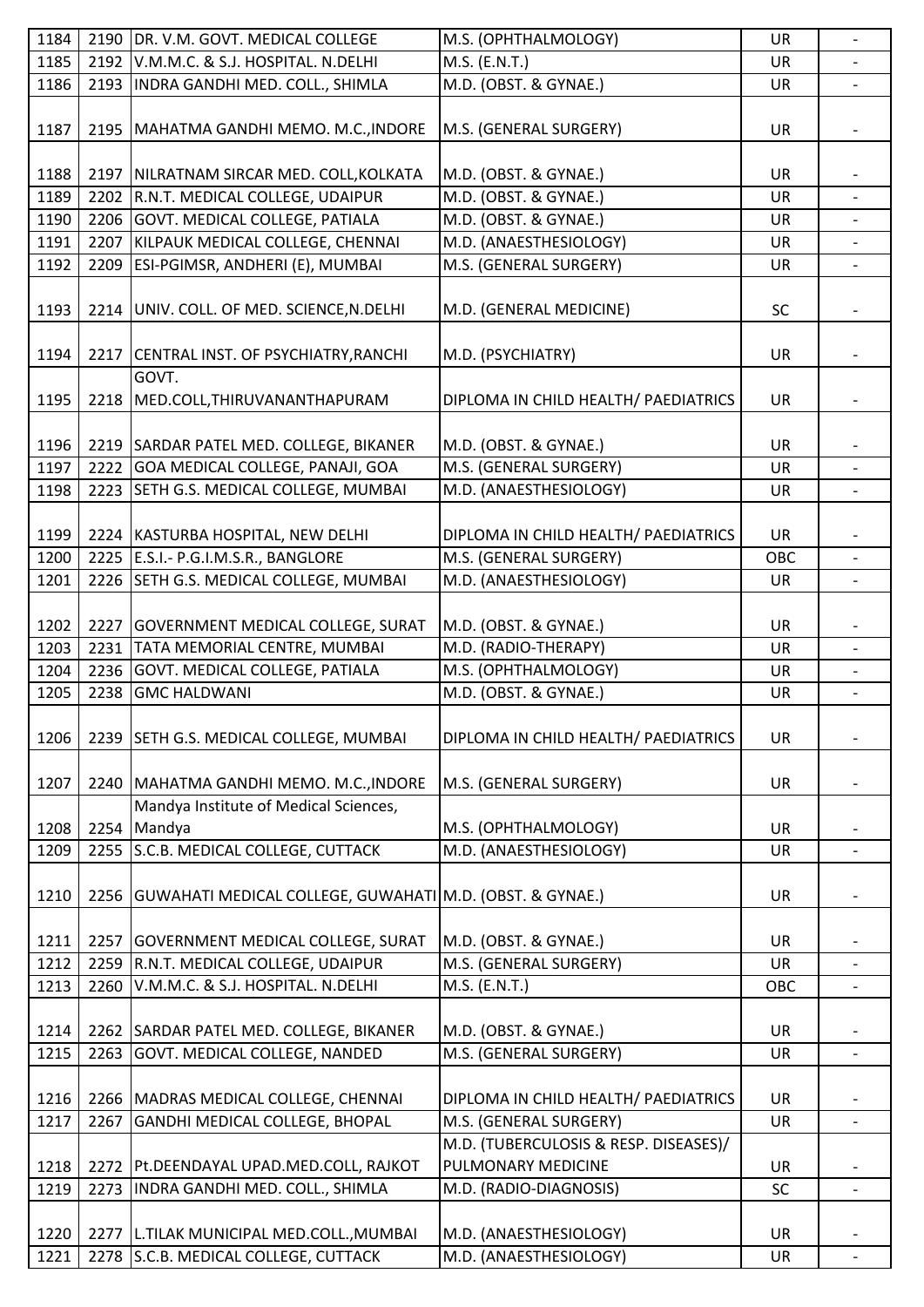| 1184 | 2190 | DR. V.M. GOVT. MEDICAL COLLEGE | M.S. (OPHTHALMOLOGY) | UR | - |
|---|---|---|---|---|---|
| 1185 | 2192 | V.M.M.C. & S.J. HOSPITAL. N.DELHI | M.S. (E.N.T.) | UR | - |
| 1186 | 2193 | INDRA GANDHI MED. COLL., SHIMLA | M.D. (OBST. & GYNAE.) | UR | - |
| 1187 | 2195 | MAHATMA GANDHI MEMO. M.C.,INDORE | M.S. (GENERAL SURGERY) | UR | - |
| 1188 | 2197 | NILRATNAM SIRCAR MED. COLL,KOLKATA | M.D. (OBST. & GYNAE.) | UR | - |
| 1189 | 2202 | R.N.T. MEDICAL COLLEGE, UDAIPUR | M.D. (OBST. & GYNAE.) | UR | - |
| 1190 | 2206 | GOVT. MEDICAL COLLEGE, PATIALA | M.D. (OBST. & GYNAE.) | UR | - |
| 1191 | 2207 | KILPAUK MEDICAL COLLEGE, CHENNAI | M.D. (ANAESTHESIOLOGY) | UR | - |
| 1192 | 2209 | ESI-PGIMSR, ANDHERI (E), MUMBAI | M.S. (GENERAL SURGERY) | UR | - |
| 1193 | 2214 | UNIV. COLL. OF MED. SCIENCE,N.DELHI | M.D. (GENERAL MEDICINE) | SC | - |
| 1194 | 2217 | CENTRAL INST. OF PSYCHIATRY,RANCHI | M.D. (PSYCHIATRY) | UR | - |
| 1195 | 2218 | GOVT. MED.COLL,THIRUVANANTHAPURAM | DIPLOMA IN CHILD HEALTH/ PAEDIATRICS | UR | - |
| 1196 | 2219 | SARDAR PATEL MED. COLLEGE, BIKANER | M.D. (OBST. & GYNAE.) | UR | - |
| 1197 | 2222 | GOA MEDICAL COLLEGE, PANAJI, GOA | M.S. (GENERAL SURGERY) | UR | - |
| 1198 | 2223 | SETH G.S. MEDICAL COLLEGE, MUMBAI | M.D. (ANAESTHESIOLOGY) | UR | - |
| 1199 | 2224 | KASTURBA HOSPITAL, NEW DELHI | DIPLOMA IN CHILD HEALTH/ PAEDIATRICS | UR | - |
| 1200 | 2225 | E.S.I.- P.G.I.M.S.R., BANGLORE | M.S. (GENERAL SURGERY) | OBC | - |
| 1201 | 2226 | SETH G.S. MEDICAL COLLEGE, MUMBAI | M.D. (ANAESTHESIOLOGY) | UR | - |
| 1202 | 2227 | GOVERNMENT MEDICAL COLLEGE, SURAT | M.D. (OBST. & GYNAE.) | UR | - |
| 1203 | 2231 | TATA MEMORIAL CENTRE, MUMBAI | M.D. (RADIO-THERAPY) | UR | - |
| 1204 | 2236 | GOVT. MEDICAL COLLEGE, PATIALA | M.S. (OPHTHALMOLOGY) | UR | - |
| 1205 | 2238 | GMC HALDWANI | M.D. (OBST. & GYNAE.) | UR | - |
| 1206 | 2239 | SETH G.S. MEDICAL COLLEGE, MUMBAI | DIPLOMA IN CHILD HEALTH/ PAEDIATRICS | UR | - |
| 1207 | 2240 | MAHATMA GANDHI MEMO. M.C.,INDORE | M.S. (GENERAL SURGERY) | UR | - |
| 1208 | 2254 | Mandya Institute of Medical Sciences, Mandya | M.S. (OPHTHALMOLOGY) | UR | - |
| 1209 | 2255 | S.C.B. MEDICAL COLLEGE, CUTTACK | M.D. (ANAESTHESIOLOGY) | UR | - |
| 1210 | 2256 | GUWAHATI MEDICAL COLLEGE, GUWAHATI | M.D. (OBST. & GYNAE.) | UR | - |
| 1211 | 2257 | GOVERNMENT MEDICAL COLLEGE, SURAT | M.D. (OBST. & GYNAE.) | UR | - |
| 1212 | 2259 | R.N.T. MEDICAL COLLEGE, UDAIPUR | M.S. (GENERAL SURGERY) | UR | - |
| 1213 | 2260 | V.M.M.C. & S.J. HOSPITAL. N.DELHI | M.S. (E.N.T.) | OBC | - |
| 1214 | 2262 | SARDAR PATEL MED. COLLEGE, BIKANER | M.D. (OBST. & GYNAE.) | UR | - |
| 1215 | 2263 | GOVT. MEDICAL COLLEGE, NANDED | M.S. (GENERAL SURGERY) | UR | - |
| 1216 | 2266 | MADRAS MEDICAL COLLEGE, CHENNAI | DIPLOMA IN CHILD HEALTH/ PAEDIATRICS | UR | - |
| 1217 | 2267 | GANDHI MEDICAL COLLEGE, BHOPAL | M.S. (GENERAL SURGERY) | UR | - |
| 1218 | 2272 | Pt.DEENDAYAL UPAD.MED.COLL, RAJKOT | M.D. (TUBERCULOSIS & RESP. DISEASES)/ PULMONARY MEDICINE | UR | - |
| 1219 | 2273 | INDRA GANDHI MED. COLL., SHIMLA | M.D. (RADIO-DIAGNOSIS) | SC | - |
| 1220 | 2277 | L.TILAK MUNICIPAL MED.COLL.,MUMBAI | M.D. (ANAESTHESIOLOGY) | UR | - |
| 1221 | 2278 | S.C.B. MEDICAL COLLEGE, CUTTACK | M.D. (ANAESTHESIOLOGY) | UR | - |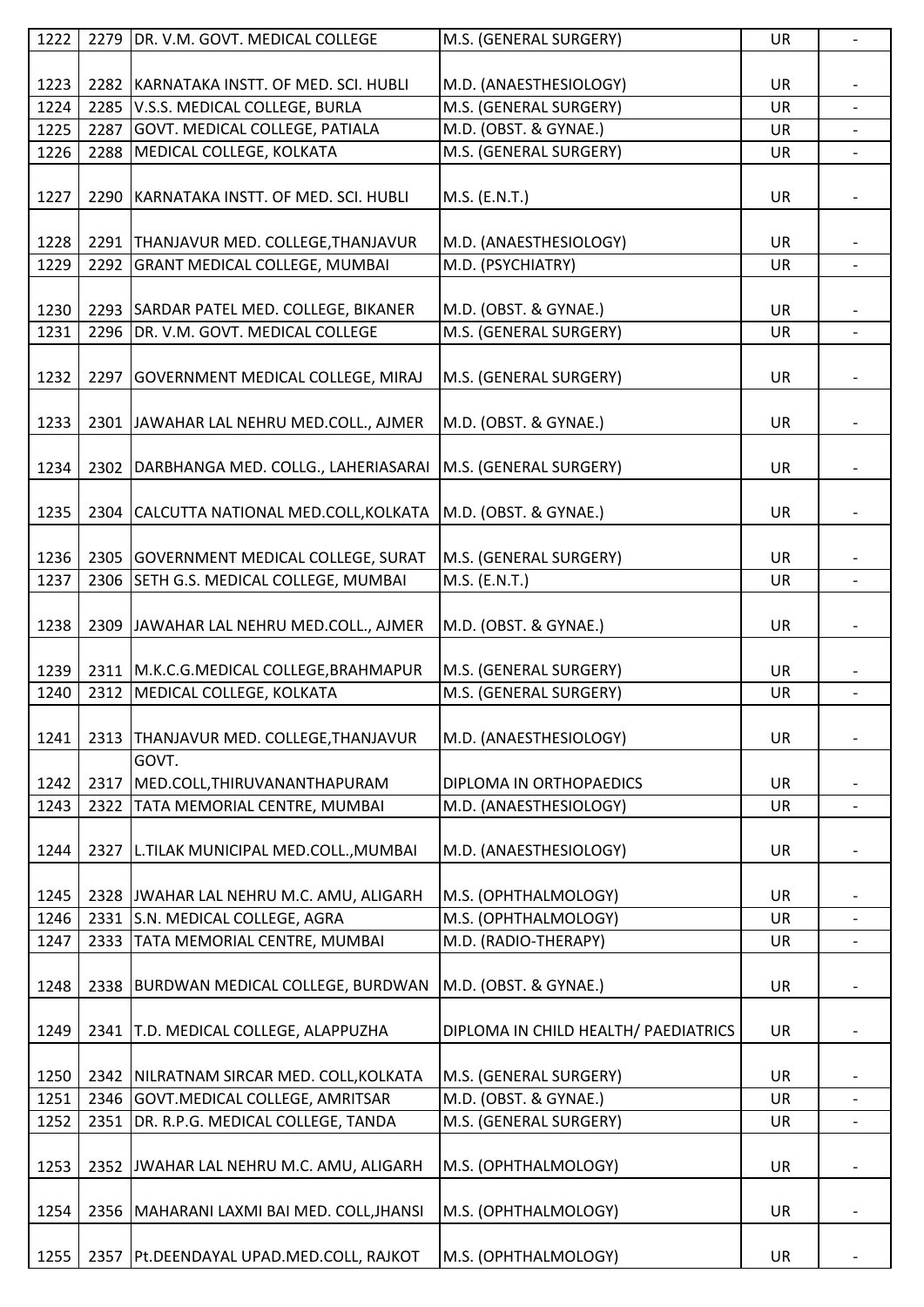| 1222 | 2279 | DR. V.M. GOVT. MEDICAL COLLEGE | M.S. (GENERAL SURGERY) | UR | - |
|---|---|---|---|---|---|
| 1223 | 2282 | KARNATAKA INSTT. OF MED. SCI. HUBLI | M.D. (ANAESTHESIOLOGY) | UR | - |
| 1224 | 2285 | V.S.S. MEDICAL COLLEGE, BURLA | M.S. (GENERAL SURGERY) | UR | - |
| 1225 | 2287 | GOVT. MEDICAL COLLEGE, PATIALA | M.D. (OBST. & GYNAE.) | UR | - |
| 1226 | 2288 | MEDICAL COLLEGE, KOLKATA | M.S. (GENERAL SURGERY) | UR | - |
| 1227 | 2290 | KARNATAKA INSTT. OF MED. SCI. HUBLI | M.S. (E.N.T.) | UR | - |
| 1228 | 2291 | THANJAVUR MED. COLLEGE,THANJAVUR | M.D. (ANAESTHESIOLOGY) | UR | - |
| 1229 | 2292 | GRANT MEDICAL COLLEGE, MUMBAI | M.D. (PSYCHIATRY) | UR | - |
| 1230 | 2293 | SARDAR PATEL MED. COLLEGE, BIKANER | M.D. (OBST. & GYNAE.) | UR | - |
| 1231 | 2296 | DR. V.M. GOVT. MEDICAL COLLEGE | M.S. (GENERAL SURGERY) | UR | - |
| 1232 | 2297 | GOVERNMENT MEDICAL COLLEGE, MIRAJ | M.S. (GENERAL SURGERY) | UR | - |
| 1233 | 2301 | JAWAHAR LAL NEHRU MED.COLL., AJMER | M.D. (OBST. & GYNAE.) | UR | - |
| 1234 | 2302 | DARBHANGA MED. COLLG., LAHERIASARAI | M.S. (GENERAL SURGERY) | UR | - |
| 1235 | 2304 | CALCUTTA NATIONAL MED.COLL,KOLKATA | M.D. (OBST. & GYNAE.) | UR | - |
| 1236 | 2305 | GOVERNMENT MEDICAL COLLEGE, SURAT | M.S. (GENERAL SURGERY) | UR | - |
| 1237 | 2306 | SETH G.S. MEDICAL COLLEGE, MUMBAI | M.S. (E.N.T.) | UR | - |
| 1238 | 2309 | JAWAHAR LAL NEHRU MED.COLL., AJMER | M.D. (OBST. & GYNAE.) | UR | - |
| 1239 | 2311 | M.K.C.G.MEDICAL COLLEGE,BRAHMAPUR | M.S. (GENERAL SURGERY) | UR | - |
| 1240 | 2312 | MEDICAL COLLEGE, KOLKATA | M.S. (GENERAL SURGERY) | UR | - |
| 1241 | 2313 | THANJAVUR MED. COLLEGE,THANJAVUR | M.D. (ANAESTHESIOLOGY) | UR | - |
| 1242 | 2317 | GOVT. MED.COLL,THIRUVANANTHAPURAM | DIPLOMA IN ORTHOPAEDICS | UR | - |
| 1243 | 2322 | TATA MEMORIAL CENTRE, MUMBAI | M.D. (ANAESTHESIOLOGY) | UR | - |
| 1244 | 2327 | L.TILAK MUNICIPAL MED.COLL.,MUMBAI | M.D. (ANAESTHESIOLOGY) | UR | - |
| 1245 | 2328 | JWAHAR LAL NEHRU M.C. AMU, ALIGARH | M.S. (OPHTHALMOLOGY) | UR | - |
| 1246 | 2331 | S.N. MEDICAL COLLEGE, AGRA | M.S. (OPHTHALMOLOGY) | UR | - |
| 1247 | 2333 | TATA MEMORIAL CENTRE, MUMBAI | M.D. (RADIO-THERAPY) | UR | - |
| 1248 | 2338 | BURDWAN MEDICAL COLLEGE, BURDWAN | M.D. (OBST. & GYNAE.) | UR | - |
| 1249 | 2341 | T.D. MEDICAL COLLEGE, ALAPPUZHA | DIPLOMA IN CHILD HEALTH/ PAEDIATRICS | UR | - |
| 1250 | 2342 | NILRATNAM SIRCAR MED. COLL,KOLKATA | M.S. (GENERAL SURGERY) | UR | - |
| 1251 | 2346 | GOVT.MEDICAL COLLEGE, AMRITSAR | M.D. (OBST. & GYNAE.) | UR | - |
| 1252 | 2351 | DR. R.P.G. MEDICAL COLLEGE, TANDA | M.S. (GENERAL SURGERY) | UR | - |
| 1253 | 2352 | JWAHAR LAL NEHRU M.C. AMU, ALIGARH | M.S. (OPHTHALMOLOGY) | UR | - |
| 1254 | 2356 | MAHARANI LAXMI BAI MED. COLL,JHANSI | M.S. (OPHTHALMOLOGY) | UR | - |
| 1255 | 2357 | Pt.DEENDAYAL UPAD.MED.COLL, RAJKOT | M.S. (OPHTHALMOLOGY) | UR | - |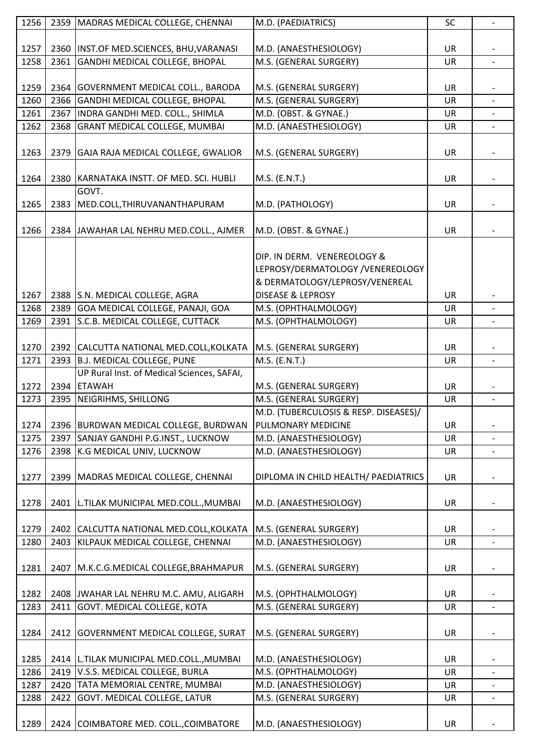| 1256 | 2359 | MADRAS MEDICAL COLLEGE, CHENNAI | M.D. (PAEDIATRICS) | SC | - |
|---|---|---|---|---|---|
| 1257 | 2360 | INST.OF MED.SCIENCES, BHU,VARANASI | M.D. (ANAESTHESIOLOGY) | UR | - |
| 1258 | 2361 | GANDHI MEDICAL COLLEGE, BHOPAL | M.S. (GENERAL SURGERY) | UR | - |
| 1259 | 2364 | GOVERNMENT MEDICAL COLL., BARODA | M.S. (GENERAL SURGERY) | UR | - |
| 1260 | 2366 | GANDHI MEDICAL COLLEGE, BHOPAL | M.S. (GENERAL SURGERY) | UR | - |
| 1261 | 2367 | INDRA GANDHI MED. COLL., SHIMLA | M.D. (OBST. & GYNAE.) | UR | - |
| 1262 | 2368 | GRANT MEDICAL COLLEGE, MUMBAI | M.D. (ANAESTHESIOLOGY) | UR | - |
| 1263 | 2379 | GAJA RAJA MEDICAL COLLEGE, GWALIOR | M.S. (GENERAL SURGERY) | UR | - |
| 1264 | 2380 | KARNATAKA INSTT. OF MED. SCI. HUBLI | M.S. (E.N.T.) | UR | - |
| 1265 | 2383 | GOVT. MED.COLL,THIRUVANANTHAPURAM | M.D. (PATHOLOGY) | UR | - |
| 1266 | 2384 | JAWAHAR LAL NEHRU MED.COLL., AJMER | M.D. (OBST. & GYNAE.) | UR | - |
| 1267 | 2388 | S.N. MEDICAL COLLEGE, AGRA | DIP. IN DERM. VENEREOLOGY & LEPROSY/DERMATOLOGY /VENEREOLOGY & DERMATOLOGY/LEPROSY/VENEREAL DISEASE & LEPROSY | UR | - |
| 1268 | 2389 | GOA MEDICAL COLLEGE, PANAJI, GOA | M.S. (OPHTHALMOLOGY) | UR | - |
| 1269 | 2391 | S.C.B. MEDICAL COLLEGE, CUTTACK | M.S. (OPHTHALMOLOGY) | UR | - |
| 1270 | 2392 | CALCUTTA NATIONAL MED.COLL,KOLKATA | M.S. (GENERAL SURGERY) | UR | - |
| 1271 | 2393 | B.J. MEDICAL COLLEGE, PUNE | M.S. (E.N.T.) | UR | - |
| 1272 | 2394 | UP Rural Inst. of Medical Sciences, SAFAI, ETAWAH | M.S. (GENERAL SURGERY) | UR | - |
| 1273 | 2395 | NEIGRIHMS, SHILLONG | M.S. (GENERAL SURGERY) | UR | - |
| 1274 | 2396 | BURDWAN MEDICAL COLLEGE, BURDWAN | M.D. (TUBERCULOSIS & RESP. DISEASES)/ PULMONARY MEDICINE | UR | - |
| 1275 | 2397 | SANJAY GANDHI P.G.INST., LUCKNOW | M.D. (ANAESTHESIOLOGY) | UR | - |
| 1276 | 2398 | K.G MEDICAL UNIV, LUCKNOW | M.D. (ANAESTHESIOLOGY) | UR | - |
| 1277 | 2399 | MADRAS MEDICAL COLLEGE, CHENNAI | DIPLOMA IN CHILD HEALTH/ PAEDIATRICS | UR | - |
| 1278 | 2401 | L.TILAK MUNICIPAL MED.COLL.,MUMBAI | M.D. (ANAESTHESIOLOGY) | UR | - |
| 1279 | 2402 | CALCUTTA NATIONAL MED.COLL,KOLKATA | M.S. (GENERAL SURGERY) | UR | - |
| 1280 | 2403 | KILPAUK MEDICAL COLLEGE, CHENNAI | M.D. (ANAESTHESIOLOGY) | UR | - |
| 1281 | 2407 | M.K.C.G.MEDICAL COLLEGE,BRAHMAPUR | M.S. (GENERAL SURGERY) | UR | - |
| 1282 | 2408 | JWAHAR LAL NEHRU M.C. AMU, ALIGARH | M.S. (OPHTHALMOLOGY) | UR | - |
| 1283 | 2411 | GOVT. MEDICAL COLLEGE, KOTA | M.S. (GENERAL SURGERY) | UR | - |
| 1284 | 2412 | GOVERNMENT MEDICAL COLLEGE, SURAT | M.S. (GENERAL SURGERY) | UR | - |
| 1285 | 2414 | L.TILAK MUNICIPAL MED.COLL.,MUMBAI | M.D. (ANAESTHESIOLOGY) | UR | - |
| 1286 | 2419 | V.S.S. MEDICAL COLLEGE, BURLA | M.S. (OPHTHALMOLOGY) | UR | - |
| 1287 | 2420 | TATA MEMORIAL CENTRE, MUMBAI | M.D. (ANAESTHESIOLOGY) | UR | - |
| 1288 | 2422 | GOVT. MEDICAL COLLEGE, LATUR | M.S. (GENERAL SURGERY) | UR | - |
| 1289 | 2424 | COIMBATORE MED. COLL.,COIMBATORE | M.D. (ANAESTHESIOLOGY) | UR | - |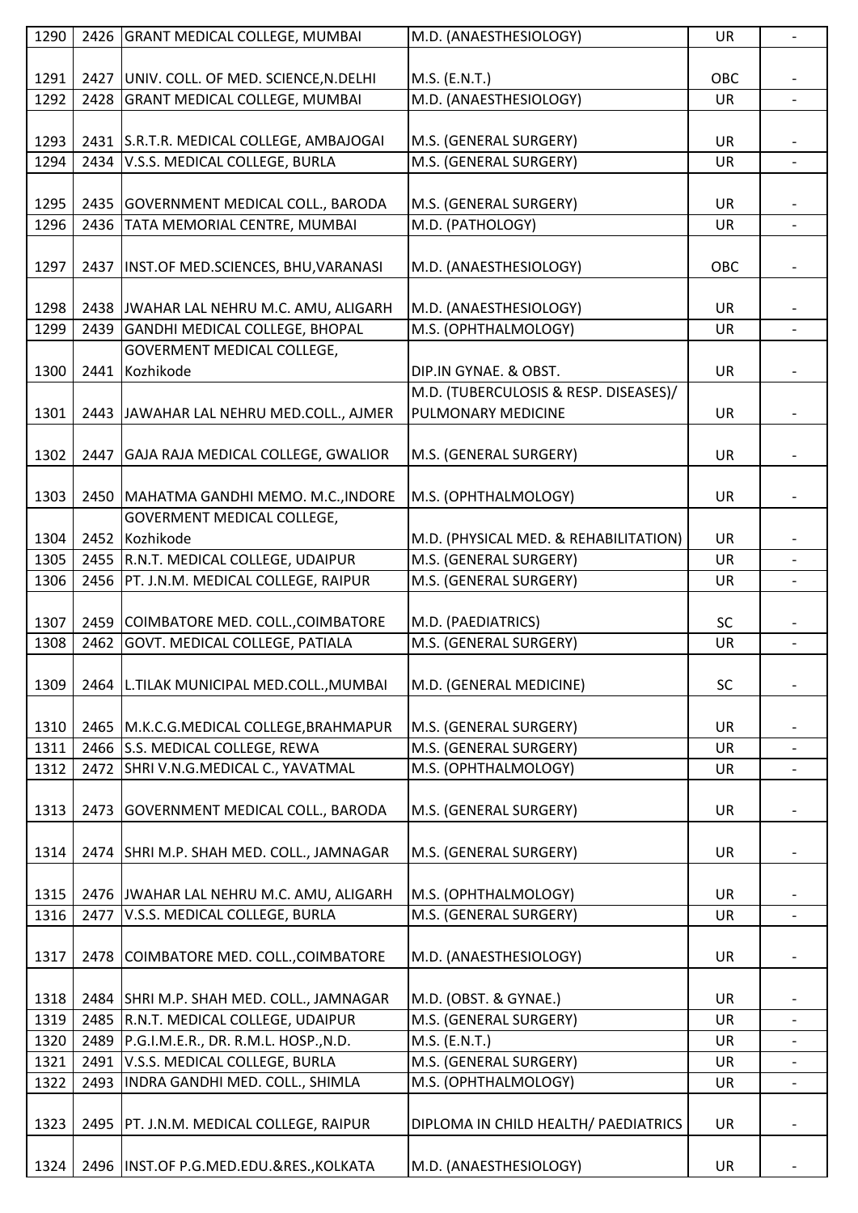| | | | | | |
|---|---|---|---|---|---|
| 1290 | 2426 | GRANT MEDICAL COLLEGE, MUMBAI | M.D. (ANAESTHESIOLOGY) | UR | - |
| 1291 | 2427 | UNIV. COLL. OF MED. SCIENCE,N.DELHI | M.S. (E.N.T.) | OBC | - |
| 1292 | 2428 | GRANT MEDICAL COLLEGE, MUMBAI | M.D. (ANAESTHESIOLOGY) | UR | - |
| 1293 | 2431 | S.R.T.R. MEDICAL COLLEGE, AMBAJOGAI | M.S. (GENERAL SURGERY) | UR | - |
| 1294 | 2434 | V.S.S. MEDICAL COLLEGE, BURLA | M.S. (GENERAL SURGERY) | UR | - |
| 1295 | 2435 | GOVERNMENT MEDICAL COLL., BARODA | M.S. (GENERAL SURGERY) | UR | - |
| 1296 | 2436 | TATA MEMORIAL CENTRE, MUMBAI | M.D. (PATHOLOGY) | UR | - |
| 1297 | 2437 | INST.OF MED.SCIENCES, BHU,VARANASI | M.D. (ANAESTHESIOLOGY) | OBC | - |
| 1298 | 2438 | JWAHAR LAL NEHRU M.C. AMU, ALIGARH | M.D. (ANAESTHESIOLOGY) | UR | - |
| 1299 | 2439 | GANDHI MEDICAL COLLEGE, BHOPAL | M.S. (OPHTHALMOLOGY) | UR | - |
| 1300 | 2441 | GOVERMENT MEDICAL COLLEGE, Kozhikode | DIP.IN GYNAE. & OBST. | UR | - |
| 1301 | 2443 | JAWAHAR LAL NEHRU MED.COLL., AJMER | M.D. (TUBERCULOSIS & RESP. DISEASES)/ PULMONARY MEDICINE | UR | - |
| 1302 | 2447 | GAJA RAJA MEDICAL COLLEGE, GWALIOR | M.S. (GENERAL SURGERY) | UR | - |
| 1303 | 2450 | MAHATMA GANDHI MEMO. M.C.,INDORE | M.S. (OPHTHALMOLOGY) | UR | - |
| 1304 | 2452 | GOVERMENT MEDICAL COLLEGE, Kozhikode | M.D. (PHYSICAL MED. & REHABILITATION) | UR | - |
| 1305 | 2455 | R.N.T. MEDICAL COLLEGE, UDAIPUR | M.S. (GENERAL SURGERY) | UR | - |
| 1306 | 2456 | PT. J.N.M. MEDICAL COLLEGE, RAIPUR | M.S. (GENERAL SURGERY) | UR | - |
| 1307 | 2459 | COIMBATORE MED. COLL.,COIMBATORE | M.D. (PAEDIATRICS) | SC | - |
| 1308 | 2462 | GOVT. MEDICAL COLLEGE, PATIALA | M.S. (GENERAL SURGERY) | UR | - |
| 1309 | 2464 | L.TILAK MUNICIPAL MED.COLL.,MUMBAI | M.D. (GENERAL MEDICINE) | SC | - |
| 1310 | 2465 | M.K.C.G.MEDICAL COLLEGE,BRAHMAPUR | M.S. (GENERAL SURGERY) | UR | - |
| 1311 | 2466 | S.S. MEDICAL COLLEGE, REWA | M.S. (GENERAL SURGERY) | UR | - |
| 1312 | 2472 | SHRI V.N.G.MEDICAL C., YAVATMAL | M.S. (OPHTHALMOLOGY) | UR | - |
| 1313 | 2473 | GOVERNMENT MEDICAL COLL., BARODA | M.S. (GENERAL SURGERY) | UR | - |
| 1314 | 2474 | SHRI M.P. SHAH MED. COLL., JAMNAGAR | M.S. (GENERAL SURGERY) | UR | - |
| 1315 | 2476 | JWAHAR LAL NEHRU M.C. AMU, ALIGARH | M.S. (OPHTHALMOLOGY) | UR | - |
| 1316 | 2477 | V.S.S. MEDICAL COLLEGE, BURLA | M.S. (GENERAL SURGERY) | UR | - |
| 1317 | 2478 | COIMBATORE MED. COLL.,COIMBATORE | M.D. (ANAESTHESIOLOGY) | UR | - |
| 1318 | 2484 | SHRI M.P. SHAH MED. COLL., JAMNAGAR | M.D. (OBST. & GYNAE.) | UR | - |
| 1319 | 2485 | R.N.T. MEDICAL COLLEGE, UDAIPUR | M.S. (GENERAL SURGERY) | UR | - |
| 1320 | 2489 | P.G.I.M.E.R., DR. R.M.L. HOSP.,N.D. | M.S. (E.N.T.) | UR | - |
| 1321 | 2491 | V.S.S. MEDICAL COLLEGE, BURLA | M.S. (GENERAL SURGERY) | UR | - |
| 1322 | 2493 | INDRA GANDHI MED. COLL., SHIMLA | M.S. (OPHTHALMOLOGY) | UR | - |
| 1323 | 2495 | PT. J.N.M. MEDICAL COLLEGE, RAIPUR | DIPLOMA IN CHILD HEALTH/ PAEDIATRICS | UR | - |
| 1324 | 2496 | INST.OF P.G.MED.EDU.&RES.,KOLKATA | M.D. (ANAESTHESIOLOGY) | UR | - |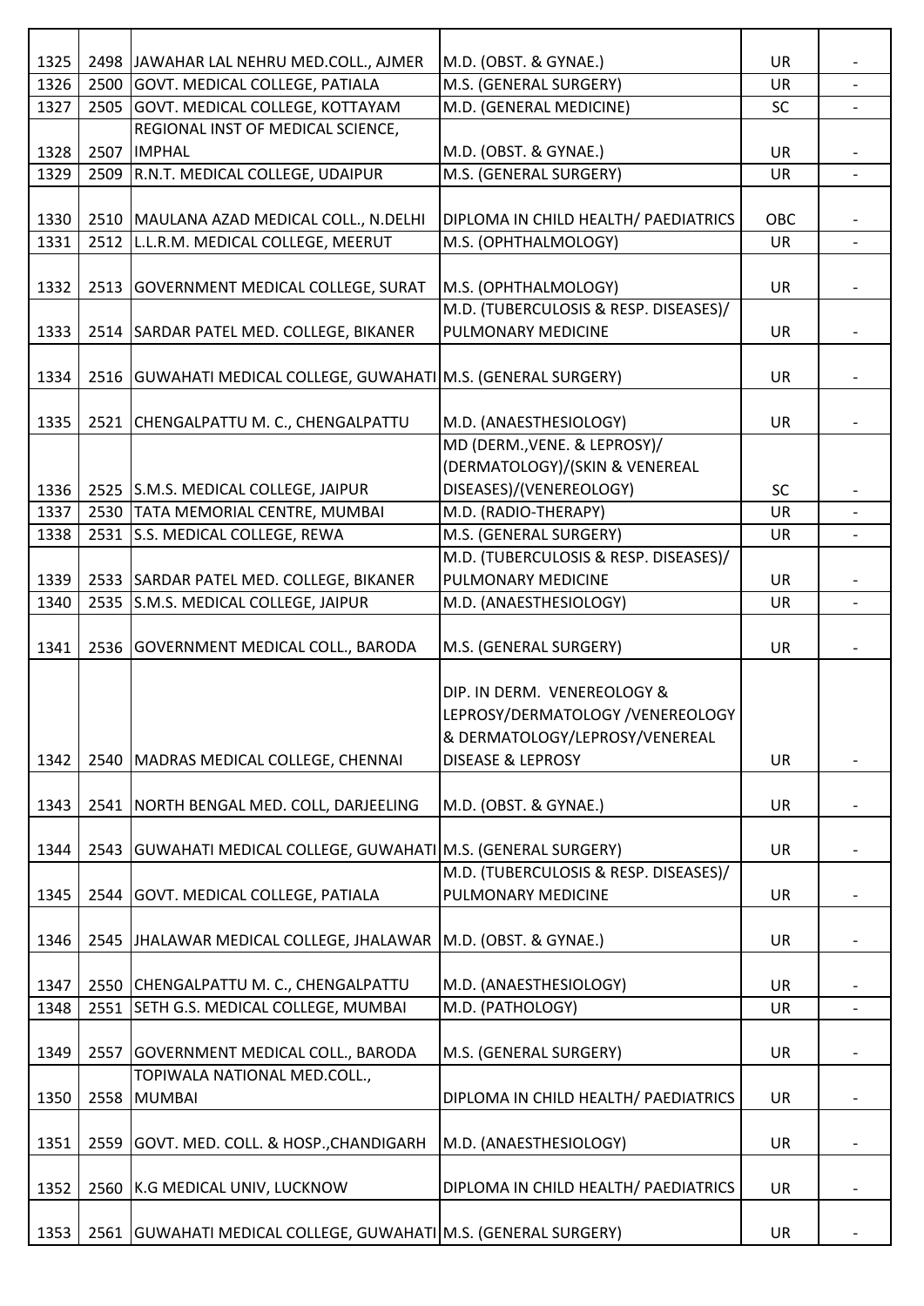| | | | | | |
|---|---|---|---|---|---|
| 1325 | 2498 | JAWAHAR LAL NEHRU MED.COLL., AJMER | M.D. (OBST. & GYNAE.) | UR | - |
| 1326 | 2500 | GOVT. MEDICAL COLLEGE, PATIALA | M.S. (GENERAL SURGERY) | UR | - |
| 1327 | 2505 | GOVT. MEDICAL COLLEGE, KOTTAYAM | M.D. (GENERAL MEDICINE) | SC | - |
| 1328 | 2507 | REGIONAL INST OF MEDICAL SCIENCE, IMPHAL | M.D. (OBST. & GYNAE.) | UR | - |
| 1329 | 2509 | R.N.T. MEDICAL COLLEGE, UDAIPUR | M.S. (GENERAL SURGERY) | UR | - |
| 1330 | 2510 | MAULANA AZAD MEDICAL COLL., N.DELHI | DIPLOMA IN CHILD HEALTH/ PAEDIATRICS | OBC | - |
| 1331 | 2512 | L.L.R.M. MEDICAL COLLEGE, MEERUT | M.S. (OPHTHALMOLOGY) | UR | - |
| 1332 | 2513 | GOVERNMENT MEDICAL COLLEGE, SURAT | M.S. (OPHTHALMOLOGY) | UR | - |
| 1333 | 2514 | SARDAR PATEL MED. COLLEGE, BIKANER | M.D. (TUBERCULOSIS & RESP. DISEASES)/ PULMONARY MEDICINE | UR | - |
| 1334 | 2516 | GUWAHATI MEDICAL COLLEGE, GUWAHATI | M.S. (GENERAL SURGERY) | UR | - |
| 1335 | 2521 | CHENGALPATTU M. C., CHENGALPATTU | M.D. (ANAESTHESIOLOGY) | UR | - |
| 1336 | 2525 | S.M.S. MEDICAL COLLEGE, JAIPUR | MD (DERM.,VENE. & LEPROSY)/ (DERMATOLOGY)/(SKIN & VENEREAL DISEASES)/(VENEREOLOGY) | SC | - |
| 1337 | 2530 | TATA MEMORIAL CENTRE, MUMBAI | M.D. (RADIO-THERAPY) | UR | - |
| 1338 | 2531 | S.S. MEDICAL COLLEGE, REWA | M.S. (GENERAL SURGERY) | UR | - |
| 1339 | 2533 | SARDAR PATEL MED. COLLEGE, BIKANER | M.D. (TUBERCULOSIS & RESP. DISEASES)/ PULMONARY MEDICINE | UR | - |
| 1340 | 2535 | S.M.S. MEDICAL COLLEGE, JAIPUR | M.D. (ANAESTHESIOLOGY) | UR | - |
| 1341 | 2536 | GOVERNMENT MEDICAL COLL., BARODA | M.S. (GENERAL SURGERY) | UR | - |
| 1342 | 2540 | MADRAS MEDICAL COLLEGE, CHENNAI | DIP. IN DERM. VENEREOLOGY & LEPROSY/DERMATOLOGY /VENEREOLOGY & DERMATOLOGY/LEPROSY/VENEREAL DISEASE & LEPROSY | UR | - |
| 1343 | 2541 | NORTH BENGAL MED. COLL, DARJEELING | M.D. (OBST. & GYNAE.) | UR | - |
| 1344 | 2543 | GUWAHATI MEDICAL COLLEGE, GUWAHATI | M.S. (GENERAL SURGERY) | UR | - |
| 1345 | 2544 | GOVT. MEDICAL COLLEGE, PATIALA | M.D. (TUBERCULOSIS & RESP. DISEASES)/ PULMONARY MEDICINE | UR | - |
| 1346 | 2545 | JHALAWAR MEDICAL COLLEGE, JHALAWAR | M.D. (OBST. & GYNAE.) | UR | - |
| 1347 | 2550 | CHENGALPATTU M. C., CHENGALPATTU | M.D. (ANAESTHESIOLOGY) | UR | - |
| 1348 | 2551 | SETH G.S. MEDICAL COLLEGE, MUMBAI | M.D. (PATHOLOGY) | UR | - |
| 1349 | 2557 | GOVERNMENT MEDICAL COLL., BARODA | M.S. (GENERAL SURGERY) | UR | - |
| 1350 | 2558 | TOPIWALA NATIONAL MED.COLL., MUMBAI | DIPLOMA IN CHILD HEALTH/ PAEDIATRICS | UR | - |
| 1351 | 2559 | GOVT. MED. COLL. & HOSP.,CHANDIGARH | M.D. (ANAESTHESIOLOGY) | UR | - |
| 1352 | 2560 | K.G MEDICAL UNIV, LUCKNOW | DIPLOMA IN CHILD HEALTH/ PAEDIATRICS | UR | - |
| 1353 | 2561 | GUWAHATI MEDICAL COLLEGE, GUWAHATI | M.S. (GENERAL SURGERY) | UR | - |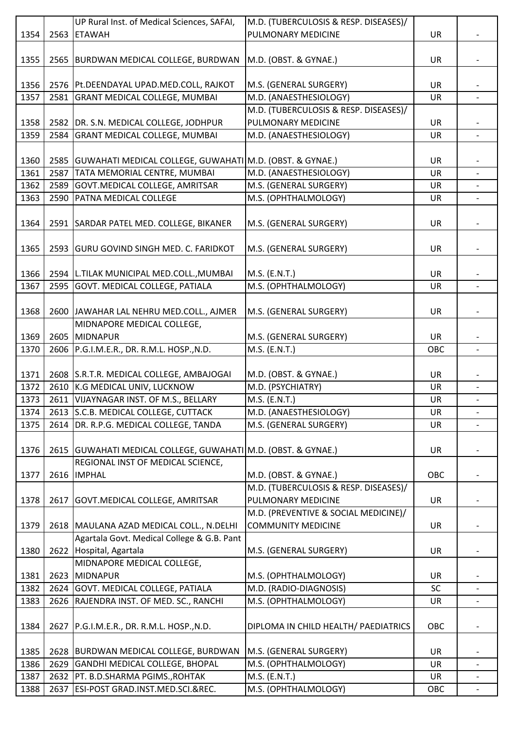| | | | | | |
|---|---|---|---|---|---|
| 1354 | 2563 | UP Rural Inst. of Medical Sciences, SAFAI, ETAWAH | M.D. (TUBERCULOSIS & RESP. DISEASES)/ PULMONARY MEDICINE | UR | - |
| 1355 | 2565 | BURDWAN MEDICAL COLLEGE, BURDWAN | M.D. (OBST. & GYNAE.) | UR | - |
| 1356 | 2576 | Pt.DEENDAYAL UPAD.MED.COLL, RAJKOT | M.S. (GENERAL SURGERY) | UR | - |
| 1357 | 2581 | GRANT MEDICAL COLLEGE, MUMBAI | M.D. (ANAESTHESIOLOGY) | UR | - |
| 1358 | 2582 | DR. S.N. MEDICAL COLLEGE, JODHPUR | M.D. (TUBERCULOSIS & RESP. DISEASES)/ PULMONARY MEDICINE | UR | - |
| 1359 | 2584 | GRANT MEDICAL COLLEGE, MUMBAI | M.D. (ANAESTHESIOLOGY) | UR | - |
| 1360 | 2585 | GUWAHATI MEDICAL COLLEGE, GUWAHATI | M.D. (OBST. & GYNAE.) | UR | - |
| 1361 | 2587 | TATA MEMORIAL CENTRE, MUMBAI | M.D. (ANAESTHESIOLOGY) | UR | - |
| 1362 | 2589 | GOVT.MEDICAL COLLEGE, AMRITSAR | M.S. (GENERAL SURGERY) | UR | - |
| 1363 | 2590 | PATNA MEDICAL COLLEGE | M.S. (OPHTHALMOLOGY) | UR | - |
| 1364 | 2591 | SARDAR PATEL MED. COLLEGE, BIKANER | M.S. (GENERAL SURGERY) | UR | - |
| 1365 | 2593 | GURU GOVIND SINGH MED. C. FARIDKOT | M.S. (GENERAL SURGERY) | UR | - |
| 1366 | 2594 | L.TILAK MUNICIPAL MED.COLL.,MUMBAI | M.S. (E.N.T.) | UR | - |
| 1367 | 2595 | GOVT. MEDICAL COLLEGE, PATIALA | M.S. (OPHTHALMOLOGY) | UR | - |
| 1368 | 2600 | JAWAHAR LAL NEHRU MED.COLL., AJMER | M.S. (GENERAL SURGERY) | UR | - |
| 1369 | 2605 | MIDNAPORE MEDICAL COLLEGE, MIDNAPUR | M.S. (GENERAL SURGERY) | UR | - |
| 1370 | 2606 | P.G.I.M.E.R., DR. R.M.L. HOSP.,N.D. | M.S. (E.N.T.) | OBC | - |
| 1371 | 2608 | S.R.T.R. MEDICAL COLLEGE, AMBAJOGAI | M.D. (OBST. & GYNAE.) | UR | - |
| 1372 | 2610 | K.G MEDICAL UNIV, LUCKNOW | M.D. (PSYCHIATRY) | UR | - |
| 1373 | 2611 | VIJAYNAGAR INST. OF M.S., BELLARY | M.S. (E.N.T.) | UR | - |
| 1374 | 2613 | S.C.B. MEDICAL COLLEGE, CUTTACK | M.D. (ANAESTHESIOLOGY) | UR | - |
| 1375 | 2614 | DR. R.P.G. MEDICAL COLLEGE, TANDA | M.S. (GENERAL SURGERY) | UR | - |
| 1376 | 2615 | GUWAHATI MEDICAL COLLEGE, GUWAHATI | M.D. (OBST. & GYNAE.) | UR | - |
| 1377 | 2616 | REGIONAL INST OF MEDICAL SCIENCE, IMPHAL | M.D. (OBST. & GYNAE.) | OBC | - |
| 1378 | 2617 | GOVT.MEDICAL COLLEGE, AMRITSAR | M.D. (TUBERCULOSIS & RESP. DISEASES)/ PULMONARY MEDICINE | UR | - |
| 1379 | 2618 | MAULANA AZAD MEDICAL COLL., N.DELHI | M.D. (PREVENTIVE & SOCIAL MEDICINE)/ COMMUNITY MEDICINE | UR | - |
| 1380 | 2622 | Agartala Govt. Medical College & G.B. Pant Hospital, Agartala | M.S. (GENERAL SURGERY) | UR | - |
| 1381 | 2623 | MIDNAPORE MEDICAL COLLEGE, MIDNAPUR | M.S. (OPHTHALMOLOGY) | UR | - |
| 1382 | 2624 | GOVT. MEDICAL COLLEGE, PATIALA | M.D. (RADIO-DIAGNOSIS) | SC | - |
| 1383 | 2626 | RAJENDRA INST. OF MED. SC., RANCHI | M.S. (OPHTHALMOLOGY) | UR | - |
| 1384 | 2627 | P.G.I.M.E.R., DR. R.M.L. HOSP.,N.D. | DIPLOMA IN CHILD HEALTH/ PAEDIATRICS | OBC | - |
| 1385 | 2628 | BURDWAN MEDICAL COLLEGE, BURDWAN | M.S. (GENERAL SURGERY) | UR | - |
| 1386 | 2629 | GANDHI MEDICAL COLLEGE, BHOPAL | M.S. (OPHTHALMOLOGY) | UR | - |
| 1387 | 2632 | PT. B.D.SHARMA PGIMS.,ROHTAK | M.S. (E.N.T.) | UR | - |
| 1388 | 2637 | ESI-POST GRAD.INST.MED.SCI.&REC. | M.S. (OPHTHALMOLOGY) | OBC | - |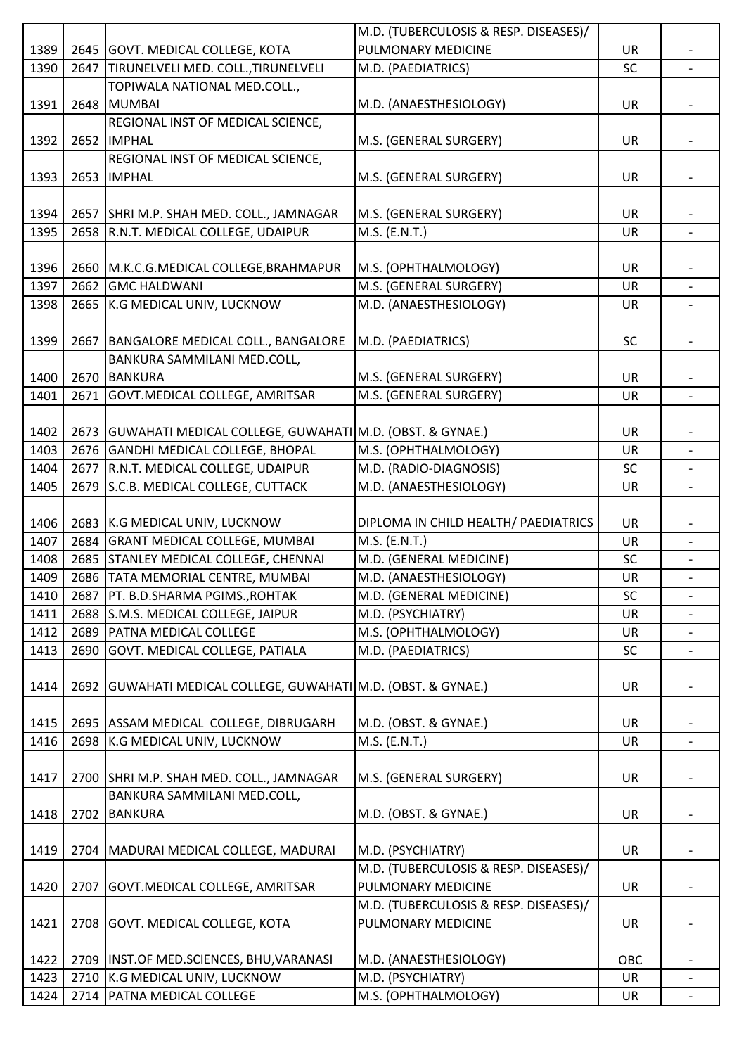| | | | | | |
|---|---|---|---|---|---|
| 1389 | 2645 | GOVT. MEDICAL COLLEGE, KOTA | M.D. (TUBERCULOSIS & RESP. DISEASES)/ PULMONARY MEDICINE | UR | - |
| 1390 | 2647 | TIRUNELVELI MED. COLL.,TIRUNELVELI | M.D. (PAEDIATRICS) | SC | - |
| 1391 | 2648 | TOPIWALA NATIONAL MED.COLL., MUMBAI | M.D. (ANAESTHESIOLOGY) | UR | - |
| 1392 | 2652 | REGIONAL INST OF MEDICAL SCIENCE, IMPHAL | M.S. (GENERAL SURGERY) | UR | - |
| 1393 | 2653 | REGIONAL INST OF MEDICAL SCIENCE, IMPHAL | M.S. (GENERAL SURGERY) | UR | - |
| 1394 | 2657 | SHRI M.P. SHAH MED. COLL., JAMNAGAR | M.S. (GENERAL SURGERY) | UR | - |
| 1395 | 2658 | R.N.T. MEDICAL COLLEGE, UDAIPUR | M.S. (E.N.T.) | UR | - |
| 1396 | 2660 | M.K.C.G.MEDICAL COLLEGE,BRAHMAPUR | M.S. (OPHTHALMOLOGY) | UR | - |
| 1397 | 2662 | GMC HALDWANI | M.S. (GENERAL SURGERY) | UR | - |
| 1398 | 2665 | K.G MEDICAL UNIV, LUCKNOW | M.D. (ANAESTHESIOLOGY) | UR | - |
| 1399 | 2667 | BANGALORE MEDICAL COLL., BANGALORE | M.D. (PAEDIATRICS) | SC | - |
| 1400 | 2670 | BANKURA SAMMILANI MED.COLL, BANKURA | M.S. (GENERAL SURGERY) | UR | - |
| 1401 | 2671 | GOVT.MEDICAL COLLEGE, AMRITSAR | M.S. (GENERAL SURGERY) | UR | - |
| 1402 | 2673 | GUWAHATI MEDICAL COLLEGE, GUWAHATI | M.D. (OBST. & GYNAE.) | UR | - |
| 1403 | 2676 | GANDHI MEDICAL COLLEGE, BHOPAL | M.S. (OPHTHALMOLOGY) | UR | - |
| 1404 | 2677 | R.N.T. MEDICAL COLLEGE, UDAIPUR | M.D. (RADIO-DIAGNOSIS) | SC | - |
| 1405 | 2679 | S.C.B. MEDICAL COLLEGE, CUTTACK | M.D. (ANAESTHESIOLOGY) | UR | - |
| 1406 | 2683 | K.G MEDICAL UNIV, LUCKNOW | DIPLOMA IN CHILD HEALTH/ PAEDIATRICS | UR | - |
| 1407 | 2684 | GRANT MEDICAL COLLEGE, MUMBAI | M.S. (E.N.T.) | UR | - |
| 1408 | 2685 | STANLEY MEDICAL COLLEGE, CHENNAI | M.D. (GENERAL MEDICINE) | SC | - |
| 1409 | 2686 | TATA MEMORIAL CENTRE, MUMBAI | M.D. (ANAESTHESIOLOGY) | UR | - |
| 1410 | 2687 | PT. B.D.SHARMA PGIMS.,ROHTAK | M.D. (GENERAL MEDICINE) | SC | - |
| 1411 | 2688 | S.M.S. MEDICAL COLLEGE, JAIPUR | M.D. (PSYCHIATRY) | UR | - |
| 1412 | 2689 | PATNA MEDICAL COLLEGE | M.S. (OPHTHALMOLOGY) | UR | - |
| 1413 | 2690 | GOVT. MEDICAL COLLEGE, PATIALA | M.D. (PAEDIATRICS) | SC | - |
| 1414 | 2692 | GUWAHATI MEDICAL COLLEGE, GUWAHATI | M.D. (OBST. & GYNAE.) | UR | - |
| 1415 | 2695 | ASSAM MEDICAL COLLEGE, DIBRUGARH | M.D. (OBST. & GYNAE.) | UR | - |
| 1416 | 2698 | K.G MEDICAL UNIV, LUCKNOW | M.S. (E.N.T.) | UR | - |
| 1417 | 2700 | SHRI M.P. SHAH MED. COLL., JAMNAGAR | M.S. (GENERAL SURGERY) | UR | - |
| 1418 | 2702 | BANKURA SAMMILANI MED.COLL, BANKURA | M.D. (OBST. & GYNAE.) | UR | - |
| 1419 | 2704 | MADURAI MEDICAL COLLEGE, MADURAI | M.D. (PSYCHIATRY) | UR | - |
| 1420 | 2707 | GOVT.MEDICAL COLLEGE, AMRITSAR | M.D. (TUBERCULOSIS & RESP. DISEASES)/ PULMONARY MEDICINE | UR | - |
| 1421 | 2708 | GOVT. MEDICAL COLLEGE, KOTA | M.D. (TUBERCULOSIS & RESP. DISEASES)/ PULMONARY MEDICINE | UR | - |
| 1422 | 2709 | INST.OF MED.SCIENCES, BHU,VARANASI | M.D. (ANAESTHESIOLOGY) | OBC | - |
| 1423 | 2710 | K.G MEDICAL UNIV, LUCKNOW | M.D. (PSYCHIATRY) | UR | - |
| 1424 | 2714 | PATNA MEDICAL COLLEGE | M.S. (OPHTHALMOLOGY) | UR | - |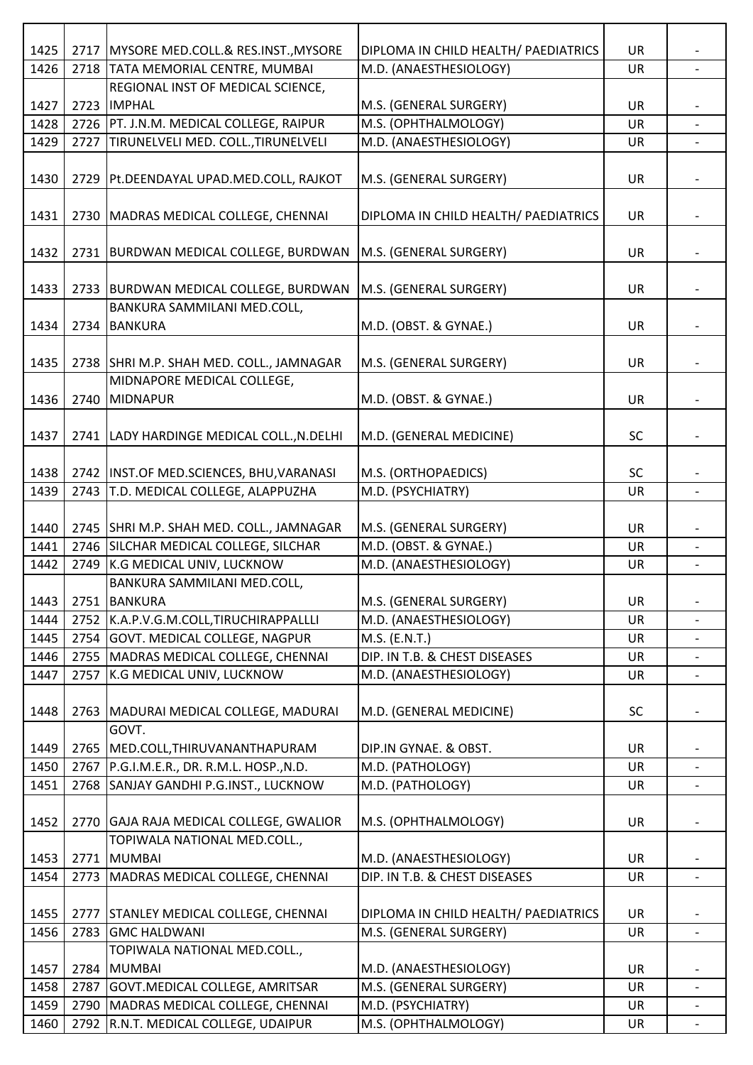| | | | | | |
|---|---|---|---|---|---|
| 1425 | 2717 | MYSORE MED.COLL.& RES.INST.,MYSORE | DIPLOMA IN CHILD HEALTH/ PAEDIATRICS | UR | - |
| 1426 | 2718 | TATA MEMORIAL CENTRE, MUMBAI | M.D. (ANAESTHESIOLOGY) | UR | - |
| 1427 | 2723 | REGIONAL INST OF MEDICAL SCIENCE, IMPHAL | M.S. (GENERAL SURGERY) | UR | - |
| 1428 | 2726 | PT. J.N.M. MEDICAL COLLEGE, RAIPUR | M.S. (OPHTHALMOLOGY) | UR | - |
| 1429 | 2727 | TIRUNELVELI MED. COLL.,TIRUNELVELI | M.D. (ANAESTHESIOLOGY) | UR | - |
| 1430 | 2729 | Pt.DEENDAYAL UPAD.MED.COLL, RAJKOT | M.S. (GENERAL SURGERY) | UR | - |
| 1431 | 2730 | MADRAS MEDICAL COLLEGE, CHENNAI | DIPLOMA IN CHILD HEALTH/ PAEDIATRICS | UR | - |
| 1432 | 2731 | BURDWAN MEDICAL COLLEGE, BURDWAN | M.S. (GENERAL SURGERY) | UR | - |
| 1433 | 2733 | BURDWAN MEDICAL COLLEGE, BURDWAN | M.S. (GENERAL SURGERY) | UR | - |
| 1434 | 2734 | BANKURA SAMMILANI MED.COLL, BANKURA | M.D. (OBST. & GYNAE.) | UR | - |
| 1435 | 2738 | SHRI M.P. SHAH MED. COLL., JAMNAGAR | M.S. (GENERAL SURGERY) | UR | - |
| 1436 | 2740 | MIDNAPORE MEDICAL COLLEGE, MIDNAPUR | M.D. (OBST. & GYNAE.) | UR | - |
| 1437 | 2741 | LADY HARDINGE MEDICAL COLL.,N.DELHI | M.D. (GENERAL MEDICINE) | SC | - |
| 1438 | 2742 | INST.OF MED.SCIENCES, BHU,VARANASI | M.S. (ORTHOPAEDICS) | SC | - |
| 1439 | 2743 | T.D. MEDICAL COLLEGE, ALAPPUZHA | M.D. (PSYCHIATRY) | UR | - |
| 1440 | 2745 | SHRI M.P. SHAH MED. COLL., JAMNAGAR | M.S. (GENERAL SURGERY) | UR | - |
| 1441 | 2746 | SILCHAR MEDICAL COLLEGE, SILCHAR | M.D. (OBST. & GYNAE.) | UR | - |
| 1442 | 2749 | K.G MEDICAL UNIV, LUCKNOW | M.D. (ANAESTHESIOLOGY) | UR | - |
| 1443 | 2751 | BANKURA SAMMILANI MED.COLL, BANKURA | M.S. (GENERAL SURGERY) | UR | - |
| 1444 | 2752 | K.A.P.V.G.M.COLL,TIRUCHIRAPPALLLI | M.D. (ANAESTHESIOLOGY) | UR | - |
| 1445 | 2754 | GOVT. MEDICAL COLLEGE, NAGPUR | M.S. (E.N.T.) | UR | - |
| 1446 | 2755 | MADRAS MEDICAL COLLEGE, CHENNAI | DIP. IN T.B. & CHEST DISEASES | UR | - |
| 1447 | 2757 | K.G MEDICAL UNIV, LUCKNOW | M.D. (ANAESTHESIOLOGY) | UR | - |
| 1448 | 2763 | MADURAI MEDICAL COLLEGE, MADURAI | M.D. (GENERAL MEDICINE) | SC | - |
| 1449 | 2765 | GOVT. MED.COLL,THIRUVANANTHAPURAM | DIP.IN GYNAE. & OBST. | UR | - |
| 1450 | 2767 | P.G.I.M.E.R., DR. R.M.L. HOSP.,N.D. | M.D. (PATHOLOGY) | UR | - |
| 1451 | 2768 | SANJAY GANDHI P.G.INST., LUCKNOW | M.D. (PATHOLOGY) | UR | - |
| 1452 | 2770 | GAJA RAJA MEDICAL COLLEGE, GWALIOR | M.S. (OPHTHALMOLOGY) | UR | - |
| 1453 | 2771 | TOPIWALA NATIONAL MED.COLL., MUMBAI | M.D. (ANAESTHESIOLOGY) | UR | - |
| 1454 | 2773 | MADRAS MEDICAL COLLEGE, CHENNAI | DIP. IN T.B. & CHEST DISEASES | UR | - |
| 1455 | 2777 | STANLEY MEDICAL COLLEGE, CHENNAI | DIPLOMA IN CHILD HEALTH/ PAEDIATRICS | UR | - |
| 1456 | 2783 | GMC HALDWANI | M.S. (GENERAL SURGERY) | UR | - |
| 1457 | 2784 | TOPIWALA NATIONAL MED.COLL., MUMBAI | M.D. (ANAESTHESIOLOGY) | UR | - |
| 1458 | 2787 | GOVT.MEDICAL COLLEGE, AMRITSAR | M.S. (GENERAL SURGERY) | UR | - |
| 1459 | 2790 | MADRAS MEDICAL COLLEGE, CHENNAI | M.D. (PSYCHIATRY) | UR | - |
| 1460 | 2792 | R.N.T. MEDICAL COLLEGE, UDAIPUR | M.S. (OPHTHALMOLOGY) | UR | - |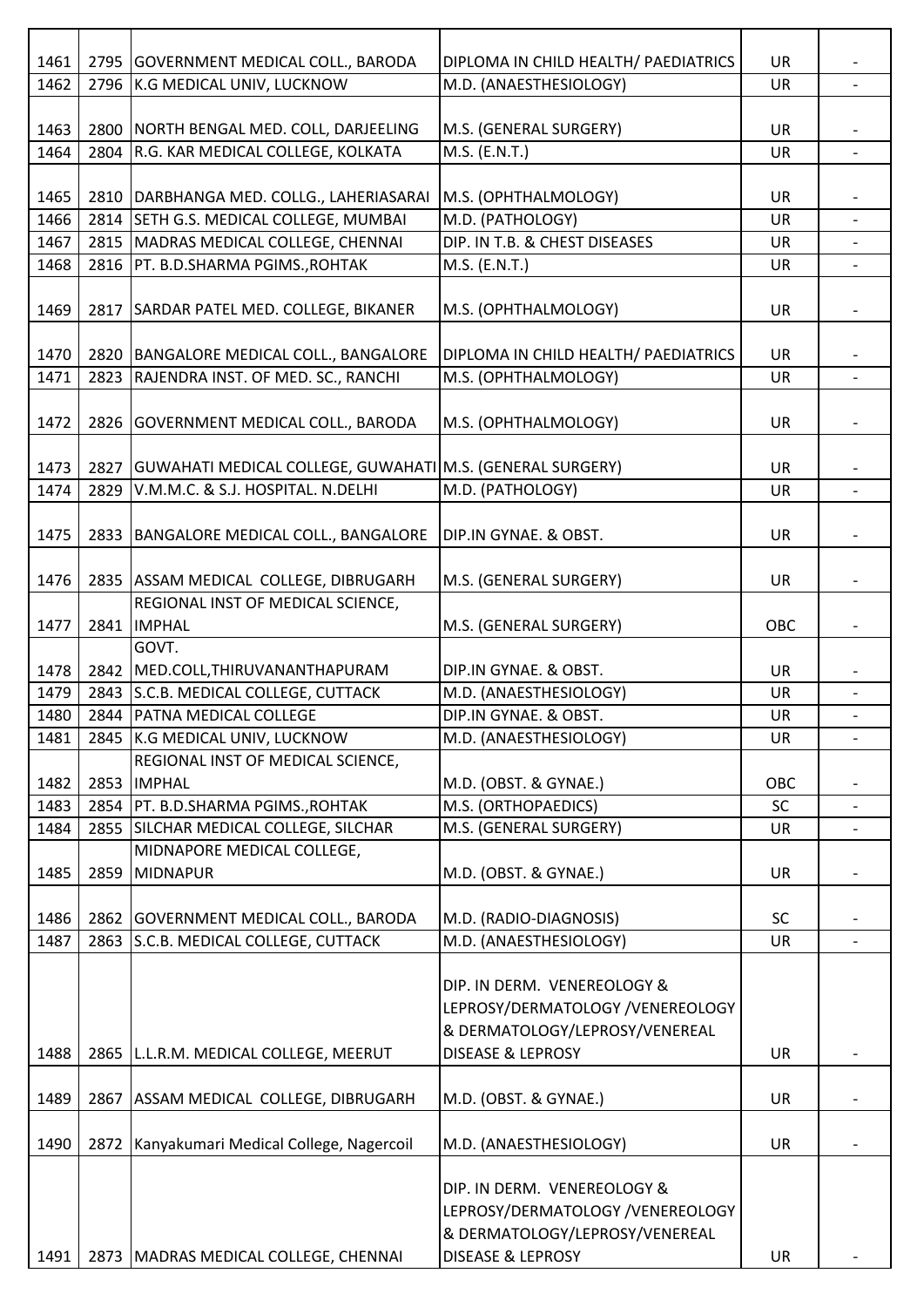| | | | | | |
|---|---|---|---|---|---|
| 1461 | 2795 | GOVERNMENT MEDICAL COLL., BARODA | DIPLOMA IN CHILD HEALTH/ PAEDIATRICS | UR | - |
| 1462 | 2796 | K.G MEDICAL UNIV, LUCKNOW | M.D. (ANAESTHESIOLOGY) | UR | - |
| 1463 | 2800 | NORTH BENGAL MED. COLL, DARJEELING | M.S. (GENERAL SURGERY) | UR | - |
| 1464 | 2804 | R.G. KAR MEDICAL COLLEGE, KOLKATA | M.S. (E.N.T.) | UR | - |
| 1465 | 2810 | DARBHANGA MED. COLLG., LAHERIASARAI | M.S. (OPHTHALMOLOGY) | UR | - |
| 1466 | 2814 | SETH G.S. MEDICAL COLLEGE, MUMBAI | M.D. (PATHOLOGY) | UR | - |
| 1467 | 2815 | MADRAS MEDICAL COLLEGE, CHENNAI | DIP. IN T.B. & CHEST DISEASES | UR | - |
| 1468 | 2816 | PT. B.D.SHARMA PGIMS.,ROHTAK | M.S. (E.N.T.) | UR | - |
| 1469 | 2817 | SARDAR PATEL MED. COLLEGE, BIKANER | M.S. (OPHTHALMOLOGY) | UR | - |
| 1470 | 2820 | BANGALORE MEDICAL COLL., BANGALORE | DIPLOMA IN CHILD HEALTH/ PAEDIATRICS | UR | - |
| 1471 | 2823 | RAJENDRA INST. OF MED. SC., RANCHI | M.S. (OPHTHALMOLOGY) | UR | - |
| 1472 | 2826 | GOVERNMENT MEDICAL COLL., BARODA | M.S. (OPHTHALMOLOGY) | UR | - |
| 1473 | 2827 | GUWAHATI MEDICAL COLLEGE, GUWAHATI | M.S. (GENERAL SURGERY) | UR | - |
| 1474 | 2829 | V.M.M.C. & S.J. HOSPITAL. N.DELHI | M.D. (PATHOLOGY) | UR | - |
| 1475 | 2833 | BANGALORE MEDICAL COLL., BANGALORE | DIP.IN GYNAE. & OBST. | UR | - |
| 1476 | 2835 | ASSAM MEDICAL COLLEGE, DIBRUGARH | M.S. (GENERAL SURGERY) | UR | - |
| 1477 | 2841 | REGIONAL INST OF MEDICAL SCIENCE, IMPHAL | M.S. (GENERAL SURGERY) | OBC | - |
| 1478 | 2842 | GOVT. MED.COLL,THIRUVANANTHAPURAM | DIP.IN GYNAE. & OBST. | UR | - |
| 1479 | 2843 | S.C.B. MEDICAL COLLEGE, CUTTACK | M.D. (ANAESTHESIOLOGY) | UR | - |
| 1480 | 2844 | PATNA MEDICAL COLLEGE | DIP.IN GYNAE. & OBST. | UR | - |
| 1481 | 2845 | K.G MEDICAL UNIV, LUCKNOW | M.D. (ANAESTHESIOLOGY) | UR | - |
| 1482 | 2853 | REGIONAL INST OF MEDICAL SCIENCE, IMPHAL | M.D. (OBST. & GYNAE.) | OBC | - |
| 1483 | 2854 | PT. B.D.SHARMA PGIMS.,ROHTAK | M.S. (ORTHOPAEDICS) | SC | - |
| 1484 | 2855 | SILCHAR MEDICAL COLLEGE, SILCHAR | M.S. (GENERAL SURGERY) | UR | - |
| 1485 | 2859 | MIDNAPORE MEDICAL COLLEGE, MIDNAPUR | M.D. (OBST. & GYNAE.) | UR | - |
| 1486 | 2862 | GOVERNMENT MEDICAL COLL., BARODA | M.D. (RADIO-DIAGNOSIS) | SC | - |
| 1487 | 2863 | S.C.B. MEDICAL COLLEGE, CUTTACK | M.D. (ANAESTHESIOLOGY) | UR | - |
| 1488 | 2865 | L.L.R.M. MEDICAL COLLEGE, MEERUT | DIP. IN DERM. VENEREOLOGY & LEPROSY/DERMATOLOGY /VENEREOLOGY & DERMATOLOGY/LEPROSY/VENEREAL DISEASE & LEPROSY | UR | - |
| 1489 | 2867 | ASSAM MEDICAL COLLEGE, DIBRUGARH | M.D. (OBST. & GYNAE.) | UR | - |
| 1490 | 2872 | Kanyakumari Medical College, Nagercoil | M.D. (ANAESTHESIOLOGY) | UR | - |
| 1491 | 2873 | MADRAS MEDICAL COLLEGE, CHENNAI | DIP. IN DERM. VENEREOLOGY & LEPROSY/DERMATOLOGY /VENEREOLOGY & DERMATOLOGY/LEPROSY/VENEREAL DISEASE & LEPROSY | UR | - |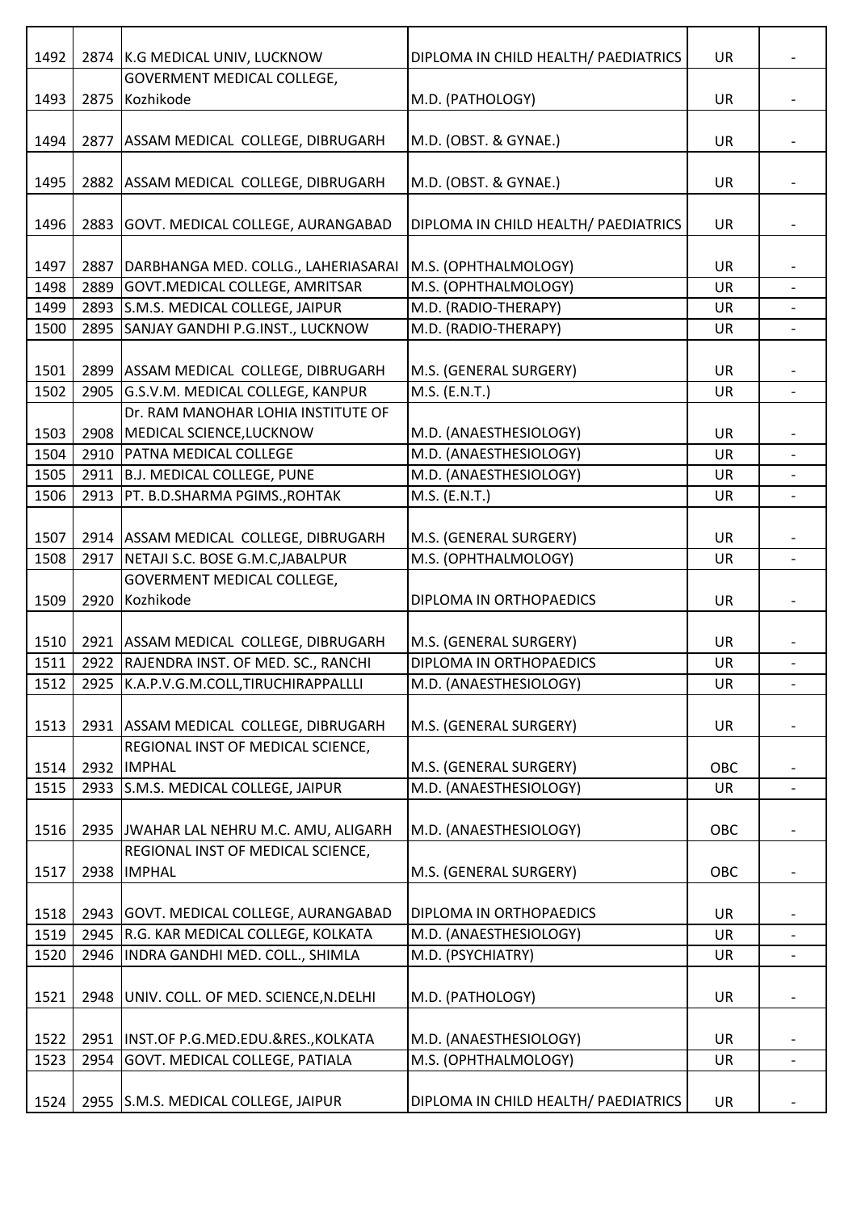| | | | | | |
|---|---|---|---|---|---|
| 1492 | 2874 | K.G MEDICAL UNIV, LUCKNOW | DIPLOMA IN CHILD HEALTH/ PAEDIATRICS | UR | - |
| 1493 | 2875 | GOVERMENT MEDICAL COLLEGE, Kozhikode | M.D. (PATHOLOGY) | UR | - |
| 1494 | 2877 | ASSAM MEDICAL COLLEGE, DIBRUGARH | M.D. (OBST. & GYNAE.) | UR | - |
| 1495 | 2882 | ASSAM MEDICAL COLLEGE, DIBRUGARH | M.D. (OBST. & GYNAE.) | UR | - |
| 1496 | 2883 | GOVT. MEDICAL COLLEGE, AURANGABAD | DIPLOMA IN CHILD HEALTH/ PAEDIATRICS | UR | - |
| 1497 | 2887 | DARBHANGA MED. COLLG., LAHERIASARAI | M.S. (OPHTHALMOLOGY) | UR | - |
| 1498 | 2889 | GOVT.MEDICAL COLLEGE, AMRITSAR | M.S. (OPHTHALMOLOGY) | UR | - |
| 1499 | 2893 | S.M.S. MEDICAL COLLEGE, JAIPUR | M.D. (RADIO-THERAPY) | UR | - |
| 1500 | 2895 | SANJAY GANDHI P.G.INST., LUCKNOW | M.D. (RADIO-THERAPY) | UR | - |
| 1501 | 2899 | ASSAM MEDICAL COLLEGE, DIBRUGARH | M.S. (GENERAL SURGERY) | UR | - |
| 1502 | 2905 | G.S.V.M. MEDICAL COLLEGE, KANPUR | M.S. (E.N.T.) | UR | - |
| 1503 | 2908 | Dr. RAM MANOHAR LOHIA INSTITUTE OF MEDICAL SCIENCE,LUCKNOW | M.D. (ANAESTHESIOLOGY) | UR | - |
| 1504 | 2910 | PATNA MEDICAL COLLEGE | M.D. (ANAESTHESIOLOGY) | UR | - |
| 1505 | 2911 | B.J. MEDICAL COLLEGE, PUNE | M.D. (ANAESTHESIOLOGY) | UR | - |
| 1506 | 2913 | PT. B.D.SHARMA PGIMS.,ROHTAK | M.S. (E.N.T.) | UR | - |
| 1507 | 2914 | ASSAM MEDICAL COLLEGE, DIBRUGARH | M.S. (GENERAL SURGERY) | UR | - |
| 1508 | 2917 | NETAJI S.C. BOSE G.M.C,JABALPUR | M.S. (OPHTHALMOLOGY) | UR | - |
| 1509 | 2920 | GOVERMENT MEDICAL COLLEGE, Kozhikode | DIPLOMA IN ORTHOPAEDICS | UR | - |
| 1510 | 2921 | ASSAM MEDICAL COLLEGE, DIBRUGARH | M.S. (GENERAL SURGERY) | UR | - |
| 1511 | 2922 | RAJENDRA INST. OF MED. SC., RANCHI | DIPLOMA IN ORTHOPAEDICS | UR | - |
| 1512 | 2925 | K.A.P.V.G.M.COLL,TIRUCHIRAPPALLLI | M.D. (ANAESTHESIOLOGY) | UR | - |
| 1513 | 2931 | ASSAM MEDICAL COLLEGE, DIBRUGARH | M.S. (GENERAL SURGERY) | UR | - |
| 1514 | 2932 | REGIONAL INST OF MEDICAL SCIENCE, IMPHAL | M.S. (GENERAL SURGERY) | OBC | - |
| 1515 | 2933 | S.M.S. MEDICAL COLLEGE, JAIPUR | M.D. (ANAESTHESIOLOGY) | UR | - |
| 1516 | 2935 | JWAHAR LAL NEHRU M.C. AMU, ALIGARH | M.D. (ANAESTHESIOLOGY) | OBC | - |
| 1517 | 2938 | REGIONAL INST OF MEDICAL SCIENCE, IMPHAL | M.S. (GENERAL SURGERY) | OBC | - |
| 1518 | 2943 | GOVT. MEDICAL COLLEGE, AURANGABAD | DIPLOMA IN ORTHOPAEDICS | UR | - |
| 1519 | 2945 | R.G. KAR MEDICAL COLLEGE, KOLKATA | M.D. (ANAESTHESIOLOGY) | UR | - |
| 1520 | 2946 | INDRA GANDHI MED. COLL., SHIMLA | M.D. (PSYCHIATRY) | UR | - |
| 1521 | 2948 | UNIV. COLL. OF MED. SCIENCE,N.DELHI | M.D. (PATHOLOGY) | UR | - |
| 1522 | 2951 | INST.OF P.G.MED.EDU.&RES.,KOLKATA | M.D. (ANAESTHESIOLOGY) | UR | - |
| 1523 | 2954 | GOVT. MEDICAL COLLEGE, PATIALA | M.S. (OPHTHALMOLOGY) | UR | - |
| 1524 | 2955 | S.M.S. MEDICAL COLLEGE, JAIPUR | DIPLOMA IN CHILD HEALTH/ PAEDIATRICS | UR | - |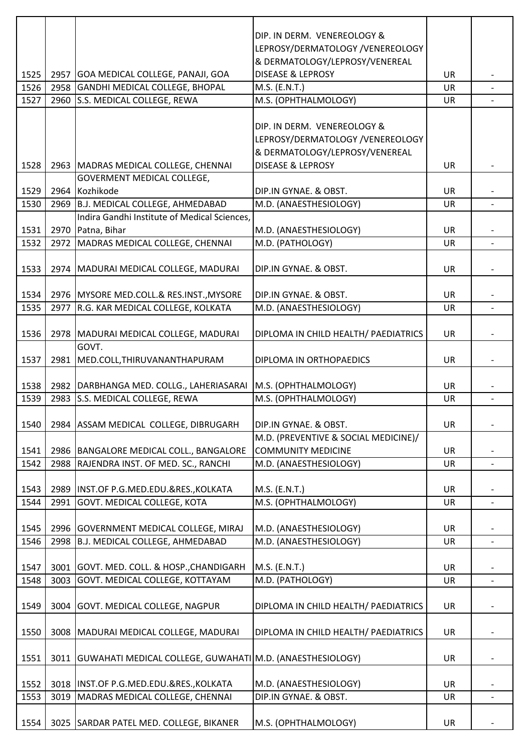| | | | | | |
|---|---|---|---|---|---|
| 1525 | 2957 | GOA MEDICAL COLLEGE, PANAJI, GOA | DIP. IN DERM. VENEREOLOGY & LEPROSY/DERMATOLOGY /VENEREOLOGY & DERMATOLOGY/LEPROSY/VENEREAL DISEASE & LEPROSY | UR | - |
| 1526 | 2958 | GANDHI MEDICAL COLLEGE, BHOPAL | M.S. (E.N.T.) | UR | - |
| 1527 | 2960 | S.S. MEDICAL COLLEGE, REWA | M.S. (OPHTHALMOLOGY) | UR | - |
| 1528 | 2963 | MADRAS MEDICAL COLLEGE, CHENNAI | DIP. IN DERM. VENEREOLOGY & LEPROSY/DERMATOLOGY /VENEREOLOGY & DERMATOLOGY/LEPROSY/VENEREAL DISEASE & LEPROSY | UR | - |
| 1529 | 2964 | GOVERMENT MEDICAL COLLEGE, Kozhikode | DIP.IN GYNAE. & OBST. | UR | - |
| 1530 | 2969 | B.J. MEDICAL COLLEGE, AHMEDABAD | M.D. (ANAESTHESIOLOGY) | UR | - |
| 1531 | 2970 | Indira Gandhi Institute of Medical Sciences, Patna, Bihar | M.D. (ANAESTHESIOLOGY) | UR | - |
| 1532 | 2972 | MADRAS MEDICAL COLLEGE, CHENNAI | M.D. (PATHOLOGY) | UR | - |
| 1533 | 2974 | MADURAI MEDICAL COLLEGE, MADURAI | DIP.IN GYNAE. & OBST. | UR | - |
| 1534 | 2976 | MYSORE MED.COLL.& RES.INST.,MYSORE | DIP.IN GYNAE. & OBST. | UR | - |
| 1535 | 2977 | R.G. KAR MEDICAL COLLEGE, KOLKATA | M.D. (ANAESTHESIOLOGY) | UR | - |
| 1536 | 2978 | MADURAI MEDICAL COLLEGE, MADURAI | DIPLOMA IN CHILD HEALTH/ PAEDIATRICS | UR | - |
| 1537 | 2981 | GOVT. MED.COLL,THIRUVANANTHAPURAM | DIPLOMA IN ORTHOPAEDICS | UR | - |
| 1538 | 2982 | DARBHANGA MED. COLLG., LAHERIASARAI | M.S. (OPHTHALMOLOGY) | UR | - |
| 1539 | 2983 | S.S. MEDICAL COLLEGE, REWA | M.S. (OPHTHALMOLOGY) | UR | - |
| 1540 | 2984 | ASSAM MEDICAL COLLEGE, DIBRUGARH | DIP.IN GYNAE. & OBST. | UR | - |
| 1541 | 2986 | BANGALORE MEDICAL COLL., BANGALORE | M.D. (PREVENTIVE & SOCIAL MEDICINE)/ COMMUNITY MEDICINE | UR | - |
| 1542 | 2988 | RAJENDRA INST. OF MED. SC., RANCHI | M.D. (ANAESTHESIOLOGY) | UR | - |
| 1543 | 2989 | INST.OF P.G.MED.EDU.&RES.,KOLKATA | M.S. (E.N.T.) | UR | - |
| 1544 | 2991 | GOVT. MEDICAL COLLEGE, KOTA | M.S. (OPHTHALMOLOGY) | UR | - |
| 1545 | 2996 | GOVERNMENT MEDICAL COLLEGE, MIRAJ | M.D. (ANAESTHESIOLOGY) | UR | - |
| 1546 | 2998 | B.J. MEDICAL COLLEGE, AHMEDABAD | M.D. (ANAESTHESIOLOGY) | UR | - |
| 1547 | 3001 | GOVT. MED. COLL. & HOSP.,CHANDIGARH | M.S. (E.N.T.) | UR | - |
| 1548 | 3003 | GOVT. MEDICAL COLLEGE, KOTTAYAM | M.D. (PATHOLOGY) | UR | - |
| 1549 | 3004 | GOVT. MEDICAL COLLEGE, NAGPUR | DIPLOMA IN CHILD HEALTH/ PAEDIATRICS | UR | - |
| 1550 | 3008 | MADURAI MEDICAL COLLEGE, MADURAI | DIPLOMA IN CHILD HEALTH/ PAEDIATRICS | UR | - |
| 1551 | 3011 | GUWAHATI MEDICAL COLLEGE, GUWAHATI | M.D. (ANAESTHESIOLOGY) | UR | - |
| 1552 | 3018 | INST.OF P.G.MED.EDU.&RES.,KOLKATA | M.D. (ANAESTHESIOLOGY) | UR | - |
| 1553 | 3019 | MADRAS MEDICAL COLLEGE, CHENNAI | DIP.IN GYNAE. & OBST. | UR | - |
| 1554 | 3025 | SARDAR PATEL MED. COLLEGE, BIKANER | M.S. (OPHTHALMOLOGY) | UR | - |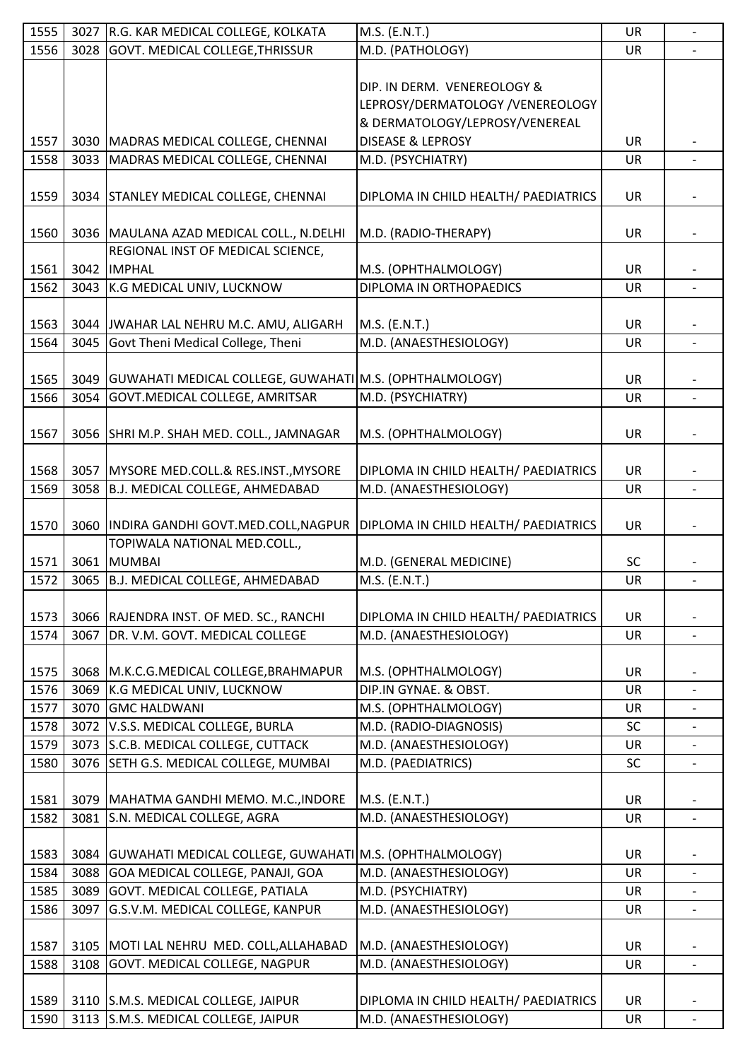| 1555 | 3027 | R.G. KAR MEDICAL COLLEGE, KOLKATA | M.S. (E.N.T.) | UR | - |
|---|---|---|---|---|---|
| 1556 | 3028 | GOVT. MEDICAL COLLEGE,THRISSUR | M.D. (PATHOLOGY) | UR | - |
| 1557 | 3030 | MADRAS MEDICAL COLLEGE, CHENNAI | DIP. IN DERM. VENEREOLOGY & LEPROSY/DERMATOLOGY /VENEREOLOGY & DERMATOLOGY/LEPROSY/VENEREAL DISEASE & LEPROSY | UR | - |
| 1558 | 3033 | MADRAS MEDICAL COLLEGE, CHENNAI | M.D. (PSYCHIATRY) | UR | - |
| 1559 | 3034 | STANLEY MEDICAL COLLEGE, CHENNAI | DIPLOMA IN CHILD HEALTH/ PAEDIATRICS | UR | - |
| 1560 | 3036 | MAULANA AZAD MEDICAL COLL., N.DELHI | M.D. (RADIO-THERAPY) | UR | - |
| 1561 | 3042 | REGIONAL INST OF MEDICAL SCIENCE, IMPHAL | M.S. (OPHTHALMOLOGY) | UR | - |
| 1562 | 3043 | K.G MEDICAL UNIV, LUCKNOW | DIPLOMA IN ORTHOPAEDICS | UR | - |
| 1563 | 3044 | JWAHAR LAL NEHRU M.C. AMU, ALIGARH | M.S. (E.N.T.) | UR | - |
| 1564 | 3045 | Govt Theni Medical College, Theni | M.D. (ANAESTHESIOLOGY) | UR | - |
| 1565 | 3049 | GUWAHATI MEDICAL COLLEGE, GUWAHATI | M.S. (OPHTHALMOLOGY) | UR | - |
| 1566 | 3054 | GOVT.MEDICAL COLLEGE, AMRITSAR | M.D. (PSYCHIATRY) | UR | - |
| 1567 | 3056 | SHRI M.P. SHAH MED. COLL., JAMNAGAR | M.S. (OPHTHALMOLOGY) | UR | - |
| 1568 | 3057 | MYSORE MED.COLL.& RES.INST.,MYSORE | DIPLOMA IN CHILD HEALTH/ PAEDIATRICS | UR | - |
| 1569 | 3058 | B.J. MEDICAL COLLEGE, AHMEDABAD | M.D. (ANAESTHESIOLOGY) | UR | - |
| 1570 | 3060 | INDIRA GANDHI GOVT.MED.COLL,NAGPUR | DIPLOMA IN CHILD HEALTH/ PAEDIATRICS | UR | - |
| 1571 | 3061 | TOPIWALA NATIONAL MED.COLL., MUMBAI | M.D. (GENERAL MEDICINE) | SC | - |
| 1572 | 3065 | B.J. MEDICAL COLLEGE, AHMEDABAD | M.S. (E.N.T.) | UR | - |
| 1573 | 3066 | RAJENDRA INST. OF MED. SC., RANCHI | DIPLOMA IN CHILD HEALTH/ PAEDIATRICS | UR | - |
| 1574 | 3067 | DR. V.M. GOVT. MEDICAL COLLEGE | M.D. (ANAESTHESIOLOGY) | UR | - |
| 1575 | 3068 | M.K.C.G.MEDICAL COLLEGE,BRAHMAPUR | M.S. (OPHTHALMOLOGY) | UR | - |
| 1576 | 3069 | K.G MEDICAL UNIV, LUCKNOW | DIP.IN GYNAE. & OBST. | UR | - |
| 1577 | 3070 | GMC HALDWANI | M.S. (OPHTHALMOLOGY) | UR | - |
| 1578 | 3072 | V.S.S. MEDICAL COLLEGE, BURLA | M.D. (RADIO-DIAGNOSIS) | SC | - |
| 1579 | 3073 | S.C.B. MEDICAL COLLEGE, CUTTACK | M.D. (ANAESTHESIOLOGY) | UR | - |
| 1580 | 3076 | SETH G.S. MEDICAL COLLEGE, MUMBAI | M.D. (PAEDIATRICS) | SC | - |
| 1581 | 3079 | MAHATMA GANDHI MEMO. M.C.,INDORE | M.S. (E.N.T.) | UR | - |
| 1582 | 3081 | S.N. MEDICAL COLLEGE, AGRA | M.D. (ANAESTHESIOLOGY) | UR | - |
| 1583 | 3084 | GUWAHATI MEDICAL COLLEGE, GUWAHATI | M.S. (OPHTHALMOLOGY) | UR | - |
| 1584 | 3088 | GOA MEDICAL COLLEGE, PANAJI, GOA | M.D. (ANAESTHESIOLOGY) | UR | - |
| 1585 | 3089 | GOVT. MEDICAL COLLEGE, PATIALA | M.D. (PSYCHIATRY) | UR | - |
| 1586 | 3097 | G.S.V.M. MEDICAL COLLEGE, KANPUR | M.D. (ANAESTHESIOLOGY) | UR | - |
| 1587 | 3105 | MOTI LAL NEHRU MED. COLL,ALLAHABAD | M.D. (ANAESTHESIOLOGY) | UR | - |
| 1588 | 3108 | GOVT. MEDICAL COLLEGE, NAGPUR | M.D. (ANAESTHESIOLOGY) | UR | - |
| 1589 | 3110 | S.M.S. MEDICAL COLLEGE, JAIPUR | DIPLOMA IN CHILD HEALTH/ PAEDIATRICS | UR | - |
| 1590 | 3113 | S.M.S. MEDICAL COLLEGE, JAIPUR | M.D. (ANAESTHESIOLOGY) | UR | - |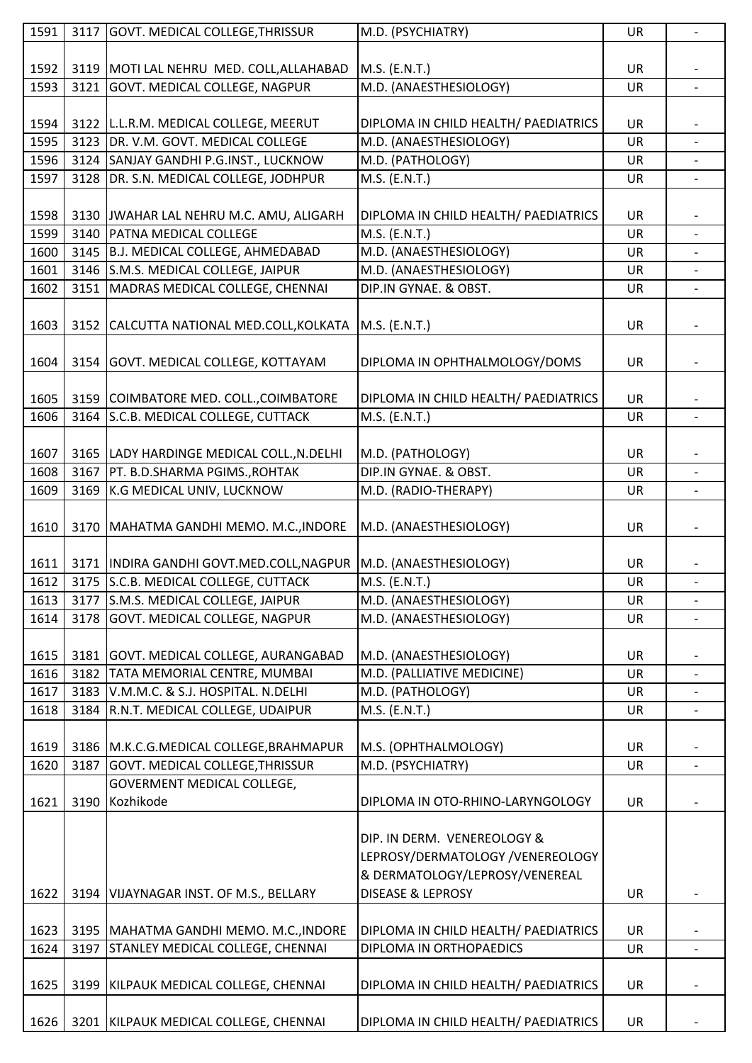| | | | | | |
|---|---|---|---|---|---|
| 1591 | 3117 | GOVT. MEDICAL COLLEGE,THRISSUR | M.D. (PSYCHIATRY) | UR | - |
| 1592 | 3119 | MOTI LAL NEHRU MED. COLL,ALLAHABAD | M.S. (E.N.T.) | UR | - |
| 1593 | 3121 | GOVT. MEDICAL COLLEGE, NAGPUR | M.D. (ANAESTHESIOLOGY) | UR | - |
| 1594 | 3122 | L.L.R.M. MEDICAL COLLEGE, MEERUT | DIPLOMA IN CHILD HEALTH/ PAEDIATRICS | UR | - |
| 1595 | 3123 | DR. V.M. GOVT. MEDICAL COLLEGE | M.D. (ANAESTHESIOLOGY) | UR | - |
| 1596 | 3124 | SANJAY GANDHI P.G.INST., LUCKNOW | M.D. (PATHOLOGY) | UR | - |
| 1597 | 3128 | DR. S.N. MEDICAL COLLEGE, JODHPUR | M.S. (E.N.T.) | UR | - |
| 1598 | 3130 | JWAHAR LAL NEHRU M.C. AMU, ALIGARH | DIPLOMA IN CHILD HEALTH/ PAEDIATRICS | UR | - |
| 1599 | 3140 | PATNA MEDICAL COLLEGE | M.S. (E.N.T.) | UR | - |
| 1600 | 3145 | B.J. MEDICAL COLLEGE, AHMEDABAD | M.D. (ANAESTHESIOLOGY) | UR | - |
| 1601 | 3146 | S.M.S. MEDICAL COLLEGE, JAIPUR | M.D. (ANAESTHESIOLOGY) | UR | - |
| 1602 | 3151 | MADRAS MEDICAL COLLEGE, CHENNAI | DIP.IN GYNAE. & OBST. | UR | - |
| 1603 | 3152 | CALCUTTA NATIONAL MED.COLL,KOLKATA | M.S. (E.N.T.) | UR | - |
| 1604 | 3154 | GOVT. MEDICAL COLLEGE, KOTTAYAM | DIPLOMA IN OPHTHALMOLOGY/DOMS | UR | - |
| 1605 | 3159 | COIMBATORE MED. COLL.,COIMBATORE | DIPLOMA IN CHILD HEALTH/ PAEDIATRICS | UR | - |
| 1606 | 3164 | S.C.B. MEDICAL COLLEGE, CUTTACK | M.S. (E.N.T.) | UR | - |
| 1607 | 3165 | LADY HARDINGE MEDICAL COLL.,N.DELHI | M.D. (PATHOLOGY) | UR | - |
| 1608 | 3167 | PT. B.D.SHARMA PGIMS.,ROHTAK | DIP.IN GYNAE. & OBST. | UR | - |
| 1609 | 3169 | K.G MEDICAL UNIV, LUCKNOW | M.D. (RADIO-THERAPY) | UR | - |
| 1610 | 3170 | MAHATMA GANDHI MEMO. M.C.,INDORE | M.D. (ANAESTHESIOLOGY) | UR | - |
| 1611 | 3171 | INDIRA GANDHI GOVT.MED.COLL,NAGPUR | M.D. (ANAESTHESIOLOGY) | UR | - |
| 1612 | 3175 | S.C.B. MEDICAL COLLEGE, CUTTACK | M.S. (E.N.T.) | UR | - |
| 1613 | 3177 | S.M.S. MEDICAL COLLEGE, JAIPUR | M.D. (ANAESTHESIOLOGY) | UR | - |
| 1614 | 3178 | GOVT. MEDICAL COLLEGE, NAGPUR | M.D. (ANAESTHESIOLOGY) | UR | - |
| 1615 | 3181 | GOVT. MEDICAL COLLEGE, AURANGABAD | M.D. (ANAESTHESIOLOGY) | UR | - |
| 1616 | 3182 | TATA MEMORIAL CENTRE, MUMBAI | M.D. (PALLIATIVE MEDICINE) | UR | - |
| 1617 | 3183 | V.M.M.C. & S.J. HOSPITAL. N.DELHI | M.D. (PATHOLOGY) | UR | - |
| 1618 | 3184 | R.N.T. MEDICAL COLLEGE, UDAIPUR | M.S. (E.N.T.) | UR | - |
| 1619 | 3186 | M.K.C.G.MEDICAL COLLEGE,BRAHMAPUR | M.S. (OPHTHALMOLOGY) | UR | - |
| 1620 | 3187 | GOVT. MEDICAL COLLEGE,THRISSUR | M.D. (PSYCHIATRY) | UR | - |
| 1621 | 3190 | GOVERMENT MEDICAL COLLEGE, Kozhikode | DIPLOMA IN OTO-RHINO-LARYNGOLOGY | UR | - |
| 1622 | 3194 | VIJAYNAGAR INST. OF M.S., BELLARY | DIP. IN DERM. VENEREOLOGY & LEPROSY/DERMATOLOGY /VENEREOLOGY & DERMATOLOGY/LEPROSY/VENEREAL DISEASE & LEPROSY | UR | - |
| 1623 | 3195 | MAHATMA GANDHI MEMO. M.C.,INDORE | DIPLOMA IN CHILD HEALTH/ PAEDIATRICS | UR | - |
| 1624 | 3197 | STANLEY MEDICAL COLLEGE, CHENNAI | DIPLOMA IN ORTHOPAEDICS | UR | - |
| 1625 | 3199 | KILPAUK MEDICAL COLLEGE, CHENNAI | DIPLOMA IN CHILD HEALTH/ PAEDIATRICS | UR | - |
| 1626 | 3201 | KILPAUK MEDICAL COLLEGE, CHENNAI | DIPLOMA IN CHILD HEALTH/ PAEDIATRICS | UR | - |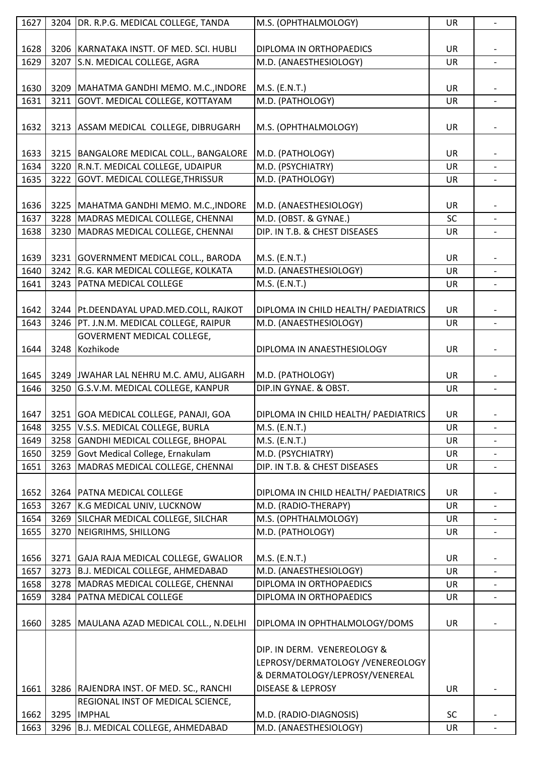| | | | | | |
|---|---|---|---|---|---|
| 1627 | 3204 | DR. R.P.G. MEDICAL COLLEGE, TANDA | M.S. (OPHTHALMOLOGY) | UR | - |
| 1628 | 3206 | KARNATAKA INSTT. OF MED. SCI. HUBLI | DIPLOMA IN ORTHOPAEDICS | UR | - |
| 1629 | 3207 | S.N. MEDICAL COLLEGE, AGRA | M.D. (ANAESTHESIOLOGY) | UR | - |
| 1630 | 3209 | MAHATMA GANDHI MEMO. M.C.,INDORE | M.S. (E.N.T.) | UR | - |
| 1631 | 3211 | GOVT. MEDICAL COLLEGE, KOTTAYAM | M.D. (PATHOLOGY) | UR | - |
| 1632 | 3213 | ASSAM MEDICAL COLLEGE, DIBRUGARH | M.S. (OPHTHALMOLOGY) | UR | - |
| 1633 | 3215 | BANGALORE MEDICAL COLL., BANGALORE | M.D. (PATHOLOGY) | UR | - |
| 1634 | 3220 | R.N.T. MEDICAL COLLEGE, UDAIPUR | M.D. (PSYCHIATRY) | UR | - |
| 1635 | 3222 | GOVT. MEDICAL COLLEGE,THRISSUR | M.D. (PATHOLOGY) | UR | - |
| 1636 | 3225 | MAHATMA GANDHI MEMO. M.C.,INDORE | M.D. (ANAESTHESIOLOGY) | UR | - |
| 1637 | 3228 | MADRAS MEDICAL COLLEGE, CHENNAI | M.D. (OBST. & GYNAE.) | SC | - |
| 1638 | 3230 | MADRAS MEDICAL COLLEGE, CHENNAI | DIP. IN T.B. & CHEST DISEASES | UR | - |
| 1639 | 3231 | GOVERNMENT MEDICAL COLL., BARODA | M.S. (E.N.T.) | UR | - |
| 1640 | 3242 | R.G. KAR MEDICAL COLLEGE, KOLKATA | M.D. (ANAESTHESIOLOGY) | UR | - |
| 1641 | 3243 | PATNA MEDICAL COLLEGE | M.S. (E.N.T.) | UR | - |
| 1642 | 3244 | Pt.DEENDAYAL UPAD.MED.COLL, RAJKOT | DIPLOMA IN CHILD HEALTH/ PAEDIATRICS | UR | - |
| 1643 | 3246 | PT. J.N.M. MEDICAL COLLEGE, RAIPUR | M.D. (ANAESTHESIOLOGY) | UR | - |
| 1644 | 3248 | GOVERMENT MEDICAL COLLEGE, Kozhikode | DIPLOMA IN ANAESTHESIOLOGY | UR | - |
| 1645 | 3249 | JWAHAR LAL NEHRU M.C. AMU, ALIGARH | M.D. (PATHOLOGY) | UR | - |
| 1646 | 3250 | G.S.V.M. MEDICAL COLLEGE, KANPUR | DIP.IN GYNAE. & OBST. | UR | - |
| 1647 | 3251 | GOA MEDICAL COLLEGE, PANAJI, GOA | DIPLOMA IN CHILD HEALTH/ PAEDIATRICS | UR | - |
| 1648 | 3255 | V.S.S. MEDICAL COLLEGE, BURLA | M.S. (E.N.T.) | UR | - |
| 1649 | 3258 | GANDHI MEDICAL COLLEGE, BHOPAL | M.S. (E.N.T.) | UR | - |
| 1650 | 3259 | Govt Medical College, Ernakulam | M.D. (PSYCHIATRY) | UR | - |
| 1651 | 3263 | MADRAS MEDICAL COLLEGE, CHENNAI | DIP. IN T.B. & CHEST DISEASES | UR | - |
| 1652 | 3264 | PATNA MEDICAL COLLEGE | DIPLOMA IN CHILD HEALTH/ PAEDIATRICS | UR | - |
| 1653 | 3267 | K.G MEDICAL UNIV, LUCKNOW | M.D. (RADIO-THERAPY) | UR | - |
| 1654 | 3269 | SILCHAR MEDICAL COLLEGE, SILCHAR | M.S. (OPHTHALMOLOGY) | UR | - |
| 1655 | 3270 | NEIGRIHMS, SHILLONG | M.D. (PATHOLOGY) | UR | - |
| 1656 | 3271 | GAJA RAJA MEDICAL COLLEGE, GWALIOR | M.S. (E.N.T.) | UR | - |
| 1657 | 3273 | B.J. MEDICAL COLLEGE, AHMEDABAD | M.D. (ANAESTHESIOLOGY) | UR | - |
| 1658 | 3278 | MADRAS MEDICAL COLLEGE, CHENNAI | DIPLOMA IN ORTHOPAEDICS | UR | - |
| 1659 | 3284 | PATNA MEDICAL COLLEGE | DIPLOMA IN ORTHOPAEDICS | UR | - |
| 1660 | 3285 | MAULANA AZAD MEDICAL COLL., N.DELHI | DIPLOMA IN OPHTHALMOLOGY/DOMS | UR | - |
| 1661 | 3286 | RAJENDRA INST. OF MED. SC., RANCHI | DIP. IN DERM. VENEREOLOGY & LEPROSY/DERMATOLOGY /VENEREOLOGY & DERMATOLOGY/LEPROSY/VENEREAL DISEASE & LEPROSY | UR | - |
| 1662 | 3295 | REGIONAL INST OF MEDICAL SCIENCE, IMPHAL | M.D. (RADIO-DIAGNOSIS) | SC | - |
| 1663 | 3296 | B.J. MEDICAL COLLEGE, AHMEDABAD | M.D. (ANAESTHESIOLOGY) | UR | - |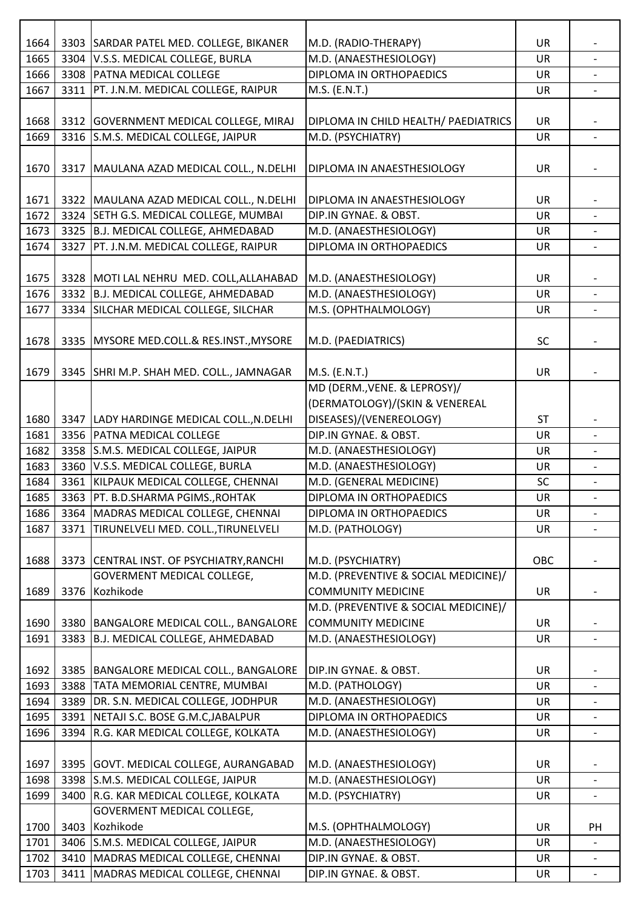| | | | | | |
|---|---|---|---|---|---|
| 1664 | 3303 | SARDAR PATEL MED. COLLEGE, BIKANER | M.D. (RADIO-THERAPY) | UR | - |
| 1665 | 3304 | V.S.S. MEDICAL COLLEGE, BURLA | M.D. (ANAESTHESIOLOGY) | UR | - |
| 1666 | 3308 | PATNA MEDICAL COLLEGE | DIPLOMA IN ORTHOPAEDICS | UR | - |
| 1667 | 3311 | PT. J.N.M. MEDICAL COLLEGE, RAIPUR | M.S. (E.N.T.) | UR | - |
| 1668 | 3312 | GOVERNMENT MEDICAL COLLEGE, MIRAJ | DIPLOMA IN CHILD HEALTH/ PAEDIATRICS | UR | - |
| 1669 | 3316 | S.M.S. MEDICAL COLLEGE, JAIPUR | M.D. (PSYCHIATRY) | UR | - |
| 1670 | 3317 | MAULANA AZAD MEDICAL COLL., N.DELHI | DIPLOMA IN ANAESTHESIOLOGY | UR | - |
| 1671 | 3322 | MAULANA AZAD MEDICAL COLL., N.DELHI | DIPLOMA IN ANAESTHESIOLOGY | UR | - |
| 1672 | 3324 | SETH G.S. MEDICAL COLLEGE, MUMBAI | DIP.IN GYNAE. & OBST. | UR | - |
| 1673 | 3325 | B.J. MEDICAL COLLEGE, AHMEDABAD | M.D. (ANAESTHESIOLOGY) | UR | - |
| 1674 | 3327 | PT. J.N.M. MEDICAL COLLEGE, RAIPUR | DIPLOMA IN ORTHOPAEDICS | UR | - |
| 1675 | 3328 | MOTI LAL NEHRU MED. COLL,ALLAHABAD | M.D. (ANAESTHESIOLOGY) | UR | - |
| 1676 | 3332 | B.J. MEDICAL COLLEGE, AHMEDABAD | M.D. (ANAESTHESIOLOGY) | UR | - |
| 1677 | 3334 | SILCHAR MEDICAL COLLEGE, SILCHAR | M.S. (OPHTHALMOLOGY) | UR | - |
| 1678 | 3335 | MYSORE MED.COLL.& RES.INST.,MYSORE | M.D. (PAEDIATRICS) | SC | - |
| 1679 | 3345 | SHRI M.P. SHAH MED. COLL., JAMNAGAR | M.S. (E.N.T.) | UR | - |
| 1680 | 3347 | LADY HARDINGE MEDICAL COLL.,N.DELHI | MD (DERM.,VENE. & LEPROSY)/ (DERMATOLOGY)/(SKIN & VENEREAL DISEASES)/(VENEREOLOGY) | ST | - |
| 1681 | 3356 | PATNA MEDICAL COLLEGE | DIP.IN GYNAE. & OBST. | UR | - |
| 1682 | 3358 | S.M.S. MEDICAL COLLEGE, JAIPUR | M.D. (ANAESTHESIOLOGY) | UR | - |
| 1683 | 3360 | V.S.S. MEDICAL COLLEGE, BURLA | M.D. (ANAESTHESIOLOGY) | UR | - |
| 1684 | 3361 | KILPAUK MEDICAL COLLEGE, CHENNAI | M.D. (GENERAL MEDICINE) | SC | - |
| 1685 | 3363 | PT. B.D.SHARMA PGIMS.,ROHTAK | DIPLOMA IN ORTHOPAEDICS | UR | - |
| 1686 | 3364 | MADRAS MEDICAL COLLEGE, CHENNAI | DIPLOMA IN ORTHOPAEDICS | UR | - |
| 1687 | 3371 | TIRUNELVELI MED. COLL.,TIRUNELVELI | M.D. (PATHOLOGY) | UR | - |
| 1688 | 3373 | CENTRAL INST. OF PSYCHIATRY,RANCHI | M.D. (PSYCHIATRY) | OBC | - |
| 1689 | 3376 | GOVERMENT MEDICAL COLLEGE, Kozhikode | M.D. (PREVENTIVE & SOCIAL MEDICINE)/ COMMUNITY MEDICINE | UR | - |
| 1690 | 3380 | BANGALORE MEDICAL COLL., BANGALORE | M.D. (PREVENTIVE & SOCIAL MEDICINE)/ COMMUNITY MEDICINE | UR | - |
| 1691 | 3383 | B.J. MEDICAL COLLEGE, AHMEDABAD | M.D. (ANAESTHESIOLOGY) | UR | - |
| 1692 | 3385 | BANGALORE MEDICAL COLL., BANGALORE | DIP.IN GYNAE. & OBST. | UR | - |
| 1693 | 3388 | TATA MEMORIAL CENTRE, MUMBAI | M.D. (PATHOLOGY) | UR | - |
| 1694 | 3389 | DR. S.N. MEDICAL COLLEGE, JODHPUR | M.D. (ANAESTHESIOLOGY) | UR | - |
| 1695 | 3391 | NETAJI S.C. BOSE G.M.C,JABALPUR | DIPLOMA IN ORTHOPAEDICS | UR | - |
| 1696 | 3394 | R.G. KAR MEDICAL COLLEGE, KOLKATA | M.D. (ANAESTHESIOLOGY) | UR | - |
| 1697 | 3395 | GOVT. MEDICAL COLLEGE, AURANGABAD | M.D. (ANAESTHESIOLOGY) | UR | - |
| 1698 | 3398 | S.M.S. MEDICAL COLLEGE, JAIPUR | M.D. (ANAESTHESIOLOGY) | UR | - |
| 1699 | 3400 | R.G. KAR MEDICAL COLLEGE, KOLKATA | M.D. (PSYCHIATRY) | UR | - |
| 1700 | 3403 | GOVERMENT MEDICAL COLLEGE, Kozhikode | M.S. (OPHTHALMOLOGY) | UR | PH |
| 1701 | 3406 | S.M.S. MEDICAL COLLEGE, JAIPUR | M.D. (ANAESTHESIOLOGY) | UR | - |
| 1702 | 3410 | MADRAS MEDICAL COLLEGE, CHENNAI | DIP.IN GYNAE. & OBST. | UR | - |
| 1703 | 3411 | MADRAS MEDICAL COLLEGE, CHENNAI | DIP.IN GYNAE. & OBST. | UR | - |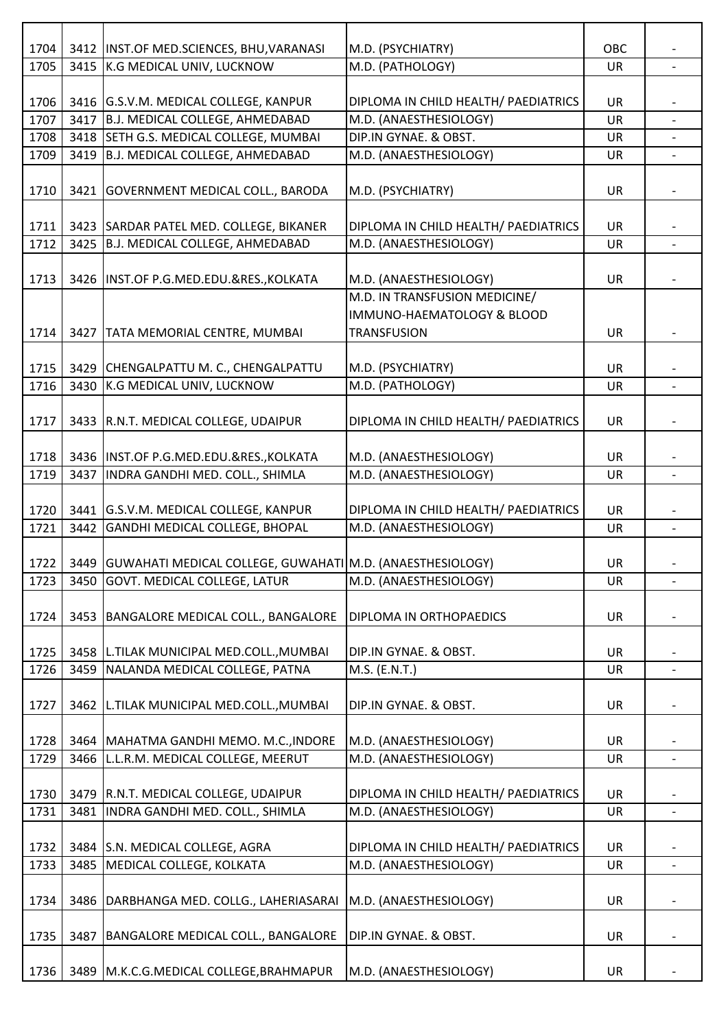| | | | | | |
|---|---|---|---|---|---|
| 1704 | 3412 | INST.OF MED.SCIENCES, BHU,VARANASI | M.D. (PSYCHIATRY) | OBC | - |
| 1705 | 3415 | K.G MEDICAL UNIV, LUCKNOW | M.D. (PATHOLOGY) | UR | - |
| 1706 | 3416 | G.S.V.M. MEDICAL COLLEGE, KANPUR | DIPLOMA IN CHILD HEALTH/ PAEDIATRICS | UR | - |
| 1707 | 3417 | B.J. MEDICAL COLLEGE, AHMEDABAD | M.D. (ANAESTHESIOLOGY) | UR | - |
| 1708 | 3418 | SETH G.S. MEDICAL COLLEGE, MUMBAI | DIP.IN GYNAE. & OBST. | UR | - |
| 1709 | 3419 | B.J. MEDICAL COLLEGE, AHMEDABAD | M.D. (ANAESTHESIOLOGY) | UR | - |
| 1710 | 3421 | GOVERNMENT MEDICAL COLL., BARODA | M.D. (PSYCHIATRY) | UR | - |
| 1711 | 3423 | SARDAR PATEL MED. COLLEGE, BIKANER | DIPLOMA IN CHILD HEALTH/ PAEDIATRICS | UR | - |
| 1712 | 3425 | B.J. MEDICAL COLLEGE, AHMEDABAD | M.D. (ANAESTHESIOLOGY) | UR | - |
| 1713 | 3426 | INST.OF P.G.MED.EDU.&RES.,KOLKATA | M.D. (ANAESTHESIOLOGY) | UR | - |
| 1714 | 3427 | TATA MEMORIAL CENTRE, MUMBAI | M.D. IN TRANSFUSION MEDICINE/ IMMUNO-HAEMATOLOGY & BLOOD TRANSFUSION | UR | - |
| 1715 | 3429 | CHENGALPATTU M. C., CHENGALPATTU | M.D. (PSYCHIATRY) | UR | - |
| 1716 | 3430 | K.G MEDICAL UNIV, LUCKNOW | M.D. (PATHOLOGY) | UR | - |
| 1717 | 3433 | R.N.T. MEDICAL COLLEGE, UDAIPUR | DIPLOMA IN CHILD HEALTH/ PAEDIATRICS | UR | - |
| 1718 | 3436 | INST.OF P.G.MED.EDU.&RES.,KOLKATA | M.D. (ANAESTHESIOLOGY) | UR | - |
| 1719 | 3437 | INDRA GANDHI MED. COLL., SHIMLA | M.D. (ANAESTHESIOLOGY) | UR | - |
| 1720 | 3441 | G.S.V.M. MEDICAL COLLEGE, KANPUR | DIPLOMA IN CHILD HEALTH/ PAEDIATRICS | UR | - |
| 1721 | 3442 | GANDHI MEDICAL COLLEGE, BHOPAL | M.D. (ANAESTHESIOLOGY) | UR | - |
| 1722 | 3449 | GUWAHATI MEDICAL COLLEGE, GUWAHATI | M.D. (ANAESTHESIOLOGY) | UR | - |
| 1723 | 3450 | GOVT. MEDICAL COLLEGE, LATUR | M.D. (ANAESTHESIOLOGY) | UR | - |
| 1724 | 3453 | BANGALORE MEDICAL COLL., BANGALORE | DIPLOMA IN ORTHOPAEDICS | UR | - |
| 1725 | 3458 | L.TILAK MUNICIPAL MED.COLL.,MUMBAI | DIP.IN GYNAE. & OBST. | UR | - |
| 1726 | 3459 | NALANDA MEDICAL COLLEGE, PATNA | M.S. (E.N.T.) | UR | - |
| 1727 | 3462 | L.TILAK MUNICIPAL MED.COLL.,MUMBAI | DIP.IN GYNAE. & OBST. | UR | - |
| 1728 | 3464 | MAHATMA GANDHI MEMO. M.C.,INDORE | M.D. (ANAESTHESIOLOGY) | UR | - |
| 1729 | 3466 | L.L.R.M. MEDICAL COLLEGE, MEERUT | M.D. (ANAESTHESIOLOGY) | UR | - |
| 1730 | 3479 | R.N.T. MEDICAL COLLEGE, UDAIPUR | DIPLOMA IN CHILD HEALTH/ PAEDIATRICS | UR | - |
| 1731 | 3481 | INDRA GANDHI MED. COLL., SHIMLA | M.D. (ANAESTHESIOLOGY) | UR | - |
| 1732 | 3484 | S.N. MEDICAL COLLEGE, AGRA | DIPLOMA IN CHILD HEALTH/ PAEDIATRICS | UR | - |
| 1733 | 3485 | MEDICAL COLLEGE, KOLKATA | M.D. (ANAESTHESIOLOGY) | UR | - |
| 1734 | 3486 | DARBHANGA MED. COLLG., LAHERIASARAI | M.D. (ANAESTHESIOLOGY) | UR | - |
| 1735 | 3487 | BANGALORE MEDICAL COLL., BANGALORE | DIP.IN GYNAE. & OBST. | UR | - |
| 1736 | 3489 | M.K.C.G.MEDICAL COLLEGE,BRAHMAPUR | M.D. (ANAESTHESIOLOGY) | UR | - |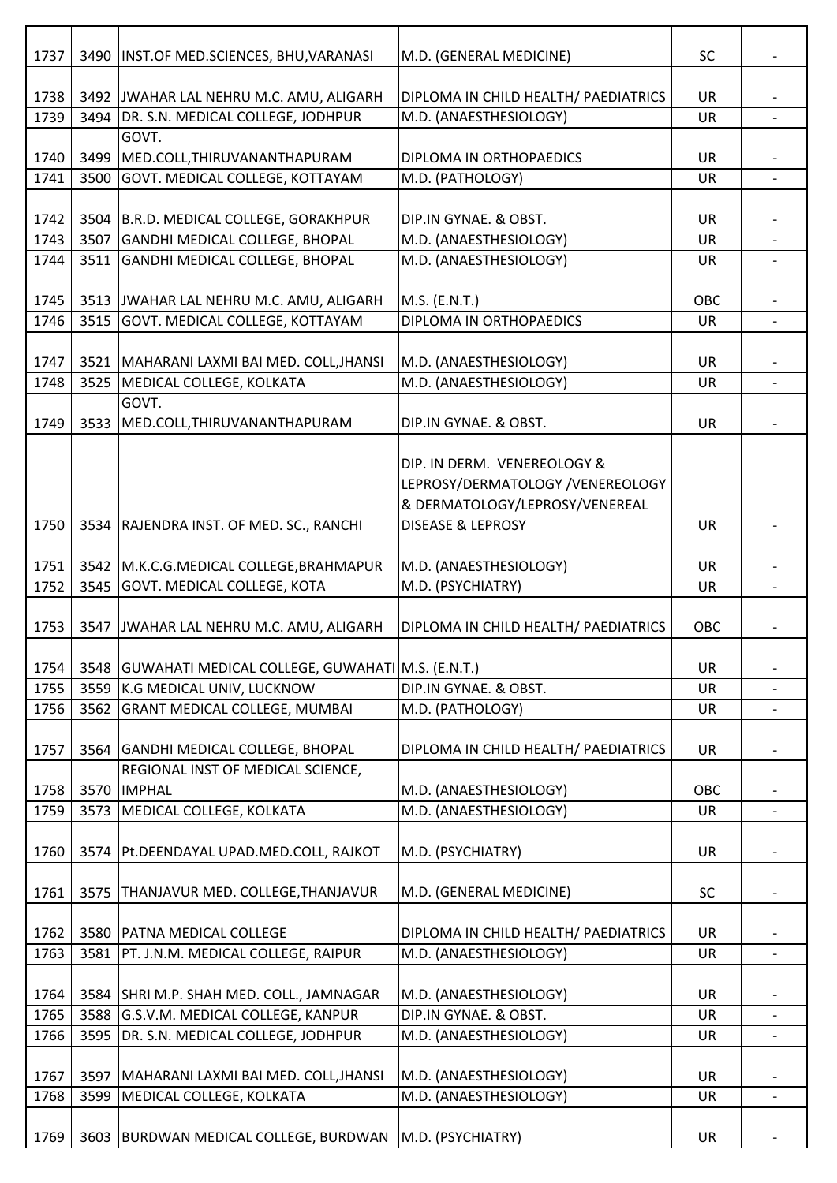| | | | | | |
|---|---|---|---|---|---|
| 1737 | 3490 | INST.OF MED.SCIENCES, BHU,VARANASI | M.D. (GENERAL MEDICINE) | SC | - |
| 1738 | 3492 | JWAHAR LAL NEHRU M.C. AMU, ALIGARH | DIPLOMA IN CHILD HEALTH/ PAEDIATRICS | UR | - |
| 1739 | 3494 | DR. S.N. MEDICAL COLLEGE, JODHPUR | M.D. (ANAESTHESIOLOGY) | UR | - |
| 1740 | 3499 | GOVT. MED.COLL,THIRUVANANTHAPURAM | DIPLOMA IN ORTHOPAEDICS | UR | - |
| 1741 | 3500 | GOVT. MEDICAL COLLEGE, KOTTAYAM | M.D. (PATHOLOGY) | UR | - |
| 1742 | 3504 | B.R.D. MEDICAL COLLEGE, GORAKHPUR | DIP.IN GYNAE. & OBST. | UR | - |
| 1743 | 3507 | GANDHI MEDICAL COLLEGE, BHOPAL | M.D. (ANAESTHESIOLOGY) | UR | - |
| 1744 | 3511 | GANDHI MEDICAL COLLEGE, BHOPAL | M.D. (ANAESTHESIOLOGY) | UR | - |
| 1745 | 3513 | JWAHAR LAL NEHRU M.C. AMU, ALIGARH | M.S. (E.N.T.) | OBC | - |
| 1746 | 3515 | GOVT. MEDICAL COLLEGE, KOTTAYAM | DIPLOMA IN ORTHOPAEDICS | UR | - |
| 1747 | 3521 | MAHARANI LAXMI BAI MED. COLL,JHANSI | M.D. (ANAESTHESIOLOGY) | UR | - |
| 1748 | 3525 | MEDICAL COLLEGE, KOLKATA | M.D. (ANAESTHESIOLOGY) | UR | - |
| 1749 | 3533 | GOVT. MED.COLL,THIRUVANANTHAPURAM | DIP.IN GYNAE. & OBST. | UR | - |
| 1750 | 3534 | RAJENDRA INST. OF MED. SC., RANCHI | DIP. IN DERM. VENEREOLOGY & LEPROSY/DERMATOLOGY /VENEREOLOGY & DERMATOLOGY/LEPROSY/VENEREAL DISEASE & LEPROSY | UR | - |
| 1751 | 3542 | M.K.C.G.MEDICAL COLLEGE,BRAHMAPUR | M.D. (ANAESTHESIOLOGY) | UR | - |
| 1752 | 3545 | GOVT. MEDICAL COLLEGE, KOTA | M.D. (PSYCHIATRY) | UR | - |
| 1753 | 3547 | JWAHAR LAL NEHRU M.C. AMU, ALIGARH | DIPLOMA IN CHILD HEALTH/ PAEDIATRICS | OBC | - |
| 1754 | 3548 | GUWAHATI MEDICAL COLLEGE, GUWAHATI | M.S. (E.N.T.) | UR | - |
| 1755 | 3559 | K.G MEDICAL UNIV, LUCKNOW | DIP.IN GYNAE. & OBST. | UR | - |
| 1756 | 3562 | GRANT MEDICAL COLLEGE, MUMBAI | M.D. (PATHOLOGY) | UR | - |
| 1757 | 3564 | GANDHI MEDICAL COLLEGE, BHOPAL | DIPLOMA IN CHILD HEALTH/ PAEDIATRICS | UR | - |
| 1758 | 3570 | REGIONAL INST OF MEDICAL SCIENCE, IMPHAL | M.D. (ANAESTHESIOLOGY) | OBC | - |
| 1759 | 3573 | MEDICAL COLLEGE, KOLKATA | M.D. (ANAESTHESIOLOGY) | UR | - |
| 1760 | 3574 | Pt.DEENDAYAL UPAD.MED.COLL, RAJKOT | M.D. (PSYCHIATRY) | UR | - |
| 1761 | 3575 | THANJAVUR MED. COLLEGE,THANJAVUR | M.D. (GENERAL MEDICINE) | SC | - |
| 1762 | 3580 | PATNA MEDICAL COLLEGE | DIPLOMA IN CHILD HEALTH/ PAEDIATRICS | UR | - |
| 1763 | 3581 | PT. J.N.M. MEDICAL COLLEGE, RAIPUR | M.D. (ANAESTHESIOLOGY) | UR | - |
| 1764 | 3584 | SHRI M.P. SHAH MED. COLL., JAMNAGAR | M.D. (ANAESTHESIOLOGY) | UR | - |
| 1765 | 3588 | G.S.V.M. MEDICAL COLLEGE, KANPUR | DIP.IN GYNAE. & OBST. | UR | - |
| 1766 | 3595 | DR. S.N. MEDICAL COLLEGE, JODHPUR | M.D. (ANAESTHESIOLOGY) | UR | - |
| 1767 | 3597 | MAHARANI LAXMI BAI MED. COLL,JHANSI | M.D. (ANAESTHESIOLOGY) | UR | - |
| 1768 | 3599 | MEDICAL COLLEGE, KOLKATA | M.D. (ANAESTHESIOLOGY) | UR | - |
| 1769 | 3603 | BURDWAN MEDICAL COLLEGE, BURDWAN | M.D. (PSYCHIATRY) | UR | - |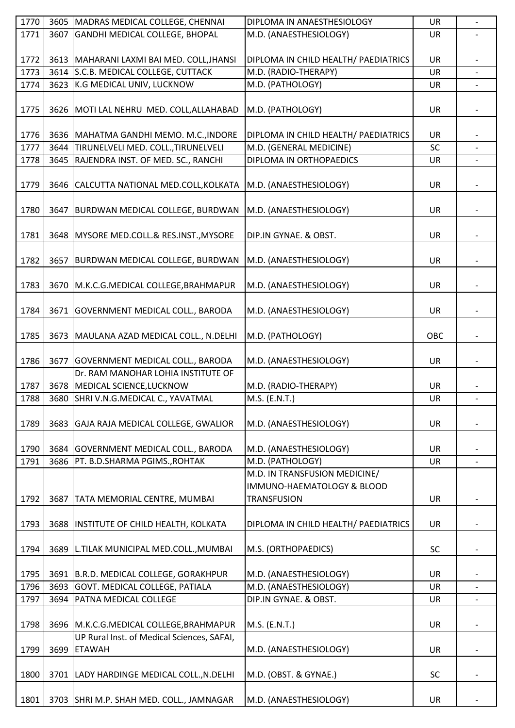| 1770 | 3605 | MADRAS MEDICAL COLLEGE, CHENNAI | DIPLOMA IN ANAESTHESIOLOGY | UR | - |
|---|---|---|---|---|---|
| 1771 | 3607 | GANDHI MEDICAL COLLEGE, BHOPAL | M.D. (ANAESTHESIOLOGY) | UR | - |
| 1772 | 3613 | MAHARANI LAXMI BAI MED. COLL,JHANSI | DIPLOMA IN CHILD HEALTH/ PAEDIATRICS | UR | - |
| 1773 | 3614 | S.C.B. MEDICAL COLLEGE, CUTTACK | M.D. (RADIO-THERAPY) | UR | - |
| 1774 | 3623 | K.G MEDICAL UNIV, LUCKNOW | M.D. (PATHOLOGY) | UR | - |
| 1775 | 3626 | MOTI LAL NEHRU MED. COLL,ALLAHABAD | M.D. (PATHOLOGY) | UR | - |
| 1776 | 3636 | MAHATMA GANDHI MEMO. M.C.,INDORE | DIPLOMA IN CHILD HEALTH/ PAEDIATRICS | UR | - |
| 1777 | 3644 | TIRUNELVELI MED. COLL.,TIRUNELVELI | M.D. (GENERAL MEDICINE) | SC | - |
| 1778 | 3645 | RAJENDRA INST. OF MED. SC., RANCHI | DIPLOMA IN ORTHOPAEDICS | UR | - |
| 1779 | 3646 | CALCUTTA NATIONAL MED.COLL,KOLKATA | M.D. (ANAESTHESIOLOGY) | UR | - |
| 1780 | 3647 | BURDWAN MEDICAL COLLEGE, BURDWAN | M.D. (ANAESTHESIOLOGY) | UR | - |
| 1781 | 3648 | MYSORE MED.COLL.& RES.INST.,MYSORE | DIP.IN GYNAE. & OBST. | UR | - |
| 1782 | 3657 | BURDWAN MEDICAL COLLEGE, BURDWAN | M.D. (ANAESTHESIOLOGY) | UR | - |
| 1783 | 3670 | M.K.C.G.MEDICAL COLLEGE,BRAHMAPUR | M.D. (ANAESTHESIOLOGY) | UR | - |
| 1784 | 3671 | GOVERNMENT MEDICAL COLL., BARODA | M.D. (ANAESTHESIOLOGY) | UR | - |
| 1785 | 3673 | MAULANA AZAD MEDICAL COLL., N.DELHI | M.D. (PATHOLOGY) | OBC | - |
| 1786 | 3677 | GOVERNMENT MEDICAL COLL., BARODA | M.D. (ANAESTHESIOLOGY) | UR | - |
| 1787 | 3678 | Dr. RAM MANOHAR LOHIA INSTITUTE OF MEDICAL SCIENCE,LUCKNOW | M.D. (RADIO-THERAPY) | UR | - |
| 1788 | 3680 | SHRI V.N.G.MEDICAL C., YAVATMAL | M.S. (E.N.T.) | UR | - |
| 1789 | 3683 | GAJA RAJA MEDICAL COLLEGE, GWALIOR | M.D. (ANAESTHESIOLOGY) | UR | - |
| 1790 | 3684 | GOVERNMENT MEDICAL COLL., BARODA | M.D. (ANAESTHESIOLOGY) | UR | - |
| 1791 | 3686 | PT. B.D.SHARMA PGIMS.,ROHTAK | M.D. (PATHOLOGY) | UR | - |
| 1792 | 3687 | TATA MEMORIAL CENTRE, MUMBAI | M.D. IN TRANSFUSION MEDICINE/ IMMUNO-HAEMATOLOGY & BLOOD TRANSFUSION | UR | - |
| 1793 | 3688 | INSTITUTE OF CHILD HEALTH, KOLKATA | DIPLOMA IN CHILD HEALTH/ PAEDIATRICS | UR | - |
| 1794 | 3689 | L.TILAK MUNICIPAL MED.COLL.,MUMBAI | M.S. (ORTHOPAEDICS) | SC | - |
| 1795 | 3691 | B.R.D. MEDICAL COLLEGE, GORAKHPUR | M.D. (ANAESTHESIOLOGY) | UR | - |
| 1796 | 3693 | GOVT. MEDICAL COLLEGE, PATIALA | M.D. (ANAESTHESIOLOGY) | UR | - |
| 1797 | 3694 | PATNA MEDICAL COLLEGE | DIP.IN GYNAE. & OBST. | UR | - |
| 1798 | 3696 | M.K.C.G.MEDICAL COLLEGE,BRAHMAPUR | M.S. (E.N.T.) | UR | - |
| 1799 | 3699 | UP Rural Inst. of Medical Sciences, SAFAI, ETAWAH | M.D. (ANAESTHESIOLOGY) | UR | - |
| 1800 | 3701 | LADY HARDINGE MEDICAL COLL.,N.DELHI | M.D. (OBST. & GYNAE.) | SC | - |
| 1801 | 3703 | SHRI M.P. SHAH MED. COLL., JAMNAGAR | M.D. (ANAESTHESIOLOGY) | UR | - |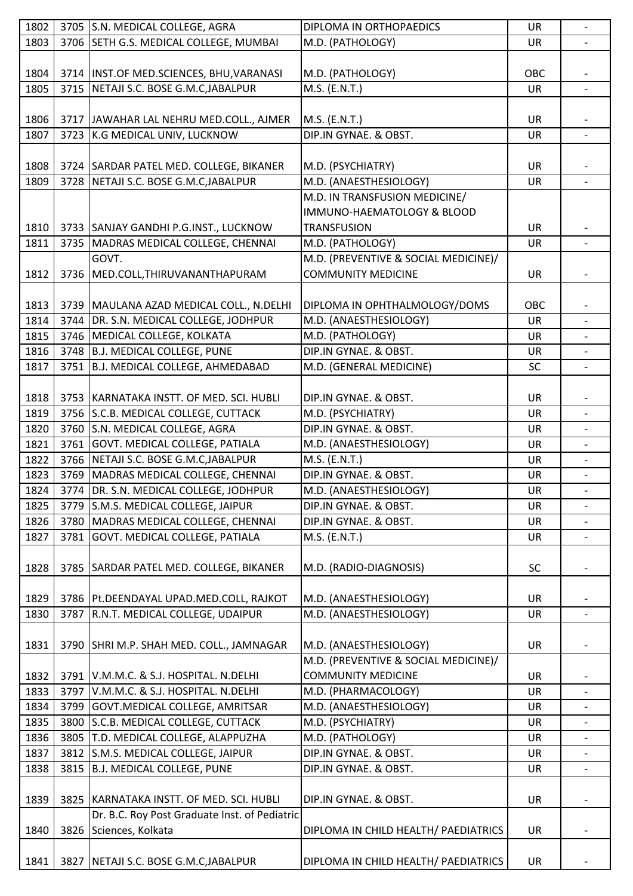| | | | | | |
|---|---|---|---|---|---|
| 1802 | 3705 | S.N. MEDICAL COLLEGE, AGRA | DIPLOMA IN ORTHOPAEDICS | UR | - |
| 1803 | 3706 | SETH G.S. MEDICAL COLLEGE, MUMBAI | M.D. (PATHOLOGY) | UR | - |
| 1804 | 3714 | INST.OF MED.SCIENCES, BHU,VARANASI | M.D. (PATHOLOGY) | OBC | - |
| 1805 | 3715 | NETAJI S.C. BOSE G.M.C,JABALPUR | M.S. (E.N.T.) | UR | - |
| 1806 | 3717 | JAWAHAR LAL NEHRU MED.COLL., AJMER | M.S. (E.N.T.) | UR | - |
| 1807 | 3723 | K.G MEDICAL UNIV, LUCKNOW | DIP.IN GYNAE. & OBST. | UR | - |
| 1808 | 3724 | SARDAR PATEL MED. COLLEGE, BIKANER | M.D. (PSYCHIATRY) | UR | - |
| 1809 | 3728 | NETAJI S.C. BOSE G.M.C,JABALPUR | M.D. (ANAESTHESIOLOGY) | UR | - |
| 1810 | 3733 | SANJAY GANDHI P.G.INST., LUCKNOW | M.D. IN TRANSFUSION MEDICINE/ IMMUNO-HAEMATOLOGY & BLOOD TRANSFUSION | UR | - |
| 1811 | 3735 | MADRAS MEDICAL COLLEGE, CHENNAI | M.D. (PATHOLOGY) | UR | - |
| 1812 | 3736 | GOVT. MED.COLL,THIRUVANANTHAPURAM | M.D. (PREVENTIVE & SOCIAL MEDICINE)/ COMMUNITY MEDICINE | UR | - |
| 1813 | 3739 | MAULANA AZAD MEDICAL COLL., N.DELHI | DIPLOMA IN OPHTHALMOLOGY/DOMS | OBC | - |
| 1814 | 3744 | DR. S.N. MEDICAL COLLEGE, JODHPUR | M.D. (ANAESTHESIOLOGY) | UR | - |
| 1815 | 3746 | MEDICAL COLLEGE, KOLKATA | M.D. (PATHOLOGY) | UR | - |
| 1816 | 3748 | B.J. MEDICAL COLLEGE, PUNE | DIP.IN GYNAE. & OBST. | UR | - |
| 1817 | 3751 | B.J. MEDICAL COLLEGE, AHMEDABAD | M.D. (GENERAL MEDICINE) | SC | - |
| 1818 | 3753 | KARNATAKA INSTT. OF MED. SCI. HUBLI | DIP.IN GYNAE. & OBST. | UR | - |
| 1819 | 3756 | S.C.B. MEDICAL COLLEGE, CUTTACK | M.D. (PSYCHIATRY) | UR | - |
| 1820 | 3760 | S.N. MEDICAL COLLEGE, AGRA | DIP.IN GYNAE. & OBST. | UR | - |
| 1821 | 3761 | GOVT. MEDICAL COLLEGE, PATIALA | M.D. (ANAESTHESIOLOGY) | UR | - |
| 1822 | 3766 | NETAJI S.C. BOSE G.M.C,JABALPUR | M.S. (E.N.T.) | UR | - |
| 1823 | 3769 | MADRAS MEDICAL COLLEGE, CHENNAI | DIP.IN GYNAE. & OBST. | UR | - |
| 1824 | 3774 | DR. S.N. MEDICAL COLLEGE, JODHPUR | M.D. (ANAESTHESIOLOGY) | UR | - |
| 1825 | 3779 | S.M.S. MEDICAL COLLEGE, JAIPUR | DIP.IN GYNAE. & OBST. | UR | - |
| 1826 | 3780 | MADRAS MEDICAL COLLEGE, CHENNAI | DIP.IN GYNAE. & OBST. | UR | - |
| 1827 | 3781 | GOVT. MEDICAL COLLEGE, PATIALA | M.S. (E.N.T.) | UR | - |
| 1828 | 3785 | SARDAR PATEL MED. COLLEGE, BIKANER | M.D. (RADIO-DIAGNOSIS) | SC | - |
| 1829 | 3786 | Pt.DEENDAYAL UPAD.MED.COLL, RAJKOT | M.D. (ANAESTHESIOLOGY) | UR | - |
| 1830 | 3787 | R.N.T. MEDICAL COLLEGE, UDAIPUR | M.D. (ANAESTHESIOLOGY) | UR | - |
| 1831 | 3790 | SHRI M.P. SHAH MED. COLL., JAMNAGAR | M.D. (ANAESTHESIOLOGY) | UR | - |
| 1832 | 3791 | V.M.M.C. & S.J. HOSPITAL. N.DELHI | M.D. (PREVENTIVE & SOCIAL MEDICINE)/ COMMUNITY MEDICINE | UR | - |
| 1833 | 3797 | V.M.M.C. & S.J. HOSPITAL. N.DELHI | M.D. (PHARMACOLOGY) | UR | - |
| 1834 | 3799 | GOVT.MEDICAL COLLEGE, AMRITSAR | M.D. (ANAESTHESIOLOGY) | UR | - |
| 1835 | 3800 | S.C.B. MEDICAL COLLEGE, CUTTACK | M.D. (PSYCHIATRY) | UR | - |
| 1836 | 3805 | T.D. MEDICAL COLLEGE, ALAPPUZHA | M.D. (PATHOLOGY) | UR | - |
| 1837 | 3812 | S.M.S. MEDICAL COLLEGE, JAIPUR | DIP.IN GYNAE. & OBST. | UR | - |
| 1838 | 3815 | B.J. MEDICAL COLLEGE, PUNE | DIP.IN GYNAE. & OBST. | UR | - |
| 1839 | 3825 | KARNATAKA INSTT. OF MED. SCI. HUBLI | DIP.IN GYNAE. & OBST. | UR | - |
| 1840 | 3826 | Dr. B.C. Roy Post Graduate Inst. of Pediatric Sciences, Kolkata | DIPLOMA IN CHILD HEALTH/ PAEDIATRICS | UR | - |
| 1841 | 3827 | NETAJI S.C. BOSE G.M.C,JABALPUR | DIPLOMA IN CHILD HEALTH/ PAEDIATRICS | UR | - |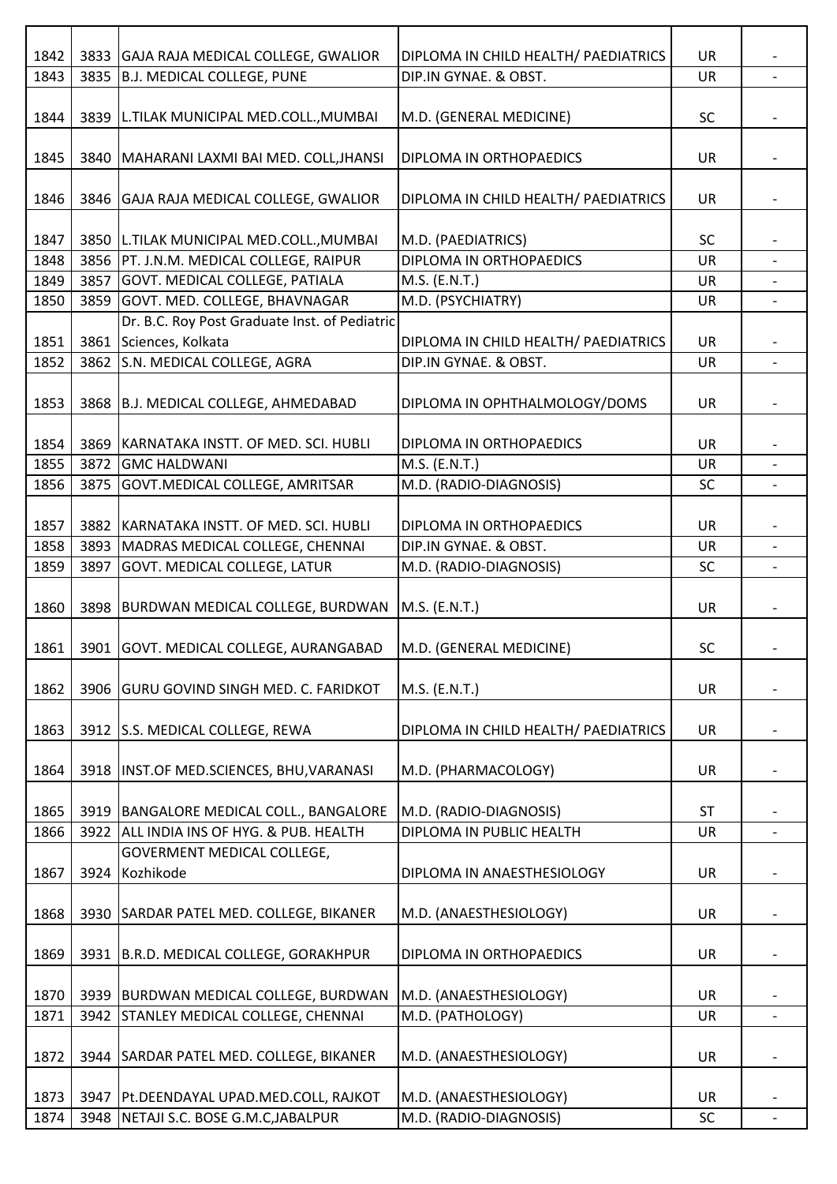| | | | | | |
|---|---|---|---|---|---|
| 1842 | 3833 | GAJA RAJA MEDICAL COLLEGE, GWALIOR | DIPLOMA IN CHILD HEALTH/ PAEDIATRICS | UR | - |
| 1843 | 3835 | B.J. MEDICAL COLLEGE, PUNE | DIP.IN GYNAE. & OBST. | UR | - |
| 1844 | 3839 | L.TILAK MUNICIPAL MED.COLL.,MUMBAI | M.D. (GENERAL MEDICINE) | SC | - |
| 1845 | 3840 | MAHARANI LAXMI BAI MED. COLL,JHANSI | DIPLOMA IN ORTHOPAEDICS | UR | - |
| 1846 | 3846 | GAJA RAJA MEDICAL COLLEGE, GWALIOR | DIPLOMA IN CHILD HEALTH/ PAEDIATRICS | UR | - |
| 1847 | 3850 | L.TILAK MUNICIPAL MED.COLL.,MUMBAI | M.D. (PAEDIATRICS) | SC | - |
| 1848 | 3856 | PT. J.N.M. MEDICAL COLLEGE, RAIPUR | DIPLOMA IN ORTHOPAEDICS | UR | - |
| 1849 | 3857 | GOVT. MEDICAL COLLEGE, PATIALA | M.S. (E.N.T.) | UR | - |
| 1850 | 3859 | GOVT. MED. COLLEGE, BHAVNAGAR | M.D. (PSYCHIATRY) | UR | - |
| 1851 | 3861 | Dr. B.C. Roy Post Graduate Inst. of Pediatric Sciences, Kolkata | DIPLOMA IN CHILD HEALTH/ PAEDIATRICS | UR | - |
| 1852 | 3862 | S.N. MEDICAL COLLEGE, AGRA | DIP.IN GYNAE. & OBST. | UR | - |
| 1853 | 3868 | B.J. MEDICAL COLLEGE, AHMEDABAD | DIPLOMA IN OPHTHALMOLOGY/DOMS | UR | - |
| 1854 | 3869 | KARNATAKA INSTT. OF MED. SCI. HUBLI | DIPLOMA IN ORTHOPAEDICS | UR | - |
| 1855 | 3872 | GMC HALDWANI | M.S. (E.N.T.) | UR | - |
| 1856 | 3875 | GOVT.MEDICAL COLLEGE, AMRITSAR | M.D. (RADIO-DIAGNOSIS) | SC | - |
| 1857 | 3882 | KARNATAKA INSTT. OF MED. SCI. HUBLI | DIPLOMA IN ORTHOPAEDICS | UR | - |
| 1858 | 3893 | MADRAS MEDICAL COLLEGE, CHENNAI | DIP.IN GYNAE. & OBST. | UR | - |
| 1859 | 3897 | GOVT. MEDICAL COLLEGE, LATUR | M.D. (RADIO-DIAGNOSIS) | SC | - |
| 1860 | 3898 | BURDWAN MEDICAL COLLEGE, BURDWAN | M.S. (E.N.T.) | UR | - |
| 1861 | 3901 | GOVT. MEDICAL COLLEGE, AURANGABAD | M.D. (GENERAL MEDICINE) | SC | - |
| 1862 | 3906 | GURU GOVIND SINGH MED. C. FARIDKOT | M.S. (E.N.T.) | UR | - |
| 1863 | 3912 | S.S. MEDICAL COLLEGE, REWA | DIPLOMA IN CHILD HEALTH/ PAEDIATRICS | UR | - |
| 1864 | 3918 | INST.OF MED.SCIENCES, BHU,VARANASI | M.D. (PHARMACOLOGY) | UR | - |
| 1865 | 3919 | BANGALORE MEDICAL COLL., BANGALORE | M.D. (RADIO-DIAGNOSIS) | ST | - |
| 1866 | 3922 | ALL INDIA INS OF HYG. & PUB. HEALTH | DIPLOMA IN PUBLIC HEALTH | UR | - |
| 1867 | 3924 | GOVERMENT MEDICAL COLLEGE, Kozhikode | DIPLOMA IN ANAESTHESIOLOGY | UR | - |
| 1868 | 3930 | SARDAR PATEL MED. COLLEGE, BIKANER | M.D. (ANAESTHESIOLOGY) | UR | - |
| 1869 | 3931 | B.R.D. MEDICAL COLLEGE, GORAKHPUR | DIPLOMA IN ORTHOPAEDICS | UR | - |
| 1870 | 3939 | BURDWAN MEDICAL COLLEGE, BURDWAN | M.D. (ANAESTHESIOLOGY) | UR | - |
| 1871 | 3942 | STANLEY MEDICAL COLLEGE, CHENNAI | M.D. (PATHOLOGY) | UR | - |
| 1872 | 3944 | SARDAR PATEL MED. COLLEGE, BIKANER | M.D. (ANAESTHESIOLOGY) | UR | - |
| 1873 | 3947 | Pt.DEENDAYAL UPAD.MED.COLL, RAJKOT | M.D. (ANAESTHESIOLOGY) | UR | - |
| 1874 | 3948 | NETAJI S.C. BOSE G.M.C,JABALPUR | M.D. (RADIO-DIAGNOSIS) | SC | - |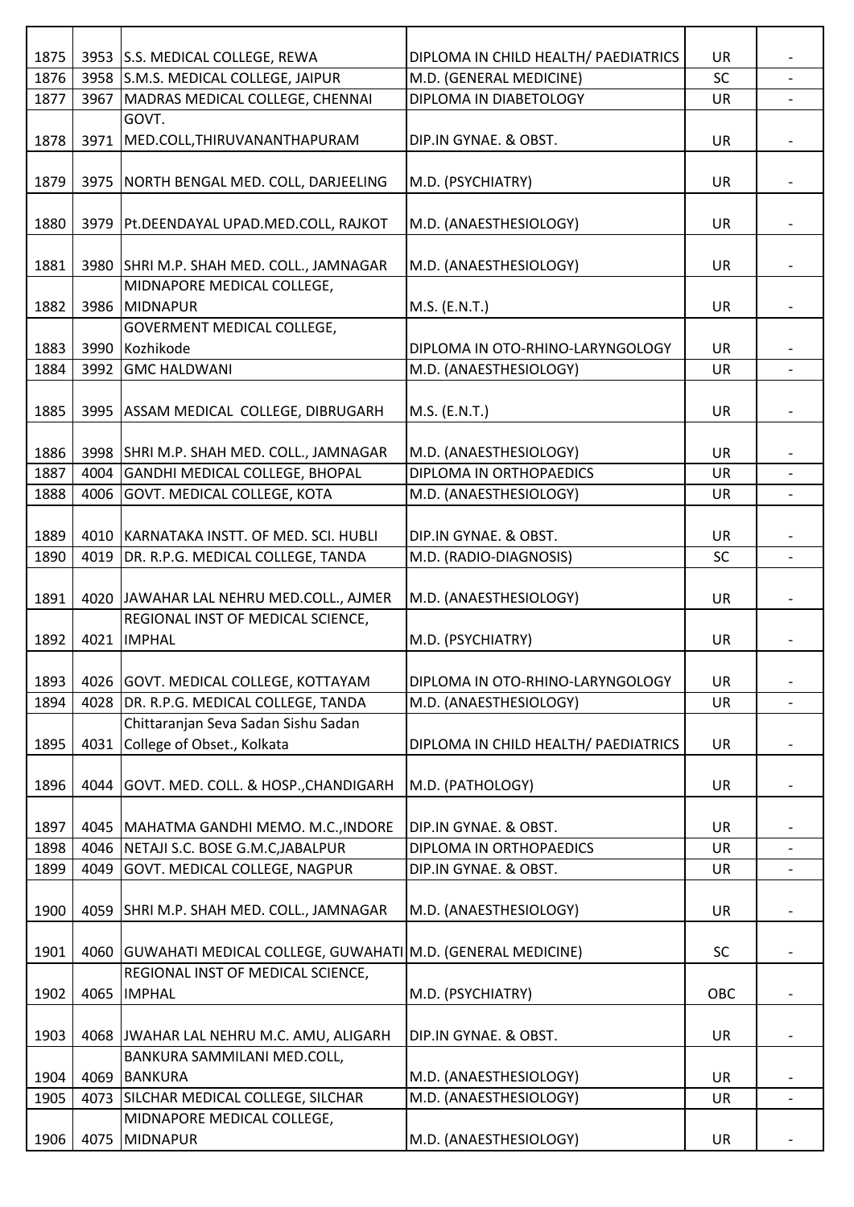| | | | | | |
|---|---|---|---|---|---|
| 1875 | 3953 | S.S. MEDICAL COLLEGE, REWA | DIPLOMA IN CHILD HEALTH/ PAEDIATRICS | UR | - |
| 1876 | 3958 | S.M.S. MEDICAL COLLEGE, JAIPUR | M.D. (GENERAL MEDICINE) | SC | - |
| 1877 | 3967 | MADRAS MEDICAL COLLEGE, CHENNAI | DIPLOMA IN DIABETOLOGY | UR | - |
| 1878 | 3971 | GOVT. MED.COLL,THIRUVANANTHAPURAM | DIP.IN GYNAE. & OBST. | UR | - |
| 1879 | 3975 | NORTH BENGAL MED. COLL, DARJEELING | M.D. (PSYCHIATRY) | UR | - |
| 1880 | 3979 | Pt.DEENDAYAL UPAD.MED.COLL, RAJKOT | M.D. (ANAESTHESIOLOGY) | UR | - |
| 1881 | 3980 | SHRI M.P. SHAH MED. COLL., JAMNAGAR | M.D. (ANAESTHESIOLOGY) | UR | - |
| 1882 | 3986 | MIDNAPORE MEDICAL COLLEGE, MIDNAPUR | M.S. (E.N.T.) | UR | - |
| 1883 | 3990 | GOVERMENT MEDICAL COLLEGE, Kozhikode | DIPLOMA IN OTO-RHINO-LARYNGOLOGY | UR | - |
| 1884 | 3992 | GMC HALDWANI | M.D. (ANAESTHESIOLOGY) | UR | - |
| 1885 | 3995 | ASSAM MEDICAL COLLEGE, DIBRUGARH | M.S. (E.N.T.) | UR | - |
| 1886 | 3998 | SHRI M.P. SHAH MED. COLL., JAMNAGAR | M.D. (ANAESTHESIOLOGY) | UR | - |
| 1887 | 4004 | GANDHI MEDICAL COLLEGE, BHOPAL | DIPLOMA IN ORTHOPAEDICS | UR | - |
| 1888 | 4006 | GOVT. MEDICAL COLLEGE, KOTA | M.D. (ANAESTHESIOLOGY) | UR | - |
| 1889 | 4010 | KARNATAKA INSTT. OF MED. SCI. HUBLI | DIP.IN GYNAE. & OBST. | UR | - |
| 1890 | 4019 | DR. R.P.G. MEDICAL COLLEGE, TANDA | M.D. (RADIO-DIAGNOSIS) | SC | - |
| 1891 | 4020 | JAWAHAR LAL NEHRU MED.COLL., AJMER | M.D. (ANAESTHESIOLOGY) | UR | - |
| 1892 | 4021 | REGIONAL INST OF MEDICAL SCIENCE, IMPHAL | M.D. (PSYCHIATRY) | UR | - |
| 1893 | 4026 | GOVT. MEDICAL COLLEGE, KOTTAYAM | DIPLOMA IN OTO-RHINO-LARYNGOLOGY | UR | - |
| 1894 | 4028 | DR. R.P.G. MEDICAL COLLEGE, TANDA | M.D. (ANAESTHESIOLOGY) | UR | - |
| 1895 | 4031 | Chittaranjan Seva Sadan Sishu Sadan College of Obset., Kolkata | DIPLOMA IN CHILD HEALTH/ PAEDIATRICS | UR | - |
| 1896 | 4044 | GOVT. MED. COLL. & HOSP.,CHANDIGARH | M.D. (PATHOLOGY) | UR | - |
| 1897 | 4045 | MAHATMA GANDHI MEMO. M.C.,INDORE | DIP.IN GYNAE. & OBST. | UR | - |
| 1898 | 4046 | NETAJI S.C. BOSE G.M.C,JABALPUR | DIPLOMA IN ORTHOPAEDICS | UR | - |
| 1899 | 4049 | GOVT. MEDICAL COLLEGE, NAGPUR | DIP.IN GYNAE. & OBST. | UR | - |
| 1900 | 4059 | SHRI M.P. SHAH MED. COLL., JAMNAGAR | M.D. (ANAESTHESIOLOGY) | UR | - |
| 1901 | 4060 | GUWAHATI MEDICAL COLLEGE, GUWAHATI | M.D. (GENERAL MEDICINE) | SC | - |
| 1902 | 4065 | REGIONAL INST OF MEDICAL SCIENCE, IMPHAL | M.D. (PSYCHIATRY) | OBC | - |
| 1903 | 4068 | JWAHAR LAL NEHRU M.C. AMU, ALIGARH | DIP.IN GYNAE. & OBST. | UR | - |
| 1904 | 4069 | BANKURA SAMMILANI MED.COLL, BANKURA | M.D. (ANAESTHESIOLOGY) | UR | - |
| 1905 | 4073 | SILCHAR MEDICAL COLLEGE, SILCHAR | M.D. (ANAESTHESIOLOGY) | UR | - |
| 1906 | 4075 | MIDNAPORE MEDICAL COLLEGE, MIDNAPUR | M.D. (ANAESTHESIOLOGY) | UR | - |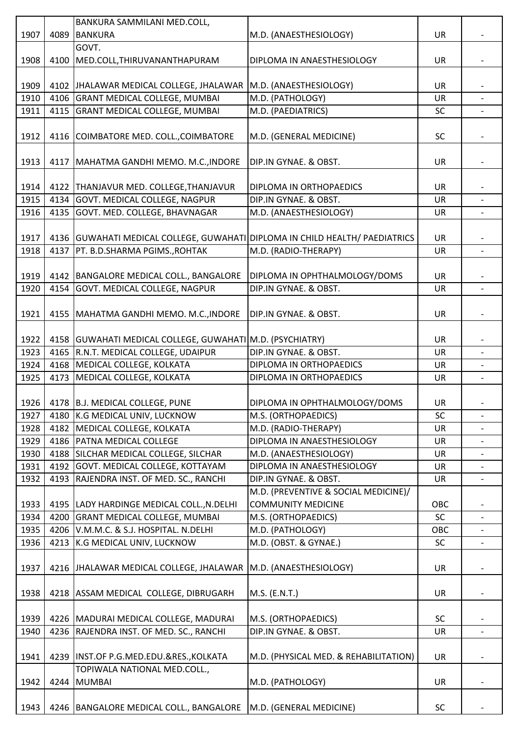| | | | | | |
|---|---|---|---|---|---|
| 1907 | 4089 | BANKURA SAMMILANI MED.COLL, BANKURA | M.D. (ANAESTHESIOLOGY) | UR | - |
| 1908 | 4100 | GOVT. MED.COLL,THIRUVANANTHAPURAM | DIPLOMA IN ANAESTHESIOLOGY | UR | - |
| 1909 | 4102 | JHALAWAR MEDICAL COLLEGE, JHALAWAR | M.D. (ANAESTHESIOLOGY) | UR | - |
| 1910 | 4106 | GRANT MEDICAL COLLEGE, MUMBAI | M.D. (PATHOLOGY) | UR | - |
| 1911 | 4115 | GRANT MEDICAL COLLEGE, MUMBAI | M.D. (PAEDIATRICS) | SC | - |
| 1912 | 4116 | COIMBATORE MED. COLL.,COIMBATORE | M.D. (GENERAL MEDICINE) | SC | - |
| 1913 | 4117 | MAHATMA GANDHI MEMO. M.C.,INDORE | DIP.IN GYNAE. & OBST. | UR | - |
| 1914 | 4122 | THANJAVUR MED. COLLEGE,THANJAVUR | DIPLOMA IN ORTHOPAEDICS | UR | - |
| 1915 | 4134 | GOVT. MEDICAL COLLEGE, NAGPUR | DIP.IN GYNAE. & OBST. | UR | - |
| 1916 | 4135 | GOVT. MED. COLLEGE, BHAVNAGAR | M.D. (ANAESTHESIOLOGY) | UR | - |
| 1917 | 4136 | GUWAHATI MEDICAL COLLEGE, GUWAHATI | DIPLOMA IN CHILD HEALTH/ PAEDIATRICS | UR | - |
| 1918 | 4137 | PT. B.D.SHARMA PGIMS.,ROHTAK | M.D. (RADIO-THERAPY) | UR | - |
| 1919 | 4142 | BANGALORE MEDICAL COLL., BANGALORE | DIPLOMA IN OPHTHALMOLOGY/DOMS | UR | - |
| 1920 | 4154 | GOVT. MEDICAL COLLEGE, NAGPUR | DIP.IN GYNAE. & OBST. | UR | - |
| 1921 | 4155 | MAHATMA GANDHI MEMO. M.C.,INDORE | DIP.IN GYNAE. & OBST. | UR | - |
| 1922 | 4158 | GUWAHATI MEDICAL COLLEGE, GUWAHATI | M.D. (PSYCHIATRY) | UR | - |
| 1923 | 4165 | R.N.T. MEDICAL COLLEGE, UDAIPUR | DIP.IN GYNAE. & OBST. | UR | - |
| 1924 | 4168 | MEDICAL COLLEGE, KOLKATA | DIPLOMA IN ORTHOPAEDICS | UR | - |
| 1925 | 4173 | MEDICAL COLLEGE, KOLKATA | DIPLOMA IN ORTHOPAEDICS | UR | - |
| 1926 | 4178 | B.J. MEDICAL COLLEGE, PUNE | DIPLOMA IN OPHTHALMOLOGY/DOMS | UR | - |
| 1927 | 4180 | K.G MEDICAL UNIV, LUCKNOW | M.S. (ORTHOPAEDICS) | SC | - |
| 1928 | 4182 | MEDICAL COLLEGE, KOLKATA | M.D. (RADIO-THERAPY) | UR | - |
| 1929 | 4186 | PATNA MEDICAL COLLEGE | DIPLOMA IN ANAESTHESIOLOGY | UR | - |
| 1930 | 4188 | SILCHAR MEDICAL COLLEGE, SILCHAR | M.D. (ANAESTHESIOLOGY) | UR | - |
| 1931 | 4192 | GOVT. MEDICAL COLLEGE, KOTTAYAM | DIPLOMA IN ANAESTHESIOLOGY | UR | - |
| 1932 | 4193 | RAJENDRA INST. OF MED. SC., RANCHI | DIP.IN GYNAE. & OBST. | UR | - |
| 1933 | 4195 | LADY HARDINGE MEDICAL COLL.,N.DELHI | M.D. (PREVENTIVE & SOCIAL MEDICINE)/ COMMUNITY MEDICINE | OBC | - |
| 1934 | 4200 | GRANT MEDICAL COLLEGE, MUMBAI | M.S. (ORTHOPAEDICS) | SC | - |
| 1935 | 4206 | V.M.M.C. & S.J. HOSPITAL. N.DELHI | M.D. (PATHOLOGY) | OBC | - |
| 1936 | 4213 | K.G MEDICAL UNIV, LUCKNOW | M.D. (OBST. & GYNAE.) | SC | - |
| 1937 | 4216 | JHALAWAR MEDICAL COLLEGE, JHALAWAR | M.D. (ANAESTHESIOLOGY) | UR | - |
| 1938 | 4218 | ASSAM MEDICAL COLLEGE, DIBRUGARH | M.S. (E.N.T.) | UR | - |
| 1939 | 4226 | MADURAI MEDICAL COLLEGE, MADURAI | M.S. (ORTHOPAEDICS) | SC | - |
| 1940 | 4236 | RAJENDRA INST. OF MED. SC., RANCHI | DIP.IN GYNAE. & OBST. | UR | - |
| 1941 | 4239 | INST.OF P.G.MED.EDU.&RES.,KOLKATA | M.D. (PHYSICAL MED. & REHABILITATION) | UR | - |
| 1942 | 4244 | TOPIWALA NATIONAL MED.COLL., MUMBAI | M.D. (PATHOLOGY) | UR | - |
| 1943 | 4246 | BANGALORE MEDICAL COLL., BANGALORE | M.D. (GENERAL MEDICINE) | SC | - |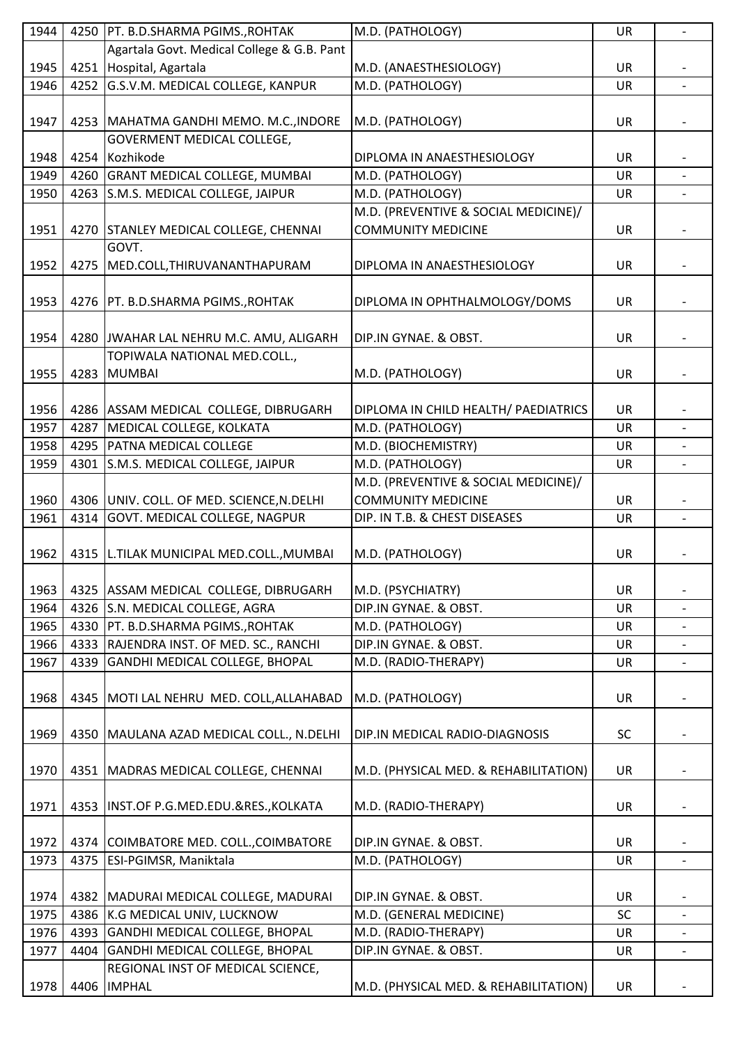| | | | | | |
|---|---|---|---|---|---|
| 1944 | 4250 | PT. B.D.SHARMA PGIMS.,ROHTAK | M.D. (PATHOLOGY) | UR | - |
| 1945 | 4251 | Agartala Govt. Medical College & G.B. Pant Hospital, Agartala | M.D. (ANAESTHESIOLOGY) | UR | - |
| 1946 | 4252 | G.S.V.M. MEDICAL COLLEGE, KANPUR | M.D. (PATHOLOGY) | UR | - |
| 1947 | 4253 | MAHATMA GANDHI MEMO. M.C.,INDORE | M.D. (PATHOLOGY) | UR | - |
| 1948 | 4254 | GOVERMENT MEDICAL COLLEGE, Kozhikode | DIPLOMA IN ANAESTHESIOLOGY | UR | - |
| 1949 | 4260 | GRANT MEDICAL COLLEGE, MUMBAI | M.D. (PATHOLOGY) | UR | - |
| 1950 | 4263 | S.M.S. MEDICAL COLLEGE, JAIPUR | M.D. (PATHOLOGY) | UR | - |
| 1951 | 4270 | STANLEY MEDICAL COLLEGE, CHENNAI | M.D. (PREVENTIVE & SOCIAL MEDICINE)/ COMMUNITY MEDICINE | UR | - |
| 1952 | 4275 | GOVT. MED.COLL,THIRUVANANTHAPURAM | DIPLOMA IN ANAESTHESIOLOGY | UR | - |
| 1953 | 4276 | PT. B.D.SHARMA PGIMS.,ROHTAK | DIPLOMA IN OPHTHALMOLOGY/DOMS | UR | - |
| 1954 | 4280 | JWAHAR LAL NEHRU M.C. AMU, ALIGARH | DIP.IN GYNAE. & OBST. | UR | - |
| 1955 | 4283 | TOPIWALA NATIONAL MED.COLL., MUMBAI | M.D. (PATHOLOGY) | UR | - |
| 1956 | 4286 | ASSAM MEDICAL COLLEGE, DIBRUGARH | DIPLOMA IN CHILD HEALTH/ PAEDIATRICS | UR | - |
| 1957 | 4287 | MEDICAL COLLEGE, KOLKATA | M.D. (PATHOLOGY) | UR | - |
| 1958 | 4295 | PATNA MEDICAL COLLEGE | M.D. (BIOCHEMISTRY) | UR | - |
| 1959 | 4301 | S.M.S. MEDICAL COLLEGE, JAIPUR | M.D. (PATHOLOGY) | UR | - |
| 1960 | 4306 | UNIV. COLL. OF MED. SCIENCE,N.DELHI | M.D. (PREVENTIVE & SOCIAL MEDICINE)/ COMMUNITY MEDICINE | UR | - |
| 1961 | 4314 | GOVT. MEDICAL COLLEGE, NAGPUR | DIP. IN T.B. & CHEST DISEASES | UR | - |
| 1962 | 4315 | L.TILAK MUNICIPAL MED.COLL.,MUMBAI | M.D. (PATHOLOGY) | UR | - |
| 1963 | 4325 | ASSAM MEDICAL COLLEGE, DIBRUGARH | M.D. (PSYCHIATRY) | UR | - |
| 1964 | 4326 | S.N. MEDICAL COLLEGE, AGRA | DIP.IN GYNAE. & OBST. | UR | - |
| 1965 | 4330 | PT. B.D.SHARMA PGIMS.,ROHTAK | M.D. (PATHOLOGY) | UR | - |
| 1966 | 4333 | RAJENDRA INST. OF MED. SC., RANCHI | DIP.IN GYNAE. & OBST. | UR | - |
| 1967 | 4339 | GANDHI MEDICAL COLLEGE, BHOPAL | M.D. (RADIO-THERAPY) | UR | - |
| 1968 | 4345 | MOTI LAL NEHRU MED. COLL,ALLAHABAD | M.D. (PATHOLOGY) | UR | - |
| 1969 | 4350 | MAULANA AZAD MEDICAL COLL., N.DELHI | DIP.IN MEDICAL RADIO-DIAGNOSIS | SC | - |
| 1970 | 4351 | MADRAS MEDICAL COLLEGE, CHENNAI | M.D. (PHYSICAL MED. & REHABILITATION) | UR | - |
| 1971 | 4353 | INST.OF P.G.MED.EDU.&RES.,KOLKATA | M.D. (RADIO-THERAPY) | UR | - |
| 1972 | 4374 | COIMBATORE MED. COLL.,COIMBATORE | DIP.IN GYNAE. & OBST. | UR | - |
| 1973 | 4375 | ESI-PGIMSR, Maniktala | M.D. (PATHOLOGY) | UR | - |
| 1974 | 4382 | MADURAI MEDICAL COLLEGE, MADURAI | DIP.IN GYNAE. & OBST. | UR | - |
| 1975 | 4386 | K.G MEDICAL UNIV, LUCKNOW | M.D. (GENERAL MEDICINE) | SC | - |
| 1976 | 4393 | GANDHI MEDICAL COLLEGE, BHOPAL | M.D. (RADIO-THERAPY) | UR | - |
| 1977 | 4404 | GANDHI MEDICAL COLLEGE, BHOPAL | DIP.IN GYNAE. & OBST. | UR | - |
| 1978 | 4406 | REGIONAL INST OF MEDICAL SCIENCE, IMPHAL | M.D. (PHYSICAL MED. & REHABILITATION) | UR | - |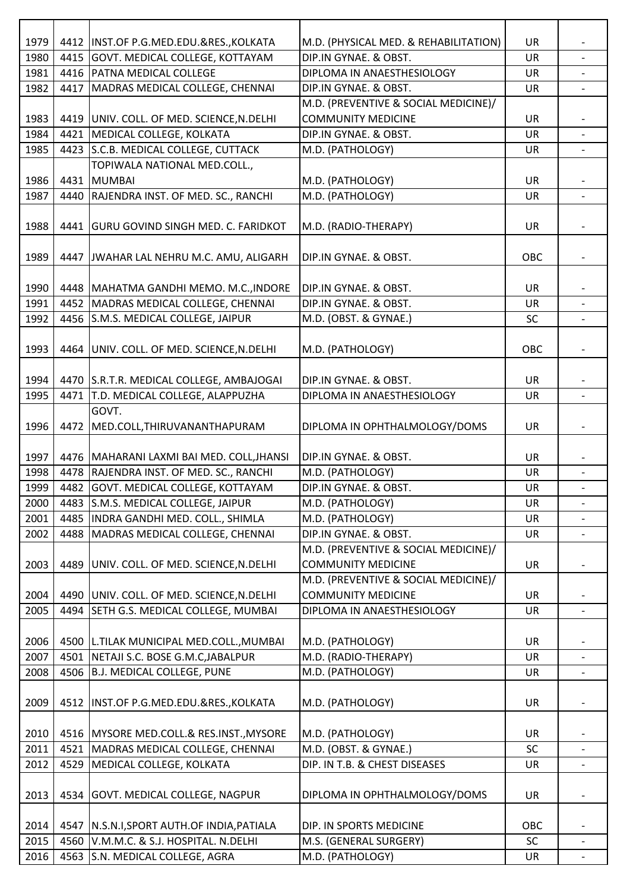| | | | | | |
|---|---|---|---|---|---|
| 1979 | 4412 | INST.OF P.G.MED.EDU.&RES.,KOLKATA | M.D. (PHYSICAL MED. & REHABILITATION) | UR | - |
| 1980 | 4415 | GOVT. MEDICAL COLLEGE, KOTTAYAM | DIP.IN GYNAE. & OBST. | UR | - |
| 1981 | 4416 | PATNA MEDICAL COLLEGE | DIPLOMA IN ANAESTHESIOLOGY | UR | - |
| 1982 | 4417 | MADRAS MEDICAL COLLEGE, CHENNAI | DIP.IN GYNAE. & OBST. | UR | - |
| 1983 | 4419 | UNIV. COLL. OF MED. SCIENCE,N.DELHI | M.D. (PREVENTIVE & SOCIAL MEDICINE)/ COMMUNITY MEDICINE | UR | - |
| 1984 | 4421 | MEDICAL COLLEGE, KOLKATA | DIP.IN GYNAE. & OBST. | UR | - |
| 1985 | 4423 | S.C.B. MEDICAL COLLEGE, CUTTACK | M.D. (PATHOLOGY) | UR | - |
| 1986 | 4431 | TOPIWALA NATIONAL MED.COLL., MUMBAI | M.D. (PATHOLOGY) | UR | - |
| 1987 | 4440 | RAJENDRA INST. OF MED. SC., RANCHI | M.D. (PATHOLOGY) | UR | - |
| 1988 | 4441 | GURU GOVIND SINGH MED. C. FARIDKOT | M.D. (RADIO-THERAPY) | UR | - |
| 1989 | 4447 | JWAHAR LAL NEHRU M.C. AMU, ALIGARH | DIP.IN GYNAE. & OBST. | OBC | - |
| 1990 | 4448 | MAHATMA GANDHI MEMO. M.C.,INDORE | DIP.IN GYNAE. & OBST. | UR | - |
| 1991 | 4452 | MADRAS MEDICAL COLLEGE, CHENNAI | DIP.IN GYNAE. & OBST. | UR | - |
| 1992 | 4456 | S.M.S. MEDICAL COLLEGE, JAIPUR | M.D. (OBST. & GYNAE.) | SC | - |
| 1993 | 4464 | UNIV. COLL. OF MED. SCIENCE,N.DELHI | M.D. (PATHOLOGY) | OBC | - |
| 1994 | 4470 | S.R.T.R. MEDICAL COLLEGE, AMBAJOGAI | DIP.IN GYNAE. & OBST. | UR | - |
| 1995 | 4471 | T.D. MEDICAL COLLEGE, ALAPPUZHA | DIPLOMA IN ANAESTHESIOLOGY | UR | - |
| 1996 | 4472 | GOVT. MED.COLL,THIRUVANANTHAPURAM | DIPLOMA IN OPHTHALMOLOGY/DOMS | UR | - |
| 1997 | 4476 | MAHARANI LAXMI BAI MED. COLL,JHANSI | DIP.IN GYNAE. & OBST. | UR | - |
| 1998 | 4478 | RAJENDRA INST. OF MED. SC., RANCHI | M.D. (PATHOLOGY) | UR | - |
| 1999 | 4482 | GOVT. MEDICAL COLLEGE, KOTTAYAM | DIP.IN GYNAE. & OBST. | UR | - |
| 2000 | 4483 | S.M.S. MEDICAL COLLEGE, JAIPUR | M.D. (PATHOLOGY) | UR | - |
| 2001 | 4485 | INDRA GANDHI MED. COLL., SHIMLA | M.D. (PATHOLOGY) | UR | - |
| 2002 | 4488 | MADRAS MEDICAL COLLEGE, CHENNAI | DIP.IN GYNAE. & OBST. | UR | - |
| 2003 | 4489 | UNIV. COLL. OF MED. SCIENCE,N.DELHI | M.D. (PREVENTIVE & SOCIAL MEDICINE)/ COMMUNITY MEDICINE | UR | - |
| 2004 | 4490 | UNIV. COLL. OF MED. SCIENCE,N.DELHI | M.D. (PREVENTIVE & SOCIAL MEDICINE)/ COMMUNITY MEDICINE | UR | - |
| 2005 | 4494 | SETH G.S. MEDICAL COLLEGE, MUMBAI | DIPLOMA IN ANAESTHESIOLOGY | UR | - |
| 2006 | 4500 | L.TILAK MUNICIPAL MED.COLL.,MUMBAI | M.D. (PATHOLOGY) | UR | - |
| 2007 | 4501 | NETAJI S.C. BOSE G.M.C,JABALPUR | M.D. (RADIO-THERAPY) | UR | - |
| 2008 | 4506 | B.J. MEDICAL COLLEGE, PUNE | M.D. (PATHOLOGY) | UR | - |
| 2009 | 4512 | INST.OF P.G.MED.EDU.&RES.,KOLKATA | M.D. (PATHOLOGY) | UR | - |
| 2010 | 4516 | MYSORE MED.COLL.& RES.INST.,MYSORE | M.D. (PATHOLOGY) | UR | - |
| 2011 | 4521 | MADRAS MEDICAL COLLEGE, CHENNAI | M.D. (OBST. & GYNAE.) | SC | - |
| 2012 | 4529 | MEDICAL COLLEGE, KOLKATA | DIP. IN T.B. & CHEST DISEASES | UR | - |
| 2013 | 4534 | GOVT. MEDICAL COLLEGE, NAGPUR | DIPLOMA IN OPHTHALMOLOGY/DOMS | UR | - |
| 2014 | 4547 | N.S.N.I,SPORT AUTH.OF INDIA,PATIALA | DIP. IN SPORTS MEDICINE | OBC | - |
| 2015 | 4560 | V.M.M.C. & S.J. HOSPITAL. N.DELHI | M.S. (GENERAL SURGERY) | SC | - |
| 2016 | 4563 | S.N. MEDICAL COLLEGE, AGRA | M.D. (PATHOLOGY) | UR | - |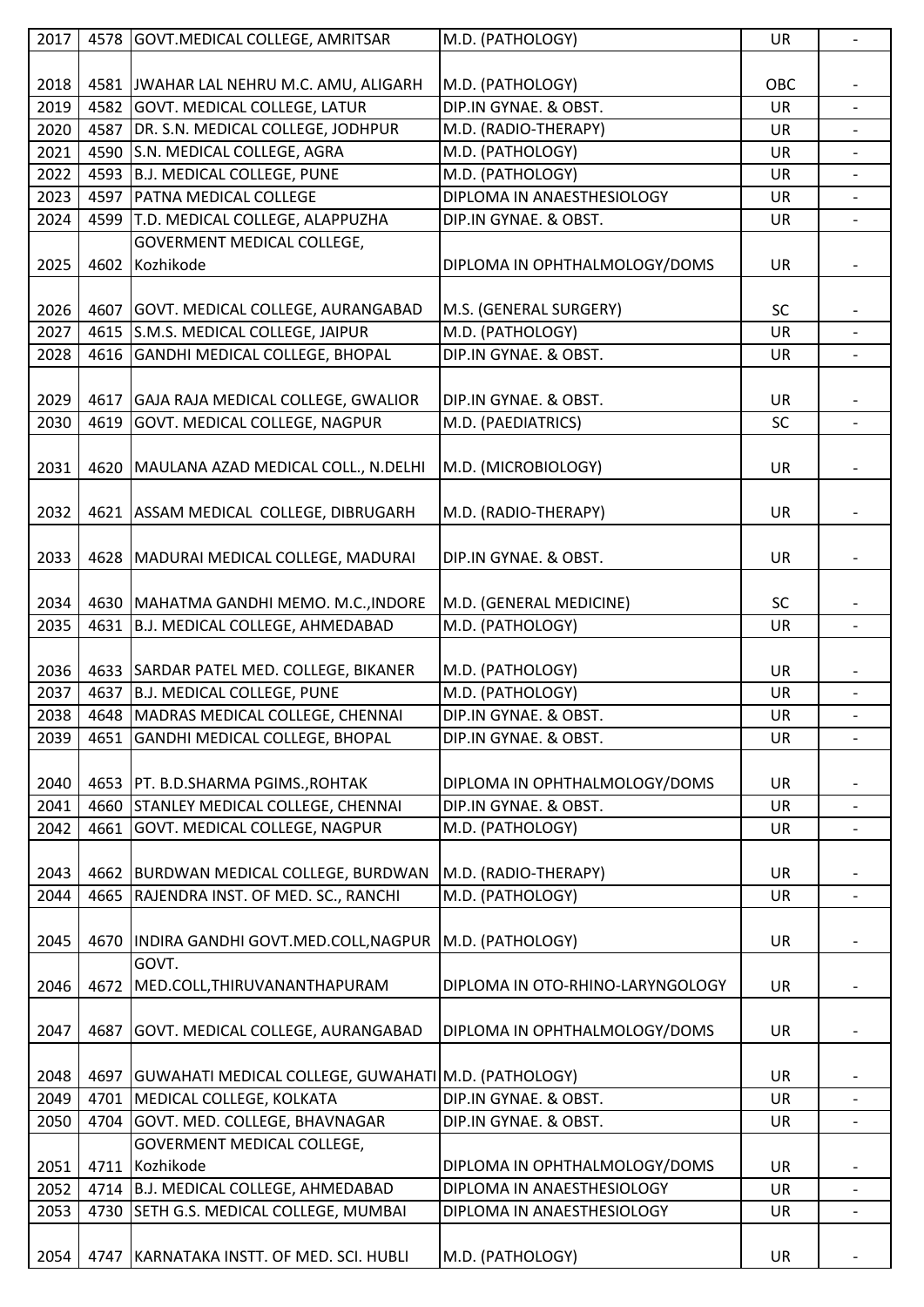| 2017 | 4578 | GOVT.MEDICAL COLLEGE, AMRITSAR | M.D. (PATHOLOGY) | UR | - |
|---|---|---|---|---|---|
| 2018 | 4581 | JWAHAR LAL NEHRU M.C. AMU, ALIGARH | M.D. (PATHOLOGY) | OBC | - |
| 2019 | 4582 | GOVT. MEDICAL COLLEGE, LATUR | DIP.IN GYNAE. & OBST. | UR | - |
| 2020 | 4587 | DR. S.N. MEDICAL COLLEGE, JODHPUR | M.D. (RADIO-THERAPY) | UR | - |
| 2021 | 4590 | S.N. MEDICAL COLLEGE, AGRA | M.D. (PATHOLOGY) | UR | - |
| 2022 | 4593 | B.J. MEDICAL COLLEGE, PUNE | M.D. (PATHOLOGY) | UR | - |
| 2023 | 4597 | PATNA MEDICAL COLLEGE | DIPLOMA IN ANAESTHESIOLOGY | UR | - |
| 2024 | 4599 | T.D. MEDICAL COLLEGE, ALAPPUZHA | DIP.IN GYNAE. & OBST. | UR | - |
| 2025 | 4602 | GOVERMENT MEDICAL COLLEGE, Kozhikode | DIPLOMA IN OPHTHALMOLOGY/DOMS | UR | - |
| 2026 | 4607 | GOVT. MEDICAL COLLEGE, AURANGABAD | M.S. (GENERAL SURGERY) | SC | - |
| 2027 | 4615 | S.M.S. MEDICAL COLLEGE, JAIPUR | M.D. (PATHOLOGY) | UR | - |
| 2028 | 4616 | GANDHI MEDICAL COLLEGE, BHOPAL | DIP.IN GYNAE. & OBST. | UR | - |
| 2029 | 4617 | GAJA RAJA MEDICAL COLLEGE, GWALIOR | DIP.IN GYNAE. & OBST. | UR | - |
| 2030 | 4619 | GOVT. MEDICAL COLLEGE, NAGPUR | M.D. (PAEDIATRICS) | SC | - |
| 2031 | 4620 | MAULANA AZAD MEDICAL COLL., N.DELHI | M.D. (MICROBIOLOGY) | UR | - |
| 2032 | 4621 | ASSAM MEDICAL COLLEGE, DIBRUGARH | M.D. (RADIO-THERAPY) | UR | - |
| 2033 | 4628 | MADURAI MEDICAL COLLEGE, MADURAI | DIP.IN GYNAE. & OBST. | UR | - |
| 2034 | 4630 | MAHATMA GANDHI MEMO. M.C.,INDORE | M.D. (GENERAL MEDICINE) | SC | - |
| 2035 | 4631 | B.J. MEDICAL COLLEGE, AHMEDABAD | M.D. (PATHOLOGY) | UR | - |
| 2036 | 4633 | SARDAR PATEL MED. COLLEGE, BIKANER | M.D. (PATHOLOGY) | UR | - |
| 2037 | 4637 | B.J. MEDICAL COLLEGE, PUNE | M.D. (PATHOLOGY) | UR | - |
| 2038 | 4648 | MADRAS MEDICAL COLLEGE, CHENNAI | DIP.IN GYNAE. & OBST. | UR | - |
| 2039 | 4651 | GANDHI MEDICAL COLLEGE, BHOPAL | DIP.IN GYNAE. & OBST. | UR | - |
| 2040 | 4653 | PT. B.D.SHARMA PGIMS.,ROHTAK | DIPLOMA IN OPHTHALMOLOGY/DOMS | UR | - |
| 2041 | 4660 | STANLEY MEDICAL COLLEGE, CHENNAI | DIP.IN GYNAE. & OBST. | UR | - |
| 2042 | 4661 | GOVT. MEDICAL COLLEGE, NAGPUR | M.D. (PATHOLOGY) | UR | - |
| 2043 | 4662 | BURDWAN MEDICAL COLLEGE, BURDWAN | M.D. (RADIO-THERAPY) | UR | - |
| 2044 | 4665 | RAJENDRA INST. OF MED. SC., RANCHI | M.D. (PATHOLOGY) | UR | - |
| 2045 | 4670 | INDIRA GANDHI GOVT.MED.COLL,NAGPUR | M.D. (PATHOLOGY) | UR | - |
| 2046 | 4672 | GOVT. MED.COLL,THIRUVANANTHAPURAM | DIPLOMA IN OTO-RHINO-LARYNGOLOGY | UR | - |
| 2047 | 4687 | GOVT. MEDICAL COLLEGE, AURANGABAD | DIPLOMA IN OPHTHALMOLOGY/DOMS | UR | - |
| 2048 | 4697 | GUWAHATI MEDICAL COLLEGE, GUWAHATI | M.D. (PATHOLOGY) | UR | - |
| 2049 | 4701 | MEDICAL COLLEGE, KOLKATA | DIP.IN GYNAE. & OBST. | UR | - |
| 2050 | 4704 | GOVT. MED. COLLEGE, BHAVNAGAR | DIP.IN GYNAE. & OBST. | UR | - |
| 2051 | 4711 | GOVERMENT MEDICAL COLLEGE, Kozhikode | DIPLOMA IN OPHTHALMOLOGY/DOMS | UR | - |
| 2052 | 4714 | B.J. MEDICAL COLLEGE, AHMEDABAD | DIPLOMA IN ANAESTHESIOLOGY | UR | - |
| 2053 | 4730 | SETH G.S. MEDICAL COLLEGE, MUMBAI | DIPLOMA IN ANAESTHESIOLOGY | UR | - |
| 2054 | 4747 | KARNATAKA INSTT. OF MED. SCI. HUBLI | M.D. (PATHOLOGY) | UR | - |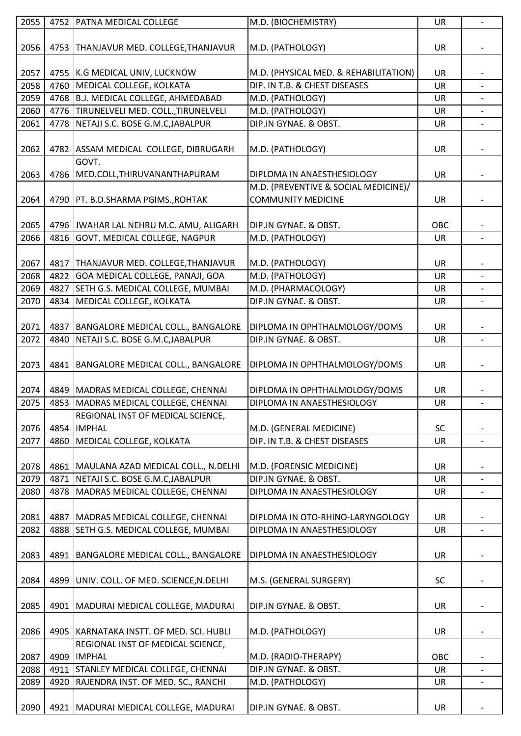| 2055 | 4752 | PATNA MEDICAL COLLEGE | M.D. (BIOCHEMISTRY) | UR | - |
|---|---|---|---|---|---|
| 2056 | 4753 | THANJAVUR MED. COLLEGE,THANJAVUR | M.D. (PATHOLOGY) | UR | - |
| 2057 | 4755 | K.G MEDICAL UNIV, LUCKNOW | M.D. (PHYSICAL MED. & REHABILITATION) | UR | - |
| 2058 | 4760 | MEDICAL COLLEGE, KOLKATA | DIP. IN T.B. & CHEST DISEASES | UR | - |
| 2059 | 4768 | B.J. MEDICAL COLLEGE, AHMEDABAD | M.D. (PATHOLOGY) | UR | - |
| 2060 | 4776 | TIRUNELVELI MED. COLL.,TIRUNELVELI | M.D. (PATHOLOGY) | UR | - |
| 2061 | 4778 | NETAJI S.C. BOSE G.M.C,JABALPUR | DIP.IN GYNAE. & OBST. | UR | - |
| 2062 | 4782 | ASSAM MEDICAL COLLEGE, DIBRUGARH | M.D. (PATHOLOGY) | UR | - |
| 2063 | 4786 | GOVT. MED.COLL,THIRUVANANTHAPURAM | DIPLOMA IN ANAESTHESIOLOGY | UR | - |
| 2064 | 4790 | PT. B.D.SHARMA PGIMS.,ROHTAK | M.D. (PREVENTIVE & SOCIAL MEDICINE)/ COMMUNITY MEDICINE | UR | - |
| 2065 | 4796 | JWAHAR LAL NEHRU M.C. AMU, ALIGARH | DIP.IN GYNAE. & OBST. | OBC | - |
| 2066 | 4816 | GOVT. MEDICAL COLLEGE, NAGPUR | M.D. (PATHOLOGY) | UR | - |
| 2067 | 4817 | THANJAVUR MED. COLLEGE,THANJAVUR | M.D. (PATHOLOGY) | UR | - |
| 2068 | 4822 | GOA MEDICAL COLLEGE, PANAJI, GOA | M.D. (PATHOLOGY) | UR | - |
| 2069 | 4827 | SETH G.S. MEDICAL COLLEGE, MUMBAI | M.D. (PHARMACOLOGY) | UR | - |
| 2070 | 4834 | MEDICAL COLLEGE, KOLKATA | DIP.IN GYNAE. & OBST. | UR | - |
| 2071 | 4837 | BANGALORE MEDICAL COLL., BANGALORE | DIPLOMA IN OPHTHALMOLOGY/DOMS | UR | - |
| 2072 | 4840 | NETAJI S.C. BOSE G.M.C,JABALPUR | DIP.IN GYNAE. & OBST. | UR | - |
| 2073 | 4841 | BANGALORE MEDICAL COLL., BANGALORE | DIPLOMA IN OPHTHALMOLOGY/DOMS | UR | - |
| 2074 | 4849 | MADRAS MEDICAL COLLEGE, CHENNAI | DIPLOMA IN OPHTHALMOLOGY/DOMS | UR | - |
| 2075 | 4853 | MADRAS MEDICAL COLLEGE, CHENNAI | DIPLOMA IN ANAESTHESIOLOGY | UR | - |
| 2076 | 4854 | REGIONAL INST OF MEDICAL SCIENCE, IMPHAL | M.D. (GENERAL MEDICINE) | SC | - |
| 2077 | 4860 | MEDICAL COLLEGE, KOLKATA | DIP. IN T.B. & CHEST DISEASES | UR | - |
| 2078 | 4861 | MAULANA AZAD MEDICAL COLL., N.DELHI | M.D. (FORENSIC MEDICINE) | UR | - |
| 2079 | 4871 | NETAJI S.C. BOSE G.M.C,JABALPUR | DIP.IN GYNAE. & OBST. | UR | - |
| 2080 | 4878 | MADRAS MEDICAL COLLEGE, CHENNAI | DIPLOMA IN ANAESTHESIOLOGY | UR | - |
| 2081 | 4887 | MADRAS MEDICAL COLLEGE, CHENNAI | DIPLOMA IN OTO-RHINO-LARYNGOLOGY | UR | - |
| 2082 | 4888 | SETH G.S. MEDICAL COLLEGE, MUMBAI | DIPLOMA IN ANAESTHESIOLOGY | UR | - |
| 2083 | 4891 | BANGALORE MEDICAL COLL., BANGALORE | DIPLOMA IN ANAESTHESIOLOGY | UR | - |
| 2084 | 4899 | UNIV. COLL. OF MED. SCIENCE,N.DELHI | M.S. (GENERAL SURGERY) | SC | - |
| 2085 | 4901 | MADURAI MEDICAL COLLEGE, MADURAI | DIP.IN GYNAE. & OBST. | UR | - |
| 2086 | 4905 | KARNATAKA INSTT. OF MED. SCI. HUBLI | M.D. (PATHOLOGY) | UR | - |
| 2087 | 4909 | REGIONAL INST OF MEDICAL SCIENCE, IMPHAL | M.D. (RADIO-THERAPY) | OBC | - |
| 2088 | 4911 | STANLEY MEDICAL COLLEGE, CHENNAI | DIP.IN GYNAE. & OBST. | UR | - |
| 2089 | 4920 | RAJENDRA INST. OF MED. SC., RANCHI | M.D. (PATHOLOGY) | UR | - |
| 2090 | 4921 | MADURAI MEDICAL COLLEGE, MADURAI | DIP.IN GYNAE. & OBST. | UR | - |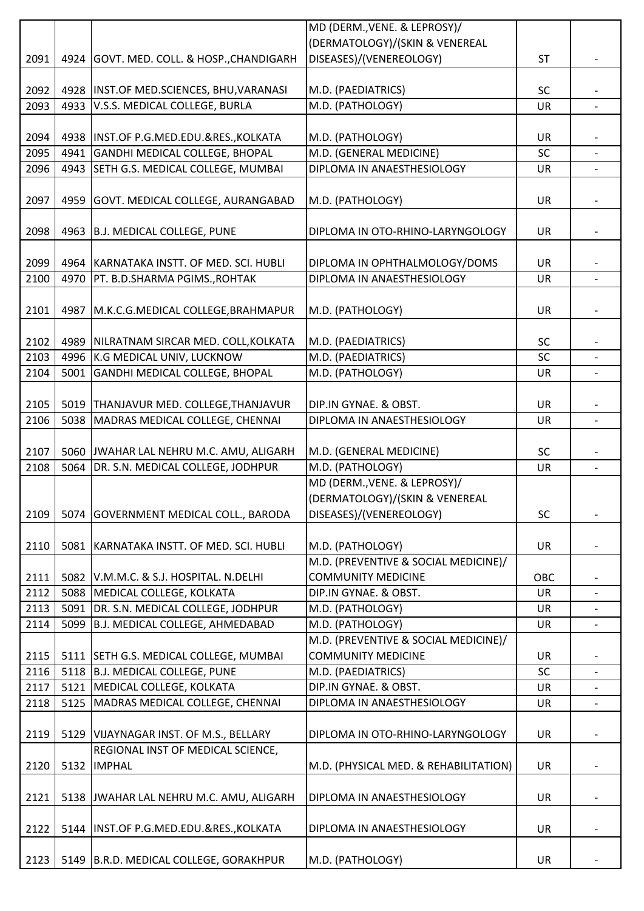| | | | | | |
|---|---|---|---|---|---|
| 2091 | 4924 | GOVT. MED. COLL. & HOSP.,CHANDIGARH | MD (DERM.,VENE. & LEPROSY)/ (DERMATOLOGY)/(SKIN & VENEREAL DISEASES)/(VENEREOLOGY) | ST | - |
| 2092 | 4928 | INST.OF MED.SCIENCES, BHU,VARANASI | M.D. (PAEDIATRICS) | SC | - |
| 2093 | 4933 | V.S.S. MEDICAL COLLEGE, BURLA | M.D. (PATHOLOGY) | UR | - |
| 2094 | 4938 | INST.OF P.G.MED.EDU.&RES.,KOLKATA | M.D. (PATHOLOGY) | UR | - |
| 2095 | 4941 | GANDHI MEDICAL COLLEGE, BHOPAL | M.D. (GENERAL MEDICINE) | SC | - |
| 2096 | 4943 | SETH G.S. MEDICAL COLLEGE, MUMBAI | DIPLOMA IN ANAESTHESIOLOGY | UR | - |
| 2097 | 4959 | GOVT. MEDICAL COLLEGE, AURANGABAD | M.D. (PATHOLOGY) | UR | - |
| 2098 | 4963 | B.J. MEDICAL COLLEGE, PUNE | DIPLOMA IN OTO-RHINO-LARYNGOLOGY | UR | - |
| 2099 | 4964 | KARNATAKA INSTT. OF MED. SCI. HUBLI | DIPLOMA IN OPHTHALMOLOGY/DOMS | UR | - |
| 2100 | 4970 | PT. B.D.SHARMA PGIMS.,ROHTAK | DIPLOMA IN ANAESTHESIOLOGY | UR | - |
| 2101 | 4987 | M.K.C.G.MEDICAL COLLEGE,BRAHMAPUR | M.D. (PATHOLOGY) | UR | - |
| 2102 | 4989 | NILRATNAM SIRCAR MED. COLL,KOLKATA | M.D. (PAEDIATRICS) | SC | - |
| 2103 | 4996 | K.G MEDICAL UNIV, LUCKNOW | M.D. (PAEDIATRICS) | SC | - |
| 2104 | 5001 | GANDHI MEDICAL COLLEGE, BHOPAL | M.D. (PATHOLOGY) | UR | - |
| 2105 | 5019 | THANJAVUR MED. COLLEGE,THANJAVUR | DIP.IN GYNAE. & OBST. | UR | - |
| 2106 | 5038 | MADRAS MEDICAL COLLEGE, CHENNAI | DIPLOMA IN ANAESTHESIOLOGY | UR | - |
| 2107 | 5060 | JWAHAR LAL NEHRU M.C. AMU, ALIGARH | M.D. (GENERAL MEDICINE) | SC | - |
| 2108 | 5064 | DR. S.N. MEDICAL COLLEGE, JODHPUR | M.D. (PATHOLOGY) | UR | - |
| 2109 | 5074 | GOVERNMENT MEDICAL COLL., BARODA | MD (DERM.,VENE. & LEPROSY)/ (DERMATOLOGY)/(SKIN & VENEREAL DISEASES)/(VENEREOLOGY) | SC | - |
| 2110 | 5081 | KARNATAKA INSTT. OF MED. SCI. HUBLI | M.D. (PATHOLOGY) | UR | - |
| 2111 | 5082 | V.M.M.C. & S.J. HOSPITAL. N.DELHI | M.D. (PREVENTIVE & SOCIAL MEDICINE)/ COMMUNITY MEDICINE | OBC | - |
| 2112 | 5088 | MEDICAL COLLEGE, KOLKATA | DIP.IN GYNAE. & OBST. | UR | - |
| 2113 | 5091 | DR. S.N. MEDICAL COLLEGE, JODHPUR | M.D. (PATHOLOGY) | UR | - |
| 2114 | 5099 | B.J. MEDICAL COLLEGE, AHMEDABAD | M.D. (PATHOLOGY) | UR | - |
| 2115 | 5111 | SETH G.S. MEDICAL COLLEGE, MUMBAI | M.D. (PREVENTIVE & SOCIAL MEDICINE)/ COMMUNITY MEDICINE | UR | - |
| 2116 | 5118 | B.J. MEDICAL COLLEGE, PUNE | M.D. (PAEDIATRICS) | SC | - |
| 2117 | 5121 | MEDICAL COLLEGE, KOLKATA | DIP.IN GYNAE. & OBST. | UR | - |
| 2118 | 5125 | MADRAS MEDICAL COLLEGE, CHENNAI | DIPLOMA IN ANAESTHESIOLOGY | UR | - |
| 2119 | 5129 | VIJAYNAGAR INST. OF M.S., BELLARY | DIPLOMA IN OTO-RHINO-LARYNGOLOGY | UR | - |
| 2120 | 5132 | REGIONAL INST OF MEDICAL SCIENCE, IMPHAL | M.D. (PHYSICAL MED. & REHABILITATION) | UR | - |
| 2121 | 5138 | JWAHAR LAL NEHRU M.C. AMU, ALIGARH | DIPLOMA IN ANAESTHESIOLOGY | UR | - |
| 2122 | 5144 | INST.OF P.G.MED.EDU.&RES.,KOLKATA | DIPLOMA IN ANAESTHESIOLOGY | UR | - |
| 2123 | 5149 | B.R.D. MEDICAL COLLEGE, GORAKHPUR | M.D. (PATHOLOGY) | UR | - |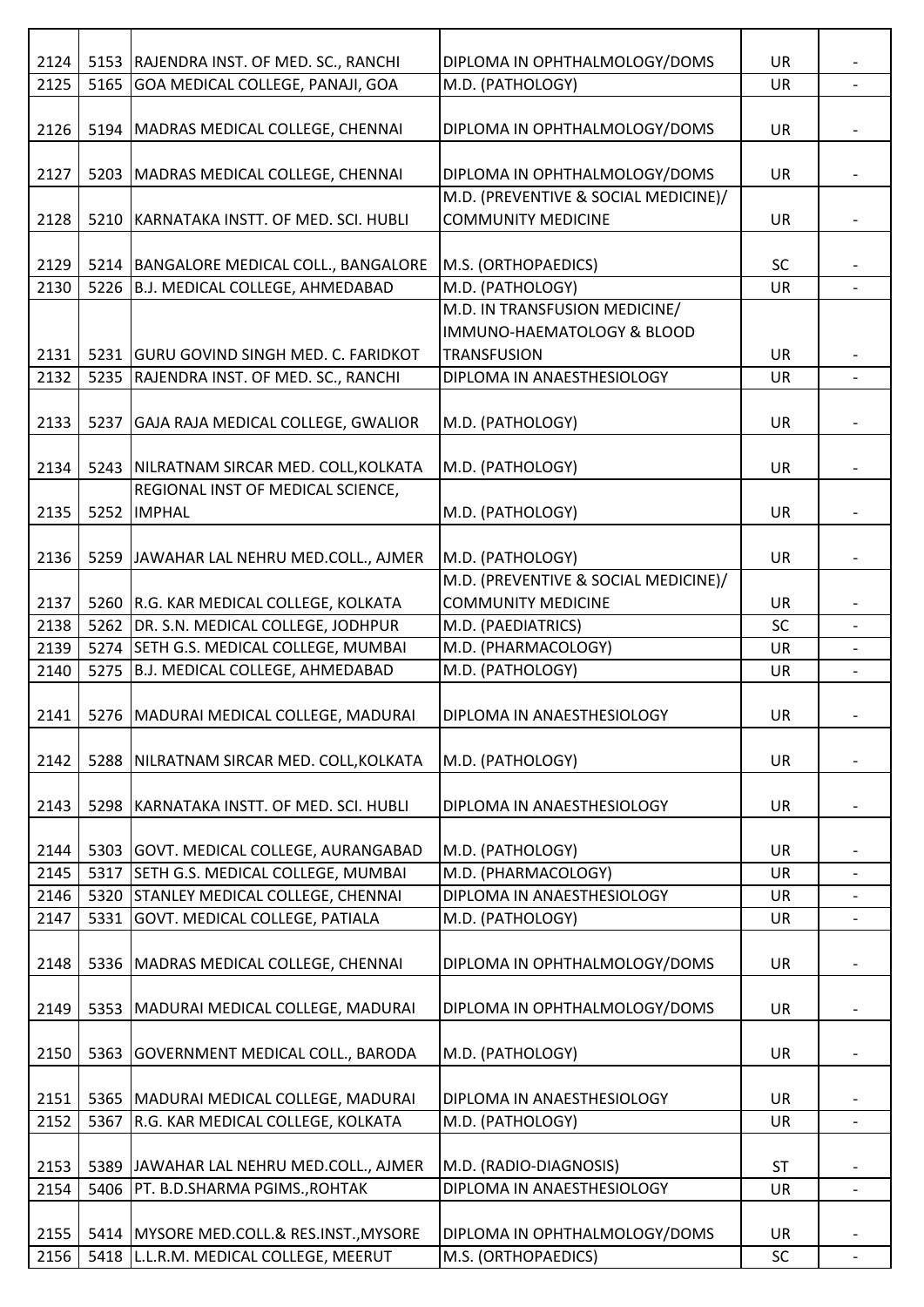| | | | | | |
|---|---|---|---|---|---|
| 2124 | 5153 | RAJENDRA INST. OF MED. SC., RANCHI | DIPLOMA IN OPHTHALMOLOGY/DOMS | UR | - |
| 2125 | 5165 | GOA MEDICAL COLLEGE, PANAJI, GOA | M.D. (PATHOLOGY) | UR | - |
| 2126 | 5194 | MADRAS MEDICAL COLLEGE, CHENNAI | DIPLOMA IN OPHTHALMOLOGY/DOMS | UR | - |
| 2127 | 5203 | MADRAS MEDICAL COLLEGE, CHENNAI | DIPLOMA IN OPHTHALMOLOGY/DOMS | UR | - |
| 2128 | 5210 | KARNATAKA INSTT. OF MED. SCI. HUBLI | M.D. (PREVENTIVE & SOCIAL MEDICINE)/ COMMUNITY MEDICINE | UR | - |
| 2129 | 5214 | BANGALORE MEDICAL COLL., BANGALORE | M.S. (ORTHOPAEDICS) | SC | - |
| 2130 | 5226 | B.J. MEDICAL COLLEGE, AHMEDABAD | M.D. (PATHOLOGY) | UR | - |
| 2131 | 5231 | GURU GOVIND SINGH MED. C. FARIDKOT | M.D. IN TRANSFUSION MEDICINE/ IMMUNO-HAEMATOLOGY & BLOOD TRANSFUSION | UR | - |
| 2132 | 5235 | RAJENDRA INST. OF MED. SC., RANCHI | DIPLOMA IN ANAESTHESIOLOGY | UR | - |
| 2133 | 5237 | GAJA RAJA MEDICAL COLLEGE, GWALIOR | M.D. (PATHOLOGY) | UR | - |
| 2134 | 5243 | NILRATNAM SIRCAR MED. COLL,KOLKATA | M.D. (PATHOLOGY) | UR | - |
| 2135 | 5252 | REGIONAL INST OF MEDICAL SCIENCE, IMPHAL | M.D. (PATHOLOGY) | UR | - |
| 2136 | 5259 | JAWAHAR LAL NEHRU MED.COLL., AJMER | M.D. (PATHOLOGY) | UR | - |
| 2137 | 5260 | R.G. KAR MEDICAL COLLEGE, KOLKATA | M.D. (PREVENTIVE & SOCIAL MEDICINE)/ COMMUNITY MEDICINE | UR | - |
| 2138 | 5262 | DR. S.N. MEDICAL COLLEGE, JODHPUR | M.D. (PAEDIATRICS) | SC | - |
| 2139 | 5274 | SETH G.S. MEDICAL COLLEGE, MUMBAI | M.D. (PHARMACOLOGY) | UR | - |
| 2140 | 5275 | B.J. MEDICAL COLLEGE, AHMEDABAD | M.D. (PATHOLOGY) | UR | - |
| 2141 | 5276 | MADURAI MEDICAL COLLEGE, MADURAI | DIPLOMA IN ANAESTHESIOLOGY | UR | - |
| 2142 | 5288 | NILRATNAM SIRCAR MED. COLL,KOLKATA | M.D. (PATHOLOGY) | UR | - |
| 2143 | 5298 | KARNATAKA INSTT. OF MED. SCI. HUBLI | DIPLOMA IN ANAESTHESIOLOGY | UR | - |
| 2144 | 5303 | GOVT. MEDICAL COLLEGE, AURANGABAD | M.D. (PATHOLOGY) | UR | - |
| 2145 | 5317 | SETH G.S. MEDICAL COLLEGE, MUMBAI | M.D. (PHARMACOLOGY) | UR | - |
| 2146 | 5320 | STANLEY MEDICAL COLLEGE, CHENNAI | DIPLOMA IN ANAESTHESIOLOGY | UR | - |
| 2147 | 5331 | GOVT. MEDICAL COLLEGE, PATIALA | M.D. (PATHOLOGY) | UR | - |
| 2148 | 5336 | MADRAS MEDICAL COLLEGE, CHENNAI | DIPLOMA IN OPHTHALMOLOGY/DOMS | UR | - |
| 2149 | 5353 | MADURAI MEDICAL COLLEGE, MADURAI | DIPLOMA IN OPHTHALMOLOGY/DOMS | UR | - |
| 2150 | 5363 | GOVERNMENT MEDICAL COLL., BARODA | M.D. (PATHOLOGY) | UR | - |
| 2151 | 5365 | MADURAI MEDICAL COLLEGE, MADURAI | DIPLOMA IN ANAESTHESIOLOGY | UR | - |
| 2152 | 5367 | R.G. KAR MEDICAL COLLEGE, KOLKATA | M.D. (PATHOLOGY) | UR | - |
| 2153 | 5389 | JAWAHAR LAL NEHRU MED.COLL., AJMER | M.D. (RADIO-DIAGNOSIS) | ST | - |
| 2154 | 5406 | PT. B.D.SHARMA PGIMS.,ROHTAK | DIPLOMA IN ANAESTHESIOLOGY | UR | - |
| 2155 | 5414 | MYSORE MED.COLL.& RES.INST.,MYSORE | DIPLOMA IN OPHTHALMOLOGY/DOMS | UR | - |
| 2156 | 5418 | L.L.R.M. MEDICAL COLLEGE, MEERUT | M.S. (ORTHOPAEDICS) | SC | - |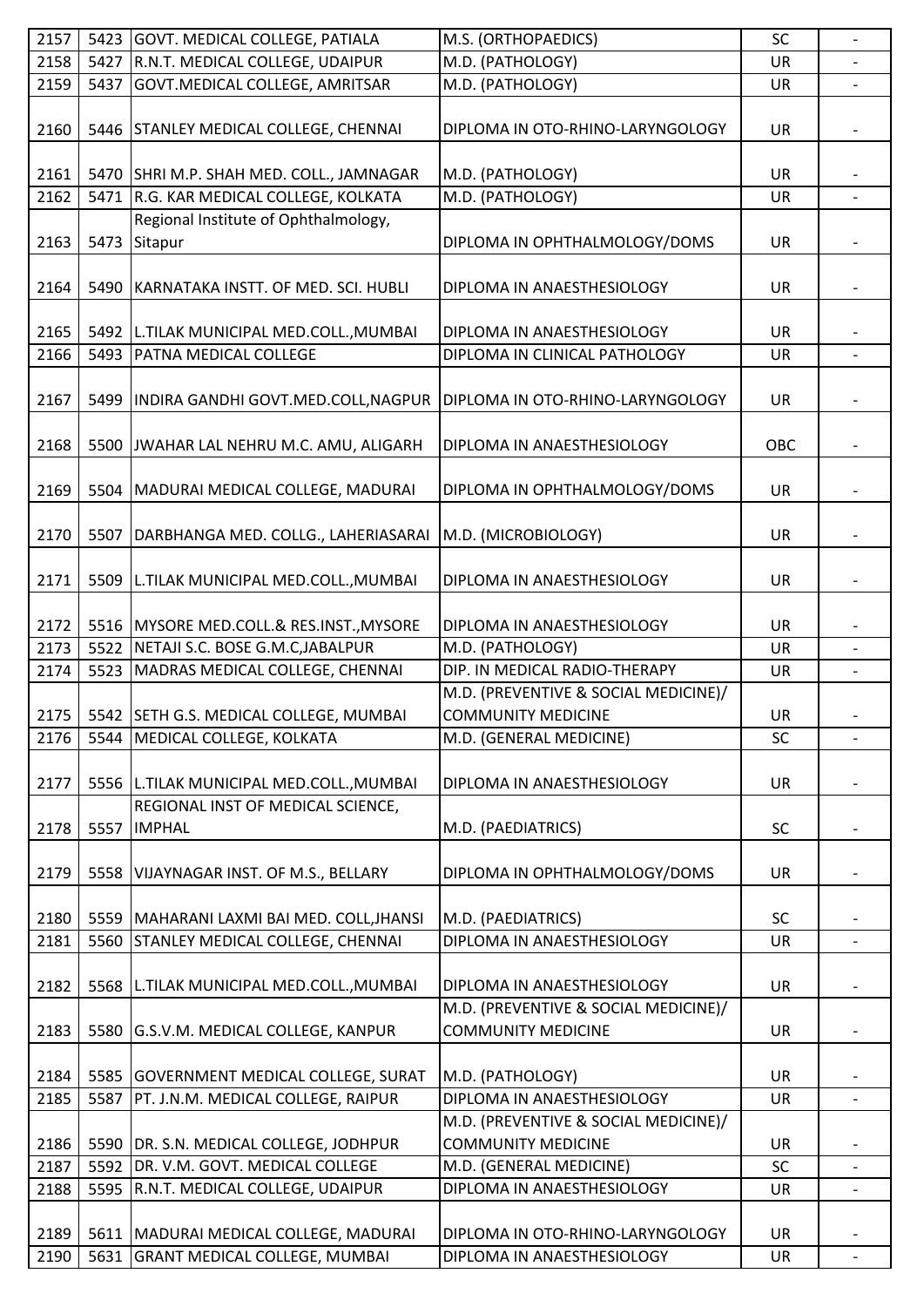| 2157 | 5423 | GOVT. MEDICAL COLLEGE, PATIALA | M.S. (ORTHOPAEDICS) | SC | - |
|---|---|---|---|---|---|
| 2158 | 5427 | R.N.T. MEDICAL COLLEGE, UDAIPUR | M.D. (PATHOLOGY) | UR | - |
| 2159 | 5437 | GOVT.MEDICAL COLLEGE, AMRITSAR | M.D. (PATHOLOGY) | UR | - |
| 2160 | 5446 | STANLEY MEDICAL COLLEGE, CHENNAI | DIPLOMA IN OTO-RHINO-LARYNGOLOGY | UR | - |
| 2161 | 5470 | SHRI M.P. SHAH MED. COLL., JAMNAGAR | M.D. (PATHOLOGY) | UR | - |
| 2162 | 5471 | R.G. KAR MEDICAL COLLEGE, KOLKATA | M.D. (PATHOLOGY) | UR | - |
| 2163 | 5473 | Regional Institute of Ophthalmology, Sitapur | DIPLOMA IN OPHTHALMOLOGY/DOMS | UR | - |
| 2164 | 5490 | KARNATAKA INSTT. OF MED. SCI. HUBLI | DIPLOMA IN ANAESTHESIOLOGY | UR | - |
| 2165 | 5492 | L.TILAK MUNICIPAL MED.COLL.,MUMBAI | DIPLOMA IN ANAESTHESIOLOGY | UR | - |
| 2166 | 5493 | PATNA MEDICAL COLLEGE | DIPLOMA IN CLINICAL PATHOLOGY | UR | - |
| 2167 | 5499 | INDIRA GANDHI GOVT.MED.COLL,NAGPUR | DIPLOMA IN OTO-RHINO-LARYNGOLOGY | UR | - |
| 2168 | 5500 | JWAHAR LAL NEHRU M.C. AMU, ALIGARH | DIPLOMA IN ANAESTHESIOLOGY | OBC | - |
| 2169 | 5504 | MADURAI MEDICAL COLLEGE, MADURAI | DIPLOMA IN OPHTHALMOLOGY/DOMS | UR | - |
| 2170 | 5507 | DARBHANGA MED. COLLG., LAHERIASARAI | M.D. (MICROBIOLOGY) | UR | - |
| 2171 | 5509 | L.TILAK MUNICIPAL MED.COLL.,MUMBAI | DIPLOMA IN ANAESTHESIOLOGY | UR | - |
| 2172 | 5516 | MYSORE MED.COLL.& RES.INST.,MYSORE | DIPLOMA IN ANAESTHESIOLOGY | UR | - |
| 2173 | 5522 | NETAJI S.C. BOSE G.M.C,JABALPUR | M.D. (PATHOLOGY) | UR | - |
| 2174 | 5523 | MADRAS MEDICAL COLLEGE, CHENNAI | DIP. IN MEDICAL RADIO-THERAPY | UR | - |
| 2175 | 5542 | SETH G.S. MEDICAL COLLEGE, MUMBAI | M.D. (PREVENTIVE & SOCIAL MEDICINE)/ COMMUNITY MEDICINE | UR | - |
| 2176 | 5544 | MEDICAL COLLEGE, KOLKATA | M.D. (GENERAL MEDICINE) | SC | - |
| 2177 | 5556 | L.TILAK MUNICIPAL MED.COLL.,MUMBAI | DIPLOMA IN ANAESTHESIOLOGY | UR | - |
| 2178 | 5557 | REGIONAL INST OF MEDICAL SCIENCE, IMPHAL | M.D. (PAEDIATRICS) | SC | - |
| 2179 | 5558 | VIJAYNAGAR INST. OF M.S., BELLARY | DIPLOMA IN OPHTHALMOLOGY/DOMS | UR | - |
| 2180 | 5559 | MAHARANI LAXMI BAI MED. COLL,JHANSI | M.D. (PAEDIATRICS) | SC | - |
| 2181 | 5560 | STANLEY MEDICAL COLLEGE, CHENNAI | DIPLOMA IN ANAESTHESIOLOGY | UR | - |
| 2182 | 5568 | L.TILAK MUNICIPAL MED.COLL.,MUMBAI | DIPLOMA IN ANAESTHESIOLOGY | UR | - |
| 2183 | 5580 | G.S.V.M. MEDICAL COLLEGE, KANPUR | M.D. (PREVENTIVE & SOCIAL MEDICINE)/ COMMUNITY MEDICINE | UR | - |
| 2184 | 5585 | GOVERNMENT MEDICAL COLLEGE, SURAT | M.D. (PATHOLOGY) | UR | - |
| 2185 | 5587 | PT. J.N.M. MEDICAL COLLEGE, RAIPUR | DIPLOMA IN ANAESTHESIOLOGY | UR | - |
| 2186 | 5590 | DR. S.N. MEDICAL COLLEGE, JODHPUR | M.D. (PREVENTIVE & SOCIAL MEDICINE)/ COMMUNITY MEDICINE | UR | - |
| 2187 | 5592 | DR. V.M. GOVT. MEDICAL COLLEGE | M.D. (GENERAL MEDICINE) | SC | - |
| 2188 | 5595 | R.N.T. MEDICAL COLLEGE, UDAIPUR | DIPLOMA IN ANAESTHESIOLOGY | UR | - |
| 2189 | 5611 | MADURAI MEDICAL COLLEGE, MADURAI | DIPLOMA IN OTO-RHINO-LARYNGOLOGY | UR | - |
| 2190 | 5631 | GRANT MEDICAL COLLEGE, MUMBAI | DIPLOMA IN ANAESTHESIOLOGY | UR | - |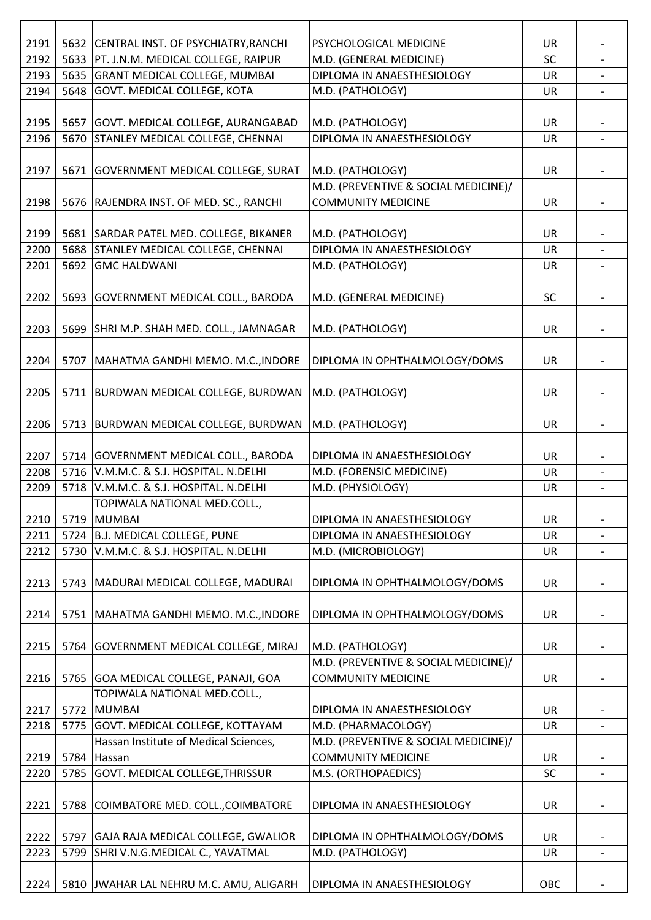| | | | | | |
|---|---|---|---|---|---|
| 2191 | 5632 | CENTRAL INST. OF PSYCHIATRY,RANCHI | PSYCHOLOGICAL MEDICINE | UR | - |
| 2192 | 5633 | PT. J.N.M. MEDICAL COLLEGE, RAIPUR | M.D. (GENERAL MEDICINE) | SC | - |
| 2193 | 5635 | GRANT MEDICAL COLLEGE, MUMBAI | DIPLOMA IN ANAESTHESIOLOGY | UR | - |
| 2194 | 5648 | GOVT. MEDICAL COLLEGE, KOTA | M.D. (PATHOLOGY) | UR | - |
| 2195 | 5657 | GOVT. MEDICAL COLLEGE, AURANGABAD | M.D. (PATHOLOGY) | UR | - |
| 2196 | 5670 | STANLEY MEDICAL COLLEGE, CHENNAI | DIPLOMA IN ANAESTHESIOLOGY | UR | - |
| 2197 | 5671 | GOVERNMENT MEDICAL COLLEGE, SURAT | M.D. (PATHOLOGY) | UR | - |
| 2198 | 5676 | RAJENDRA INST. OF MED. SC., RANCHI | M.D. (PREVENTIVE & SOCIAL MEDICINE)/ COMMUNITY MEDICINE | UR | - |
| 2199 | 5681 | SARDAR PATEL MED. COLLEGE, BIKANER | M.D. (PATHOLOGY) | UR | - |
| 2200 | 5688 | STANLEY MEDICAL COLLEGE, CHENNAI | DIPLOMA IN ANAESTHESIOLOGY | UR | - |
| 2201 | 5692 | GMC HALDWANI | M.D. (PATHOLOGY) | UR | - |
| 2202 | 5693 | GOVERNMENT MEDICAL COLL., BARODA | M.D. (GENERAL MEDICINE) | SC | - |
| 2203 | 5699 | SHRI M.P. SHAH MED. COLL., JAMNAGAR | M.D. (PATHOLOGY) | UR | - |
| 2204 | 5707 | MAHATMA GANDHI MEMO. M.C.,INDORE | DIPLOMA IN OPHTHALMOLOGY/DOMS | UR | - |
| 2205 | 5711 | BURDWAN MEDICAL COLLEGE, BURDWAN | M.D. (PATHOLOGY) | UR | - |
| 2206 | 5713 | BURDWAN MEDICAL COLLEGE, BURDWAN | M.D. (PATHOLOGY) | UR | - |
| 2207 | 5714 | GOVERNMENT MEDICAL COLL., BARODA | DIPLOMA IN ANAESTHESIOLOGY | UR | - |
| 2208 | 5716 | V.M.M.C. & S.J. HOSPITAL. N.DELHI | M.D. (FORENSIC MEDICINE) | UR | - |
| 2209 | 5718 | V.M.M.C. & S.J. HOSPITAL. N.DELHI | M.D. (PHYSIOLOGY) | UR | - |
| 2210 | 5719 | TOPIWALA NATIONAL MED.COLL., MUMBAI | DIPLOMA IN ANAESTHESIOLOGY | UR | - |
| 2211 | 5724 | B.J. MEDICAL COLLEGE, PUNE | DIPLOMA IN ANAESTHESIOLOGY | UR | - |
| 2212 | 5730 | V.M.M.C. & S.J. HOSPITAL. N.DELHI | M.D. (MICROBIOLOGY) | UR | - |
| 2213 | 5743 | MADURAI MEDICAL COLLEGE, MADURAI | DIPLOMA IN OPHTHALMOLOGY/DOMS | UR | - |
| 2214 | 5751 | MAHATMA GANDHI MEMO. M.C.,INDORE | DIPLOMA IN OPHTHALMOLOGY/DOMS | UR | - |
| 2215 | 5764 | GOVERNMENT MEDICAL COLLEGE, MIRAJ | M.D. (PATHOLOGY) | UR | - |
| 2216 | 5765 | GOA MEDICAL COLLEGE, PANAJI, GOA | M.D. (PREVENTIVE & SOCIAL MEDICINE)/ COMMUNITY MEDICINE | UR | - |
| 2217 | 5772 | TOPIWALA NATIONAL MED.COLL., MUMBAI | DIPLOMA IN ANAESTHESIOLOGY | UR | - |
| 2218 | 5775 | GOVT. MEDICAL COLLEGE, KOTTAYAM | M.D. (PHARMACOLOGY) | UR | - |
| 2219 | 5784 | Hassan Institute of Medical Sciences, Hassan | M.D. (PREVENTIVE & SOCIAL MEDICINE)/ COMMUNITY MEDICINE | UR | - |
| 2220 | 5785 | GOVT. MEDICAL COLLEGE,THRISSUR | M.S. (ORTHOPAEDICS) | SC | - |
| 2221 | 5788 | COIMBATORE MED. COLL.,COIMBATORE | DIPLOMA IN ANAESTHESIOLOGY | UR | - |
| 2222 | 5797 | GAJA RAJA MEDICAL COLLEGE, GWALIOR | DIPLOMA IN OPHTHALMOLOGY/DOMS | UR | - |
| 2223 | 5799 | SHRI V.N.G.MEDICAL C., YAVATMAL | M.D. (PATHOLOGY) | UR | - |
| 2224 | 5810 | JWAHAR LAL NEHRU M.C. AMU, ALIGARH | DIPLOMA IN ANAESTHESIOLOGY | OBC | - |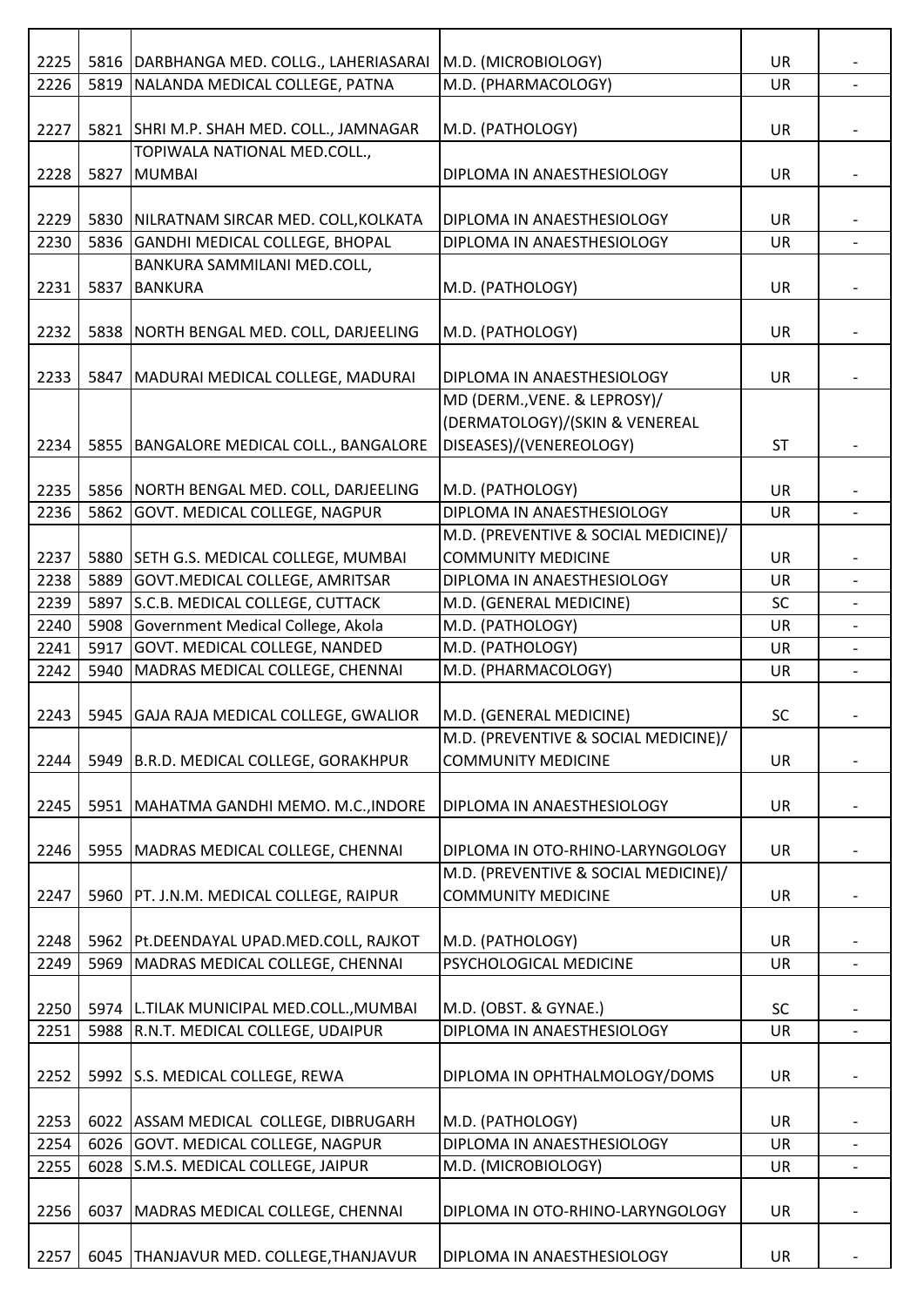| | | | | | |
|---|---|---|---|---|---|
| 2225 | 5816 | DARBHANGA MED. COLLG., LAHERIASARAI | M.D. (MICROBIOLOGY) | UR | - |
| 2226 | 5819 | NALANDA MEDICAL COLLEGE, PATNA | M.D. (PHARMACOLOGY) | UR | - |
| 2227 | 5821 | SHRI M.P. SHAH MED. COLL., JAMNAGAR | M.D. (PATHOLOGY) | UR | - |
| 2228 | 5827 | TOPIWALA NATIONAL MED.COLL., MUMBAI | DIPLOMA IN ANAESTHESIOLOGY | UR | - |
| 2229 | 5830 | NILRATNAM SIRCAR MED. COLL,KOLKATA | DIPLOMA IN ANAESTHESIOLOGY | UR | - |
| 2230 | 5836 | GANDHI MEDICAL COLLEGE, BHOPAL | DIPLOMA IN ANAESTHESIOLOGY | UR | - |
| 2231 | 5837 | BANKURA SAMMILANI MED.COLL, BANKURA | M.D. (PATHOLOGY) | UR | - |
| 2232 | 5838 | NORTH BENGAL MED. COLL, DARJEELING | M.D. (PATHOLOGY) | UR | - |
| 2233 | 5847 | MADURAI MEDICAL COLLEGE, MADURAI | DIPLOMA IN ANAESTHESIOLOGY | UR | - |
| 2234 | 5855 | BANGALORE MEDICAL COLL., BANGALORE | MD (DERM.,VENE. & LEPROSY)/ (DERMATOLOGY)/(SKIN & VENEREAL DISEASES)/(VENEREOLOGY) | ST | - |
| 2235 | 5856 | NORTH BENGAL MED. COLL, DARJEELING | M.D. (PATHOLOGY) | UR | - |
| 2236 | 5862 | GOVT. MEDICAL COLLEGE, NAGPUR | DIPLOMA IN ANAESTHESIOLOGY | UR | - |
| 2237 | 5880 | SETH G.S. MEDICAL COLLEGE, MUMBAI | M.D. (PREVENTIVE & SOCIAL MEDICINE)/ COMMUNITY MEDICINE | UR | - |
| 2238 | 5889 | GOVT.MEDICAL COLLEGE, AMRITSAR | DIPLOMA IN ANAESTHESIOLOGY | UR | - |
| 2239 | 5897 | S.C.B. MEDICAL COLLEGE, CUTTACK | M.D. (GENERAL MEDICINE) | SC | - |
| 2240 | 5908 | Government Medical College, Akola | M.D. (PATHOLOGY) | UR | - |
| 2241 | 5917 | GOVT. MEDICAL COLLEGE, NANDED | M.D. (PATHOLOGY) | UR | - |
| 2242 | 5940 | MADRAS MEDICAL COLLEGE, CHENNAI | M.D. (PHARMACOLOGY) | UR | - |
| 2243 | 5945 | GAJA RAJA MEDICAL COLLEGE, GWALIOR | M.D. (GENERAL MEDICINE) | SC | - |
| 2244 | 5949 | B.R.D. MEDICAL COLLEGE, GORAKHPUR | M.D. (PREVENTIVE & SOCIAL MEDICINE)/ COMMUNITY MEDICINE | UR | - |
| 2245 | 5951 | MAHATMA GANDHI MEMO. M.C.,INDORE | DIPLOMA IN ANAESTHESIOLOGY | UR | - |
| 2246 | 5955 | MADRAS MEDICAL COLLEGE, CHENNAI | DIPLOMA IN OTO-RHINO-LARYNGOLOGY | UR | - |
| 2247 | 5960 | PT. J.N.M. MEDICAL COLLEGE, RAIPUR | M.D. (PREVENTIVE & SOCIAL MEDICINE)/ COMMUNITY MEDICINE | UR | - |
| 2248 | 5962 | Pt.DEENDAYAL UPAD.MED.COLL, RAJKOT | M.D. (PATHOLOGY) | UR | - |
| 2249 | 5969 | MADRAS MEDICAL COLLEGE, CHENNAI | PSYCHOLOGICAL MEDICINE | UR | - |
| 2250 | 5974 | L.TILAK MUNICIPAL MED.COLL.,MUMBAI | M.D. (OBST. & GYNAE.) | SC | - |
| 2251 | 5988 | R.N.T. MEDICAL COLLEGE, UDAIPUR | DIPLOMA IN ANAESTHESIOLOGY | UR | - |
| 2252 | 5992 | S.S. MEDICAL COLLEGE, REWA | DIPLOMA IN OPHTHALMOLOGY/DOMS | UR | - |
| 2253 | 6022 | ASSAM MEDICAL COLLEGE, DIBRUGARH | M.D. (PATHOLOGY) | UR | - |
| 2254 | 6026 | GOVT. MEDICAL COLLEGE, NAGPUR | DIPLOMA IN ANAESTHESIOLOGY | UR | - |
| 2255 | 6028 | S.M.S. MEDICAL COLLEGE, JAIPUR | M.D. (MICROBIOLOGY) | UR | - |
| 2256 | 6037 | MADRAS MEDICAL COLLEGE, CHENNAI | DIPLOMA IN OTO-RHINO-LARYNGOLOGY | UR | - |
| 2257 | 6045 | THANJAVUR MED. COLLEGE,THANJAVUR | DIPLOMA IN ANAESTHESIOLOGY | UR | - |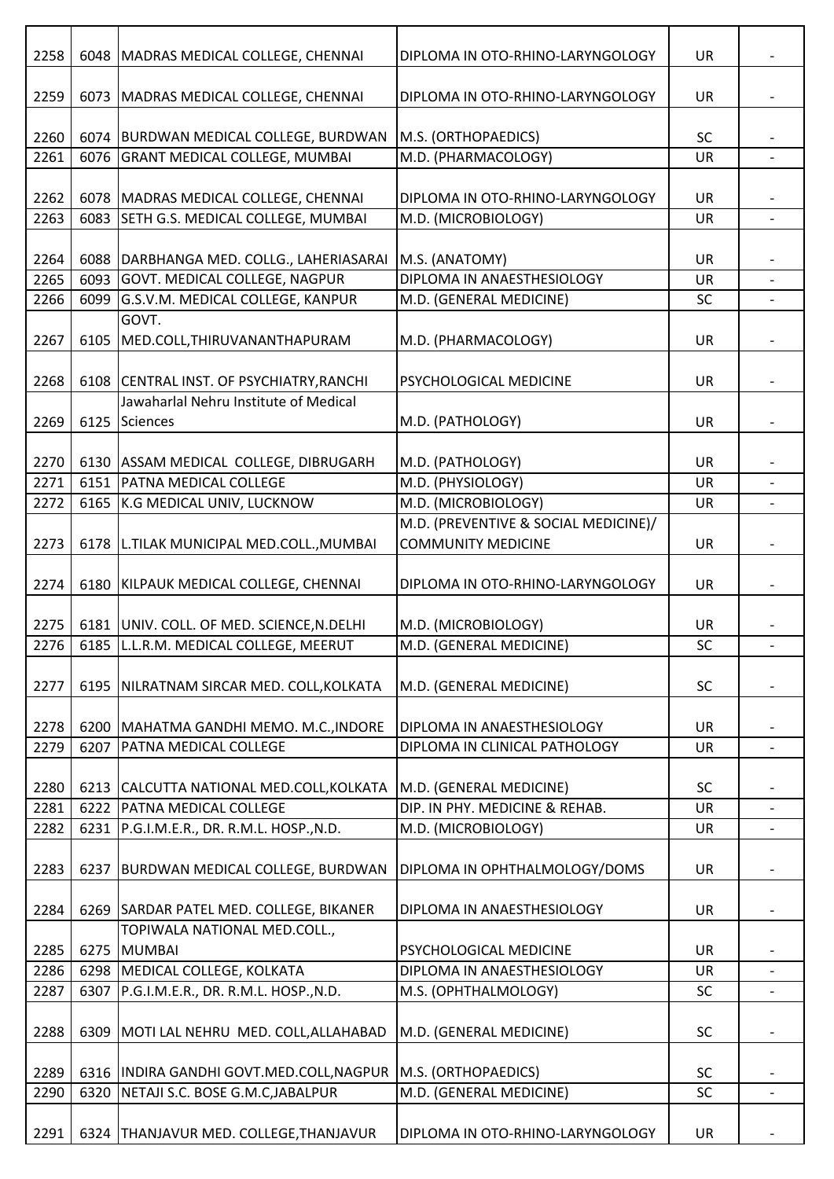| | | | | | |
|---|---|---|---|---|---|
| 2258 | 6048 | MADRAS MEDICAL COLLEGE, CHENNAI | DIPLOMA IN OTO-RHINO-LARYNGOLOGY | UR | - |
| 2259 | 6073 | MADRAS MEDICAL COLLEGE, CHENNAI | DIPLOMA IN OTO-RHINO-LARYNGOLOGY | UR | - |
| 2260 | 6074 | BURDWAN MEDICAL COLLEGE, BURDWAN | M.S. (ORTHOPAEDICS) | SC | - |
| 2261 | 6076 | GRANT MEDICAL COLLEGE, MUMBAI | M.D. (PHARMACOLOGY) | UR | - |
| 2262 | 6078 | MADRAS MEDICAL COLLEGE, CHENNAI | DIPLOMA IN OTO-RHINO-LARYNGOLOGY | UR | - |
| 2263 | 6083 | SETH G.S. MEDICAL COLLEGE, MUMBAI | M.D. (MICROBIOLOGY) | UR | - |
| 2264 | 6088 | DARBHANGA MED. COLLG., LAHERIASARAI | M.S. (ANATOMY) | UR | - |
| 2265 | 6093 | GOVT. MEDICAL COLLEGE, NAGPUR | DIPLOMA IN ANAESTHESIOLOGY | UR | - |
| 2266 | 6099 | G.S.V.M. MEDICAL COLLEGE, KANPUR | M.D. (GENERAL MEDICINE) | SC | - |
| 2267 | 6105 | GOVT. MED.COLL,THIRUVANANTHAPURAM | M.D. (PHARMACOLOGY) | UR | - |
| 2268 | 6108 | CENTRAL INST. OF PSYCHIATRY,RANCHI | PSYCHOLOGICAL MEDICINE | UR | - |
| 2269 | 6125 | Jawaharlal Nehru Institute of Medical Sciences | M.D. (PATHOLOGY) | UR | - |
| 2270 | 6130 | ASSAM MEDICAL COLLEGE, DIBRUGARH | M.D. (PATHOLOGY) | UR | - |
| 2271 | 6151 | PATNA MEDICAL COLLEGE | M.D. (PHYSIOLOGY) | UR | - |
| 2272 | 6165 | K.G MEDICAL UNIV, LUCKNOW | M.D. (MICROBIOLOGY) | UR | - |
| 2273 | 6178 | L.TILAK MUNICIPAL MED.COLL.,MUMBAI | M.D. (PREVENTIVE & SOCIAL MEDICINE)/ COMMUNITY MEDICINE | UR | - |
| 2274 | 6180 | KILPAUK MEDICAL COLLEGE, CHENNAI | DIPLOMA IN OTO-RHINO-LARYNGOLOGY | UR | - |
| 2275 | 6181 | UNIV. COLL. OF MED. SCIENCE,N.DELHI | M.D. (MICROBIOLOGY) | UR | - |
| 2276 | 6185 | L.L.R.M. MEDICAL COLLEGE, MEERUT | M.D. (GENERAL MEDICINE) | SC | - |
| 2277 | 6195 | NILRATNAM SIRCAR MED. COLL,KOLKATA | M.D. (GENERAL MEDICINE) | SC | - |
| 2278 | 6200 | MAHATMA GANDHI MEMO. M.C.,INDORE | DIPLOMA IN ANAESTHESIOLOGY | UR | - |
| 2279 | 6207 | PATNA MEDICAL COLLEGE | DIPLOMA IN CLINICAL PATHOLOGY | UR | - |
| 2280 | 6213 | CALCUTTA NATIONAL MED.COLL,KOLKATA | M.D. (GENERAL MEDICINE) | SC | - |
| 2281 | 6222 | PATNA MEDICAL COLLEGE | DIP. IN PHY. MEDICINE & REHAB. | UR | - |
| 2282 | 6231 | P.G.I.M.E.R., DR. R.M.L. HOSP.,N.D. | M.D. (MICROBIOLOGY) | UR | - |
| 2283 | 6237 | BURDWAN MEDICAL COLLEGE, BURDWAN | DIPLOMA IN OPHTHALMOLOGY/DOMS | UR | - |
| 2284 | 6269 | SARDAR PATEL MED. COLLEGE, BIKANER | DIPLOMA IN ANAESTHESIOLOGY | UR | - |
| 2285 | 6275 | TOPIWALA NATIONAL MED.COLL., MUMBAI | PSYCHOLOGICAL MEDICINE | UR | - |
| 2286 | 6298 | MEDICAL COLLEGE, KOLKATA | DIPLOMA IN ANAESTHESIOLOGY | UR | - |
| 2287 | 6307 | P.G.I.M.E.R., DR. R.M.L. HOSP.,N.D. | M.S. (OPHTHALMOLOGY) | SC | - |
| 2288 | 6309 | MOTI LAL NEHRU MED. COLL,ALLAHABAD | M.D. (GENERAL MEDICINE) | SC | - |
| 2289 | 6316 | INDIRA GANDHI GOVT.MED.COLL,NAGPUR | M.S. (ORTHOPAEDICS) | SC | - |
| 2290 | 6320 | NETAJI S.C. BOSE G.M.C,JABALPUR | M.D. (GENERAL MEDICINE) | SC | - |
| 2291 | 6324 | THANJAVUR MED. COLLEGE,THANJAVUR | DIPLOMA IN OTO-RHINO-LARYNGOLOGY | UR | - |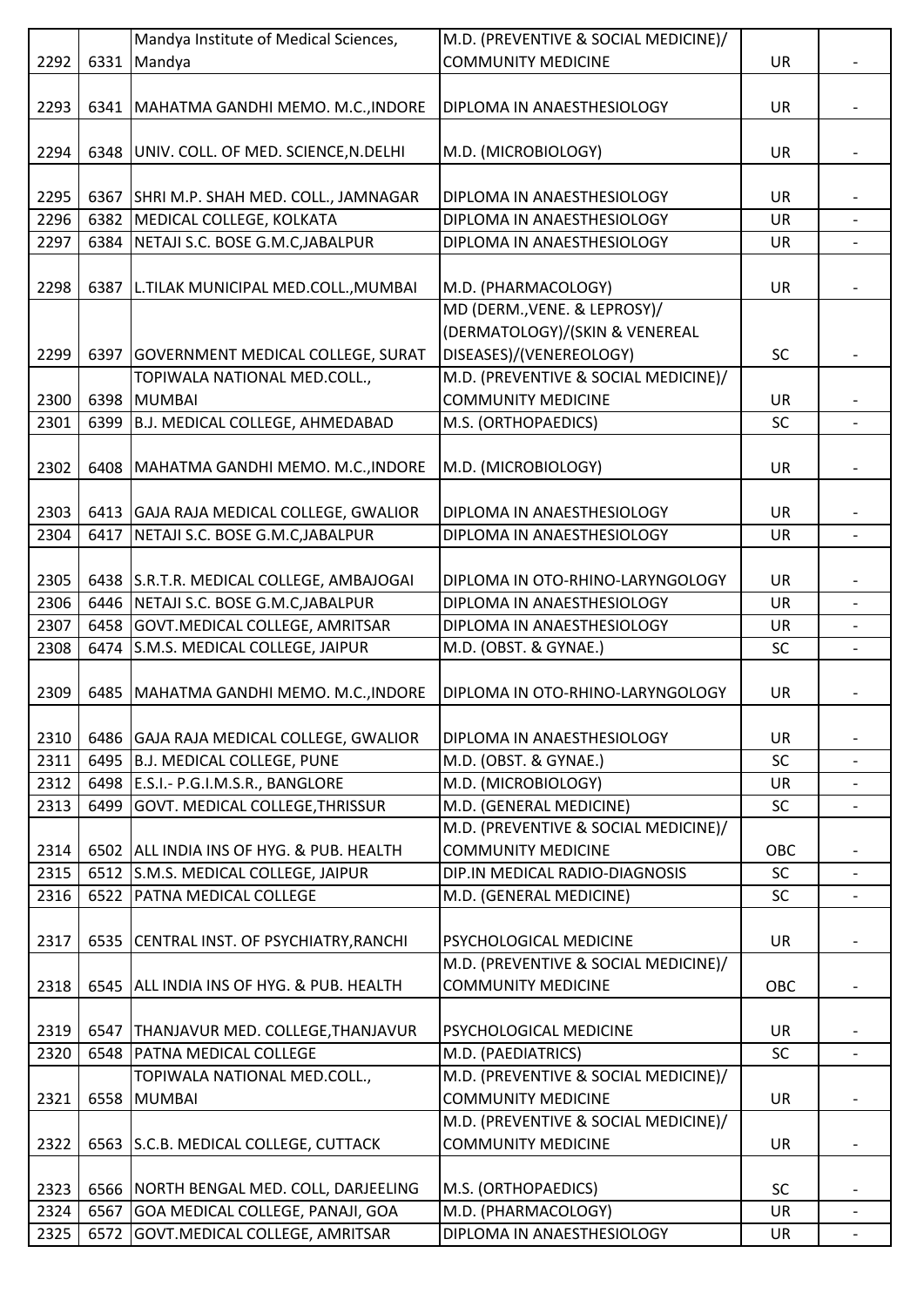| 2292 | 6331 | Mandya Institute of Medical Sciences, Mandya | M.D. (PREVENTIVE & SOCIAL MEDICINE)/ COMMUNITY MEDICINE | UR | - |
|---|---|---|---|---|---|
| 2293 | 6341 | MAHATMA GANDHI MEMO. M.C.,INDORE | DIPLOMA IN ANAESTHESIOLOGY | UR | - |
| 2294 | 6348 | UNIV. COLL. OF MED. SCIENCE,N.DELHI | M.D. (MICROBIOLOGY) | UR | - |
| 2295 | 6367 | SHRI M.P. SHAH MED. COLL., JAMNAGAR | DIPLOMA IN ANAESTHESIOLOGY | UR | - |
| 2296 | 6382 | MEDICAL COLLEGE, KOLKATA | DIPLOMA IN ANAESTHESIOLOGY | UR | - |
| 2297 | 6384 | NETAJI S.C. BOSE G.M.C,JABALPUR | DIPLOMA IN ANAESTHESIOLOGY | UR | - |
| 2298 | 6387 | L.TILAK MUNICIPAL MED.COLL.,MUMBAI | M.D. (PHARMACOLOGY) | UR | - |
| 2299 | 6397 | GOVERNMENT MEDICAL COLLEGE, SURAT | MD (DERM.,VENE. & LEPROSY)/ (DERMATOLOGY)/(SKIN & VENEREAL DISEASES)/(VENEREOLOGY) | SC | - |
| 2300 | 6398 | TOPIWALA NATIONAL MED.COLL., MUMBAI | M.D. (PREVENTIVE & SOCIAL MEDICINE)/ COMMUNITY MEDICINE | UR | - |
| 2301 | 6399 | B.J. MEDICAL COLLEGE, AHMEDABAD | M.S. (ORTHOPAEDICS) | SC | - |
| 2302 | 6408 | MAHATMA GANDHI MEMO. M.C.,INDORE | M.D. (MICROBIOLOGY) | UR | - |
| 2303 | 6413 | GAJA RAJA MEDICAL COLLEGE, GWALIOR | DIPLOMA IN ANAESTHESIOLOGY | UR | - |
| 2304 | 6417 | NETAJI S.C. BOSE G.M.C,JABALPUR | DIPLOMA IN ANAESTHESIOLOGY | UR | - |
| 2305 | 6438 | S.R.T.R. MEDICAL COLLEGE, AMBAJOGAI | DIPLOMA IN OTO-RHINO-LARYNGOLOGY | UR | - |
| 2306 | 6446 | NETAJI S.C. BOSE G.M.C,JABALPUR | DIPLOMA IN ANAESTHESIOLOGY | UR | - |
| 2307 | 6458 | GOVT.MEDICAL COLLEGE, AMRITSAR | DIPLOMA IN ANAESTHESIOLOGY | UR | - |
| 2308 | 6474 | S.M.S. MEDICAL COLLEGE, JAIPUR | M.D. (OBST. & GYNAE.) | SC | - |
| 2309 | 6485 | MAHATMA GANDHI MEMO. M.C.,INDORE | DIPLOMA IN OTO-RHINO-LARYNGOLOGY | UR | - |
| 2310 | 6486 | GAJA RAJA MEDICAL COLLEGE, GWALIOR | DIPLOMA IN ANAESTHESIOLOGY | UR | - |
| 2311 | 6495 | B.J. MEDICAL COLLEGE, PUNE | M.D. (OBST. & GYNAE.) | SC | - |
| 2312 | 6498 | E.S.I.- P.G.I.M.S.R., BANGLORE | M.D. (MICROBIOLOGY) | UR | - |
| 2313 | 6499 | GOVT. MEDICAL COLLEGE,THRISSUR | M.D. (GENERAL MEDICINE) | SC | - |
| 2314 | 6502 | ALL INDIA INS OF HYG. & PUB. HEALTH | M.D. (PREVENTIVE & SOCIAL MEDICINE)/ COMMUNITY MEDICINE | OBC | - |
| 2315 | 6512 | S.M.S. MEDICAL COLLEGE, JAIPUR | DIP.IN MEDICAL RADIO-DIAGNOSIS | SC | - |
| 2316 | 6522 | PATNA MEDICAL COLLEGE | M.D. (GENERAL MEDICINE) | SC | - |
| 2317 | 6535 | CENTRAL INST. OF PSYCHIATRY,RANCHI | PSYCHOLOGICAL MEDICINE | UR | - |
| 2318 | 6545 | ALL INDIA INS OF HYG. & PUB. HEALTH | M.D. (PREVENTIVE & SOCIAL MEDICINE)/ COMMUNITY MEDICINE | OBC | - |
| 2319 | 6547 | THANJAVUR MED. COLLEGE,THANJAVUR | PSYCHOLOGICAL MEDICINE | UR | - |
| 2320 | 6548 | PATNA MEDICAL COLLEGE | M.D. (PAEDIATRICS) | SC | - |
| 2321 | 6558 | TOPIWALA NATIONAL MED.COLL., MUMBAI | M.D. (PREVENTIVE & SOCIAL MEDICINE)/ COMMUNITY MEDICINE | UR | - |
| 2322 | 6563 | S.C.B. MEDICAL COLLEGE, CUTTACK | M.D. (PREVENTIVE & SOCIAL MEDICINE)/ COMMUNITY MEDICINE | UR | - |
| 2323 | 6566 | NORTH BENGAL MED. COLL, DARJEELING | M.S. (ORTHOPAEDICS) | SC | - |
| 2324 | 6567 | GOA MEDICAL COLLEGE, PANAJI, GOA | M.D. (PHARMACOLOGY) | UR | - |
| 2325 | 6572 | GOVT.MEDICAL COLLEGE, AMRITSAR | DIPLOMA IN ANAESTHESIOLOGY | UR | - |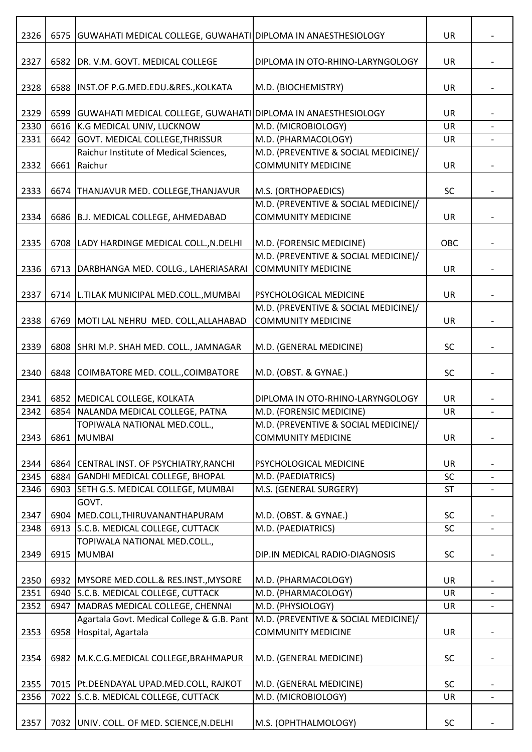| | | | | | |
|---|---|---|---|---|---|
| 2326 | 6575 | GUWAHATI MEDICAL COLLEGE, GUWAHATI | DIPLOMA IN ANAESTHESIOLOGY | UR | - |
| 2327 | 6582 | DR. V.M. GOVT. MEDICAL COLLEGE | DIPLOMA IN OTO-RHINO-LARYNGOLOGY | UR | - |
| 2328 | 6588 | INST.OF P.G.MED.EDU.&RES.,KOLKATA | M.D. (BIOCHEMISTRY) | UR | - |
| 2329 | 6599 | GUWAHATI MEDICAL COLLEGE, GUWAHATI | DIPLOMA IN ANAESTHESIOLOGY | UR | - |
| 2330 | 6616 | K.G MEDICAL UNIV, LUCKNOW | M.D. (MICROBIOLOGY) | UR | - |
| 2331 | 6642 | GOVT. MEDICAL COLLEGE,THRISSUR | M.D. (PHARMACOLOGY) | UR | - |
| 2332 | 6661 | Raichur Institute of Medical Sciences, Raichur | M.D. (PREVENTIVE & SOCIAL MEDICINE)/ COMMUNITY MEDICINE | UR | - |
| 2333 | 6674 | THANJAVUR MED. COLLEGE,THANJAVUR | M.S. (ORTHOPAEDICS) | SC | - |
| 2334 | 6686 | B.J. MEDICAL COLLEGE, AHMEDABAD | M.D. (PREVENTIVE & SOCIAL MEDICINE)/ COMMUNITY MEDICINE | UR | - |
| 2335 | 6708 | LADY HARDINGE MEDICAL COLL.,N.DELHI | M.D. (FORENSIC MEDICINE) | OBC | - |
| 2336 | 6713 | DARBHANGA MED. COLLG., LAHERIASARAI | M.D. (PREVENTIVE & SOCIAL MEDICINE)/ COMMUNITY MEDICINE | UR | - |
| 2337 | 6714 | L.TILAK MUNICIPAL MED.COLL.,MUMBAI | PSYCHOLOGICAL MEDICINE | UR | - |
| 2338 | 6769 | MOTI LAL NEHRU MED. COLL,ALLAHABAD | M.D. (PREVENTIVE & SOCIAL MEDICINE)/ COMMUNITY MEDICINE | UR | - |
| 2339 | 6808 | SHRI M.P. SHAH MED. COLL., JAMNAGAR | M.D. (GENERAL MEDICINE) | SC | - |
| 2340 | 6848 | COIMBATORE MED. COLL.,COIMBATORE | M.D. (OBST. & GYNAE.) | SC | - |
| 2341 | 6852 | MEDICAL COLLEGE, KOLKATA | DIPLOMA IN OTO-RHINO-LARYNGOLOGY | UR | - |
| 2342 | 6854 | NALANDA MEDICAL COLLEGE, PATNA | M.D. (FORENSIC MEDICINE) | UR | - |
| 2343 | 6861 | TOPIWALA NATIONAL MED.COLL., MUMBAI | M.D. (PREVENTIVE & SOCIAL MEDICINE)/ COMMUNITY MEDICINE | UR | - |
| 2344 | 6864 | CENTRAL INST. OF PSYCHIATRY,RANCHI | PSYCHOLOGICAL MEDICINE | UR | - |
| 2345 | 6884 | GANDHI MEDICAL COLLEGE, BHOPAL | M.D. (PAEDIATRICS) | SC | - |
| 2346 | 6903 | SETH G.S. MEDICAL COLLEGE, MUMBAI | M.S. (GENERAL SURGERY) | ST | - |
| 2347 | 6904 | GOVT. MED.COLL,THIRUVANANTHAPURAM | M.D. (OBST. & GYNAE.) | SC | - |
| 2348 | 6913 | S.C.B. MEDICAL COLLEGE, CUTTACK | M.D. (PAEDIATRICS) | SC | - |
| 2349 | 6915 | TOPIWALA NATIONAL MED.COLL., MUMBAI | DIP.IN MEDICAL RADIO-DIAGNOSIS | SC | - |
| 2350 | 6932 | MYSORE MED.COLL.& RES.INST.,MYSORE | M.D. (PHARMACOLOGY) | UR | - |
| 2351 | 6940 | S.C.B. MEDICAL COLLEGE, CUTTACK | M.D. (PHARMACOLOGY) | UR | - |
| 2352 | 6947 | MADRAS MEDICAL COLLEGE, CHENNAI | M.D. (PHYSIOLOGY) | UR | - |
| 2353 | 6958 | Agartala Govt. Medical College & G.B. Pant Hospital, Agartala | M.D. (PREVENTIVE & SOCIAL MEDICINE)/ COMMUNITY MEDICINE | UR | - |
| 2354 | 6982 | M.K.C.G.MEDICAL COLLEGE,BRAHMAPUR | M.D. (GENERAL MEDICINE) | SC | - |
| 2355 | 7015 | Pt.DEENDAYAL UPAD.MED.COLL, RAJKOT | M.D. (GENERAL MEDICINE) | SC | - |
| 2356 | 7022 | S.C.B. MEDICAL COLLEGE, CUTTACK | M.D. (MICROBIOLOGY) | UR | - |
| 2357 | 7032 | UNIV. COLL. OF MED. SCIENCE,N.DELHI | M.S. (OPHTHALMOLOGY) | SC | - |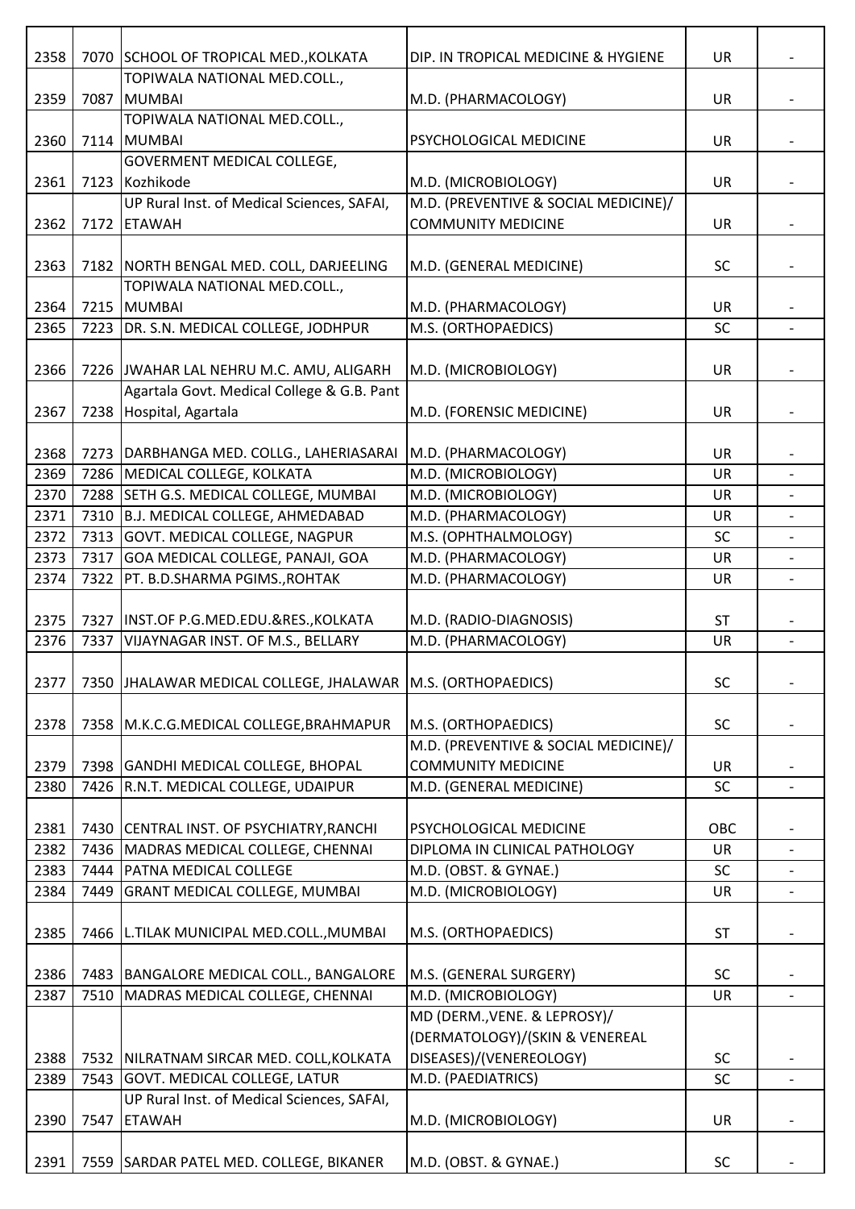| 2358 | 7070 | SCHOOL OF TROPICAL MED.,KOLKATA | DIP. IN TROPICAL MEDICINE & HYGIENE | UR | - |
|---|---|---|---|---|---|
| 2359 | 7087 | TOPIWALA NATIONAL MED.COLL., MUMBAI | M.D. (PHARMACOLOGY) | UR | - |
| 2360 | 7114 | TOPIWALA NATIONAL MED.COLL., MUMBAI | PSYCHOLOGICAL MEDICINE | UR | - |
| 2361 | 7123 | GOVERMENT MEDICAL COLLEGE, Kozhikode | M.D. (MICROBIOLOGY) | UR | - |
| 2362 | 7172 | UP Rural Inst. of Medical Sciences, SAFAI, ETAWAH | M.D. (PREVENTIVE & SOCIAL MEDICINE)/ COMMUNITY MEDICINE | UR | - |
| 2363 | 7182 | NORTH BENGAL MED. COLL, DARJEELING | M.D. (GENERAL MEDICINE) | SC | - |
| 2364 | 7215 | TOPIWALA NATIONAL MED.COLL., MUMBAI | M.D. (PHARMACOLOGY) | UR | - |
| 2365 | 7223 | DR. S.N. MEDICAL COLLEGE, JODHPUR | M.S. (ORTHOPAEDICS) | SC | - |
| 2366 | 7226 | JWAHAR LAL NEHRU M.C. AMU, ALIGARH | M.D. (MICROBIOLOGY) | UR | - |
| 2367 | 7238 | Agartala Govt. Medical College & G.B. Pant Hospital, Agartala | M.D. (FORENSIC MEDICINE) | UR | - |
| 2368 | 7273 | DARBHANGA MED. COLLG., LAHERIASARAI | M.D. (PHARMACOLOGY) | UR | - |
| 2369 | 7286 | MEDICAL COLLEGE, KOLKATA | M.D. (MICROBIOLOGY) | UR | - |
| 2370 | 7288 | SETH G.S. MEDICAL COLLEGE, MUMBAI | M.D. (MICROBIOLOGY) | UR | - |
| 2371 | 7310 | B.J. MEDICAL COLLEGE, AHMEDABAD | M.D. (PHARMACOLOGY) | UR | - |
| 2372 | 7313 | GOVT. MEDICAL COLLEGE, NAGPUR | M.S. (OPHTHALMOLOGY) | SC | - |
| 2373 | 7317 | GOA MEDICAL COLLEGE, PANAJI, GOA | M.D. (PHARMACOLOGY) | UR | - |
| 2374 | 7322 | PT. B.D.SHARMA PGIMS.,ROHTAK | M.D. (PHARMACOLOGY) | UR | - |
| 2375 | 7327 | INST.OF P.G.MED.EDU.&RES.,KOLKATA | M.D. (RADIO-DIAGNOSIS) | ST | - |
| 2376 | 7337 | VIJAYNAGAR INST. OF M.S., BELLARY | M.D. (PHARMACOLOGY) | UR | - |
| 2377 | 7350 | JHALAWAR MEDICAL COLLEGE, JHALAWAR | M.S. (ORTHOPAEDICS) | SC | - |
| 2378 | 7358 | M.K.C.G.MEDICAL COLLEGE,BRAHMAPUR | M.S. (ORTHOPAEDICS) | SC | - |
| 2379 | 7398 | GANDHI MEDICAL COLLEGE, BHOPAL | M.D. (PREVENTIVE & SOCIAL MEDICINE)/ COMMUNITY MEDICINE | UR | - |
| 2380 | 7426 | R.N.T. MEDICAL COLLEGE, UDAIPUR | M.D. (GENERAL MEDICINE) | SC | - |
| 2381 | 7430 | CENTRAL INST. OF PSYCHIATRY,RANCHI | PSYCHOLOGICAL MEDICINE | OBC | - |
| 2382 | 7436 | MADRAS MEDICAL COLLEGE, CHENNAI | DIPLOMA IN CLINICAL PATHOLOGY | UR | - |
| 2383 | 7444 | PATNA MEDICAL COLLEGE | M.D. (OBST. & GYNAE.) | SC | - |
| 2384 | 7449 | GRANT MEDICAL COLLEGE, MUMBAI | M.D. (MICROBIOLOGY) | UR | - |
| 2385 | 7466 | L.TILAK MUNICIPAL MED.COLL.,MUMBAI | M.S. (ORTHOPAEDICS) | ST | - |
| 2386 | 7483 | BANGALORE MEDICAL COLL., BANGALORE | M.S. (GENERAL SURGERY) | SC | - |
| 2387 | 7510 | MADRAS MEDICAL COLLEGE, CHENNAI | M.D. (MICROBIOLOGY) | UR | - |
| 2388 | 7532 | NILRATNAM SIRCAR MED. COLL,KOLKATA | MD (DERM.,VENE. & LEPROSY)/ (DERMATOLOGY)/(SKIN & VENEREAL DISEASES)/(VENEREOLOGY) | SC | - |
| 2389 | 7543 | GOVT. MEDICAL COLLEGE, LATUR | M.D. (PAEDIATRICS) | SC | - |
| 2390 | 7547 | UP Rural Inst. of Medical Sciences, SAFAI, ETAWAH | M.D. (MICROBIOLOGY) | UR | - |
| 2391 | 7559 | SARDAR PATEL MED. COLLEGE, BIKANER | M.D. (OBST. & GYNAE.) | SC | - |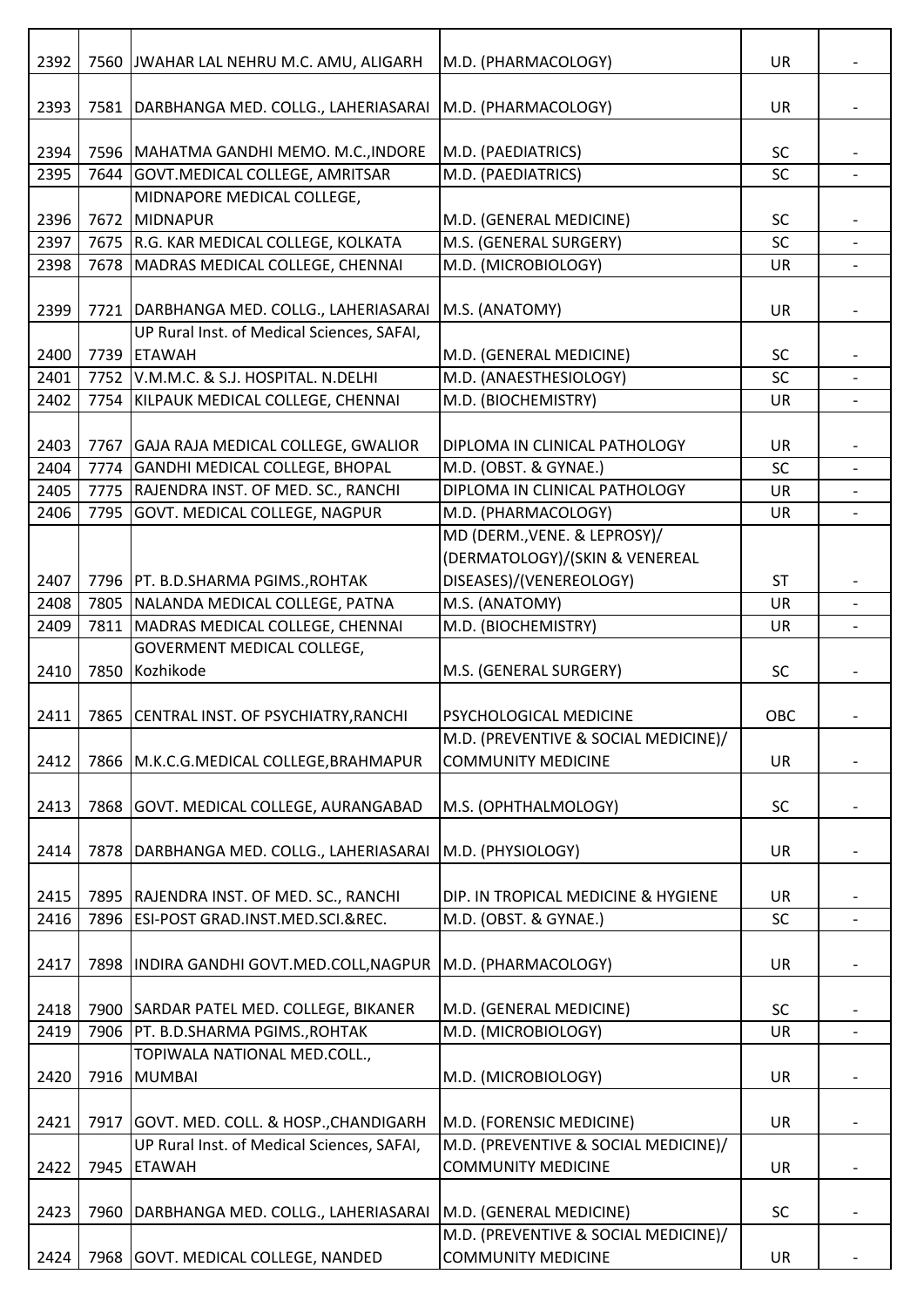| | | | | | |
|---|---|---|---|---|---|
| 2392 | 7560 | JWAHAR LAL NEHRU M.C. AMU, ALIGARH | M.D. (PHARMACOLOGY) | UR | - |
| 2393 | 7581 | DARBHANGA MED. COLLG., LAHERIASARAI | M.D. (PHARMACOLOGY) | UR | - |
| 2394 | 7596 | MAHATMA GANDHI MEMO. M.C.,INDORE | M.D. (PAEDIATRICS) | SC | - |
| 2395 | 7644 | GOVT.MEDICAL COLLEGE, AMRITSAR | M.D. (PAEDIATRICS) | SC | - |
| 2396 | 7672 | MIDNAPORE MEDICAL COLLEGE, MIDNAPUR | M.D. (GENERAL MEDICINE) | SC | - |
| 2397 | 7675 | R.G. KAR MEDICAL COLLEGE, KOLKATA | M.S. (GENERAL SURGERY) | SC | - |
| 2398 | 7678 | MADRAS MEDICAL COLLEGE, CHENNAI | M.D. (MICROBIOLOGY) | UR | - |
| 2399 | 7721 | DARBHANGA MED. COLLG., LAHERIASARAI | M.S. (ANATOMY) | UR | - |
| 2400 | 7739 | UP Rural Inst. of Medical Sciences, SAFAI, ETAWAH | M.D. (GENERAL MEDICINE) | SC | - |
| 2401 | 7752 | V.M.M.C. & S.J. HOSPITAL. N.DELHI | M.D. (ANAESTHESIOLOGY) | SC | - |
| 2402 | 7754 | KILPAUK MEDICAL COLLEGE, CHENNAI | M.D. (BIOCHEMISTRY) | UR | - |
| 2403 | 7767 | GAJA RAJA MEDICAL COLLEGE, GWALIOR | DIPLOMA IN CLINICAL PATHOLOGY | UR | - |
| 2404 | 7774 | GANDHI MEDICAL COLLEGE, BHOPAL | M.D. (OBST. & GYNAE.) | SC | - |
| 2405 | 7775 | RAJENDRA INST. OF MED. SC., RANCHI | DIPLOMA IN CLINICAL PATHOLOGY | UR | - |
| 2406 | 7795 | GOVT. MEDICAL COLLEGE, NAGPUR | M.D. (PHARMACOLOGY) | UR | - |
| 2407 | 7796 | PT. B.D.SHARMA PGIMS.,ROHTAK | MD (DERM.,VENE. & LEPROSY)/ (DERMATOLOGY)/(SKIN & VENEREAL DISEASES)/(VENEREOLOGY) | ST | - |
| 2408 | 7805 | NALANDA MEDICAL COLLEGE, PATNA | M.S. (ANATOMY) | UR | - |
| 2409 | 7811 | MADRAS MEDICAL COLLEGE, CHENNAI | M.D. (BIOCHEMISTRY) | UR | - |
| 2410 | 7850 | GOVERMENT MEDICAL COLLEGE, Kozhikode | M.S. (GENERAL SURGERY) | SC | - |
| 2411 | 7865 | CENTRAL INST. OF PSYCHIATRY,RANCHI | PSYCHOLOGICAL MEDICINE | OBC | - |
| 2412 | 7866 | M.K.C.G.MEDICAL COLLEGE,BRAHMAPUR | M.D. (PREVENTIVE & SOCIAL MEDICINE)/ COMMUNITY MEDICINE | UR | - |
| 2413 | 7868 | GOVT. MEDICAL COLLEGE, AURANGABAD | M.S. (OPHTHALMOLOGY) | SC | - |
| 2414 | 7878 | DARBHANGA MED. COLLG., LAHERIASARAI | M.D. (PHYSIOLOGY) | UR | - |
| 2415 | 7895 | RAJENDRA INST. OF MED. SC., RANCHI | DIP. IN TROPICAL MEDICINE & HYGIENE | UR | - |
| 2416 | 7896 | ESI-POST GRAD.INST.MED.SCI.&REC. | M.D. (OBST. & GYNAE.) | SC | - |
| 2417 | 7898 | INDIRA GANDHI GOVT.MED.COLL,NAGPUR | M.D. (PHARMACOLOGY) | UR | - |
| 2418 | 7900 | SARDAR PATEL MED. COLLEGE, BIKANER | M.D. (GENERAL MEDICINE) | SC | - |
| 2419 | 7906 | PT. B.D.SHARMA PGIMS.,ROHTAK | M.D. (MICROBIOLOGY) | UR | - |
| 2420 | 7916 | TOPIWALA NATIONAL MED.COLL., MUMBAI | M.D. (MICROBIOLOGY) | UR | - |
| 2421 | 7917 | GOVT. MED. COLL. & HOSP.,CHANDIGARH | M.D. (FORENSIC MEDICINE) | UR | - |
| 2422 | 7945 | UP Rural Inst. of Medical Sciences, SAFAI, ETAWAH | M.D. (PREVENTIVE & SOCIAL MEDICINE)/ COMMUNITY MEDICINE | UR | - |
| 2423 | 7960 | DARBHANGA MED. COLLG., LAHERIASARAI | M.D. (GENERAL MEDICINE) | SC | - |
| 2424 | 7968 | GOVT. MEDICAL COLLEGE, NANDED | M.D. (PREVENTIVE & SOCIAL MEDICINE)/ COMMUNITY MEDICINE | UR | - |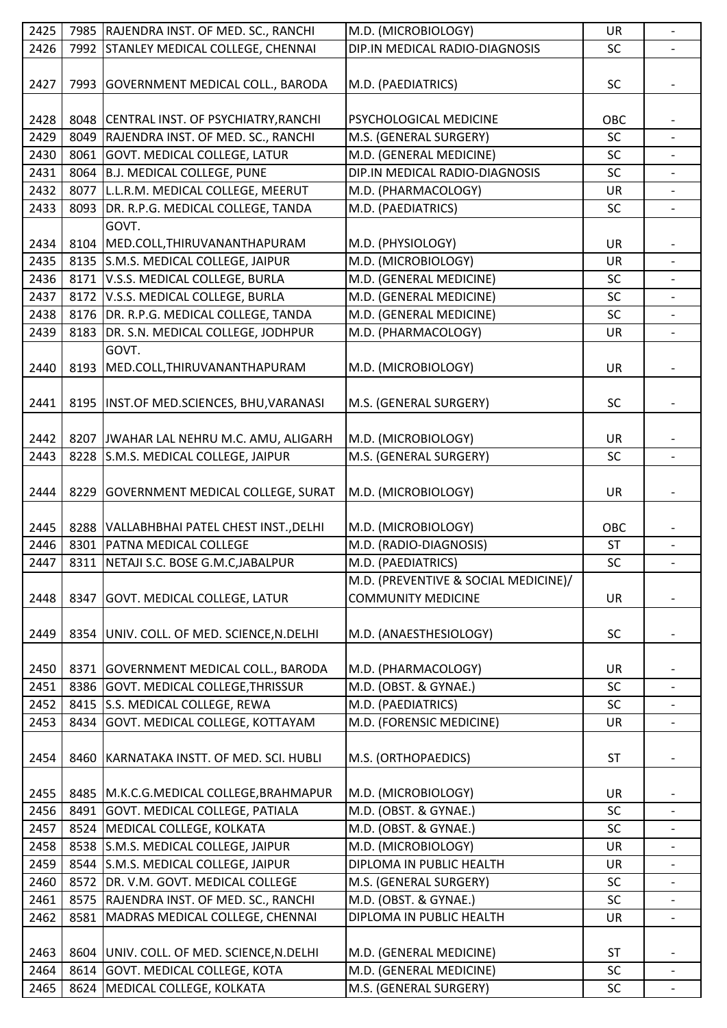| 2425 | 7985 | RAJENDRA INST. OF MED. SC., RANCHI | M.D. (MICROBIOLOGY) | UR | - |
|---|---|---|---|---|---|
| 2426 | 7992 | STANLEY MEDICAL COLLEGE, CHENNAI | DIP.IN MEDICAL RADIO-DIAGNOSIS | SC | - |
| 2427 | 7993 | GOVERNMENT MEDICAL COLL., BARODA | M.D. (PAEDIATRICS) | SC | - |
| 2428 | 8048 | CENTRAL INST. OF PSYCHIATRY,RANCHI | PSYCHOLOGICAL MEDICINE | OBC | - |
| 2429 | 8049 | RAJENDRA INST. OF MED. SC., RANCHI | M.S. (GENERAL SURGERY) | SC | - |
| 2430 | 8061 | GOVT. MEDICAL COLLEGE, LATUR | M.D. (GENERAL MEDICINE) | SC | - |
| 2431 | 8064 | B.J. MEDICAL COLLEGE, PUNE | DIP.IN MEDICAL RADIO-DIAGNOSIS | SC | - |
| 2432 | 8077 | L.L.R.M. MEDICAL COLLEGE, MEERUT | M.D. (PHARMACOLOGY) | UR | - |
| 2433 | 8093 | DR. R.P.G. MEDICAL COLLEGE, TANDA | M.D. (PAEDIATRICS) | SC | - |
| 2434 | 8104 | GOVT. MED.COLL,THIRUVANANTHAPURAM | M.D. (PHYSIOLOGY) | UR | - |
| 2435 | 8135 | S.M.S. MEDICAL COLLEGE, JAIPUR | M.D. (MICROBIOLOGY) | UR | - |
| 2436 | 8171 | V.S.S. MEDICAL COLLEGE, BURLA | M.D. (GENERAL MEDICINE) | SC | - |
| 2437 | 8172 | V.S.S. MEDICAL COLLEGE, BURLA | M.D. (GENERAL MEDICINE) | SC | - |
| 2438 | 8176 | DR. R.P.G. MEDICAL COLLEGE, TANDA | M.D. (GENERAL MEDICINE) | SC | - |
| 2439 | 8183 | DR. S.N. MEDICAL COLLEGE, JODHPUR | M.D. (PHARMACOLOGY) | UR | - |
| 2440 | 8193 | GOVT. MED.COLL,THIRUVANANTHAPURAM | M.D. (MICROBIOLOGY) | UR | - |
| 2441 | 8195 | INST.OF MED.SCIENCES, BHU,VARANASI | M.S. (GENERAL SURGERY) | SC | - |
| 2442 | 8207 | JWAHAR LAL NEHRU M.C. AMU, ALIGARH | M.D. (MICROBIOLOGY) | UR | - |
| 2443 | 8228 | S.M.S. MEDICAL COLLEGE, JAIPUR | M.S. (GENERAL SURGERY) | SC | - |
| 2444 | 8229 | GOVERNMENT MEDICAL COLLEGE, SURAT | M.D. (MICROBIOLOGY) | UR | - |
| 2445 | 8288 | VALLABHBHAI PATEL CHEST INST.,DELHI | M.D. (MICROBIOLOGY) | OBC | - |
| 2446 | 8301 | PATNA MEDICAL COLLEGE | M.D. (RADIO-DIAGNOSIS) | ST | - |
| 2447 | 8311 | NETAJI S.C. BOSE G.M.C,JABALPUR | M.D. (PAEDIATRICS) | SC | - |
| 2448 | 8347 | GOVT. MEDICAL COLLEGE, LATUR | M.D. (PREVENTIVE & SOCIAL MEDICINE)/ COMMUNITY MEDICINE | UR | - |
| 2449 | 8354 | UNIV. COLL. OF MED. SCIENCE,N.DELHI | M.D. (ANAESTHESIOLOGY) | SC | - |
| 2450 | 8371 | GOVERNMENT MEDICAL COLL., BARODA | M.D. (PHARMACOLOGY) | UR | - |
| 2451 | 8386 | GOVT. MEDICAL COLLEGE,THRISSUR | M.D. (OBST. & GYNAE.) | SC | - |
| 2452 | 8415 | S.S. MEDICAL COLLEGE, REWA | M.D. (PAEDIATRICS) | SC | - |
| 2453 | 8434 | GOVT. MEDICAL COLLEGE, KOTTAYAM | M.D. (FORENSIC MEDICINE) | UR | - |
| 2454 | 8460 | KARNATAKA INSTT. OF MED. SCI. HUBLI | M.S. (ORTHOPAEDICS) | ST | - |
| 2455 | 8485 | M.K.C.G.MEDICAL COLLEGE,BRAHMAPUR | M.D. (MICROBIOLOGY) | UR | - |
| 2456 | 8491 | GOVT. MEDICAL COLLEGE, PATIALA | M.D. (OBST. & GYNAE.) | SC | - |
| 2457 | 8524 | MEDICAL COLLEGE, KOLKATA | M.D. (OBST. & GYNAE.) | SC | - |
| 2458 | 8538 | S.M.S. MEDICAL COLLEGE, JAIPUR | M.D. (MICROBIOLOGY) | UR | - |
| 2459 | 8544 | S.M.S. MEDICAL COLLEGE, JAIPUR | DIPLOMA IN PUBLIC HEALTH | UR | - |
| 2460 | 8572 | DR. V.M. GOVT. MEDICAL COLLEGE | M.S. (GENERAL SURGERY) | SC | - |
| 2461 | 8575 | RAJENDRA INST. OF MED. SC., RANCHI | M.D. (OBST. & GYNAE.) | SC | - |
| 2462 | 8581 | MADRAS MEDICAL COLLEGE, CHENNAI | DIPLOMA IN PUBLIC HEALTH | UR | - |
| 2463 | 8604 | UNIV. COLL. OF MED. SCIENCE,N.DELHI | M.D. (GENERAL MEDICINE) | ST | - |
| 2464 | 8614 | GOVT. MEDICAL COLLEGE, KOTA | M.D. (GENERAL MEDICINE) | SC | - |
| 2465 | 8624 | MEDICAL COLLEGE, KOLKATA | M.S. (GENERAL SURGERY) | SC | - |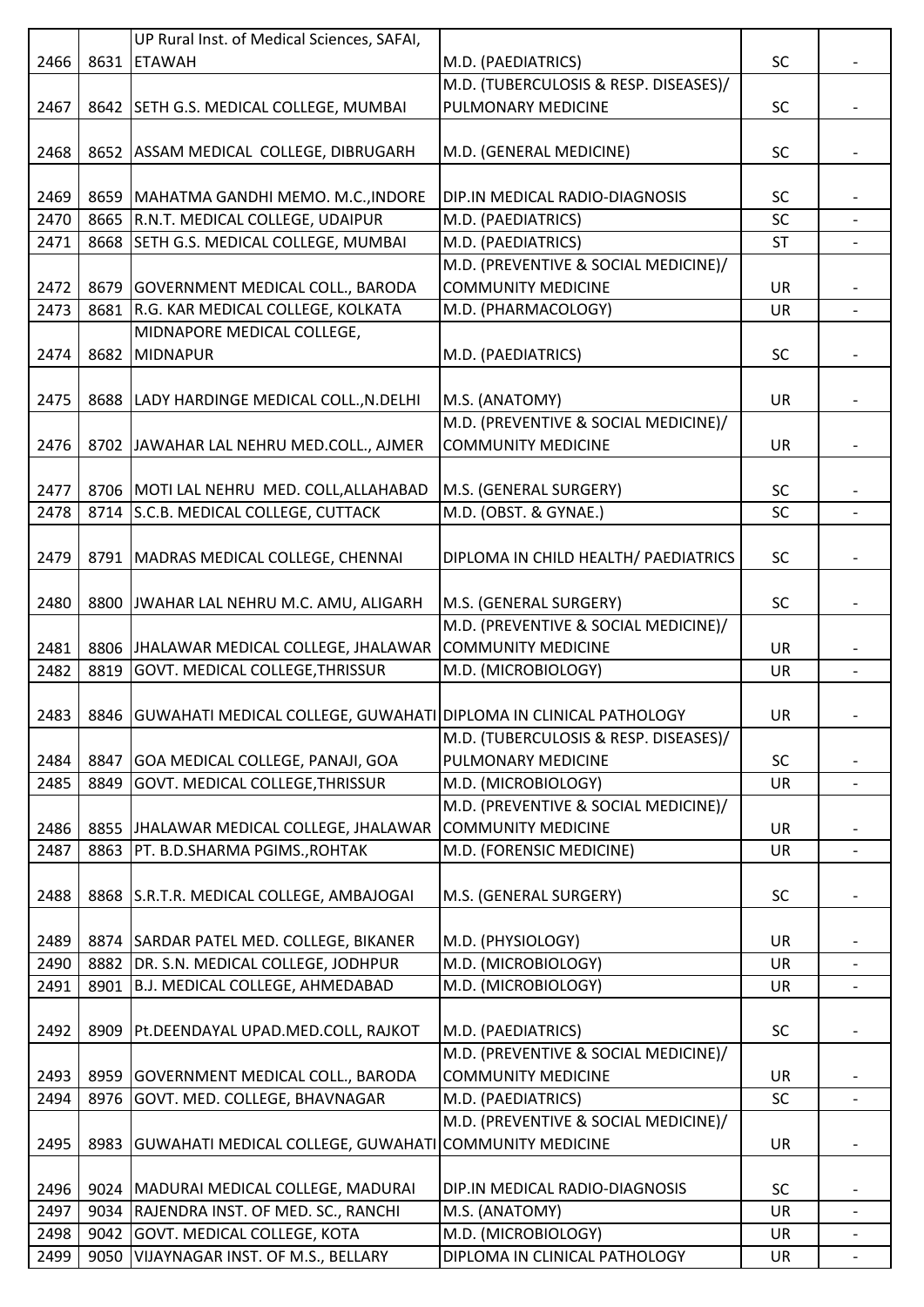| | | | | | |
|---|---|---|---|---|---|
| 2466 | 8631 | UP Rural Inst. of Medical Sciences, SAFAI, ETAWAH | M.D. (PAEDIATRICS) | SC | - |
| 2467 | 8642 | SETH G.S. MEDICAL COLLEGE, MUMBAI | M.D. (TUBERCULOSIS & RESP. DISEASES)/ PULMONARY MEDICINE | SC | - |
| 2468 | 8652 | ASSAM MEDICAL COLLEGE, DIBRUGARH | M.D. (GENERAL MEDICINE) | SC | - |
| 2469 | 8659 | MAHATMA GANDHI MEMO. M.C.,INDORE | DIP.IN MEDICAL RADIO-DIAGNOSIS | SC | - |
| 2470 | 8665 | R.N.T. MEDICAL COLLEGE, UDAIPUR | M.D. (PAEDIATRICS) | SC | - |
| 2471 | 8668 | SETH G.S. MEDICAL COLLEGE, MUMBAI | M.D. (PAEDIATRICS) | ST | - |
| 2472 | 8679 | GOVERNMENT MEDICAL COLL., BARODA | M.D. (PREVENTIVE & SOCIAL MEDICINE)/ COMMUNITY MEDICINE | UR | - |
| 2473 | 8681 | R.G. KAR MEDICAL COLLEGE, KOLKATA | M.D. (PHARMACOLOGY) | UR | - |
| 2474 | 8682 | MIDNAPORE MEDICAL COLLEGE, MIDNAPUR | M.D. (PAEDIATRICS) | SC | - |
| 2475 | 8688 | LADY HARDINGE MEDICAL COLL.,N.DELHI | M.S. (ANATOMY) | UR | - |
| 2476 | 8702 | JAWAHAR LAL NEHRU MED.COLL., AJMER | M.D. (PREVENTIVE & SOCIAL MEDICINE)/ COMMUNITY MEDICINE | UR | - |
| 2477 | 8706 | MOTI LAL NEHRU MED. COLL,ALLAHABAD | M.S. (GENERAL SURGERY) | SC | - |
| 2478 | 8714 | S.C.B. MEDICAL COLLEGE, CUTTACK | M.D. (OBST. & GYNAE.) | SC | - |
| 2479 | 8791 | MADRAS MEDICAL COLLEGE, CHENNAI | DIPLOMA IN CHILD HEALTH/ PAEDIATRICS | SC | - |
| 2480 | 8800 | JWAHAR LAL NEHRU M.C. AMU, ALIGARH | M.S. (GENERAL SURGERY) | SC | - |
| 2481 | 8806 | JHALAWAR MEDICAL COLLEGE, JHALAWAR | M.D. (PREVENTIVE & SOCIAL MEDICINE)/ COMMUNITY MEDICINE | UR | - |
| 2482 | 8819 | GOVT. MEDICAL COLLEGE,THRISSUR | M.D. (MICROBIOLOGY) | UR | - |
| 2483 | 8846 | GUWAHATI MEDICAL COLLEGE, GUWAHATI | DIPLOMA IN CLINICAL PATHOLOGY | UR | - |
| 2484 | 8847 | GOA MEDICAL COLLEGE, PANAJI, GOA | M.D. (TUBERCULOSIS & RESP. DISEASES)/ PULMONARY MEDICINE | SC | - |
| 2485 | 8849 | GOVT. MEDICAL COLLEGE,THRISSUR | M.D. (MICROBIOLOGY) | UR | - |
| 2486 | 8855 | JHALAWAR MEDICAL COLLEGE, JHALAWAR | M.D. (PREVENTIVE & SOCIAL MEDICINE)/ COMMUNITY MEDICINE | UR | - |
| 2487 | 8863 | PT. B.D.SHARMA PGIMS.,ROHTAK | M.D. (FORENSIC MEDICINE) | UR | - |
| 2488 | 8868 | S.R.T.R. MEDICAL COLLEGE, AMBAJOGAI | M.S. (GENERAL SURGERY) | SC | - |
| 2489 | 8874 | SARDAR PATEL MED. COLLEGE, BIKANER | M.D. (PHYSIOLOGY) | UR | - |
| 2490 | 8882 | DR. S.N. MEDICAL COLLEGE, JODHPUR | M.D. (MICROBIOLOGY) | UR | - |
| 2491 | 8901 | B.J. MEDICAL COLLEGE, AHMEDABAD | M.D. (MICROBIOLOGY) | UR | - |
| 2492 | 8909 | Pt.DEENDAYAL UPAD.MED.COLL, RAJKOT | M.D. (PAEDIATRICS) | SC | - |
| 2493 | 8959 | GOVERNMENT MEDICAL COLL., BARODA | M.D. (PREVENTIVE & SOCIAL MEDICINE)/ COMMUNITY MEDICINE | UR | - |
| 2494 | 8976 | GOVT. MED. COLLEGE, BHAVNAGAR | M.D. (PAEDIATRICS) | SC | - |
| 2495 | 8983 | GUWAHATI MEDICAL COLLEGE, GUWAHATI | M.D. (PREVENTIVE & SOCIAL MEDICINE)/ COMMUNITY MEDICINE | UR | - |
| 2496 | 9024 | MADURAI MEDICAL COLLEGE, MADURAI | DIP.IN MEDICAL RADIO-DIAGNOSIS | SC | - |
| 2497 | 9034 | RAJENDRA INST. OF MED. SC., RANCHI | M.S. (ANATOMY) | UR | - |
| 2498 | 9042 | GOVT. MEDICAL COLLEGE, KOTA | M.D. (MICROBIOLOGY) | UR | - |
| 2499 | 9050 | VIJAYNAGAR INST. OF M.S., BELLARY | DIPLOMA IN CLINICAL PATHOLOGY | UR | - |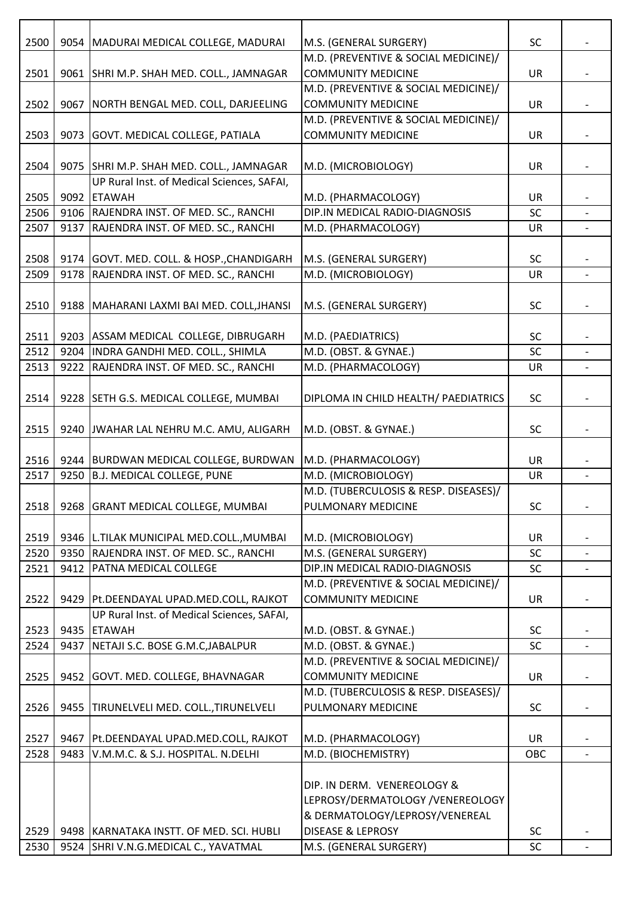| 2500 | 9054 | MADURAI MEDICAL COLLEGE, MADURAI | M.S. (GENERAL SURGERY) | SC | - |
|---|---|---|---|---|---|
| 2501 | 9061 | SHRI M.P. SHAH MED. COLL., JAMNAGAR | M.D. (PREVENTIVE & SOCIAL MEDICINE)/ COMMUNITY MEDICINE | UR | - |
| 2502 | 9067 | NORTH BENGAL MED. COLL, DARJEELING | M.D. (PREVENTIVE & SOCIAL MEDICINE)/ COMMUNITY MEDICINE | UR | - |
| 2503 | 9073 | GOVT. MEDICAL COLLEGE, PATIALA | M.D. (PREVENTIVE & SOCIAL MEDICINE)/ COMMUNITY MEDICINE | UR | - |
| 2504 | 9075 | SHRI M.P. SHAH MED. COLL., JAMNAGAR | M.D. (MICROBIOLOGY) | UR | - |
| 2505 | 9092 | UP Rural Inst. of Medical Sciences, SAFAI, ETAWAH | M.D. (PHARMACOLOGY) | UR | - |
| 2506 | 9106 | RAJENDRA INST. OF MED. SC., RANCHI | DIP.IN MEDICAL RADIO-DIAGNOSIS | SC | - |
| 2507 | 9137 | RAJENDRA INST. OF MED. SC., RANCHI | M.D. (PHARMACOLOGY) | UR | - |
| 2508 | 9174 | GOVT. MED. COLL. & HOSP.,CHANDIGARH | M.S. (GENERAL SURGERY) | SC | - |
| 2509 | 9178 | RAJENDRA INST. OF MED. SC., RANCHI | M.D. (MICROBIOLOGY) | UR | - |
| 2510 | 9188 | MAHARANI LAXMI BAI MED. COLL,JHANSI | M.S. (GENERAL SURGERY) | SC | - |
| 2511 | 9203 | ASSAM MEDICAL COLLEGE, DIBRUGARH | M.D. (PAEDIATRICS) | SC | - |
| 2512 | 9204 | INDRA GANDHI MED. COLL., SHIMLA | M.D. (OBST. & GYNAE.) | SC | - |
| 2513 | 9222 | RAJENDRA INST. OF MED. SC., RANCHI | M.D. (PHARMACOLOGY) | UR | - |
| 2514 | 9228 | SETH G.S. MEDICAL COLLEGE, MUMBAI | DIPLOMA IN CHILD HEALTH/ PAEDIATRICS | SC | - |
| 2515 | 9240 | JWAHAR LAL NEHRU M.C. AMU, ALIGARH | M.D. (OBST. & GYNAE.) | SC | - |
| 2516 | 9244 | BURDWAN MEDICAL COLLEGE, BURDWAN | M.D. (PHARMACOLOGY) | UR | - |
| 2517 | 9250 | B.J. MEDICAL COLLEGE, PUNE | M.D. (MICROBIOLOGY) | UR | - |
| 2518 | 9268 | GRANT MEDICAL COLLEGE, MUMBAI | M.D. (TUBERCULOSIS & RESP. DISEASES)/ PULMONARY MEDICINE | SC | - |
| 2519 | 9346 | L.TILAK MUNICIPAL MED.COLL.,MUMBAI | M.D. (MICROBIOLOGY) | UR | - |
| 2520 | 9350 | RAJENDRA INST. OF MED. SC., RANCHI | M.S. (GENERAL SURGERY) | SC | - |
| 2521 | 9412 | PATNA MEDICAL COLLEGE | DIP.IN MEDICAL RADIO-DIAGNOSIS | SC | - |
| 2522 | 9429 | Pt.DEENDAYAL UPAD.MED.COLL, RAJKOT | M.D. (PREVENTIVE & SOCIAL MEDICINE)/ COMMUNITY MEDICINE | UR | - |
| 2523 | 9435 | UP Rural Inst. of Medical Sciences, SAFAI, ETAWAH | M.D. (OBST. & GYNAE.) | SC | - |
| 2524 | 9437 | NETAJI S.C. BOSE G.M.C,JABALPUR | M.D. (OBST. & GYNAE.) | SC | - |
| 2525 | 9452 | GOVT. MED. COLLEGE, BHAVNAGAR | M.D. (PREVENTIVE & SOCIAL MEDICINE)/ COMMUNITY MEDICINE | UR | - |
| 2526 | 9455 | TIRUNELVELI MED. COLL.,TIRUNELVELI | M.D. (TUBERCULOSIS & RESP. DISEASES)/ PULMONARY MEDICINE | SC | - |
| 2527 | 9467 | Pt.DEENDAYAL UPAD.MED.COLL, RAJKOT | M.D. (PHARMACOLOGY) | UR | - |
| 2528 | 9483 | V.M.M.C. & S.J. HOSPITAL. N.DELHI | M.D. (BIOCHEMISTRY) | OBC | - |
| 2529 | 9498 | KARNATAKA INSTT. OF MED. SCI. HUBLI | DIP. IN DERM. VENEREOLOGY & LEPROSY/DERMATOLOGY /VENEREOLOGY & DERMATOLOGY/LEPROSY/VENEREAL DISEASE & LEPROSY | SC | - |
| 2530 | 9524 | SHRI V.N.G.MEDICAL C., YAVATMAL | M.S. (GENERAL SURGERY) | SC | - |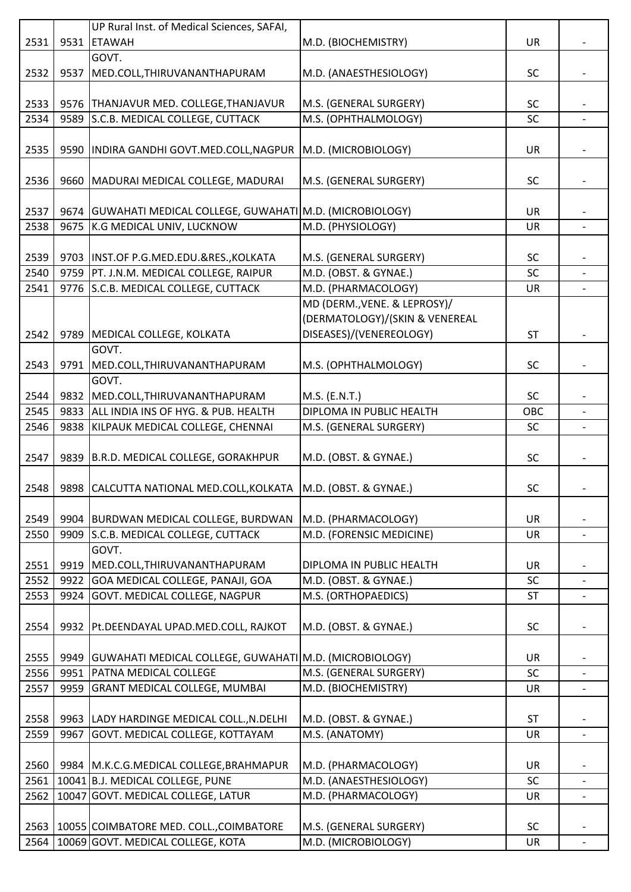| 2531 | 9531 | UP Rural Inst. of Medical Sciences, SAFAI, ETAWAH | M.D. (BIOCHEMISTRY) | UR | - |
|---|---|---|---|---|---|
| 2532 | 9537 | GOVT. MED.COLL,THIRUVANANTHAPURAM | M.D. (ANAESTHESIOLOGY) | SC | - |
| 2533 | 9576 | THANJAVUR MED. COLLEGE,THANJAVUR | M.S. (GENERAL SURGERY) | SC | - |
| 2534 | 9589 | S.C.B. MEDICAL COLLEGE, CUTTACK | M.S. (OPHTHALMOLOGY) | SC | - |
| 2535 | 9590 | INDIRA GANDHI GOVT.MED.COLL,NAGPUR | M.D. (MICROBIOLOGY) | UR | - |
| 2536 | 9660 | MADURAI MEDICAL COLLEGE, MADURAI | M.S. (GENERAL SURGERY) | SC | - |
| 2537 | 9674 | GUWAHATI MEDICAL COLLEGE, GUWAHATI | M.D. (MICROBIOLOGY) | UR | - |
| 2538 | 9675 | K.G MEDICAL UNIV, LUCKNOW | M.D. (PHYSIOLOGY) | UR | - |
| 2539 | 9703 | INST.OF P.G.MED.EDU.&RES.,KOLKATA | M.S. (GENERAL SURGERY) | SC | - |
| 2540 | 9759 | PT. J.N.M. MEDICAL COLLEGE, RAIPUR | M.D. (OBST. & GYNAE.) | SC | - |
| 2541 | 9776 | S.C.B. MEDICAL COLLEGE, CUTTACK | M.D. (PHARMACOLOGY) | UR | - |
| 2542 | 9789 | MEDICAL COLLEGE, KOLKATA | MD (DERM.,VENE. & LEPROSY)/ (DERMATOLOGY)/(SKIN & VENEREAL DISEASES)/(VENEREOLOGY) | ST | - |
| 2543 | 9791 | GOVT. MED.COLL,THIRUVANANTHAPURAM | M.S. (OPHTHALMOLOGY) | SC | - |
| 2544 | 9832 | GOVT. MED.COLL,THIRUVANANTHAPURAM | M.S. (E.N.T.) | SC | - |
| 2545 | 9833 | ALL INDIA INS OF HYG. & PUB. HEALTH | DIPLOMA IN PUBLIC HEALTH | OBC | - |
| 2546 | 9838 | KILPAUK MEDICAL COLLEGE, CHENNAI | M.S. (GENERAL SURGERY) | SC | - |
| 2547 | 9839 | B.R.D. MEDICAL COLLEGE, GORAKHPUR | M.D. (OBST. & GYNAE.) | SC | - |
| 2548 | 9898 | CALCUTTA NATIONAL MED.COLL,KOLKATA | M.D. (OBST. & GYNAE.) | SC | - |
| 2549 | 9904 | BURDWAN MEDICAL COLLEGE, BURDWAN | M.D. (PHARMACOLOGY) | UR | - |
| 2550 | 9909 | S.C.B. MEDICAL COLLEGE, CUTTACK | M.D. (FORENSIC MEDICINE) | UR | - |
| 2551 | 9919 | GOVT. MED.COLL,THIRUVANANTHAPURAM | DIPLOMA IN PUBLIC HEALTH | UR | - |
| 2552 | 9922 | GOA MEDICAL COLLEGE, PANAJI, GOA | M.D. (OBST. & GYNAE.) | SC | - |
| 2553 | 9924 | GOVT. MEDICAL COLLEGE, NAGPUR | M.S. (ORTHOPAEDICS) | ST | - |
| 2554 | 9932 | Pt.DEENDAYAL UPAD.MED.COLL, RAJKOT | M.D. (OBST. & GYNAE.) | SC | - |
| 2555 | 9949 | GUWAHATI MEDICAL COLLEGE, GUWAHATI | M.D. (MICROBIOLOGY) | UR | - |
| 2556 | 9951 | PATNA MEDICAL COLLEGE | M.S. (GENERAL SURGERY) | SC | - |
| 2557 | 9959 | GRANT MEDICAL COLLEGE, MUMBAI | M.D. (BIOCHEMISTRY) | UR | - |
| 2558 | 9963 | LADY HARDINGE MEDICAL COLL.,N.DELHI | M.D. (OBST. & GYNAE.) | ST | - |
| 2559 | 9967 | GOVT. MEDICAL COLLEGE, KOTTAYAM | M.S. (ANATOMY) | UR | - |
| 2560 | 9984 | M.K.C.G.MEDICAL COLLEGE,BRAHMAPUR | M.D. (PHARMACOLOGY) | UR | - |
| 2561 | 10041 | B.J. MEDICAL COLLEGE, PUNE | M.D. (ANAESTHESIOLOGY) | SC | - |
| 2562 | 10047 | GOVT. MEDICAL COLLEGE, LATUR | M.D. (PHARMACOLOGY) | UR | - |
| 2563 | 10055 | COIMBATORE MED. COLL.,COIMBATORE | M.S. (GENERAL SURGERY) | SC | - |
| 2564 | 10069 | GOVT. MEDICAL COLLEGE, KOTA | M.D. (MICROBIOLOGY) | UR | - |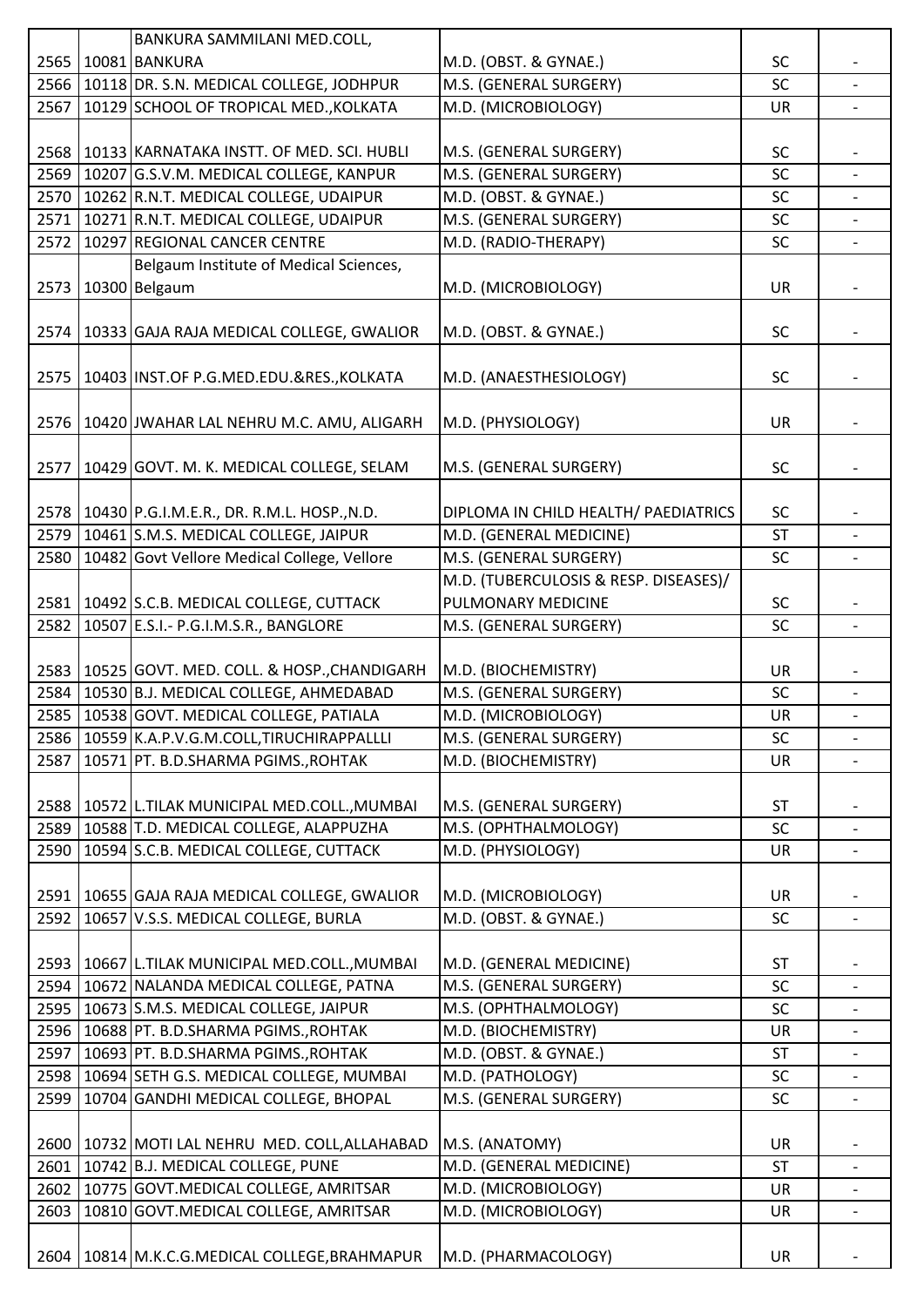| | | | | | |
|---|---|---|---|---|---|
| 2565 | 10081 | BANKURA SAMMILANI MED.COLL, BANKURA | M.D. (OBST. & GYNAE.) | SC | - |
| 2566 | 10118 | DR. S.N. MEDICAL COLLEGE, JODHPUR | M.S. (GENERAL SURGERY) | SC | - |
| 2567 | 10129 | SCHOOL OF TROPICAL MED.,KOLKATA | M.D. (MICROBIOLOGY) | UR | - |
| 2568 | 10133 | KARNATAKA INSTT. OF MED. SCI. HUBLI | M.S. (GENERAL SURGERY) | SC | - |
| 2569 | 10207 | G.S.V.M. MEDICAL COLLEGE, KANPUR | M.S. (GENERAL SURGERY) | SC | - |
| 2570 | 10262 | R.N.T. MEDICAL COLLEGE, UDAIPUR | M.D. (OBST. & GYNAE.) | SC | - |
| 2571 | 10271 | R.N.T. MEDICAL COLLEGE, UDAIPUR | M.S. (GENERAL SURGERY) | SC | - |
| 2572 | 10297 | REGIONAL CANCER CENTRE | M.D. (RADIO-THERAPY) | SC | - |
| 2573 | 10300 | Belgaum Institute of Medical Sciences, Belgaum | M.D. (MICROBIOLOGY) | UR | - |
| 2574 | 10333 | GAJA RAJA MEDICAL COLLEGE, GWALIOR | M.D. (OBST. & GYNAE.) | SC | - |
| 2575 | 10403 | INST.OF P.G.MED.EDU.&RES.,KOLKATA | M.D. (ANAESTHESIOLOGY) | SC | - |
| 2576 | 10420 | JWAHAR LAL NEHRU M.C. AMU, ALIGARH | M.D. (PHYSIOLOGY) | UR | - |
| 2577 | 10429 | GOVT. M. K. MEDICAL COLLEGE, SELAM | M.S. (GENERAL SURGERY) | SC | - |
| 2578 | 10430 | P.G.I.M.E.R., DR. R.M.L. HOSP.,N.D. | DIPLOMA IN CHILD HEALTH/ PAEDIATRICS | SC | - |
| 2579 | 10461 | S.M.S. MEDICAL COLLEGE, JAIPUR | M.D. (GENERAL MEDICINE) | ST | - |
| 2580 | 10482 | Govt Vellore Medical College, Vellore | M.S. (GENERAL SURGERY) | SC | - |
| 2581 | 10492 | S.C.B. MEDICAL COLLEGE, CUTTACK | M.D. (TUBERCULOSIS & RESP. DISEASES)/ PULMONARY MEDICINE | SC | - |
| 2582 | 10507 | E.S.I.- P.G.I.M.S.R., BANGLORE | M.S. (GENERAL SURGERY) | SC | - |
| 2583 | 10525 | GOVT. MED. COLL. & HOSP.,CHANDIGARH | M.D. (BIOCHEMISTRY) | UR | - |
| 2584 | 10530 | B.J. MEDICAL COLLEGE, AHMEDABAD | M.S. (GENERAL SURGERY) | SC | - |
| 2585 | 10538 | GOVT. MEDICAL COLLEGE, PATIALA | M.D. (MICROBIOLOGY) | UR | - |
| 2586 | 10559 | K.A.P.V.G.M.COLL,TIRUCHIRAPPALLI | M.S. (GENERAL SURGERY) | SC | - |
| 2587 | 10571 | PT. B.D.SHARMA PGIMS.,ROHTAK | M.D. (BIOCHEMISTRY) | UR | - |
| 2588 | 10572 | L.TILAK MUNICIPAL MED.COLL.,MUMBAI | M.S. (GENERAL SURGERY) | ST | - |
| 2589 | 10588 | T.D. MEDICAL COLLEGE, ALAPPUZHA | M.S. (OPHTHALMOLOGY) | SC | - |
| 2590 | 10594 | S.C.B. MEDICAL COLLEGE, CUTTACK | M.D. (PHYSIOLOGY) | UR | - |
| 2591 | 10655 | GAJA RAJA MEDICAL COLLEGE, GWALIOR | M.D. (MICROBIOLOGY) | UR | - |
| 2592 | 10657 | V.S.S. MEDICAL COLLEGE, BURLA | M.D. (OBST. & GYNAE.) | SC | - |
| 2593 | 10667 | L.TILAK MUNICIPAL MED.COLL.,MUMBAI | M.D. (GENERAL MEDICINE) | ST | - |
| 2594 | 10672 | NALANDA MEDICAL COLLEGE, PATNA | M.S. (GENERAL SURGERY) | SC | - |
| 2595 | 10673 | S.M.S. MEDICAL COLLEGE, JAIPUR | M.S. (OPHTHALMOLOGY) | SC | - |
| 2596 | 10688 | PT. B.D.SHARMA PGIMS.,ROHTAK | M.D. (BIOCHEMISTRY) | UR | - |
| 2597 | 10693 | PT. B.D.SHARMA PGIMS.,ROHTAK | M.D. (OBST. & GYNAE.) | ST | - |
| 2598 | 10694 | SETH G.S. MEDICAL COLLEGE, MUMBAI | M.D. (PATHOLOGY) | SC | - |
| 2599 | 10704 | GANDHI MEDICAL COLLEGE, BHOPAL | M.S. (GENERAL SURGERY) | SC | - |
| 2600 | 10732 | MOTI LAL NEHRU MED. COLL,ALLAHABAD | M.S. (ANATOMY) | UR | - |
| 2601 | 10742 | B.J. MEDICAL COLLEGE, PUNE | M.D. (GENERAL MEDICINE) | ST | - |
| 2602 | 10775 | GOVT.MEDICAL COLLEGE, AMRITSAR | M.D. (MICROBIOLOGY) | UR | - |
| 2603 | 10810 | GOVT.MEDICAL COLLEGE, AMRITSAR | M.D. (MICROBIOLOGY) | UR | - |
| 2604 | 10814 | M.K.C.G.MEDICAL COLLEGE,BRAHMAPUR | M.D. (PHARMACOLOGY) | UR | - |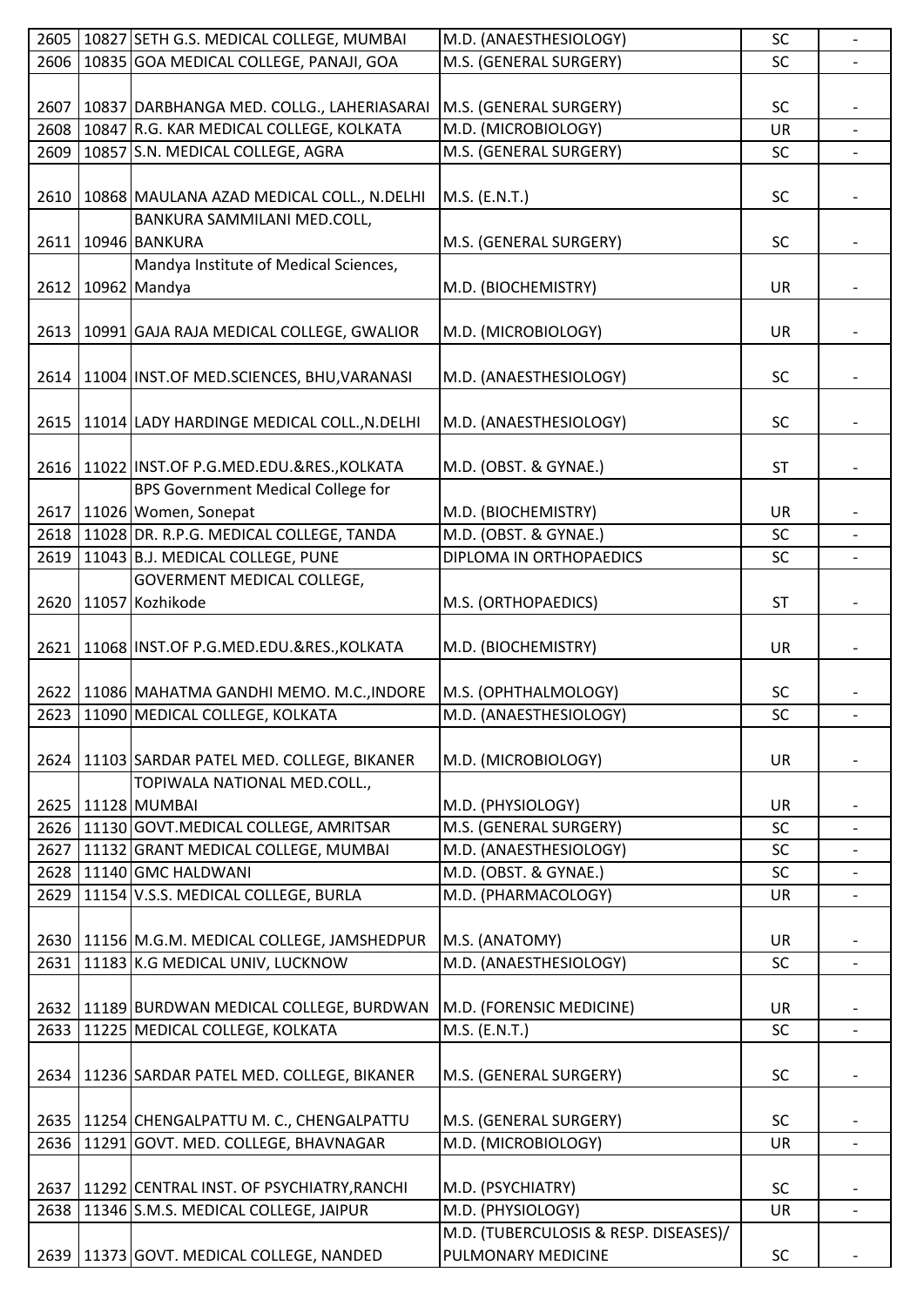| | | | | | |
|---|---|---|---|---|---|
| 2605 | 10827 | SETH G.S. MEDICAL COLLEGE, MUMBAI | M.D. (ANAESTHESIOLOGY) | SC | - |
| 2606 | 10835 | GOA MEDICAL COLLEGE, PANAJI, GOA | M.S. (GENERAL SURGERY) | SC | - |
| 2607 | 10837 | DARBHANGA MED. COLLG., LAHERIASARAI | M.S. (GENERAL SURGERY) | SC | - |
| 2608 | 10847 | R.G. KAR MEDICAL COLLEGE, KOLKATA | M.D. (MICROBIOLOGY) | UR | - |
| 2609 | 10857 | S.N. MEDICAL COLLEGE, AGRA | M.S. (GENERAL SURGERY) | SC | - |
| 2610 | 10868 | MAULANA AZAD MEDICAL COLL., N.DELHI | M.S. (E.N.T.) | SC | - |
| 2611 | 10946 | BANKURA SAMMILANI MED.COLL, BANKURA | M.S. (GENERAL SURGERY) | SC | - |
| 2612 | 10962 | Mandya Institute of Medical Sciences, Mandya | M.D. (BIOCHEMISTRY) | UR | - |
| 2613 | 10991 | GAJA RAJA MEDICAL COLLEGE, GWALIOR | M.D. (MICROBIOLOGY) | UR | - |
| 2614 | 11004 | INST.OF MED.SCIENCES, BHU,VARANASI | M.D. (ANAESTHESIOLOGY) | SC | - |
| 2615 | 11014 | LADY HARDINGE MEDICAL COLL.,N.DELHI | M.D. (ANAESTHESIOLOGY) | SC | - |
| 2616 | 11022 | INST.OF P.G.MED.EDU.&RES.,KOLKATA | M.D. (OBST. & GYNAE.) | ST | - |
| 2617 | 11026 | BPS Government Medical College for Women, Sonepat | M.D. (BIOCHEMISTRY) | UR | - |
| 2618 | 11028 | DR. R.P.G. MEDICAL COLLEGE, TANDA | M.D. (OBST. & GYNAE.) | SC | - |
| 2619 | 11043 | B.J. MEDICAL COLLEGE, PUNE | DIPLOMA IN ORTHOPAEDICS | SC | - |
| 2620 | 11057 | GOVERMENT MEDICAL COLLEGE, Kozhikode | M.S. (ORTHOPAEDICS) | ST | - |
| 2621 | 11068 | INST.OF P.G.MED.EDU.&RES.,KOLKATA | M.D. (BIOCHEMISTRY) | UR | - |
| 2622 | 11086 | MAHATMA GANDHI MEMO. M.C.,INDORE | M.S. (OPHTHALMOLOGY) | SC | - |
| 2623 | 11090 | MEDICAL COLLEGE, KOLKATA | M.D. (ANAESTHESIOLOGY) | SC | - |
| 2624 | 11103 | SARDAR PATEL MED. COLLEGE, BIKANER | M.D. (MICROBIOLOGY) | UR | - |
| 2625 | 11128 | TOPIWALA NATIONAL MED.COLL., MUMBAI | M.D. (PHYSIOLOGY) | UR | - |
| 2626 | 11130 | GOVT.MEDICAL COLLEGE, AMRITSAR | M.S. (GENERAL SURGERY) | SC | - |
| 2627 | 11132 | GRANT MEDICAL COLLEGE, MUMBAI | M.D. (ANAESTHESIOLOGY) | SC | - |
| 2628 | 11140 | GMC HALDWANI | M.D. (OBST. & GYNAE.) | SC | - |
| 2629 | 11154 | V.S.S. MEDICAL COLLEGE, BURLA | M.D. (PHARMACOLOGY) | UR | - |
| 2630 | 11156 | M.G.M. MEDICAL COLLEGE, JAMSHEDPUR | M.S. (ANATOMY) | UR | - |
| 2631 | 11183 | K.G MEDICAL UNIV, LUCKNOW | M.D. (ANAESTHESIOLOGY) | SC | - |
| 2632 | 11189 | BURDWAN MEDICAL COLLEGE, BURDWAN | M.D. (FORENSIC MEDICINE) | UR | - |
| 2633 | 11225 | MEDICAL COLLEGE, KOLKATA | M.S. (E.N.T.) | SC | - |
| 2634 | 11236 | SARDAR PATEL MED. COLLEGE, BIKANER | M.S. (GENERAL SURGERY) | SC | - |
| 2635 | 11254 | CHENGALPATTU M. C., CHENGALPATTU | M.S. (GENERAL SURGERY) | SC | - |
| 2636 | 11291 | GOVT. MED. COLLEGE, BHAVNAGAR | M.D. (MICROBIOLOGY) | UR | - |
| 2637 | 11292 | CENTRAL INST. OF PSYCHIATRY,RANCHI | M.D. (PSYCHIATRY) | SC | - |
| 2638 | 11346 | S.M.S. MEDICAL COLLEGE, JAIPUR | M.D. (PHYSIOLOGY) | UR | - |
| 2639 | 11373 | GOVT. MEDICAL COLLEGE, NANDED | M.D. (TUBERCULOSIS & RESP. DISEASES)/ PULMONARY MEDICINE | SC | - |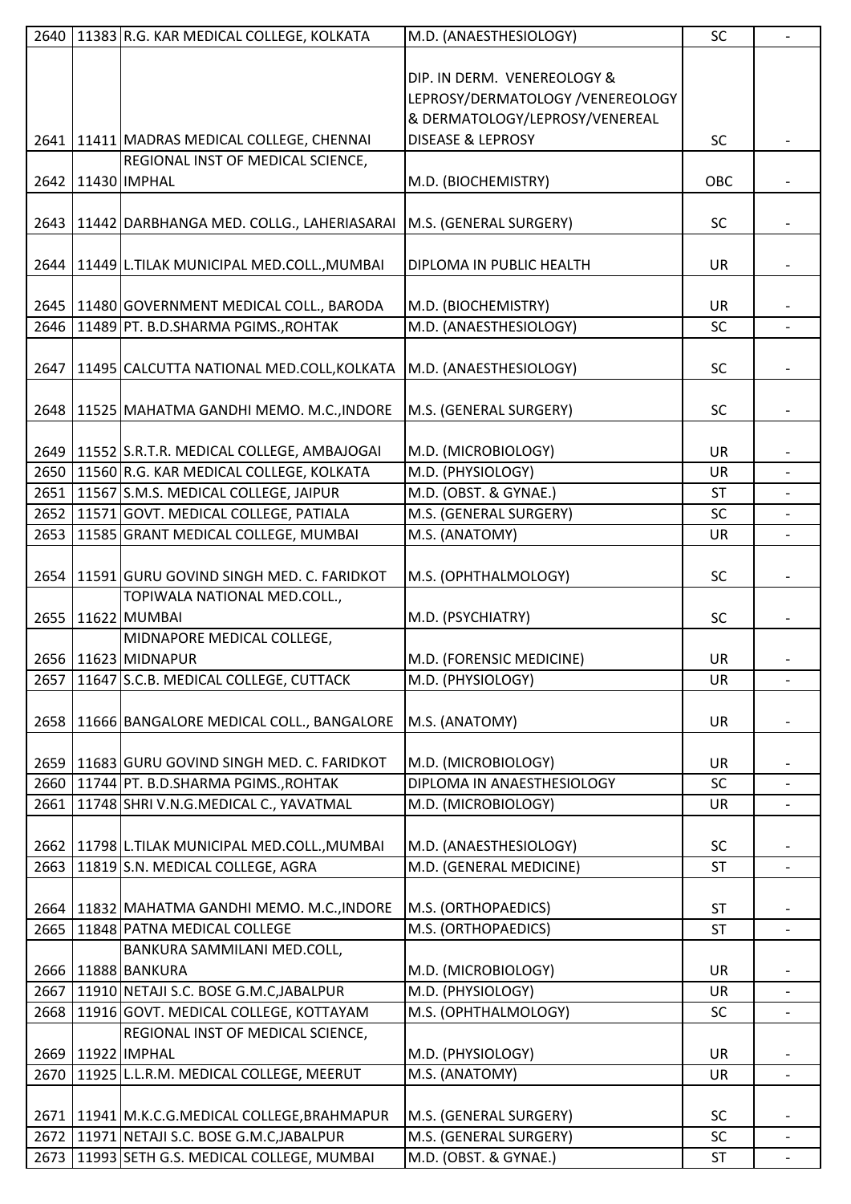| | | | | | |
|---|---|---|---|---|---|
| 2640 | 11383 | R.G. KAR MEDICAL COLLEGE, KOLKATA | M.D. (ANAESTHESIOLOGY) | SC | - |
| 2641 | 11411 | MADRAS MEDICAL COLLEGE, CHENNAI | DIP. IN DERM. VENEREOLOGY & LEPROSY/DERMATOLOGY /VENEREOLOGY & DERMATOLOGY/LEPROSY/VENEREAL DISEASE & LEPROSY | SC | - |
| 2642 | 11430 | REGIONAL INST OF MEDICAL SCIENCE, IMPHAL | M.D. (BIOCHEMISTRY) | OBC | - |
| 2643 | 11442 | DARBHANGA MED. COLLG., LAHERIASARAI | M.S. (GENERAL SURGERY) | SC | - |
| 2644 | 11449 | L.TILAK MUNICIPAL MED.COLL.,MUMBAI | DIPLOMA IN PUBLIC HEALTH | UR | - |
| 2645 | 11480 | GOVERNMENT MEDICAL COLL., BARODA | M.D. (BIOCHEMISTRY) | UR | - |
| 2646 | 11489 | PT. B.D.SHARMA PGIMS.,ROHTAK | M.D. (ANAESTHESIOLOGY) | SC | - |
| 2647 | 11495 | CALCUTTA NATIONAL MED.COLL,KOLKATA | M.D. (ANAESTHESIOLOGY) | SC | - |
| 2648 | 11525 | MAHATMA GANDHI MEMO. M.C.,INDORE | M.S. (GENERAL SURGERY) | SC | - |
| 2649 | 11552 | S.R.T.R. MEDICAL COLLEGE, AMBAJOGAI | M.D. (MICROBIOLOGY) | UR | - |
| 2650 | 11560 | R.G. KAR MEDICAL COLLEGE, KOLKATA | M.D. (PHYSIOLOGY) | UR | - |
| 2651 | 11567 | S.M.S. MEDICAL COLLEGE, JAIPUR | M.D. (OBST. & GYNAE.) | ST | - |
| 2652 | 11571 | GOVT. MEDICAL COLLEGE, PATIALA | M.S. (GENERAL SURGERY) | SC | - |
| 2653 | 11585 | GRANT MEDICAL COLLEGE, MUMBAI | M.S. (ANATOMY) | UR | - |
| 2654 | 11591 | GURU GOVIND SINGH MED. C. FARIDKOT | M.S. (OPHTHALMOLOGY) | SC | - |
| 2655 | 11622 | TOPIWALA NATIONAL MED.COLL., MUMBAI | M.D. (PSYCHIATRY) | SC | - |
| 2656 | 11623 | MIDNAPORE MEDICAL COLLEGE, MIDNAPUR | M.D. (FORENSIC MEDICINE) | UR | - |
| 2657 | 11647 | S.C.B. MEDICAL COLLEGE, CUTTACK | M.D. (PHYSIOLOGY) | UR | - |
| 2658 | 11666 | BANGALORE MEDICAL COLL., BANGALORE | M.S. (ANATOMY) | UR | - |
| 2659 | 11683 | GURU GOVIND SINGH MED. C. FARIDKOT | M.D. (MICROBIOLOGY) | UR | - |
| 2660 | 11744 | PT. B.D.SHARMA PGIMS.,ROHTAK | DIPLOMA IN ANAESTHESIOLOGY | SC | - |
| 2661 | 11748 | SHRI V.N.G.MEDICAL C., YAVATMAL | M.D. (MICROBIOLOGY) | UR | - |
| 2662 | 11798 | L.TILAK MUNICIPAL MED.COLL.,MUMBAI | M.D. (ANAESTHESIOLOGY) | SC | - |
| 2663 | 11819 | S.N. MEDICAL COLLEGE, AGRA | M.D. (GENERAL MEDICINE) | ST | - |
| 2664 | 11832 | MAHATMA GANDHI MEMO. M.C.,INDORE | M.S. (ORTHOPAEDICS) | ST | - |
| 2665 | 11848 | PATNA MEDICAL COLLEGE | M.S. (ORTHOPAEDICS) | ST | - |
| 2666 | 11888 | BANKURA SAMMILANI MED.COLL, BANKURA | M.D. (MICROBIOLOGY) | UR | - |
| 2667 | 11910 | NETAJI S.C. BOSE G.M.C,JABALPUR | M.D. (PHYSIOLOGY) | UR | - |
| 2668 | 11916 | GOVT. MEDICAL COLLEGE, KOTTAYAM | M.S. (OPHTHALMOLOGY) | SC | - |
| 2669 | 11922 | REGIONAL INST OF MEDICAL SCIENCE, IMPHAL | M.D. (PHYSIOLOGY) | UR | - |
| 2670 | 11925 | L.L.R.M. MEDICAL COLLEGE, MEERUT | M.S. (ANATOMY) | UR | - |
| 2671 | 11941 | M.K.C.G.MEDICAL COLLEGE,BRAHMAPUR | M.S. (GENERAL SURGERY) | SC | - |
| 2672 | 11971 | NETAJI S.C. BOSE G.M.C,JABALPUR | M.S. (GENERAL SURGERY) | SC | - |
| 2673 | 11993 | SETH G.S. MEDICAL COLLEGE, MUMBAI | M.D. (OBST. & GYNAE.) | ST | - |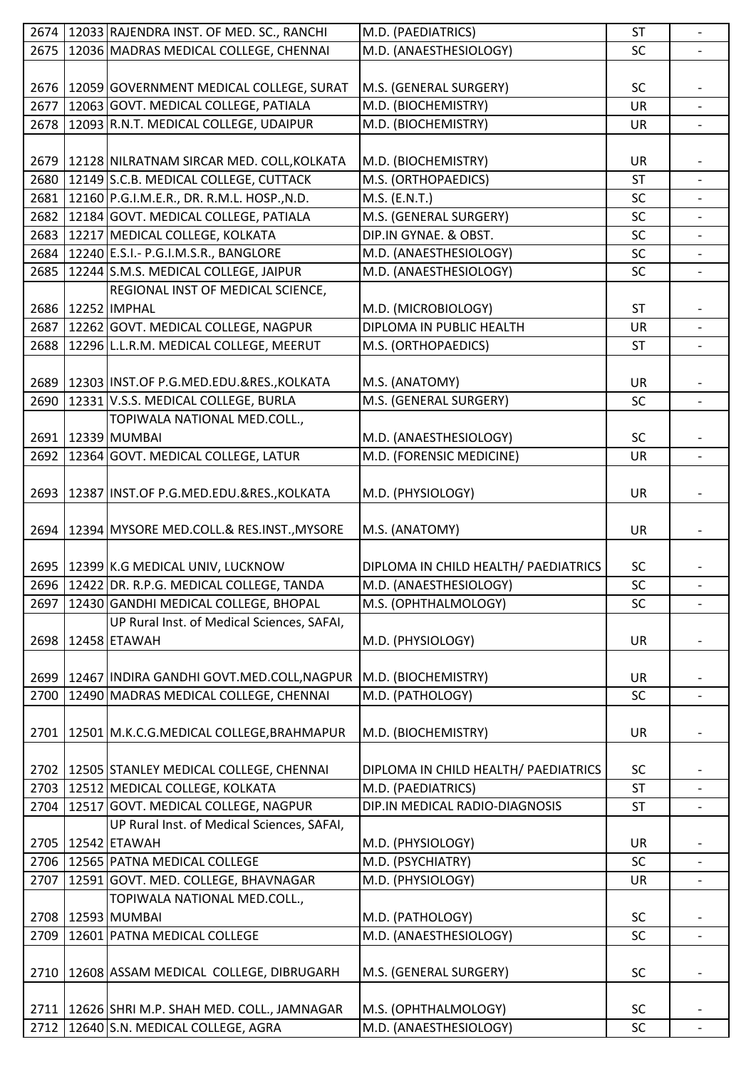| | | | | | |
|---|---|---|---|---|---|
| 2674 | 12033 | RAJENDRA INST. OF MED. SC., RANCHI | M.D. (PAEDIATRICS) | ST | - |
| 2675 | 12036 | MADRAS MEDICAL COLLEGE, CHENNAI | M.D. (ANAESTHESIOLOGY) | SC | - |
| 2676 | 12059 | GOVERNMENT MEDICAL COLLEGE, SURAT | M.S. (GENERAL SURGERY) | SC | - |
| 2677 | 12063 | GOVT. MEDICAL COLLEGE, PATIALA | M.D. (BIOCHEMISTRY) | UR | - |
| 2678 | 12093 | R.N.T. MEDICAL COLLEGE, UDAIPUR | M.D. (BIOCHEMISTRY) | UR | - |
| 2679 | 12128 | NILRATNAM SIRCAR MED. COLL,KOLKATA | M.D. (BIOCHEMISTRY) | UR | - |
| 2680 | 12149 | S.C.B. MEDICAL COLLEGE, CUTTACK | M.S. (ORTHOPAEDICS) | ST | - |
| 2681 | 12160 | P.G.I.M.E.R., DR. R.M.L. HOSP.,N.D. | M.S. (E.N.T.) | SC | - |
| 2682 | 12184 | GOVT. MEDICAL COLLEGE, PATIALA | M.S. (GENERAL SURGERY) | SC | - |
| 2683 | 12217 | MEDICAL COLLEGE, KOLKATA | DIP.IN GYNAE. & OBST. | SC | - |
| 2684 | 12240 | E.S.I.- P.G.I.M.S.R., BANGLORE | M.D. (ANAESTHESIOLOGY) | SC | - |
| 2685 | 12244 | S.M.S. MEDICAL COLLEGE, JAIPUR | M.D. (ANAESTHESIOLOGY) | SC | - |
| 2686 | 12252 | REGIONAL INST OF MEDICAL SCIENCE, IMPHAL | M.D. (MICROBIOLOGY) | ST | - |
| 2687 | 12262 | GOVT. MEDICAL COLLEGE, NAGPUR | DIPLOMA IN PUBLIC HEALTH | UR | - |
| 2688 | 12296 | L.L.R.M. MEDICAL COLLEGE, MEERUT | M.S. (ORTHOPAEDICS) | ST | - |
| 2689 | 12303 | INST.OF P.G.MED.EDU.&RES.,KOLKATA | M.S. (ANATOMY) | UR | - |
| 2690 | 12331 | V.S.S. MEDICAL COLLEGE, BURLA | M.S. (GENERAL SURGERY) | SC | - |
| 2691 | 12339 | TOPIWALA NATIONAL MED.COLL., MUMBAI | M.D. (ANAESTHESIOLOGY) | SC | - |
| 2692 | 12364 | GOVT. MEDICAL COLLEGE, LATUR | M.D. (FORENSIC MEDICINE) | UR | - |
| 2693 | 12387 | INST.OF P.G.MED.EDU.&RES.,KOLKATA | M.D. (PHYSIOLOGY) | UR | - |
| 2694 | 12394 | MYSORE MED.COLL.& RES.INST.,MYSORE | M.S. (ANATOMY) | UR | - |
| 2695 | 12399 | K.G MEDICAL UNIV, LUCKNOW | DIPLOMA IN CHILD HEALTH/ PAEDIATRICS | SC | - |
| 2696 | 12422 | DR. R.P.G. MEDICAL COLLEGE, TANDA | M.D. (ANAESTHESIOLOGY) | SC | - |
| 2697 | 12430 | GANDHI MEDICAL COLLEGE, BHOPAL | M.S. (OPHTHALMOLOGY) | SC | - |
| 2698 | 12458 | UP Rural Inst. of Medical Sciences, SAFAI, ETAWAH | M.D. (PHYSIOLOGY) | UR | - |
| 2699 | 12467 | INDIRA GANDHI GOVT.MED.COLL,NAGPUR | M.D. (BIOCHEMISTRY) | UR | - |
| 2700 | 12490 | MADRAS MEDICAL COLLEGE, CHENNAI | M.D. (PATHOLOGY) | SC | - |
| 2701 | 12501 | M.K.C.G.MEDICAL COLLEGE,BRAHMAPUR | M.D. (BIOCHEMISTRY) | UR | - |
| 2702 | 12505 | STANLEY MEDICAL COLLEGE, CHENNAI | DIPLOMA IN CHILD HEALTH/ PAEDIATRICS | SC | - |
| 2703 | 12512 | MEDICAL COLLEGE, KOLKATA | M.D. (PAEDIATRICS) | ST | - |
| 2704 | 12517 | GOVT. MEDICAL COLLEGE, NAGPUR | DIP.IN MEDICAL RADIO-DIAGNOSIS | ST | - |
| 2705 | 12542 | UP Rural Inst. of Medical Sciences, SAFAI, ETAWAH | M.D. (PHYSIOLOGY) | UR | - |
| 2706 | 12565 | PATNA MEDICAL COLLEGE | M.D. (PSYCHIATRY) | SC | - |
| 2707 | 12591 | GOVT. MED. COLLEGE, BHAVNAGAR | M.D. (PHYSIOLOGY) | UR | - |
| 2708 | 12593 | TOPIWALA NATIONAL MED.COLL., MUMBAI | M.D. (PATHOLOGY) | SC | - |
| 2709 | 12601 | PATNA MEDICAL COLLEGE | M.D. (ANAESTHESIOLOGY) | SC | - |
| 2710 | 12608 | ASSAM MEDICAL COLLEGE, DIBRUGARH | M.S. (GENERAL SURGERY) | SC | - |
| 2711 | 12626 | SHRI M.P. SHAH MED. COLL., JAMNAGAR | M.S. (OPHTHALMOLOGY) | SC | - |
| 2712 | 12640 | S.N. MEDICAL COLLEGE, AGRA | M.D. (ANAESTHESIOLOGY) | SC | - |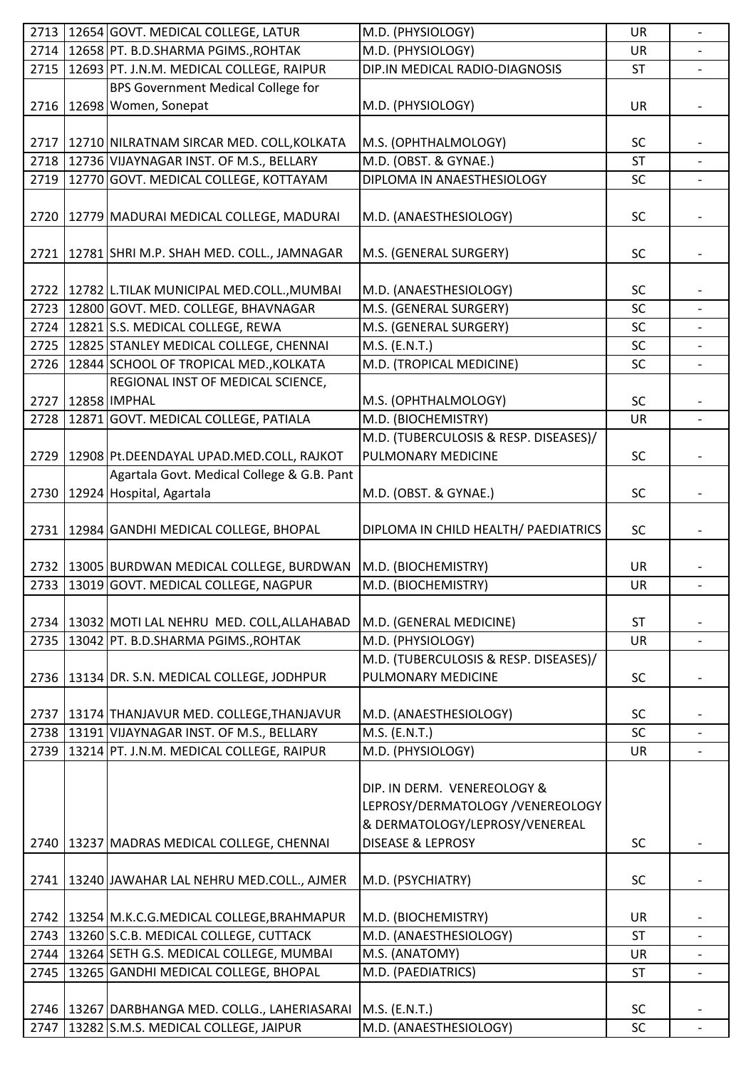| | | | | | |
|---|---|---|---|---|---|
| 2713 | 12654 | GOVT. MEDICAL COLLEGE, LATUR | M.D. (PHYSIOLOGY) | UR | - |
| 2714 | 12658 | PT. B.D.SHARMA PGIMS.,ROHTAK | M.D. (PHYSIOLOGY) | UR | - |
| 2715 | 12693 | PT. J.N.M. MEDICAL COLLEGE, RAIPUR | DIP.IN MEDICAL RADIO-DIAGNOSIS | ST | - |
| 2716 | 12698 | BPS Government Medical College for Women, Sonepat | M.D. (PHYSIOLOGY) | UR | - |
| 2717 | 12710 | NILRATNAM SIRCAR MED. COLL,KOLKATA | M.S. (OPHTHALMOLOGY) | SC | - |
| 2718 | 12736 | VIJAYNAGAR INST. OF M.S., BELLARY | M.D. (OBST. & GYNAE.) | ST | - |
| 2719 | 12770 | GOVT. MEDICAL COLLEGE, KOTTAYAM | DIPLOMA IN ANAESTHESIOLOGY | SC | - |
| 2720 | 12779 | MADURAI MEDICAL COLLEGE, MADURAI | M.D. (ANAESTHESIOLOGY) | SC | - |
| 2721 | 12781 | SHRI M.P. SHAH MED. COLL., JAMNAGAR | M.S. (GENERAL SURGERY) | SC | - |
| 2722 | 12782 | L.TILAK MUNICIPAL MED.COLL.,MUMBAI | M.D. (ANAESTHESIOLOGY) | SC | - |
| 2723 | 12800 | GOVT. MED. COLLEGE, BHAVNAGAR | M.S. (GENERAL SURGERY) | SC | - |
| 2724 | 12821 | S.S. MEDICAL COLLEGE, REWA | M.S. (GENERAL SURGERY) | SC | - |
| 2725 | 12825 | STANLEY MEDICAL COLLEGE, CHENNAI | M.S. (E.N.T.) | SC | - |
| 2726 | 12844 | SCHOOL OF TROPICAL MED.,KOLKATA | M.D. (TROPICAL MEDICINE) | SC | - |
| 2727 | 12858 | REGIONAL INST OF MEDICAL SCIENCE, IMPHAL | M.S. (OPHTHALMOLOGY) | SC | - |
| 2728 | 12871 | GOVT. MEDICAL COLLEGE, PATIALA | M.D. (BIOCHEMISTRY) | UR | - |
| 2729 | 12908 | Pt.DEENDAYAL UPAD.MED.COLL, RAJKOT | M.D. (TUBERCULOSIS & RESP. DISEASES)/ PULMONARY MEDICINE | SC | - |
| 2730 | 12924 | Agartala Govt. Medical College & G.B. Pant Hospital, Agartala | M.D. (OBST. & GYNAE.) | SC | - |
| 2731 | 12984 | GANDHI MEDICAL COLLEGE, BHOPAL | DIPLOMA IN CHILD HEALTH/ PAEDIATRICS | SC | - |
| 2732 | 13005 | BURDWAN MEDICAL COLLEGE, BURDWAN | M.D. (BIOCHEMISTRY) | UR | - |
| 2733 | 13019 | GOVT. MEDICAL COLLEGE, NAGPUR | M.D. (BIOCHEMISTRY) | UR | - |
| 2734 | 13032 | MOTI LAL NEHRU MED. COLL,ALLAHABAD | M.D. (GENERAL MEDICINE) | ST | - |
| 2735 | 13042 | PT. B.D.SHARMA PGIMS.,ROHTAK | M.D. (PHYSIOLOGY) | UR | - |
| 2736 | 13134 | DR. S.N. MEDICAL COLLEGE, JODHPUR | M.D. (TUBERCULOSIS & RESP. DISEASES)/ PULMONARY MEDICINE | SC | - |
| 2737 | 13174 | THANJAVUR MED. COLLEGE,THANJAVUR | M.D. (ANAESTHESIOLOGY) | SC | - |
| 2738 | 13191 | VIJAYNAGAR INST. OF M.S., BELLARY | M.S. (E.N.T.) | SC | - |
| 2739 | 13214 | PT. J.N.M. MEDICAL COLLEGE, RAIPUR | M.D. (PHYSIOLOGY) | UR | - |
| 2740 | 13237 | MADRAS MEDICAL COLLEGE, CHENNAI | DIP. IN DERM. VENEREOLOGY & LEPROSY/DERMATOLOGY /VENEREOLOGY & DERMATOLOGY/LEPROSY/VENEREAL DISEASE & LEPROSY | SC | - |
| 2741 | 13240 | JAWAHAR LAL NEHRU MED.COLL., AJMER | M.D. (PSYCHIATRY) | SC | - |
| 2742 | 13254 | M.K.C.G.MEDICAL COLLEGE,BRAHMAPUR | M.D. (BIOCHEMISTRY) | UR | - |
| 2743 | 13260 | S.C.B. MEDICAL COLLEGE, CUTTACK | M.D. (ANAESTHESIOLOGY) | ST | - |
| 2744 | 13264 | SETH G.S. MEDICAL COLLEGE, MUMBAI | M.S. (ANATOMY) | UR | - |
| 2745 | 13265 | GANDHI MEDICAL COLLEGE, BHOPAL | M.D. (PAEDIATRICS) | ST | - |
| 2746 | 13267 | DARBHANGA MED. COLLG., LAHERIASARAI | M.S. (E.N.T.) | SC | - |
| 2747 | 13282 | S.M.S. MEDICAL COLLEGE, JAIPUR | M.D. (ANAESTHESIOLOGY) | SC | - |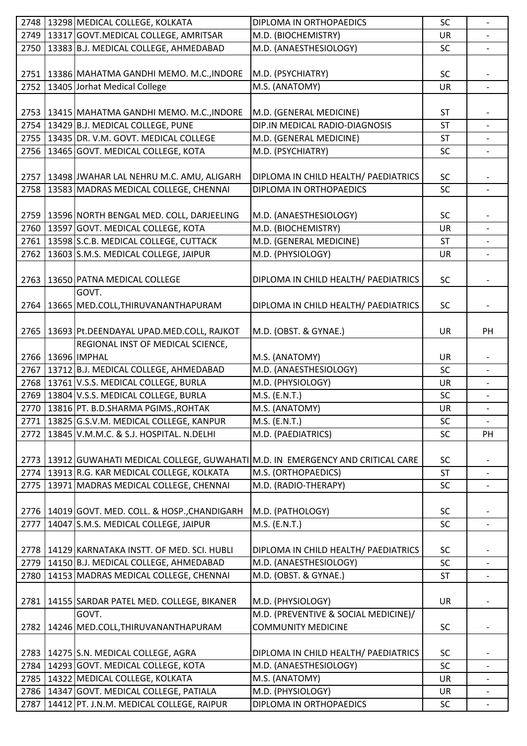| | | | | | |
|---|---|---|---|---|---|
| 2748 | 13298 | MEDICAL COLLEGE, KOLKATA | DIPLOMA IN ORTHOPAEDICS | SC | - |
| 2749 | 13317 | GOVT.MEDICAL COLLEGE, AMRITSAR | M.D. (BIOCHEMISTRY) | UR | - |
| 2750 | 13383 | B.J. MEDICAL COLLEGE, AHMEDABAD | M.D. (ANAESTHESIOLOGY) | SC | - |
| 2751 | 13386 | MAHATMA GANDHI MEMO. M.C.,INDORE | M.D. (PSYCHIATRY) | SC | - |
| 2752 | 13405 | Jorhat Medical College | M.S. (ANATOMY) | UR | - |
| 2753 | 13415 | MAHATMA GANDHI MEMO. M.C.,INDORE | M.D. (GENERAL MEDICINE) | ST | - |
| 2754 | 13429 | B.J. MEDICAL COLLEGE, PUNE | DIP.IN MEDICAL RADIO-DIAGNOSIS | ST | - |
| 2755 | 13435 | DR. V.M. GOVT. MEDICAL COLLEGE | M.D. (GENERAL MEDICINE) | ST | - |
| 2756 | 13465 | GOVT. MEDICAL COLLEGE, KOTA | M.D. (PSYCHIATRY) | SC | - |
| 2757 | 13498 | JWAHAR LAL NEHRU M.C. AMU, ALIGARH | DIPLOMA IN CHILD HEALTH/ PAEDIATRICS | SC | - |
| 2758 | 13583 | MADRAS MEDICAL COLLEGE, CHENNAI | DIPLOMA IN ORTHOPAEDICS | SC | - |
| 2759 | 13596 | NORTH BENGAL MED. COLL, DARJEELING | M.D. (ANAESTHESIOLOGY) | SC | - |
| 2760 | 13597 | GOVT. MEDICAL COLLEGE, KOTA | M.D. (BIOCHEMISTRY) | UR | - |
| 2761 | 13598 | S.C.B. MEDICAL COLLEGE, CUTTACK | M.D. (GENERAL MEDICINE) | ST | - |
| 2762 | 13603 | S.M.S. MEDICAL COLLEGE, JAIPUR | M.D. (PHYSIOLOGY) | UR | - |
| 2763 | 13650 | PATNA MEDICAL COLLEGE | DIPLOMA IN CHILD HEALTH/ PAEDIATRICS | SC | - |
| 2764 | 13665 | GOVT. MED.COLL,THIRUVANANTHAPURAM | DIPLOMA IN CHILD HEALTH/ PAEDIATRICS | SC | - |
| 2765 | 13693 | Pt.DEENDAYAL UPAD.MED.COLL, RAJKOT | M.D. (OBST. & GYNAE.) | UR | PH |
| 2766 | 13696 | REGIONAL INST OF MEDICAL SCIENCE, IMPHAL | M.S. (ANATOMY) | UR | - |
| 2767 | 13712 | B.J. MEDICAL COLLEGE, AHMEDABAD | M.D. (ANAESTHESIOLOGY) | SC | - |
| 2768 | 13761 | V.S.S. MEDICAL COLLEGE, BURLA | M.D. (PHYSIOLOGY) | UR | - |
| 2769 | 13804 | V.S.S. MEDICAL COLLEGE, BURLA | M.S. (E.N.T.) | SC | - |
| 2770 | 13816 | PT. B.D.SHARMA PGIMS.,ROHTAK | M.S. (ANATOMY) | UR | - |
| 2771 | 13825 | G.S.V.M. MEDICAL COLLEGE, KANPUR | M.S. (E.N.T.) | SC | - |
| 2772 | 13845 | V.M.M.C. & S.J. HOSPITAL. N.DELHI | M.D. (PAEDIATRICS) | SC | PH |
| 2773 | 13912 | GUWAHATI MEDICAL COLLEGE, GUWAHATI | M.D. IN EMERGENCY AND CRITICAL CARE | SC | - |
| 2774 | 13913 | R.G. KAR MEDICAL COLLEGE, KOLKATA | M.S. (ORTHOPAEDICS) | ST | - |
| 2775 | 13971 | MADRAS MEDICAL COLLEGE, CHENNAI | M.D. (RADIO-THERAPY) | SC | - |
| 2776 | 14019 | GOVT. MED. COLL. & HOSP.,CHANDIGARH | M.D. (PATHOLOGY) | SC | - |
| 2777 | 14047 | S.M.S. MEDICAL COLLEGE, JAIPUR | M.S. (E.N.T.) | SC | - |
| 2778 | 14129 | KARNATAKA INSTT. OF MED. SCI. HUBLI | DIPLOMA IN CHILD HEALTH/ PAEDIATRICS | SC | - |
| 2779 | 14150 | B.J. MEDICAL COLLEGE, AHMEDABAD | M.D. (ANAESTHESIOLOGY) | SC | - |
| 2780 | 14153 | MADRAS MEDICAL COLLEGE, CHENNAI | M.D. (OBST. & GYNAE.) | ST | - |
| 2781 | 14155 | SARDAR PATEL MED. COLLEGE, BIKANER | M.D. (PHYSIOLOGY) | UR | - |
| 2782 | 14246 | GOVT. MED.COLL,THIRUVANANTHAPURAM | M.D. (PREVENTIVE & SOCIAL MEDICINE)/ COMMUNITY MEDICINE | SC | - |
| 2783 | 14275 | S.N. MEDICAL COLLEGE, AGRA | DIPLOMA IN CHILD HEALTH/ PAEDIATRICS | SC | - |
| 2784 | 14293 | GOVT. MEDICAL COLLEGE, KOTA | M.D. (ANAESTHESIOLOGY) | SC | - |
| 2785 | 14322 | MEDICAL COLLEGE, KOLKATA | M.S. (ANATOMY) | UR | - |
| 2786 | 14347 | GOVT. MEDICAL COLLEGE, PATIALA | M.D. (PHYSIOLOGY) | UR | - |
| 2787 | 14412 | PT. J.N.M. MEDICAL COLLEGE, RAIPUR | DIPLOMA IN ORTHOPAEDICS | SC | - |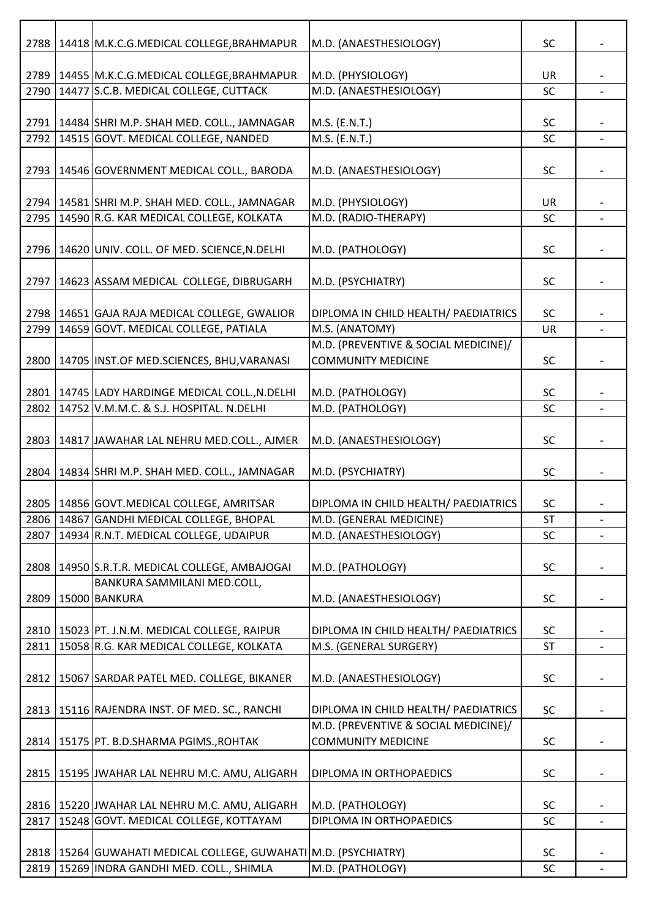| | | | | | |
|---|---|---|---|---|---|
| 2788 | 14418 | M.K.C.G.MEDICAL COLLEGE,BRAHMAPUR | M.D. (ANAESTHESIOLOGY) | SC | - |
| 2789 | 14455 | M.K.C.G.MEDICAL COLLEGE,BRAHMAPUR | M.D. (PHYSIOLOGY) | UR | - |
| 2790 | 14477 | S.C.B. MEDICAL COLLEGE, CUTTACK | M.D. (ANAESTHESIOLOGY) | SC | - |
| 2791 | 14484 | SHRI M.P. SHAH MED. COLL., JAMNAGAR | M.S. (E.N.T.) | SC | - |
| 2792 | 14515 | GOVT. MEDICAL COLLEGE, NANDED | M.S. (E.N.T.) | SC | - |
| 2793 | 14546 | GOVERNMENT MEDICAL COLL., BARODA | M.D. (ANAESTHESIOLOGY) | SC | - |
| 2794 | 14581 | SHRI M.P. SHAH MED. COLL., JAMNAGAR | M.D. (PHYSIOLOGY) | UR | - |
| 2795 | 14590 | R.G. KAR MEDICAL COLLEGE, KOLKATA | M.D. (RADIO-THERAPY) | SC | - |
| 2796 | 14620 | UNIV. COLL. OF MED. SCIENCE,N.DELHI | M.D. (PATHOLOGY) | SC | - |
| 2797 | 14623 | ASSAM MEDICAL COLLEGE, DIBRUGARH | M.D. (PSYCHIATRY) | SC | - |
| 2798 | 14651 | GAJA RAJA MEDICAL COLLEGE, GWALIOR | DIPLOMA IN CHILD HEALTH/ PAEDIATRICS | SC | - |
| 2799 | 14659 | GOVT. MEDICAL COLLEGE, PATIALA | M.S. (ANATOMY) | UR | - |
| 2800 | 14705 | INST.OF MED.SCIENCES, BHU,VARANASI | M.D. (PREVENTIVE & SOCIAL MEDICINE)/ COMMUNITY MEDICINE | SC | - |
| 2801 | 14745 | LADY HARDINGE MEDICAL COLL.,N.DELHI | M.D. (PATHOLOGY) | SC | - |
| 2802 | 14752 | V.M.M.C. & S.J. HOSPITAL. N.DELHI | M.D. (PATHOLOGY) | SC | - |
| 2803 | 14817 | JAWAHAR LAL NEHRU MED.COLL., AJMER | M.D. (ANAESTHESIOLOGY) | SC | - |
| 2804 | 14834 | SHRI M.P. SHAH MED. COLL., JAMNAGAR | M.D. (PSYCHIATRY) | SC | - |
| 2805 | 14856 | GOVT.MEDICAL COLLEGE, AMRITSAR | DIPLOMA IN CHILD HEALTH/ PAEDIATRICS | SC | - |
| 2806 | 14867 | GANDHI MEDICAL COLLEGE, BHOPAL | M.D. (GENERAL MEDICINE) | ST | - |
| 2807 | 14934 | R.N.T. MEDICAL COLLEGE, UDAIPUR | M.D. (ANAESTHESIOLOGY) | SC | - |
| 2808 | 14950 | S.R.T.R. MEDICAL COLLEGE, AMBAJOGAI | M.D. (PATHOLOGY) | SC | - |
| 2809 | 15000 | BANKURA SAMMILANI MED.COLL, BANKURA | M.D. (ANAESTHESIOLOGY) | SC | - |
| 2810 | 15023 | PT. J.N.M. MEDICAL COLLEGE, RAIPUR | DIPLOMA IN CHILD HEALTH/ PAEDIATRICS | SC | - |
| 2811 | 15058 | R.G. KAR MEDICAL COLLEGE, KOLKATA | M.S. (GENERAL SURGERY) | ST | - |
| 2812 | 15067 | SARDAR PATEL MED. COLLEGE, BIKANER | M.D. (ANAESTHESIOLOGY) | SC | - |
| 2813 | 15116 | RAJENDRA INST. OF MED. SC., RANCHI | DIPLOMA IN CHILD HEALTH/ PAEDIATRICS | SC | - |
| 2814 | 15175 | PT. B.D.SHARMA PGIMS.,ROHTAK | M.D. (PREVENTIVE & SOCIAL MEDICINE)/ COMMUNITY MEDICINE | SC | - |
| 2815 | 15195 | JWAHAR LAL NEHRU M.C. AMU, ALIGARH | DIPLOMA IN ORTHOPAEDICS | SC | - |
| 2816 | 15220 | JWAHAR LAL NEHRU M.C. AMU, ALIGARH | M.D. (PATHOLOGY) | SC | - |
| 2817 | 15248 | GOVT. MEDICAL COLLEGE, KOTTAYAM | DIPLOMA IN ORTHOPAEDICS | SC | - |
| 2818 | 15264 | GUWAHATI MEDICAL COLLEGE, GUWAHATI | M.D. (PSYCHIATRY) | SC | - |
| 2819 | 15269 | INDRA GANDHI MED. COLL., SHIMLA | M.D. (PATHOLOGY) | SC | - |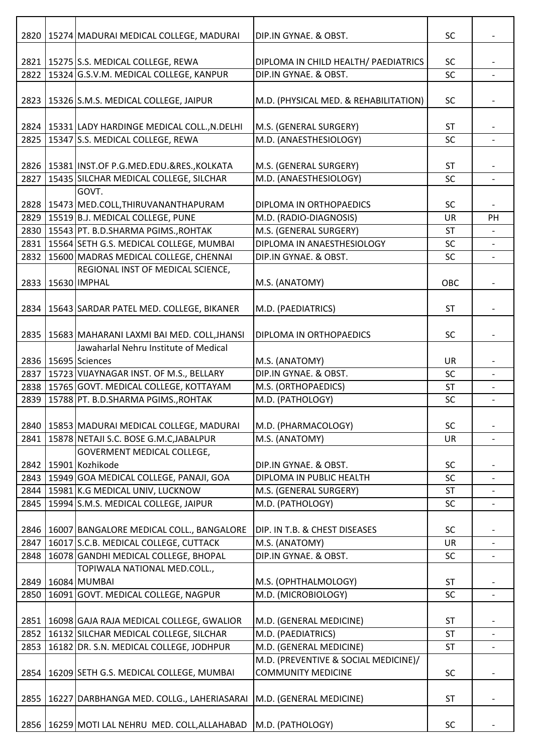| | | | | | |
|---|---|---|---|---|---|
| 2820 | 15274 | MADURAI MEDICAL COLLEGE, MADURAI | DIP.IN GYNAE. & OBST. | SC | - |
| 2821 | 15275 | S.S. MEDICAL COLLEGE, REWA | DIPLOMA IN CHILD HEALTH/ PAEDIATRICS | SC | - |
| 2822 | 15324 | G.S.V.M. MEDICAL COLLEGE, KANPUR | DIP.IN GYNAE. & OBST. | SC | - |
| 2823 | 15326 | S.M.S. MEDICAL COLLEGE, JAIPUR | M.D. (PHYSICAL MED. & REHABILITATION) | SC | - |
| 2824 | 15331 | LADY HARDINGE MEDICAL COLL.,N.DELHI | M.S. (GENERAL SURGERY) | ST | - |
| 2825 | 15347 | S.S. MEDICAL COLLEGE, REWA | M.D. (ANAESTHESIOLOGY) | SC | - |
| 2826 | 15381 | INST.OF P.G.MED.EDU.&RES.,KOLKATA | M.S. (GENERAL SURGERY) | ST | - |
| 2827 | 15435 | SILCHAR MEDICAL COLLEGE, SILCHAR | M.D. (ANAESTHESIOLOGY) | SC | - |
| 2828 | 15473 | GOVT. MED.COLL,THIRUVANANTHAPURAM | DIPLOMA IN ORTHOPAEDICS | SC | - |
| 2829 | 15519 | B.J. MEDICAL COLLEGE, PUNE | M.D. (RADIO-DIAGNOSIS) | UR | PH |
| 2830 | 15543 | PT. B.D.SHARMA PGIMS.,ROHTAK | M.S. (GENERAL SURGERY) | ST | - |
| 2831 | 15564 | SETH G.S. MEDICAL COLLEGE, MUMBAI | DIPLOMA IN ANAESTHESIOLOGY | SC | - |
| 2832 | 15600 | MADRAS MEDICAL COLLEGE, CHENNAI | DIP.IN GYNAE. & OBST. | SC | - |
| 2833 | 15630 | REGIONAL INST OF MEDICAL SCIENCE, IMPHAL | M.S. (ANATOMY) | OBC | - |
| 2834 | 15643 | SARDAR PATEL MED. COLLEGE, BIKANER | M.D. (PAEDIATRICS) | ST | - |
| 2835 | 15683 | MAHARANI LAXMI BAI MED. COLL,JHANSI | DIPLOMA IN ORTHOPAEDICS | SC | - |
| 2836 | 15695 | Jawaharlal Nehru Institute of Medical Sciences | M.S. (ANATOMY) | UR | - |
| 2837 | 15723 | VIJAYNAGAR INST. OF M.S., BELLARY | DIP.IN GYNAE. & OBST. | SC | - |
| 2838 | 15765 | GOVT. MEDICAL COLLEGE, KOTTAYAM | M.S. (ORTHOPAEDICS) | ST | - |
| 2839 | 15788 | PT. B.D.SHARMA PGIMS.,ROHTAK | M.D. (PATHOLOGY) | SC | - |
| 2840 | 15853 | MADURAI MEDICAL COLLEGE, MADURAI | M.D. (PHARMACOLOGY) | SC | - |
| 2841 | 15878 | NETAJI S.C. BOSE G.M.C,JABALPUR | M.S. (ANATOMY) | UR | - |
| 2842 | 15901 | GOVERMENT MEDICAL COLLEGE, Kozhikode | DIP.IN GYNAE. & OBST. | SC | - |
| 2843 | 15949 | GOA MEDICAL COLLEGE, PANAJI, GOA | DIPLOMA IN PUBLIC HEALTH | SC | - |
| 2844 | 15981 | K.G MEDICAL UNIV, LUCKNOW | M.S. (GENERAL SURGERY) | ST | - |
| 2845 | 15994 | S.M.S. MEDICAL COLLEGE, JAIPUR | M.D. (PATHOLOGY) | SC | - |
| 2846 | 16007 | BANGALORE MEDICAL COLL., BANGALORE | DIP. IN T.B. & CHEST DISEASES | SC | - |
| 2847 | 16017 | S.C.B. MEDICAL COLLEGE, CUTTACK | M.S. (ANATOMY) | UR | - |
| 2848 | 16078 | GANDHI MEDICAL COLLEGE, BHOPAL | DIP.IN GYNAE. & OBST. | SC | - |
| 2849 | 16084 | TOPIWALA NATIONAL MED.COLL., MUMBAI | M.S. (OPHTHALMOLOGY) | ST | - |
| 2850 | 16091 | GOVT. MEDICAL COLLEGE, NAGPUR | M.D. (MICROBIOLOGY) | SC | - |
| 2851 | 16098 | GAJA RAJA MEDICAL COLLEGE, GWALIOR | M.D. (GENERAL MEDICINE) | ST | - |
| 2852 | 16132 | SILCHAR MEDICAL COLLEGE, SILCHAR | M.D. (PAEDIATRICS) | ST | - |
| 2853 | 16182 | DR. S.N. MEDICAL COLLEGE, JODHPUR | M.D. (GENERAL MEDICINE) | ST | - |
| 2854 | 16209 | SETH G.S. MEDICAL COLLEGE, MUMBAI | M.D. (PREVENTIVE & SOCIAL MEDICINE)/ COMMUNITY MEDICINE | SC | - |
| 2855 | 16227 | DARBHANGA MED. COLLG., LAHERIASARAI | M.D. (GENERAL MEDICINE) | ST | - |
| 2856 | 16259 | MOTI LAL NEHRU MED. COLL,ALLAHABAD | M.D. (PATHOLOGY) | SC | - |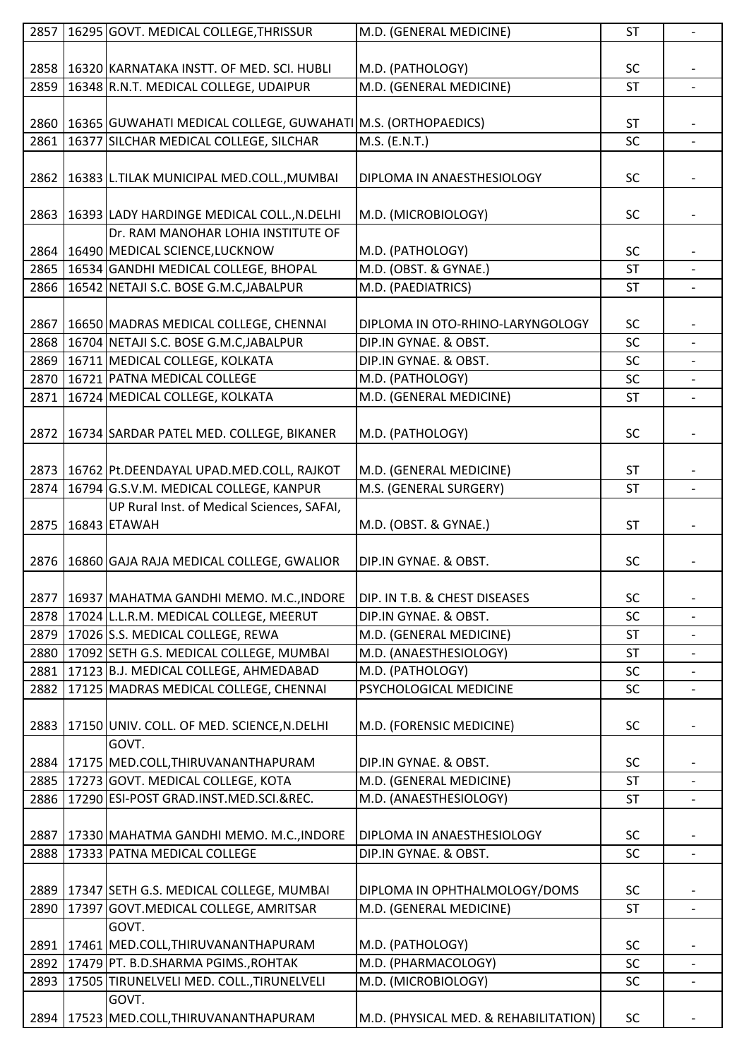| | | | | | |
|---|---|---|---|---|---|
| 2857 | 16295 | GOVT. MEDICAL COLLEGE,THRISSUR | M.D. (GENERAL MEDICINE) | ST | - |
| 2858 | 16320 | KARNATAKA INSTT. OF MED. SCI. HUBLI | M.D. (PATHOLOGY) | SC | - |
| 2859 | 16348 | R.N.T. MEDICAL COLLEGE, UDAIPUR | M.D. (GENERAL MEDICINE) | ST | - |
| 2860 | 16365 | GUWAHATI MEDICAL COLLEGE, GUWAHATI | M.S. (ORTHOPAEDICS) | ST | - |
| 2861 | 16377 | SILCHAR MEDICAL COLLEGE, SILCHAR | M.S. (E.N.T.) | SC | - |
| 2862 | 16383 | L.TILAK MUNICIPAL MED.COLL.,MUMBAI | DIPLOMA IN ANAESTHESIOLOGY | SC | - |
| 2863 | 16393 | LADY HARDINGE MEDICAL COLL.,N.DELHI | M.D. (MICROBIOLOGY) | SC | - |
| 2864 | 16490 | Dr. RAM MANOHAR LOHIA INSTITUTE OF MEDICAL SCIENCE,LUCKNOW | M.D. (PATHOLOGY) | SC | - |
| 2865 | 16534 | GANDHI MEDICAL COLLEGE, BHOPAL | M.D. (OBST. & GYNAE.) | ST | - |
| 2866 | 16542 | NETAJI S.C. BOSE G.M.C,JABALPUR | M.D. (PAEDIATRICS) | ST | - |
| 2867 | 16650 | MADRAS MEDICAL COLLEGE, CHENNAI | DIPLOMA IN OTO-RHINO-LARYNGOLOGY | SC | - |
| 2868 | 16704 | NETAJI S.C. BOSE G.M.C,JABALPUR | DIP.IN GYNAE. & OBST. | SC | - |
| 2869 | 16711 | MEDICAL COLLEGE, KOLKATA | DIP.IN GYNAE. & OBST. | SC | - |
| 2870 | 16721 | PATNA MEDICAL COLLEGE | M.D. (PATHOLOGY) | SC | - |
| 2871 | 16724 | MEDICAL COLLEGE, KOLKATA | M.D. (GENERAL MEDICINE) | ST | - |
| 2872 | 16734 | SARDAR PATEL MED. COLLEGE, BIKANER | M.D. (PATHOLOGY) | SC | - |
| 2873 | 16762 | Pt.DEENDAYAL UPAD.MED.COLL, RAJKOT | M.D. (GENERAL MEDICINE) | ST | - |
| 2874 | 16794 | G.S.V.M. MEDICAL COLLEGE, KANPUR | M.S. (GENERAL SURGERY) | ST | - |
| 2875 | 16843 | UP Rural Inst. of Medical Sciences, SAFAI, ETAWAH | M.D. (OBST. & GYNAE.) | ST | - |
| 2876 | 16860 | GAJA RAJA MEDICAL COLLEGE, GWALIOR | DIP.IN GYNAE. & OBST. | SC | - |
| 2877 | 16937 | MAHATMA GANDHI MEMO. M.C.,INDORE | DIP. IN T.B. & CHEST DISEASES | SC | - |
| 2878 | 17024 | L.L.R.M. MEDICAL COLLEGE, MEERUT | DIP.IN GYNAE. & OBST. | SC | - |
| 2879 | 17026 | S.S. MEDICAL COLLEGE, REWA | M.D. (GENERAL MEDICINE) | ST | - |
| 2880 | 17092 | SETH G.S. MEDICAL COLLEGE, MUMBAI | M.D. (ANAESTHESIOLOGY) | ST | - |
| 2881 | 17123 | B.J. MEDICAL COLLEGE, AHMEDABAD | M.D. (PATHOLOGY) | SC | - |
| 2882 | 17125 | MADRAS MEDICAL COLLEGE, CHENNAI | PSYCHOLOGICAL MEDICINE | SC | - |
| 2883 | 17150 | UNIV. COLL. OF MED. SCIENCE,N.DELHI | M.D. (FORENSIC MEDICINE) | SC | - |
| 2884 | 17175 | GOVT. MED.COLL,THIRUVANANTHAPURAM | DIP.IN GYNAE. & OBST. | SC | - |
| 2885 | 17273 | GOVT. MEDICAL COLLEGE, KOTA | M.D. (GENERAL MEDICINE) | ST | - |
| 2886 | 17290 | ESI-POST GRAD.INST.MED.SCI.&REC. | M.D. (ANAESTHESIOLOGY) | ST | - |
| 2887 | 17330 | MAHATMA GANDHI MEMO. M.C.,INDORE | DIPLOMA IN ANAESTHESIOLOGY | SC | - |
| 2888 | 17333 | PATNA MEDICAL COLLEGE | DIP.IN GYNAE. & OBST. | SC | - |
| 2889 | 17347 | SETH G.S. MEDICAL COLLEGE, MUMBAI | DIPLOMA IN OPHTHALMOLOGY/DOMS | SC | - |
| 2890 | 17397 | GOVT.MEDICAL COLLEGE, AMRITSAR | M.D. (GENERAL MEDICINE) | ST | - |
| 2891 | 17461 | GOVT. MED.COLL,THIRUVANANTHAPURAM | M.D. (PATHOLOGY) | SC | - |
| 2892 | 17479 | PT. B.D.SHARMA PGIMS.,ROHTAK | M.D. (PHARMACOLOGY) | SC | - |
| 2893 | 17505 | TIRUNELVELI MED. COLL.,TIRUNELVELI | M.D. (MICROBIOLOGY) | SC | - |
| 2894 | 17523 | GOVT. MED.COLL,THIRUVANANTHAPURAM | M.D. (PHYSICAL MED. & REHABILITATION) | SC | - |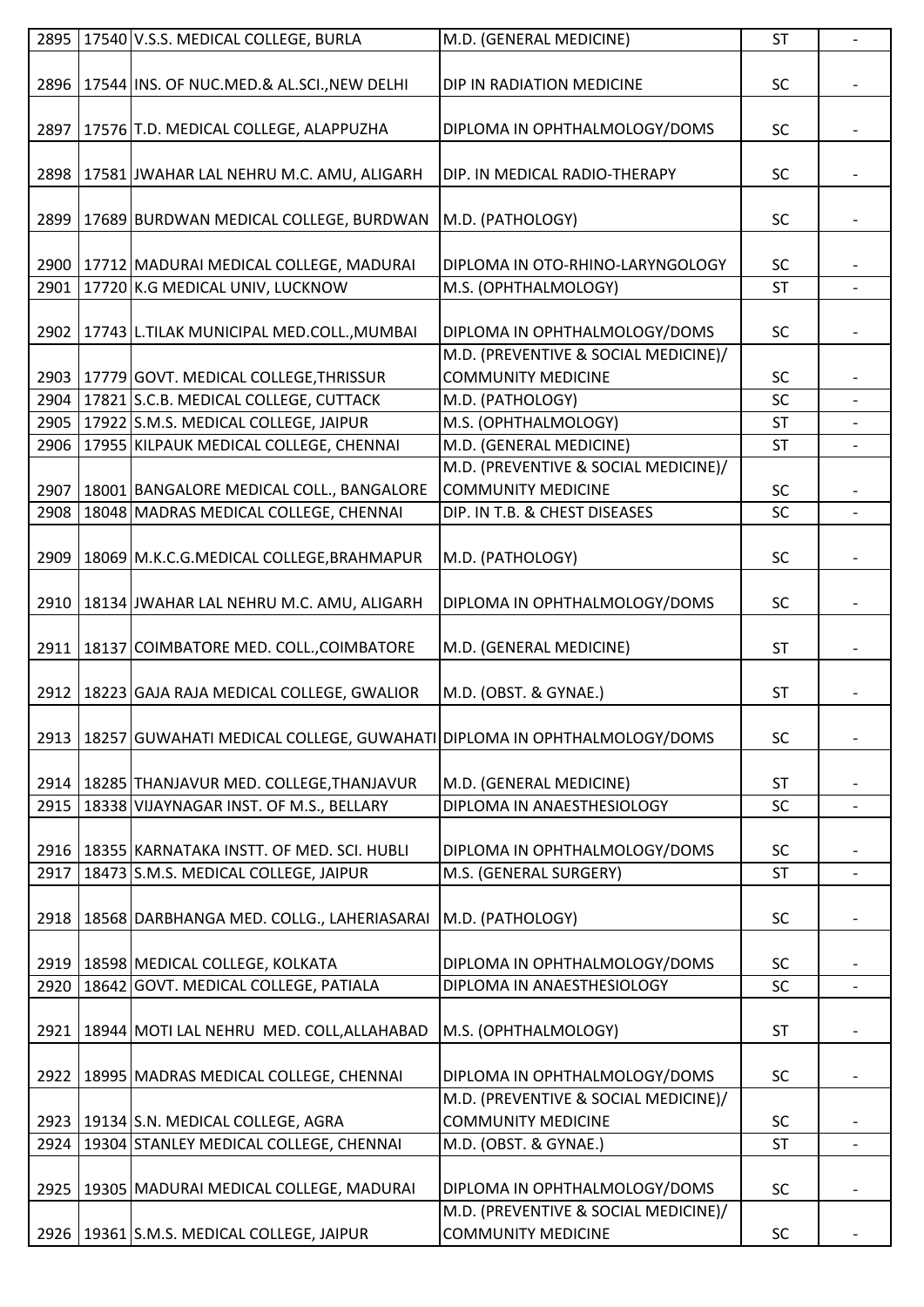| | | | | | |
|---|---|---|---|---|---|
| 2895 | 17540 | V.S.S. MEDICAL COLLEGE, BURLA | M.D. (GENERAL MEDICINE) | ST | - |
| 2896 | 17544 | INS. OF NUC.MED.& AL.SCI.,NEW DELHI | DIP IN RADIATION MEDICINE | SC | - |
| 2897 | 17576 | T.D. MEDICAL COLLEGE, ALAPPUZHA | DIPLOMA IN OPHTHALMOLOGY/DOMS | SC | - |
| 2898 | 17581 | JWAHAR LAL NEHRU M.C. AMU, ALIGARH | DIP. IN MEDICAL RADIO-THERAPY | SC | - |
| 2899 | 17689 | BURDWAN MEDICAL COLLEGE, BURDWAN | M.D. (PATHOLOGY) | SC | - |
| 2900 | 17712 | MADURAI MEDICAL COLLEGE, MADURAI | DIPLOMA IN OTO-RHINO-LARYNGOLOGY | SC | - |
| 2901 | 17720 | K.G MEDICAL UNIV, LUCKNOW | M.S. (OPHTHALMOLOGY) | ST | - |
| 2902 | 17743 | L.TILAK MUNICIPAL MED.COLL.,MUMBAI | DIPLOMA IN OPHTHALMOLOGY/DOMS | SC | - |
| 2903 | 17779 | GOVT. MEDICAL COLLEGE,THRISSUR | M.D. (PREVENTIVE & SOCIAL MEDICINE)/ COMMUNITY MEDICINE | SC | - |
| 2904 | 17821 | S.C.B. MEDICAL COLLEGE, CUTTACK | M.D. (PATHOLOGY) | SC | - |
| 2905 | 17922 | S.M.S. MEDICAL COLLEGE, JAIPUR | M.S. (OPHTHALMOLOGY) | ST | - |
| 2906 | 17955 | KILPAUK MEDICAL COLLEGE, CHENNAI | M.D. (GENERAL MEDICINE) | ST | - |
| 2907 | 18001 | BANGALORE MEDICAL COLL., BANGALORE | M.D. (PREVENTIVE & SOCIAL MEDICINE)/ COMMUNITY MEDICINE | SC | - |
| 2908 | 18048 | MADRAS MEDICAL COLLEGE, CHENNAI | DIP. IN T.B. & CHEST DISEASES | SC | - |
| 2909 | 18069 | M.K.C.G.MEDICAL COLLEGE,BRAHMAPUR | M.D. (PATHOLOGY) | SC | - |
| 2910 | 18134 | JWAHAR LAL NEHRU M.C. AMU, ALIGARH | DIPLOMA IN OPHTHALMOLOGY/DOMS | SC | - |
| 2911 | 18137 | COIMBATORE MED. COLL.,COIMBATORE | M.D. (GENERAL MEDICINE) | ST | - |
| 2912 | 18223 | GAJA RAJA MEDICAL COLLEGE, GWALIOR | M.D. (OBST. & GYNAE.) | ST | - |
| 2913 | 18257 | GUWAHATI MEDICAL COLLEGE, GUWAHATI | DIPLOMA IN OPHTHALMOLOGY/DOMS | SC | - |
| 2914 | 18285 | THANJAVUR MED. COLLEGE,THANJAVUR | M.D. (GENERAL MEDICINE) | ST | - |
| 2915 | 18338 | VIJAYNAGAR INST. OF M.S., BELLARY | DIPLOMA IN ANAESTHESIOLOGY | SC | - |
| 2916 | 18355 | KARNATAKA INSTT. OF MED. SCI. HUBLI | DIPLOMA IN OPHTHALMOLOGY/DOMS | SC | - |
| 2917 | 18473 | S.M.S. MEDICAL COLLEGE, JAIPUR | M.S. (GENERAL SURGERY) | ST | - |
| 2918 | 18568 | DARBHANGA MED. COLLG., LAHERIASARAI | M.D. (PATHOLOGY) | SC | - |
| 2919 | 18598 | MEDICAL COLLEGE, KOLKATA | DIPLOMA IN OPHTHALMOLOGY/DOMS | SC | - |
| 2920 | 18642 | GOVT. MEDICAL COLLEGE, PATIALA | DIPLOMA IN ANAESTHESIOLOGY | SC | - |
| 2921 | 18944 | MOTI LAL NEHRU MED. COLL,ALLAHABAD | M.S. (OPHTHALMOLOGY) | ST | - |
| 2922 | 18995 | MADRAS MEDICAL COLLEGE, CHENNAI | DIPLOMA IN OPHTHALMOLOGY/DOMS | SC | - |
| 2923 | 19134 | S.N. MEDICAL COLLEGE, AGRA | M.D. (PREVENTIVE & SOCIAL MEDICINE)/ COMMUNITY MEDICINE | SC | - |
| 2924 | 19304 | STANLEY MEDICAL COLLEGE, CHENNAI | M.D. (OBST. & GYNAE.) | ST | - |
| 2925 | 19305 | MADURAI MEDICAL COLLEGE, MADURAI | DIPLOMA IN OPHTHALMOLOGY/DOMS | SC | - |
| 2926 | 19361 | S.M.S. MEDICAL COLLEGE, JAIPUR | M.D. (PREVENTIVE & SOCIAL MEDICINE)/ COMMUNITY MEDICINE | SC | - |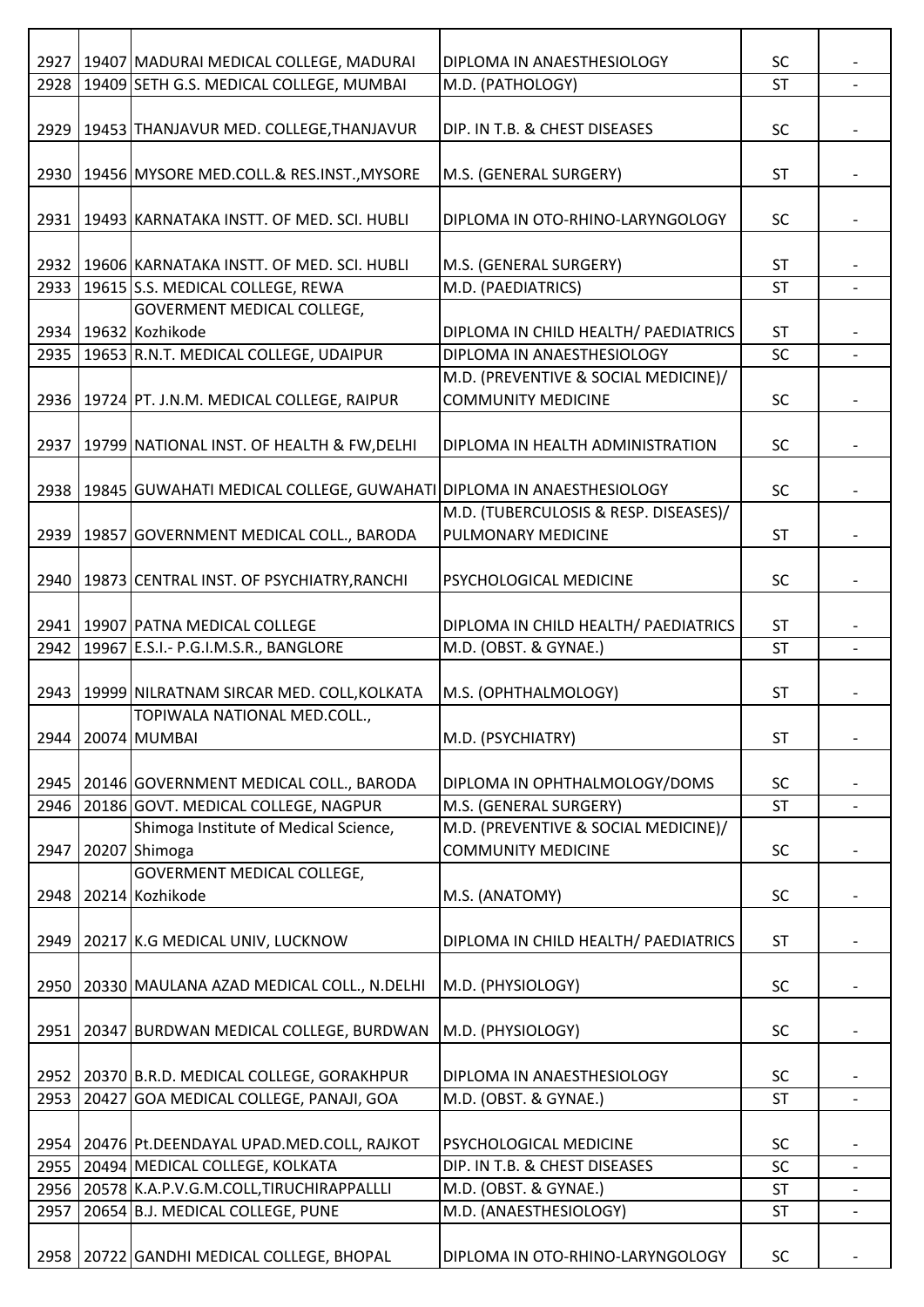| | | | | | |
|---|---|---|---|---|---|
| 2927 | 19407 | MADURAI MEDICAL COLLEGE, MADURAI | DIPLOMA IN ANAESTHESIOLOGY | SC | - |
| 2928 | 19409 | SETH G.S. MEDICAL COLLEGE, MUMBAI | M.D. (PATHOLOGY) | ST | - |
| 2929 | 19453 | THANJAVUR MED. COLLEGE,THANJAVUR | DIP. IN T.B. & CHEST DISEASES | SC | - |
| 2930 | 19456 | MYSORE MED.COLL.& RES.INST.,MYSORE | M.S. (GENERAL SURGERY) | ST | - |
| 2931 | 19493 | KARNATAKA INSTT. OF MED. SCI. HUBLI | DIPLOMA IN OTO-RHINO-LARYNGOLOGY | SC | - |
| 2932 | 19606 | KARNATAKA INSTT. OF MED. SCI. HUBLI | M.S. (GENERAL SURGERY) | ST | - |
| 2933 | 19615 | S.S. MEDICAL COLLEGE, REWA | M.D. (PAEDIATRICS) | ST | - |
| 2934 | 19632 | GOVERMENT MEDICAL COLLEGE, Kozhikode | DIPLOMA IN CHILD HEALTH/ PAEDIATRICS | ST | - |
| 2935 | 19653 | R.N.T. MEDICAL COLLEGE, UDAIPUR | DIPLOMA IN ANAESTHESIOLOGY | SC | - |
| 2936 | 19724 | PT. J.N.M. MEDICAL COLLEGE, RAIPUR | M.D. (PREVENTIVE & SOCIAL MEDICINE)/ COMMUNITY MEDICINE | SC | - |
| 2937 | 19799 | NATIONAL INST. OF HEALTH & FW,DELHI | DIPLOMA IN HEALTH ADMINISTRATION | SC | - |
| 2938 | 19845 | GUWAHATI MEDICAL COLLEGE, GUWAHATI | DIPLOMA IN ANAESTHESIOLOGY | SC | - |
| 2939 | 19857 | GOVERNMENT MEDICAL COLL., BARODA | M.D. (TUBERCULOSIS & RESP. DISEASES)/ PULMONARY MEDICINE | ST | - |
| 2940 | 19873 | CENTRAL INST. OF PSYCHIATRY,RANCHI | PSYCHOLOGICAL MEDICINE | SC | - |
| 2941 | 19907 | PATNA MEDICAL COLLEGE | DIPLOMA IN CHILD HEALTH/ PAEDIATRICS | ST | - |
| 2942 | 19967 | E.S.I.- P.G.I.M.S.R., BANGLORE | M.D. (OBST. & GYNAE.) | ST | - |
| 2943 | 19999 | NILRATNAM SIRCAR MED. COLL,KOLKATA | M.S. (OPHTHALMOLOGY) | ST | - |
| 2944 | 20074 | TOPIWALA NATIONAL MED.COLL., MUMBAI | M.D. (PSYCHIATRY) | ST | - |
| 2945 | 20146 | GOVERNMENT MEDICAL COLL., BARODA | DIPLOMA IN OPHTHALMOLOGY/DOMS | SC | - |
| 2946 | 20186 | GOVT. MEDICAL COLLEGE, NAGPUR | M.S. (GENERAL SURGERY) | ST | - |
| 2947 | 20207 | Shimoga Institute of Medical Science, Shimoga | M.D. (PREVENTIVE & SOCIAL MEDICINE)/ COMMUNITY MEDICINE | SC | - |
| 2948 | 20214 | GOVERMENT MEDICAL COLLEGE, Kozhikode | M.S. (ANATOMY) | SC | - |
| 2949 | 20217 | K.G MEDICAL UNIV, LUCKNOW | DIPLOMA IN CHILD HEALTH/ PAEDIATRICS | ST | - |
| 2950 | 20330 | MAULANA AZAD MEDICAL COLL., N.DELHI | M.D. (PHYSIOLOGY) | SC | - |
| 2951 | 20347 | BURDWAN MEDICAL COLLEGE, BURDWAN | M.D. (PHYSIOLOGY) | SC | - |
| 2952 | 20370 | B.R.D. MEDICAL COLLEGE, GORAKHPUR | DIPLOMA IN ANAESTHESIOLOGY | SC | - |
| 2953 | 20427 | GOA MEDICAL COLLEGE, PANAJI, GOA | M.D. (OBST. & GYNAE.) | ST | - |
| 2954 | 20476 | Pt.DEENDAYAL UPAD.MED.COLL, RAJKOT | PSYCHOLOGICAL MEDICINE | SC | - |
| 2955 | 20494 | MEDICAL COLLEGE, KOLKATA | DIP. IN T.B. & CHEST DISEASES | SC | - |
| 2956 | 20578 | K.A.P.V.G.M.COLL,TIRUCHIRAPPALLLI | M.D. (OBST. & GYNAE.) | ST | - |
| 2957 | 20654 | B.J. MEDICAL COLLEGE, PUNE | M.D. (ANAESTHESIOLOGY) | ST | - |
| 2958 | 20722 | GANDHI MEDICAL COLLEGE, BHOPAL | DIPLOMA IN OTO-RHINO-LARYNGOLOGY | SC | - |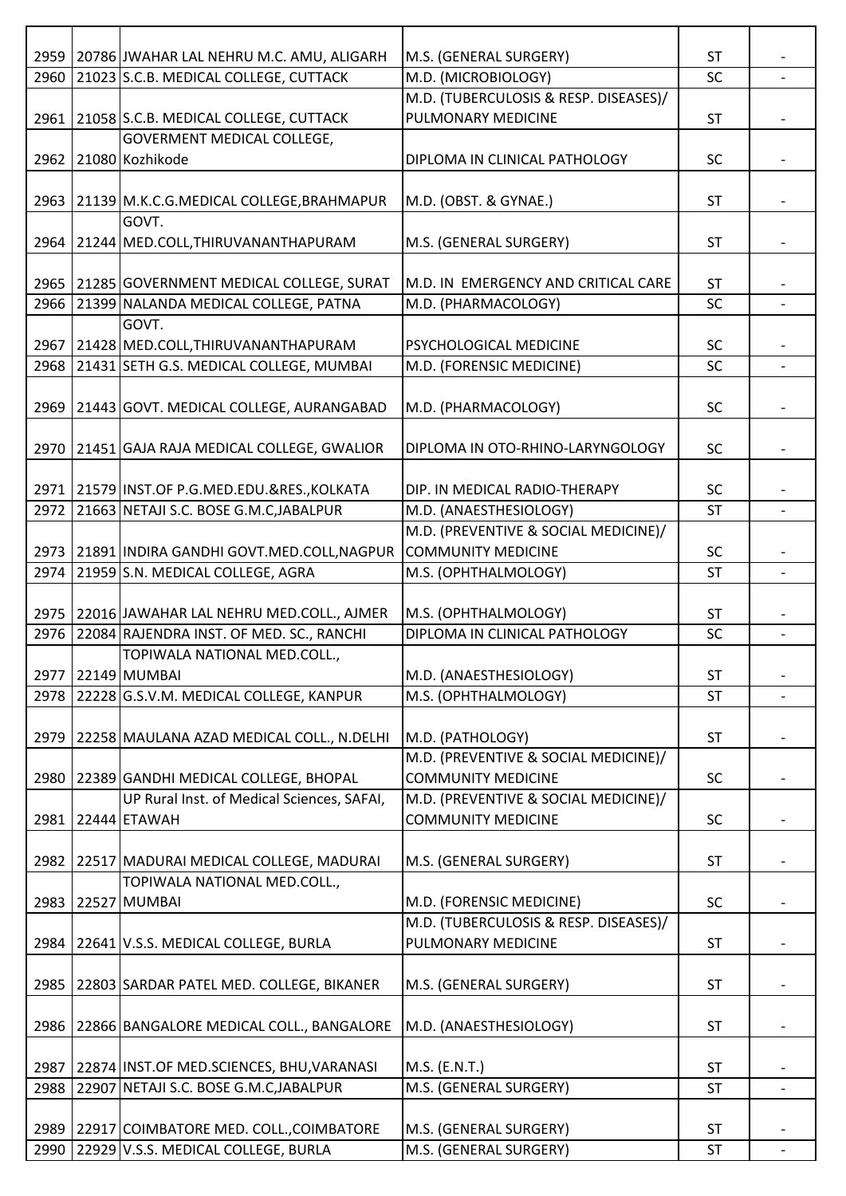| | | | | | |
|---|---|---|---|---|---|
| 2959 | 20786 | JWAHAR LAL NEHRU M.C. AMU, ALIGARH | M.S. (GENERAL SURGERY) | ST | - |
| 2960 | 21023 | S.C.B. MEDICAL COLLEGE, CUTTACK | M.D. (MICROBIOLOGY) | SC | - |
| 2961 | 21058 | S.C.B. MEDICAL COLLEGE, CUTTACK | M.D. (TUBERCULOSIS & RESP. DISEASES)/ PULMONARY MEDICINE | ST | - |
| 2962 | 21080 | GOVERMENT MEDICAL COLLEGE, Kozhikode | DIPLOMA IN CLINICAL PATHOLOGY | SC | - |
| 2963 | 21139 | M.K.C.G.MEDICAL COLLEGE,BRAHMAPUR | M.D. (OBST. & GYNAE.) | ST | - |
| 2964 | 21244 | GOVT. MED.COLL,THIRUVANANTHAPURAM | M.S. (GENERAL SURGERY) | ST | - |
| 2965 | 21285 | GOVERNMENT MEDICAL COLLEGE, SURAT | M.D. IN EMERGENCY AND CRITICAL CARE | ST | - |
| 2966 | 21399 | NALANDA MEDICAL COLLEGE, PATNA | M.D. (PHARMACOLOGY) | SC | - |
| 2967 | 21428 | GOVT. MED.COLL,THIRUVANANTHAPURAM | PSYCHOLOGICAL MEDICINE | SC | - |
| 2968 | 21431 | SETH G.S. MEDICAL COLLEGE, MUMBAI | M.D. (FORENSIC MEDICINE) | SC | - |
| 2969 | 21443 | GOVT. MEDICAL COLLEGE, AURANGABAD | M.D. (PHARMACOLOGY) | SC | - |
| 2970 | 21451 | GAJA RAJA MEDICAL COLLEGE, GWALIOR | DIPLOMA IN OTO-RHINO-LARYNGOLOGY | SC | - |
| 2971 | 21579 | INST.OF P.G.MED.EDU.&RES.,KOLKATA | DIP. IN MEDICAL RADIO-THERAPY | SC | - |
| 2972 | 21663 | NETAJI S.C. BOSE G.M.C,JABALPUR | M.D. (ANAESTHESIOLOGY) | ST | - |
| 2973 | 21891 | INDIRA GANDHI GOVT.MED.COLL,NAGPUR | M.D. (PREVENTIVE & SOCIAL MEDICINE)/ COMMUNITY MEDICINE | SC | - |
| 2974 | 21959 | S.N. MEDICAL COLLEGE, AGRA | M.S. (OPHTHALMOLOGY) | ST | - |
| 2975 | 22016 | JAWAHAR LAL NEHRU MED.COLL., AJMER | M.S. (OPHTHALMOLOGY) | ST | - |
| 2976 | 22084 | RAJENDRA INST. OF MED. SC., RANCHI | DIPLOMA IN CLINICAL PATHOLOGY | SC | - |
| 2977 | 22149 | TOPIWALA NATIONAL MED.COLL., MUMBAI | M.D. (ANAESTHESIOLOGY) | ST | - |
| 2978 | 22228 | G.S.V.M. MEDICAL COLLEGE, KANPUR | M.S. (OPHTHALMOLOGY) | ST | - |
| 2979 | 22258 | MAULANA AZAD MEDICAL COLL., N.DELHI | M.D. (PATHOLOGY) | ST | - |
| 2980 | 22389 | GANDHI MEDICAL COLLEGE, BHOPAL | M.D. (PREVENTIVE & SOCIAL MEDICINE)/ COMMUNITY MEDICINE | SC | - |
| 2981 | 22444 | UP Rural Inst. of Medical Sciences, SAFAI, ETAWAH | M.D. (PREVENTIVE & SOCIAL MEDICINE)/ COMMUNITY MEDICINE | SC | - |
| 2982 | 22517 | MADURAI MEDICAL COLLEGE, MADURAI | M.S. (GENERAL SURGERY) | ST | - |
| 2983 | 22527 | TOPIWALA NATIONAL MED.COLL., MUMBAI | M.D. (FORENSIC MEDICINE) | SC | - |
| 2984 | 22641 | V.S.S. MEDICAL COLLEGE, BURLA | M.D. (TUBERCULOSIS & RESP. DISEASES)/ PULMONARY MEDICINE | ST | - |
| 2985 | 22803 | SARDAR PATEL MED. COLLEGE, BIKANER | M.S. (GENERAL SURGERY) | ST | - |
| 2986 | 22866 | BANGALORE MEDICAL COLL., BANGALORE | M.D. (ANAESTHESIOLOGY) | ST | - |
| 2987 | 22874 | INST.OF MED.SCIENCES, BHU,VARANASI | M.S. (E.N.T.) | ST | - |
| 2988 | 22907 | NETAJI S.C. BOSE G.M.C,JABALPUR | M.S. (GENERAL SURGERY) | ST | - |
| 2989 | 22917 | COIMBATORE MED. COLL.,COIMBATORE | M.S. (GENERAL SURGERY) | ST | - |
| 2990 | 22929 | V.S.S. MEDICAL COLLEGE, BURLA | M.S. (GENERAL SURGERY) | ST | - |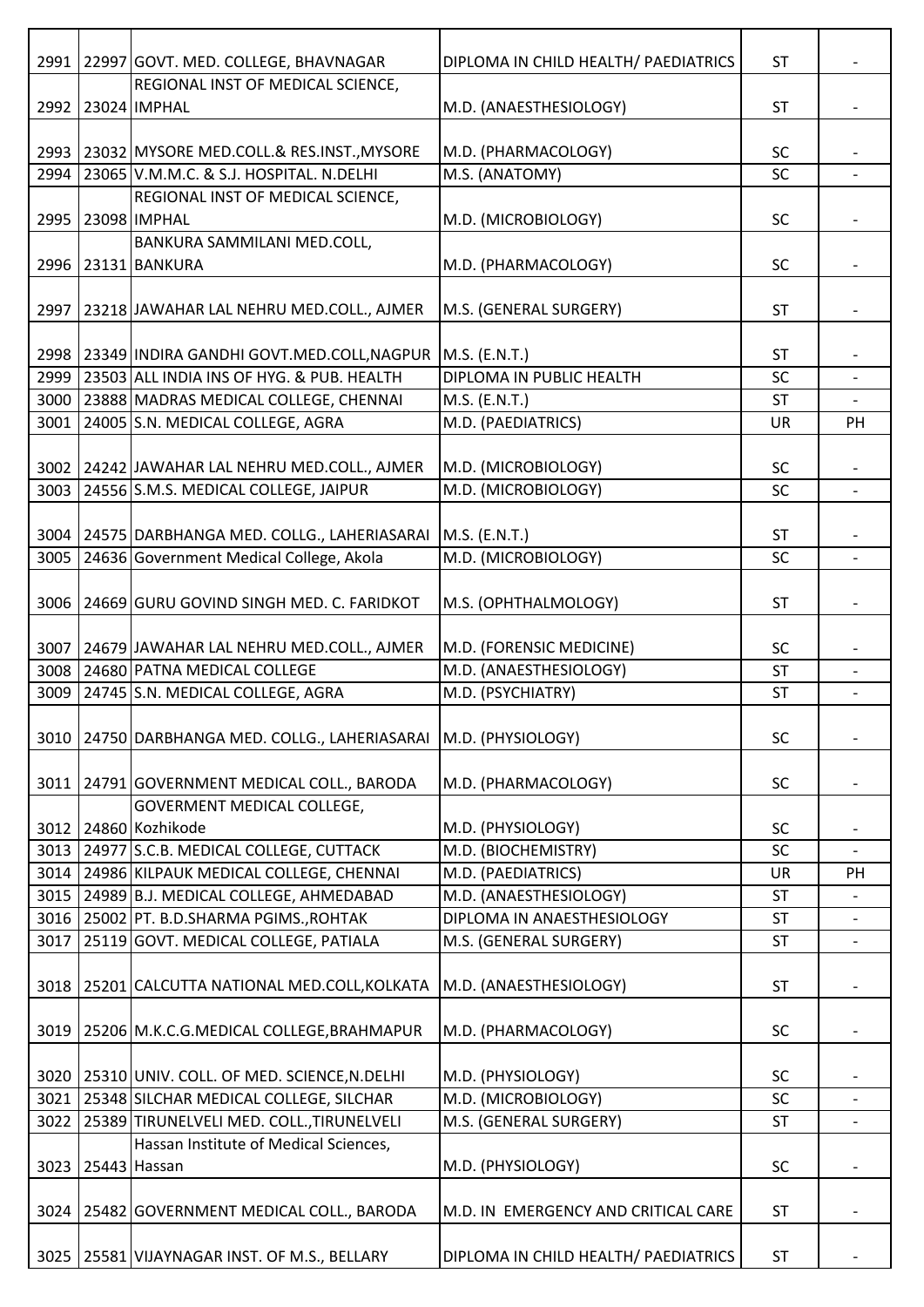| | | | | | |
|---|---|---|---|---|---|
| 2991 | 22997 | GOVT. MED. COLLEGE, BHAVNAGAR | DIPLOMA IN CHILD HEALTH/ PAEDIATRICS | ST | - |
| 2992 | 23024 | REGIONAL INST OF MEDICAL SCIENCE, IMPHAL | M.D. (ANAESTHESIOLOGY) | ST | - |
| 2993 | 23032 | MYSORE MED.COLL.& RES.INST.,MYSORE | M.D. (PHARMACOLOGY) | SC | - |
| 2994 | 23065 | V.M.M.C. & S.J. HOSPITAL. N.DELHI | M.S. (ANATOMY) | SC | - |
| 2995 | 23098 | REGIONAL INST OF MEDICAL SCIENCE, IMPHAL | M.D. (MICROBIOLOGY) | SC | - |
| 2996 | 23131 | BANKURA SAMMILANI MED.COLL, BANKURA | M.D. (PHARMACOLOGY) | SC | - |
| 2997 | 23218 | JAWAHAR LAL NEHRU MED.COLL., AJMER | M.S. (GENERAL SURGERY) | ST | - |
| 2998 | 23349 | INDIRA GANDHI GOVT.MED.COLL,NAGPUR | M.S. (E.N.T.) | ST | - |
| 2999 | 23503 | ALL INDIA INS OF HYG. & PUB. HEALTH | DIPLOMA IN PUBLIC HEALTH | SC | - |
| 3000 | 23888 | MADRAS MEDICAL COLLEGE, CHENNAI | M.S. (E.N.T.) | ST | - |
| 3001 | 24005 | S.N. MEDICAL COLLEGE, AGRA | M.D. (PAEDIATRICS) | UR | PH |
| 3002 | 24242 | JAWAHAR LAL NEHRU MED.COLL., AJMER | M.D. (MICROBIOLOGY) | SC | - |
| 3003 | 24556 | S.M.S. MEDICAL COLLEGE, JAIPUR | M.D. (MICROBIOLOGY) | SC | - |
| 3004 | 24575 | DARBHANGA MED. COLLG., LAHERIASARAI | M.S. (E.N.T.) | ST | - |
| 3005 | 24636 | Government Medical College, Akola | M.D. (MICROBIOLOGY) | SC | - |
| 3006 | 24669 | GURU GOVIND SINGH MED. C. FARIDKOT | M.S. (OPHTHALMOLOGY) | ST | - |
| 3007 | 24679 | JAWAHAR LAL NEHRU MED.COLL., AJMER | M.D. (FORENSIC MEDICINE) | SC | - |
| 3008 | 24680 | PATNA MEDICAL COLLEGE | M.D. (ANAESTHESIOLOGY) | ST | - |
| 3009 | 24745 | S.N. MEDICAL COLLEGE, AGRA | M.D. (PSYCHIATRY) | ST | - |
| 3010 | 24750 | DARBHANGA MED. COLLG., LAHERIASARAI | M.D. (PHYSIOLOGY) | SC | - |
| 3011 | 24791 | GOVERNMENT MEDICAL COLL., BARODA | M.D. (PHARMACOLOGY) | SC | - |
| 3012 | 24860 | GOVERMENT MEDICAL COLLEGE, Kozhikode | M.D. (PHYSIOLOGY) | SC | - |
| 3013 | 24977 | S.C.B. MEDICAL COLLEGE, CUTTACK | M.D. (BIOCHEMISTRY) | SC | - |
| 3014 | 24986 | KILPAUK MEDICAL COLLEGE, CHENNAI | M.D. (PAEDIATRICS) | UR | PH |
| 3015 | 24989 | B.J. MEDICAL COLLEGE, AHMEDABAD | M.D. (ANAESTHESIOLOGY) | ST | - |
| 3016 | 25002 | PT. B.D.SHARMA PGIMS.,ROHTAK | DIPLOMA IN ANAESTHESIOLOGY | ST | - |
| 3017 | 25119 | GOVT. MEDICAL COLLEGE, PATIALA | M.S. (GENERAL SURGERY) | ST | - |
| 3018 | 25201 | CALCUTTA NATIONAL MED.COLL,KOLKATA | M.D. (ANAESTHESIOLOGY) | ST | - |
| 3019 | 25206 | M.K.C.G.MEDICAL COLLEGE,BRAHMAPUR | M.D. (PHARMACOLOGY) | SC | - |
| 3020 | 25310 | UNIV. COLL. OF MED. SCIENCE,N.DELHI | M.D. (PHYSIOLOGY) | SC | - |
| 3021 | 25348 | SILCHAR MEDICAL COLLEGE, SILCHAR | M.D. (MICROBIOLOGY) | SC | - |
| 3022 | 25389 | TIRUNELVELI MED. COLL.,TIRUNELVELI | M.S. (GENERAL SURGERY) | ST | - |
| 3023 | 25443 | Hassan Institute of Medical Sciences, Hassan | M.D. (PHYSIOLOGY) | SC | - |
| 3024 | 25482 | GOVERNMENT MEDICAL COLL., BARODA | M.D. IN EMERGENCY AND CRITICAL CARE | ST | - |
| 3025 | 25581 | VIJAYNAGAR INST. OF M.S., BELLARY | DIPLOMA IN CHILD HEALTH/ PAEDIATRICS | ST | - |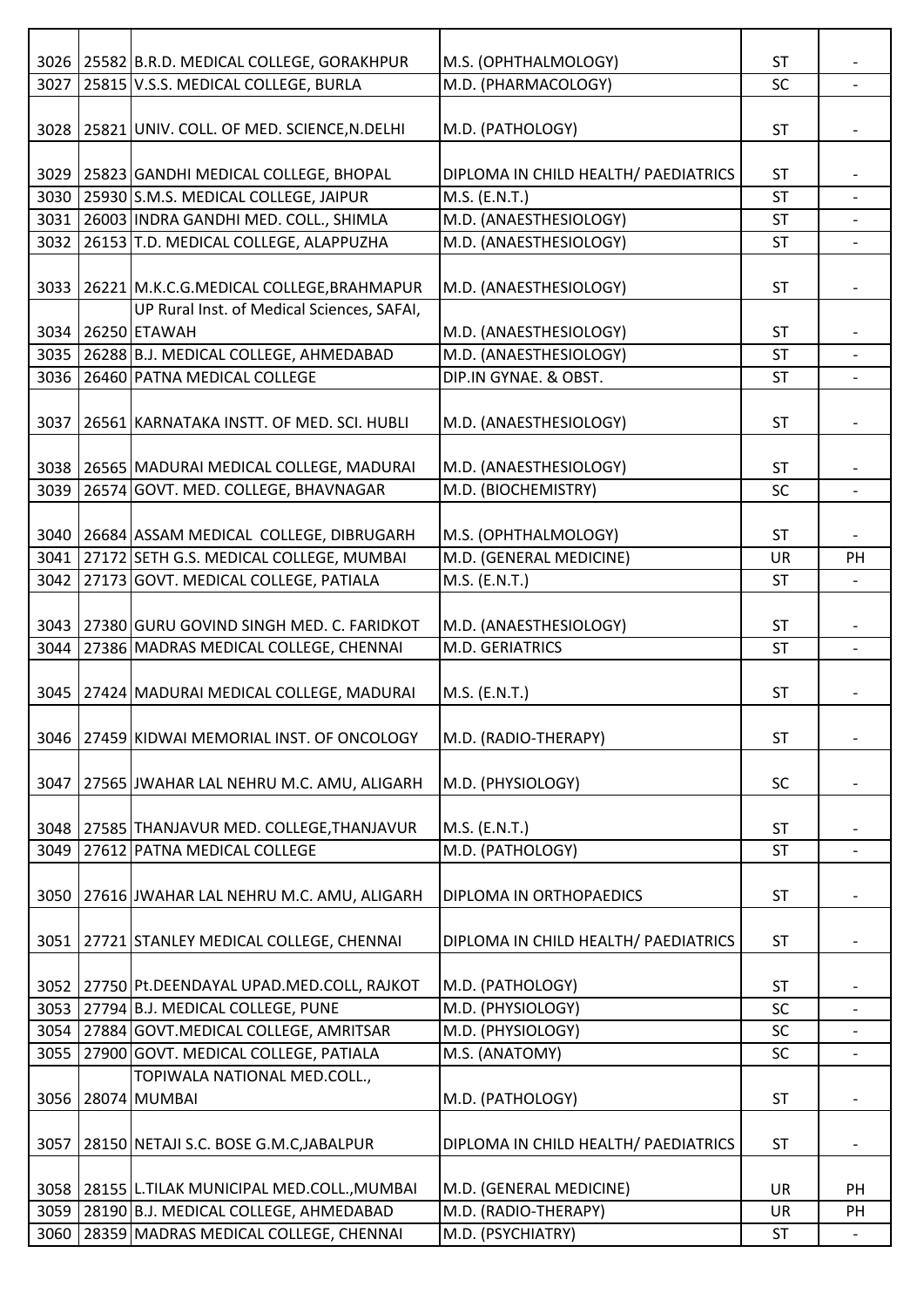| | | | | | |
|---|---|---|---|---|---|
| 3026 | 25582 | B.R.D. MEDICAL COLLEGE, GORAKHPUR | M.S. (OPHTHALMOLOGY) | ST | - |
| 3027 | 25815 | V.S.S. MEDICAL COLLEGE, BURLA | M.D. (PHARMACOLOGY) | SC | - |
| 3028 | 25821 | UNIV. COLL. OF MED. SCIENCE,N.DELHI | M.D. (PATHOLOGY) | ST | - |
| 3029 | 25823 | GANDHI MEDICAL COLLEGE, BHOPAL | DIPLOMA IN CHILD HEALTH/ PAEDIATRICS | ST | - |
| 3030 | 25930 | S.M.S. MEDICAL COLLEGE, JAIPUR | M.S. (E.N.T.) | ST | - |
| 3031 | 26003 | INDRA GANDHI MED. COLL., SHIMLA | M.D. (ANAESTHESIOLOGY) | ST | - |
| 3032 | 26153 | T.D. MEDICAL COLLEGE, ALAPPUZHA | M.D. (ANAESTHESIOLOGY) | ST | - |
| 3033 | 26221 | M.K.C.G.MEDICAL COLLEGE,BRAHMAPUR | M.D. (ANAESTHESIOLOGY) | ST | - |
| 3034 | 26250 | UP Rural Inst. of Medical Sciences, SAFAI, ETAWAH | M.D. (ANAESTHESIOLOGY) | ST | - |
| 3035 | 26288 | B.J. MEDICAL COLLEGE, AHMEDABAD | M.D. (ANAESTHESIOLOGY) | ST | - |
| 3036 | 26460 | PATNA MEDICAL COLLEGE | DIP.IN GYNAE. & OBST. | ST | - |
| 3037 | 26561 | KARNATAKA INSTT. OF MED. SCI. HUBLI | M.D. (ANAESTHESIOLOGY) | ST | - |
| 3038 | 26565 | MADURAI MEDICAL COLLEGE, MADURAI | M.D. (ANAESTHESIOLOGY) | ST | - |
| 3039 | 26574 | GOVT. MED. COLLEGE, BHAVNAGAR | M.D. (BIOCHEMISTRY) | SC | - |
| 3040 | 26684 | ASSAM MEDICAL COLLEGE, DIBRUGARH | M.S. (OPHTHALMOLOGY) | ST | - |
| 3041 | 27172 | SETH G.S. MEDICAL COLLEGE, MUMBAI | M.D. (GENERAL MEDICINE) | UR | PH |
| 3042 | 27173 | GOVT. MEDICAL COLLEGE, PATIALA | M.S. (E.N.T.) | ST | - |
| 3043 | 27380 | GURU GOVIND SINGH MED. C. FARIDKOT | M.D. (ANAESTHESIOLOGY) | ST | - |
| 3044 | 27386 | MADRAS MEDICAL COLLEGE, CHENNAI | M.D. GERIATRICS | ST | - |
| 3045 | 27424 | MADURAI MEDICAL COLLEGE, MADURAI | M.S. (E.N.T.) | ST | - |
| 3046 | 27459 | KIDWAI MEMORIAL INST. OF ONCOLOGY | M.D. (RADIO-THERAPY) | ST | - |
| 3047 | 27565 | JWAHAR LAL NEHRU M.C. AMU, ALIGARH | M.D. (PHYSIOLOGY) | SC | - |
| 3048 | 27585 | THANJAVUR MED. COLLEGE,THANJAVUR | M.S. (E.N.T.) | ST | - |
| 3049 | 27612 | PATNA MEDICAL COLLEGE | M.D. (PATHOLOGY) | ST | - |
| 3050 | 27616 | JWAHAR LAL NEHRU M.C. AMU, ALIGARH | DIPLOMA IN ORTHOPAEDICS | ST | - |
| 3051 | 27721 | STANLEY MEDICAL COLLEGE, CHENNAI | DIPLOMA IN CHILD HEALTH/ PAEDIATRICS | ST | - |
| 3052 | 27750 | Pt.DEENDAYAL UPAD.MED.COLL, RAJKOT | M.D. (PATHOLOGY) | ST | - |
| 3053 | 27794 | B.J. MEDICAL COLLEGE, PUNE | M.D. (PHYSIOLOGY) | SC | - |
| 3054 | 27884 | GOVT.MEDICAL COLLEGE, AMRITSAR | M.D. (PHYSIOLOGY) | SC | - |
| 3055 | 27900 | GOVT. MEDICAL COLLEGE, PATIALA | M.S. (ANATOMY) | SC | - |
| 3056 | 28074 | TOPIWALA NATIONAL MED.COLL., MUMBAI | M.D. (PATHOLOGY) | ST | - |
| 3057 | 28150 | NETAJI S.C. BOSE G.M.C,JABALPUR | DIPLOMA IN CHILD HEALTH/ PAEDIATRICS | ST | - |
| 3058 | 28155 | L.TILAK MUNICIPAL MED.COLL.,MUMBAI | M.D. (GENERAL MEDICINE) | UR | PH |
| 3059 | 28190 | B.J. MEDICAL COLLEGE, AHMEDABAD | M.D. (RADIO-THERAPY) | UR | PH |
| 3060 | 28359 | MADRAS MEDICAL COLLEGE, CHENNAI | M.D. (PSYCHIATRY) | ST | - |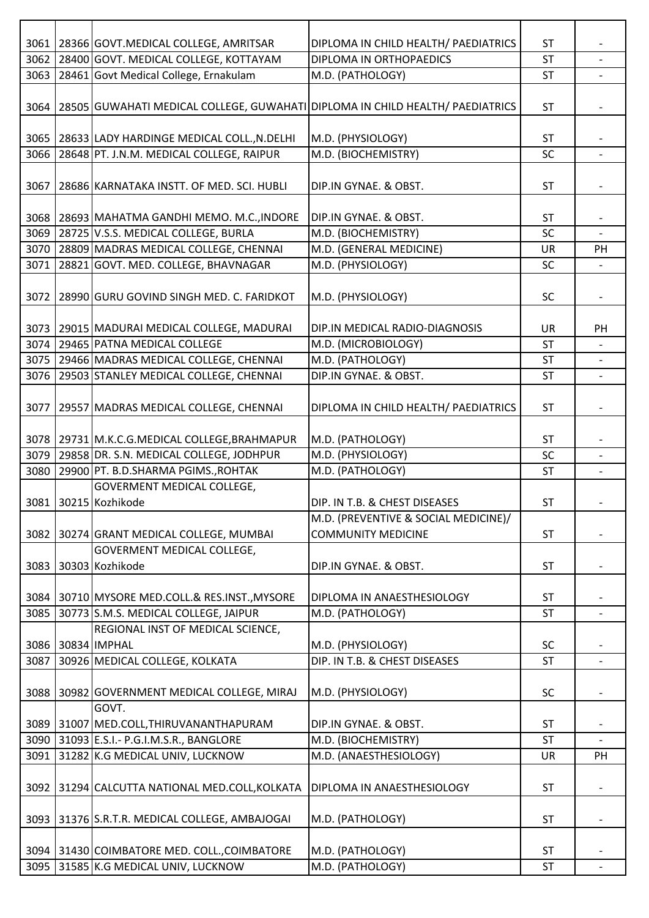| | | | | | |
|---|---|---|---|---|---|
| 3061 | 28366 | GOVT.MEDICAL COLLEGE, AMRITSAR | DIPLOMA IN CHILD HEALTH/ PAEDIATRICS | ST | - |
| 3062 | 28400 | GOVT. MEDICAL COLLEGE, KOTTAYAM | DIPLOMA IN ORTHOPAEDICS | ST | - |
| 3063 | 28461 | Govt Medical College, Ernakulam | M.D. (PATHOLOGY) | ST | - |
| 3064 | 28505 | GUWAHATI MEDICAL COLLEGE, GUWAHATI | DIPLOMA IN CHILD HEALTH/ PAEDIATRICS | ST | - |
| 3065 | 28633 | LADY HARDINGE MEDICAL COLL.,N.DELHI | M.D. (PHYSIOLOGY) | ST | - |
| 3066 | 28648 | PT. J.N.M. MEDICAL COLLEGE, RAIPUR | M.D. (BIOCHEMISTRY) | SC | - |
| 3067 | 28686 | KARNATAKA INSTT. OF MED. SCI. HUBLI | DIP.IN GYNAE. & OBST. | ST | - |
| 3068 | 28693 | MAHATMA GANDHI MEMO. M.C.,INDORE | DIP.IN GYNAE. & OBST. | ST | - |
| 3069 | 28725 | V.S.S. MEDICAL COLLEGE, BURLA | M.D. (BIOCHEMISTRY) | SC | - |
| 3070 | 28809 | MADRAS MEDICAL COLLEGE, CHENNAI | M.D. (GENERAL MEDICINE) | UR | PH |
| 3071 | 28821 | GOVT. MED. COLLEGE, BHAVNAGAR | M.D. (PHYSIOLOGY) | SC | - |
| 3072 | 28990 | GURU GOVIND SINGH MED. C. FARIDKOT | M.D. (PHYSIOLOGY) | SC | - |
| 3073 | 29015 | MADURAI MEDICAL COLLEGE, MADURAI | DIP.IN MEDICAL RADIO-DIAGNOSIS | UR | PH |
| 3074 | 29465 | PATNA MEDICAL COLLEGE | M.D. (MICROBIOLOGY) | ST | - |
| 3075 | 29466 | MADRAS MEDICAL COLLEGE, CHENNAI | M.D. (PATHOLOGY) | ST | - |
| 3076 | 29503 | STANLEY MEDICAL COLLEGE, CHENNAI | DIP.IN GYNAE. & OBST. | ST | - |
| 3077 | 29557 | MADRAS MEDICAL COLLEGE, CHENNAI | DIPLOMA IN CHILD HEALTH/ PAEDIATRICS | ST | - |
| 3078 | 29731 | M.K.C.G.MEDICAL COLLEGE,BRAHMAPUR | M.D. (PATHOLOGY) | ST | - |
| 3079 | 29858 | DR. S.N. MEDICAL COLLEGE, JODHPUR | M.D. (PHYSIOLOGY) | SC | - |
| 3080 | 29900 | PT. B.D.SHARMA PGIMS.,ROHTAK | M.D. (PATHOLOGY) | ST | - |
| 3081 | 30215 | GOVERMENT MEDICAL COLLEGE, Kozhikode | DIP. IN T.B. & CHEST DISEASES | ST | - |
| 3082 | 30274 | GRANT MEDICAL COLLEGE, MUMBAI | M.D. (PREVENTIVE & SOCIAL MEDICINE)/ COMMUNITY MEDICINE | ST | - |
| 3083 | 30303 | GOVERMENT MEDICAL COLLEGE, Kozhikode | DIP.IN GYNAE. & OBST. | ST | - |
| 3084 | 30710 | MYSORE MED.COLL.& RES.INST.,MYSORE | DIPLOMA IN ANAESTHESIOLOGY | ST | - |
| 3085 | 30773 | S.M.S. MEDICAL COLLEGE, JAIPUR | M.D. (PATHOLOGY) | ST | - |
| 3086 | 30834 | REGIONAL INST OF MEDICAL SCIENCE, IMPHAL | M.D. (PHYSIOLOGY) | SC | - |
| 3087 | 30926 | MEDICAL COLLEGE, KOLKATA | DIP. IN T.B. & CHEST DISEASES | ST | - |
| 3088 | 30982 | GOVERNMENT MEDICAL COLLEGE, MIRAJ | M.D. (PHYSIOLOGY) | SC | - |
| 3089 | 31007 | GOVT. MED.COLL,THIRUVANANTHAPURAM | DIP.IN GYNAE. & OBST. | ST | - |
| 3090 | 31093 | E.S.I.- P.G.I.M.S.R., BANGLORE | M.D. (BIOCHEMISTRY) | ST | - |
| 3091 | 31282 | K.G MEDICAL UNIV, LUCKNOW | M.D. (ANAESTHESIOLOGY) | UR | PH |
| 3092 | 31294 | CALCUTTA NATIONAL MED.COLL,KOLKATA | DIPLOMA IN ANAESTHESIOLOGY | ST | - |
| 3093 | 31376 | S.R.T.R. MEDICAL COLLEGE, AMBAJOGAI | M.D. (PATHOLOGY) | ST | - |
| 3094 | 31430 | COIMBATORE MED. COLL.,COIMBATORE | M.D. (PATHOLOGY) | ST | - |
| 3095 | 31585 | K.G MEDICAL UNIV, LUCKNOW | M.D. (PATHOLOGY) | ST | - |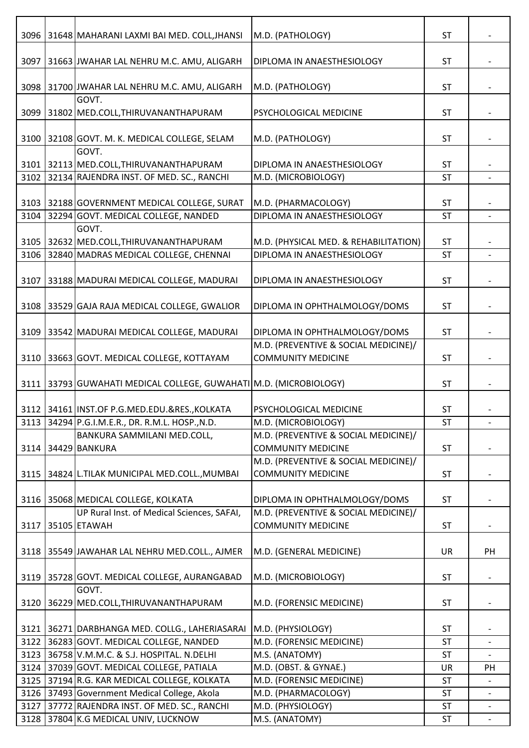| | | | | | |
|---|---|---|---|---|---|
| 3096 | 31648 | MAHARANI LAXMI BAI MED. COLL,JHANSI | M.D. (PATHOLOGY) | ST | - |
| 3097 | 31663 | JWAHAR LAL NEHRU M.C. AMU, ALIGARH | DIPLOMA IN ANAESTHESIOLOGY | ST | - |
| 3098 | 31700 | JWAHAR LAL NEHRU M.C. AMU, ALIGARH | M.D. (PATHOLOGY) | ST | - |
| 3099 | 31802 | GOVT. MED.COLL,THIRUVANANTHAPURAM | PSYCHOLOGICAL MEDICINE | ST | - |
| 3100 | 32108 | GOVT. M. K. MEDICAL COLLEGE, SELAM | M.D. (PATHOLOGY) | ST | - |
| 3101 | 32113 | GOVT. MED.COLL,THIRUVANANTHAPURAM | DIPLOMA IN ANAESTHESIOLOGY | ST | - |
| 3102 | 32134 | RAJENDRA INST. OF MED. SC., RANCHI | M.D. (MICROBIOLOGY) | ST | - |
| 3103 | 32188 | GOVERNMENT MEDICAL COLLEGE, SURAT | M.D. (PHARMACOLOGY) | ST | - |
| 3104 | 32294 | GOVT. MEDICAL COLLEGE, NANDED | DIPLOMA IN ANAESTHESIOLOGY | ST | - |
| 3105 | 32632 | GOVT. MED.COLL,THIRUVANANTHAPURAM | M.D. (PHYSICAL MED. & REHABILITATION) | ST | - |
| 3106 | 32840 | MADRAS MEDICAL COLLEGE, CHENNAI | DIPLOMA IN ANAESTHESIOLOGY | ST | - |
| 3107 | 33188 | MADURAI MEDICAL COLLEGE, MADURAI | DIPLOMA IN ANAESTHESIOLOGY | ST | - |
| 3108 | 33529 | GAJA RAJA MEDICAL COLLEGE, GWALIOR | DIPLOMA IN OPHTHALMOLOGY/DOMS | ST | - |
| 3109 | 33542 | MADURAI MEDICAL COLLEGE, MADURAI | DIPLOMA IN OPHTHALMOLOGY/DOMS | ST | - |
| 3110 | 33663 | GOVT. MEDICAL COLLEGE, KOTTAYAM | M.D. (PREVENTIVE & SOCIAL MEDICINE)/ COMMUNITY MEDICINE | ST | - |
| 3111 | 33793 | GUWAHATI MEDICAL COLLEGE, GUWAHATI | M.D. (MICROBIOLOGY) | ST | - |
| 3112 | 34161 | INST.OF P.G.MED.EDU.&RES.,KOLKATA | PSYCHOLOGICAL MEDICINE | ST | - |
| 3113 | 34294 | P.G.I.M.E.R., DR. R.M.L. HOSP.,N.D. | M.D. (MICROBIOLOGY) | ST | - |
| 3114 | 34429 | BANKURA SAMMILANI MED.COLL, BANKURA | M.D. (PREVENTIVE & SOCIAL MEDICINE)/ COMMUNITY MEDICINE | ST | - |
| 3115 | 34824 | L.TILAK MUNICIPAL MED.COLL.,MUMBAI | M.D. (PREVENTIVE & SOCIAL MEDICINE)/ COMMUNITY MEDICINE | ST | - |
| 3116 | 35068 | MEDICAL COLLEGE, KOLKATA | DIPLOMA IN OPHTHALMOLOGY/DOMS | ST | - |
| 3117 | 35105 | UP Rural Inst. of Medical Sciences, SAFAI, ETAWAH | M.D. (PREVENTIVE & SOCIAL MEDICINE)/ COMMUNITY MEDICINE | ST | - |
| 3118 | 35549 | JAWAHAR LAL NEHRU MED.COLL., AJMER | M.D. (GENERAL MEDICINE) | UR | PH |
| 3119 | 35728 | GOVT. MEDICAL COLLEGE, AURANGABAD | M.D. (MICROBIOLOGY) | ST | - |
| 3120 | 36229 | GOVT. MED.COLL,THIRUVANANTHAPURAM | M.D. (FORENSIC MEDICINE) | ST | - |
| 3121 | 36271 | DARBHANGA MED. COLLG., LAHERIASARAI | M.D. (PHYSIOLOGY) | ST | - |
| 3122 | 36283 | GOVT. MEDICAL COLLEGE, NANDED | M.D. (FORENSIC MEDICINE) | ST | - |
| 3123 | 36758 | V.M.M.C. & S.J. HOSPITAL. N.DELHI | M.S. (ANATOMY) | ST | - |
| 3124 | 37039 | GOVT. MEDICAL COLLEGE, PATIALA | M.D. (OBST. & GYNAE.) | UR | PH |
| 3125 | 37194 | R.G. KAR MEDICAL COLLEGE, KOLKATA | M.D. (FORENSIC MEDICINE) | ST | - |
| 3126 | 37493 | Government Medical College, Akola | M.D. (PHARMACOLOGY) | ST | - |
| 3127 | 37772 | RAJENDRA INST. OF MED. SC., RANCHI | M.D. (PHYSIOLOGY) | ST | - |
| 3128 | 37804 | K.G MEDICAL UNIV, LUCKNOW | M.S. (ANATOMY) | ST | - |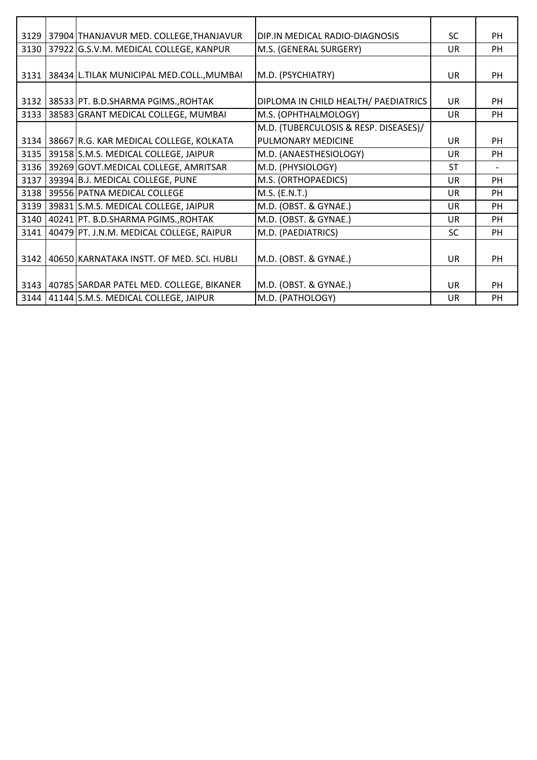| | | | | | |
|---|---|---|---|---|---|
| 3129 | 37904 | THANJAVUR MED. COLLEGE,THANJAVUR | DIP.IN MEDICAL RADIO-DIAGNOSIS | SC | PH |
| 3130 | 37922 | G.S.V.M. MEDICAL COLLEGE, KANPUR | M.S. (GENERAL SURGERY) | UR | PH |
| 3131 | 38434 | L.TILAK MUNICIPAL MED.COLL.,MUMBAI | M.D. (PSYCHIATRY) | UR | PH |
| 3132 | 38533 | PT. B.D.SHARMA PGIMS.,ROHTAK | DIPLOMA IN CHILD HEALTH/ PAEDIATRICS | UR | PH |
| 3133 | 38583 | GRANT MEDICAL COLLEGE, MUMBAI | M.S. (OPHTHALMOLOGY) | UR | PH |
| 3134 | 38667 | R.G. KAR MEDICAL COLLEGE, KOLKATA | M.D. (TUBERCULOSIS & RESP. DISEASES)/ PULMONARY MEDICINE | UR | PH |
| 3135 | 39158 | S.M.S. MEDICAL COLLEGE, JAIPUR | M.D. (ANAESTHESIOLOGY) | UR | PH |
| 3136 | 39269 | GOVT.MEDICAL COLLEGE, AMRITSAR | M.D. (PHYSIOLOGY) | ST | - |
| 3137 | 39394 | B.J. MEDICAL COLLEGE, PUNE | M.S. (ORTHOPAEDICS) | UR | PH |
| 3138 | 39556 | PATNA MEDICAL COLLEGE | M.S. (E.N.T.) | UR | PH |
| 3139 | 39831 | S.M.S. MEDICAL COLLEGE, JAIPUR | M.D. (OBST. & GYNAE.) | UR | PH |
| 3140 | 40241 | PT. B.D.SHARMA PGIMS.,ROHTAK | M.D. (OBST. & GYNAE.) | UR | PH |
| 3141 | 40479 | PT. J.N.M. MEDICAL COLLEGE, RAIPUR | M.D. (PAEDIATRICS) | SC | PH |
| 3142 | 40650 | KARNATAKA INSTT. OF MED. SCI. HUBLI | M.D. (OBST. & GYNAE.) | UR | PH |
| 3143 | 40785 | SARDAR PATEL MED. COLLEGE, BIKANER | M.D. (OBST. & GYNAE.) | UR | PH |
| 3144 | 41144 | S.M.S. MEDICAL COLLEGE, JAIPUR | M.D. (PATHOLOGY) | UR | PH |